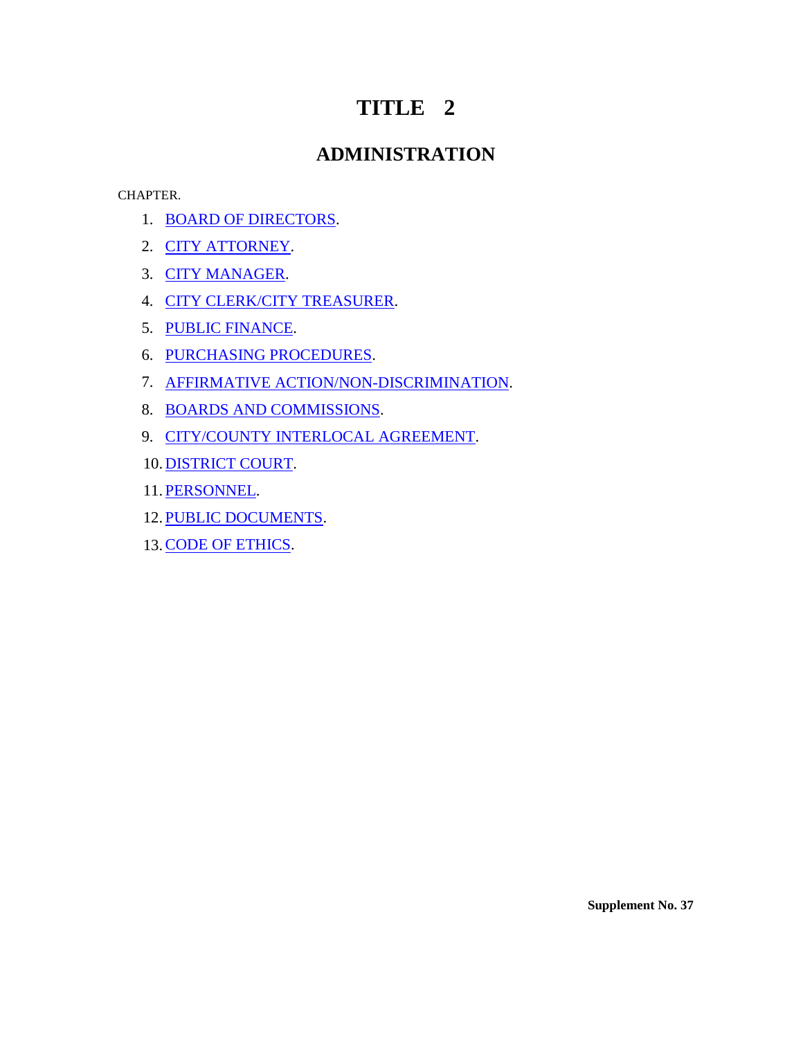# TITLE 2

## ADMINISTRATION

CHAPTER.

1. BOARD OF DIRECTORS.
2. CITY ATTORNEY.
3. CITY MANAGER.
4. CITY CLERK/CITY TREASURER.
5. PUBLIC FINANCE.
6. PURCHASING PROCEDURES.
7. AFFIRMATIVE ACTION/NON-DISCRIMINATION.
8. BOARDS AND COMMISSIONS.
9. CITY/COUNTY INTERLOCAL AGREEMENT.
10. DISTRICT COURT.
11. PERSONNEL.
12. PUBLIC DOCUMENTS.
13. CODE OF ETHICS.

**Supplement No. 37**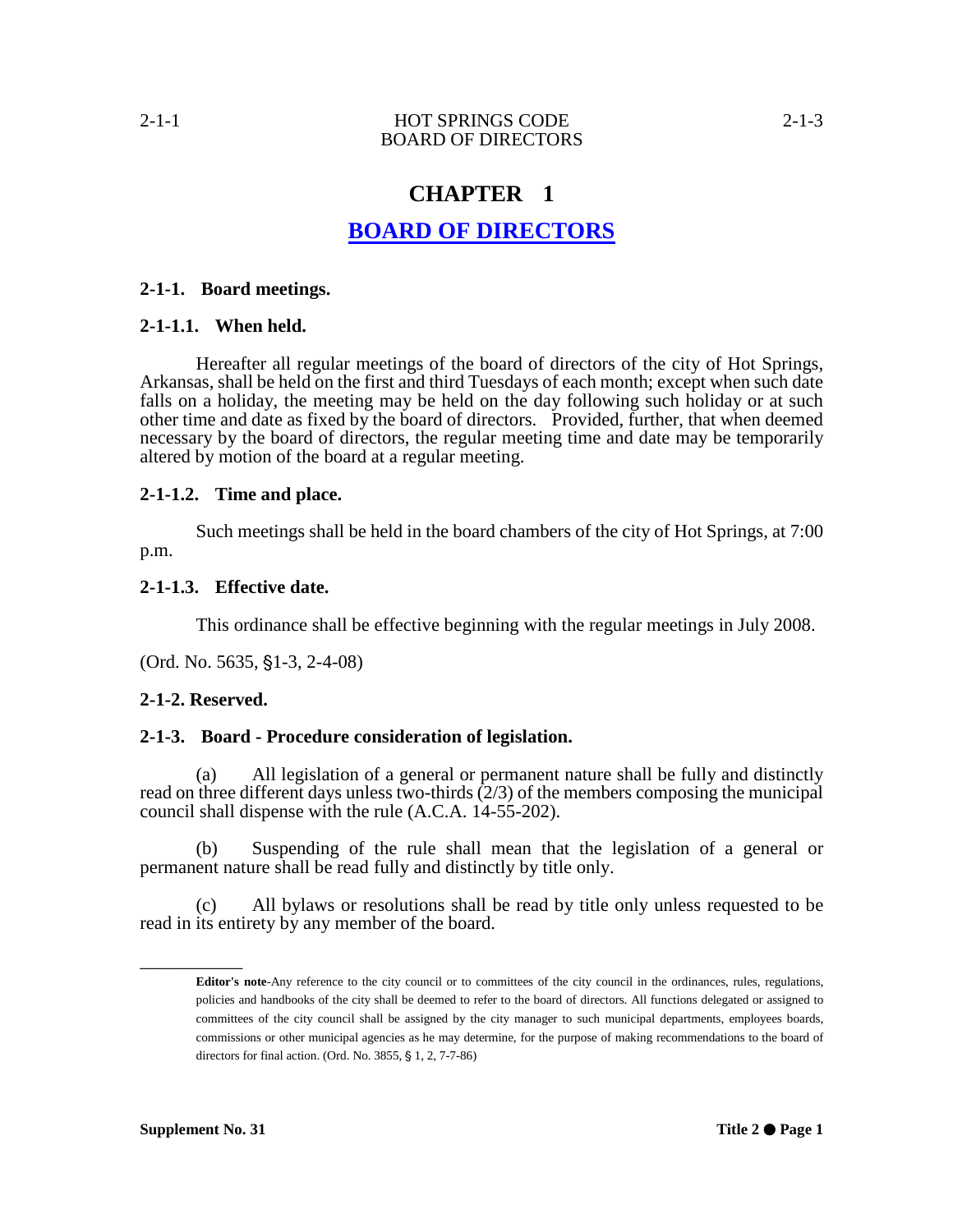# CHAPTER 1

## BOARD OF DIRECTORS

### 2-1-1. Board meetings.

#### 2-1-1.1. When held.

Hereafter all regular meetings of the board of directors of the city of Hot Springs, Arkansas, shall be held on the first and third Tuesdays of each month; except when such date falls on a holiday, the meeting may be held on the day following such holiday or at such other time and date as fixed by the board of directors. Provided, further, that when deemed necessary by the board of directors, the regular meeting time and date may be temporarily altered by motion of the board at a regular meeting.

#### 2-1-1.2. Time and place.

Such meetings shall be held in the board chambers of the city of Hot Springs, at 7:00 p.m.

#### 2-1-1.3. Effective date.

This ordinance shall be effective beginning with the regular meetings in July 2008.

(Ord. No. 5635, §1-3, 2-4-08)

### 2-1-2. Reserved.

### 2-1-3. Board - Procedure consideration of legislation.

(a) All legislation of a general or permanent nature shall be fully and distinctly read on three different days unless two-thirds (2/3) of the members composing the municipal council shall dispense with the rule (A.C.A. 14-55-202).

(b) Suspending of the rule shall mean that the legislation of a general or permanent nature shall be read fully and distinctly by title only.

(c) All bylaws or resolutions shall be read by title only unless requested to be read in its entirety by any member of the board.

---

**Editor's note**-Any reference to the city council or to committees of the city council in the ordinances, rules, regulations, policies and handbooks of the city shall be deemed to refer to the board of directors. All functions delegated or assigned to committees of the city council shall be assigned by the city manager to such municipal departments, employees boards, commissions or other municipal agencies as he may determine, for the purpose of making recommendations to the board of directors for final action. (Ord. No. 3855, § 1, 2, 7-7-86)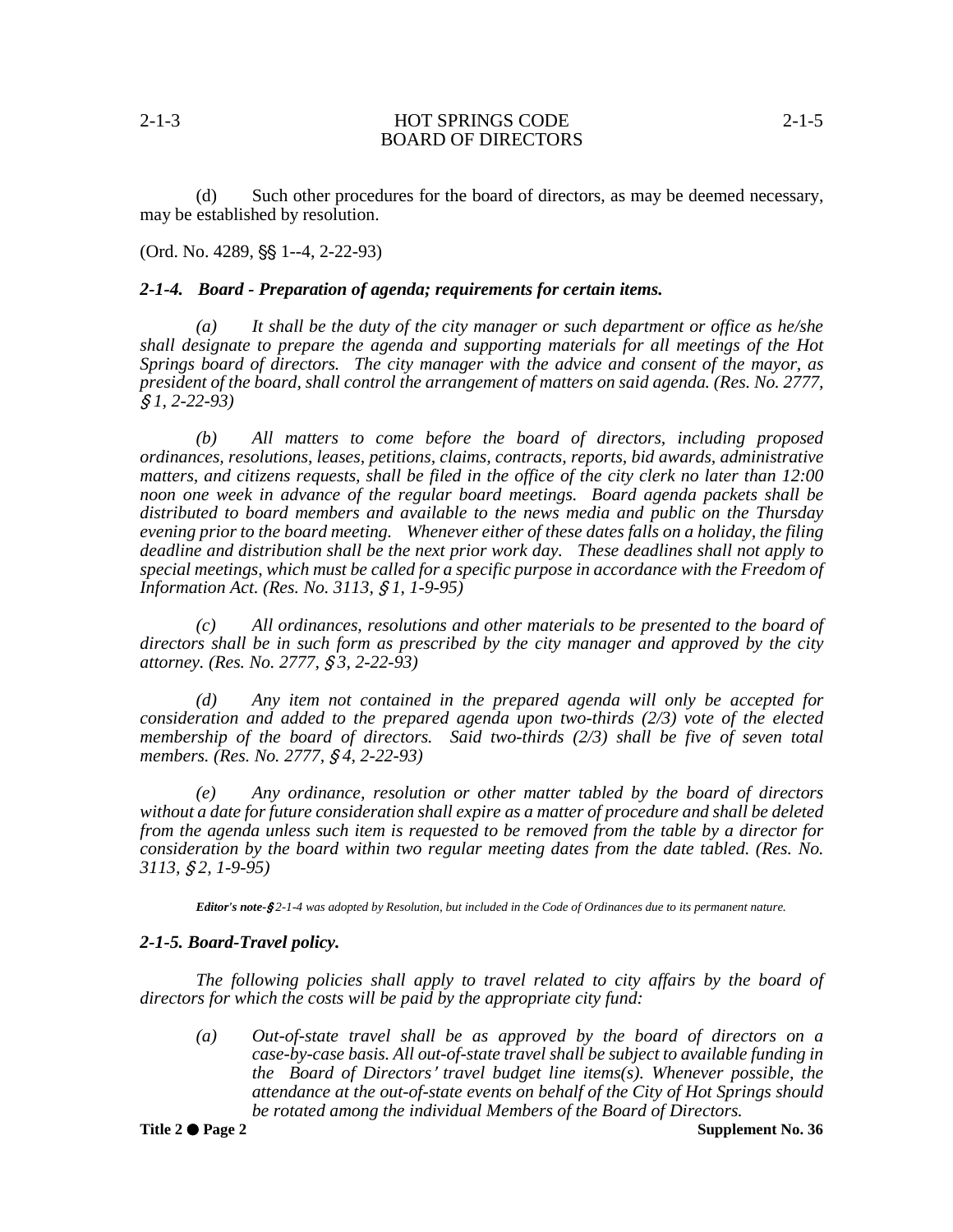(d) Such other procedures for the board of directors, as may be deemed necessary, may be established by resolution.

(Ord. No. 4289, §§ 1--4, 2-22-93)

### *2-1-4. Board - Preparation of agenda; requirements for certain items.*

*(a) It shall be the duty of the city manager or such department or office as he/she shall designate to prepare the agenda and supporting materials for all meetings of the Hot Springs board of directors. The city manager with the advice and consent of the mayor, as president of the board, shall control the arrangement of matters on said agenda. (Res. No. 2777, § 1, 2-22-93)*

*(b) All matters to come before the board of directors, including proposed ordinances, resolutions, leases, petitions, claims, contracts, reports, bid awards, administrative matters, and citizens requests, shall be filed in the office of the city clerk no later than 12:00 noon one week in advance of the regular board meetings. Board agenda packets shall be distributed to board members and available to the news media and public on the Thursday evening prior to the board meeting. Whenever either of these dates falls on a holiday, the filing deadline and distribution shall be the next prior work day. These deadlines shall not apply to special meetings, which must be called for a specific purpose in accordance with the Freedom of Information Act. (Res. No. 3113, § 1, 1-9-95)*

*(c) All ordinances, resolutions and other materials to be presented to the board of directors shall be in such form as prescribed by the city manager and approved by the city attorney. (Res. No. 2777, § 3, 2-22-93)*

*(d) Any item not contained in the prepared agenda will only be accepted for consideration and added to the prepared agenda upon two-thirds (2/3) vote of the elected membership of the board of directors. Said two-thirds (2/3) shall be five of seven total members. (Res. No. 2777, § 4, 2-22-93)*

*(e) Any ordinance, resolution or other matter tabled by the board of directors without a date for future consideration shall expire as a matter of procedure and shall be deleted from the agenda unless such item is requested to be removed from the table by a director for consideration by the board within two regular meeting dates from the date tabled. (Res. No. 3113, § 2, 1-9-95)*

***Editor's note-*** *§ 2-1-4 was adopted by Resolution, but included in the Code of Ordinances due to its permanent nature.*

### *2-1-5. Board-Travel policy.*

*The following policies shall apply to travel related to city affairs by the board of directors for which the costs will be paid by the appropriate city fund:*

*(a) Out-of-state travel shall be as approved by the board of directors on a case-by-case basis. All out-of-state travel shall be subject to available funding in the Board of Directors' travel budget line items(s). Whenever possible, the attendance at the out-of-state events on behalf of the City of Hot Springs should be rotated among the individual Members of the Board of Directors.*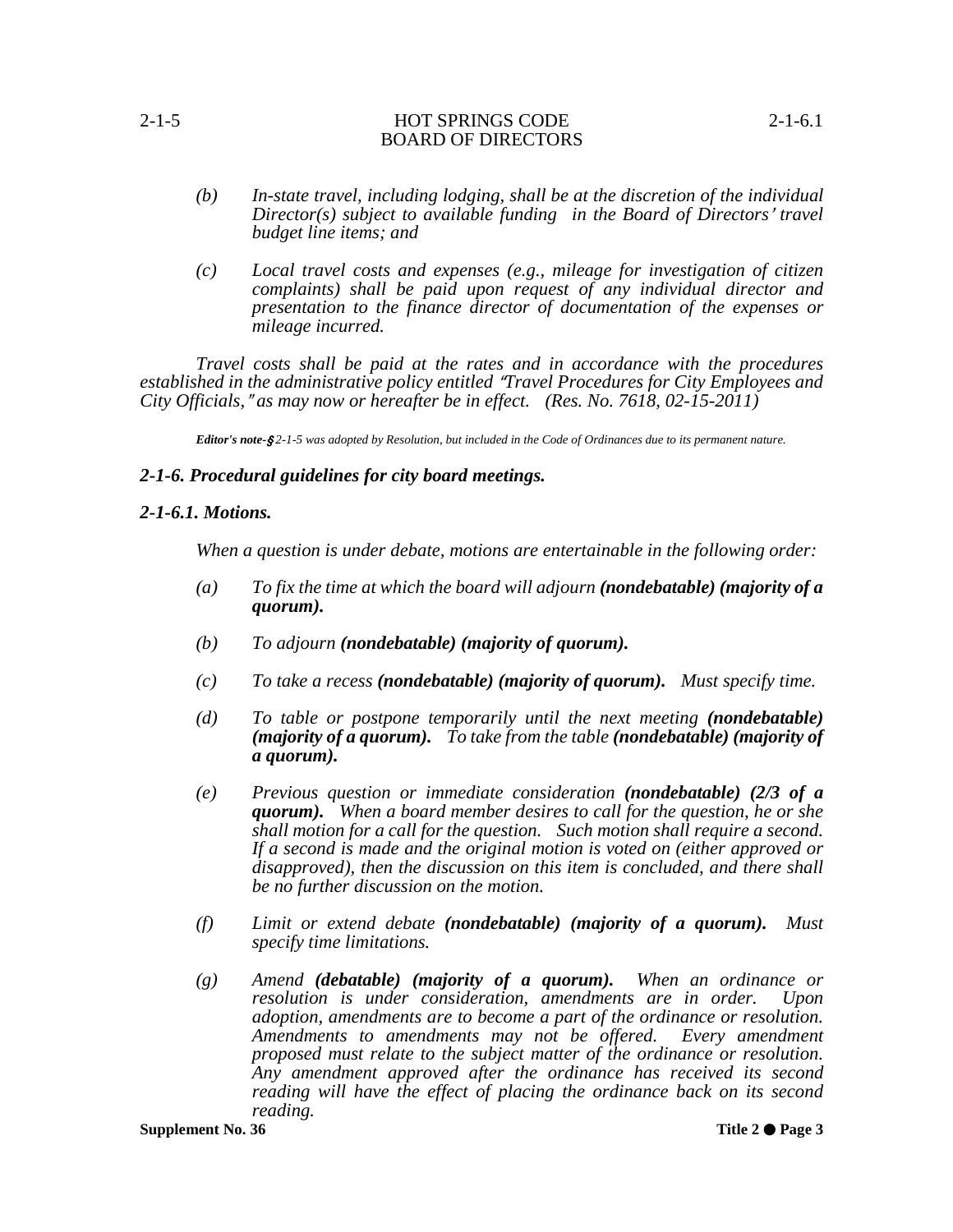*(b) In-state travel, including lodging, shall be at the discretion of the individual Director(s) subject to available funding in the Board of Directors' travel budget line items; and*

*(c) Local travel costs and expenses (e.g., mileage for investigation of citizen complaints) shall be paid upon request of any individual director and presentation to the finance director of documentation of the expenses or mileage incurred.*

*Travel costs shall be paid at the rates and in accordance with the procedures established in the administrative policy entitled "Travel Procedures for City Employees and City Officials," as may now or hereafter be in effect. (Res. No. 7618, 02-15-2011)*

***Editor's note-*** *§ 2-1-5 was adopted by Resolution, but included in the Code of Ordinances due to its permanent nature.*

### *2-1-6. Procedural guidelines for city board meetings.*

### *2-1-6.1. Motions.*

*When a question is under debate, motions are entertainable in the following order:*

*(a) To fix the time at which the board will adjourn **(nondebatable) (majority of a quorum).***

*(b) To adjourn **(nondebatable) (majority of quorum).***

*(c) To take a recess **(nondebatable) (majority of quorum).** Must specify time.*

*(d) To table or postpone temporarily until the next meeting **(nondebatable) (majority of a quorum).** To take from the table **(nondebatable) (majority of a quorum).***

*(e) Previous question or immediate consideration **(nondebatable) (2/3 of a quorum).** When a board member desires to call for the question, he or she shall motion for a call for the question. Such motion shall require a second. If a second is made and the original motion is voted on (either approved or disapproved), then the discussion on this item is concluded, and there shall be no further discussion on the motion.*

*(f) Limit or extend debate **(nondebatable) (majority of a quorum).** Must specify time limitations.*

*(g) Amend **(debatable) (majority of a quorum).** When an ordinance or resolution is under consideration, amendments are in order. Upon adoption, amendments are to become a part of the ordinance or resolution. Amendments to amendments may not be offered. Every amendment proposed must relate to the subject matter of the ordinance or resolution. Any amendment approved after the ordinance has received its second reading will have the effect of placing the ordinance back on its second reading.*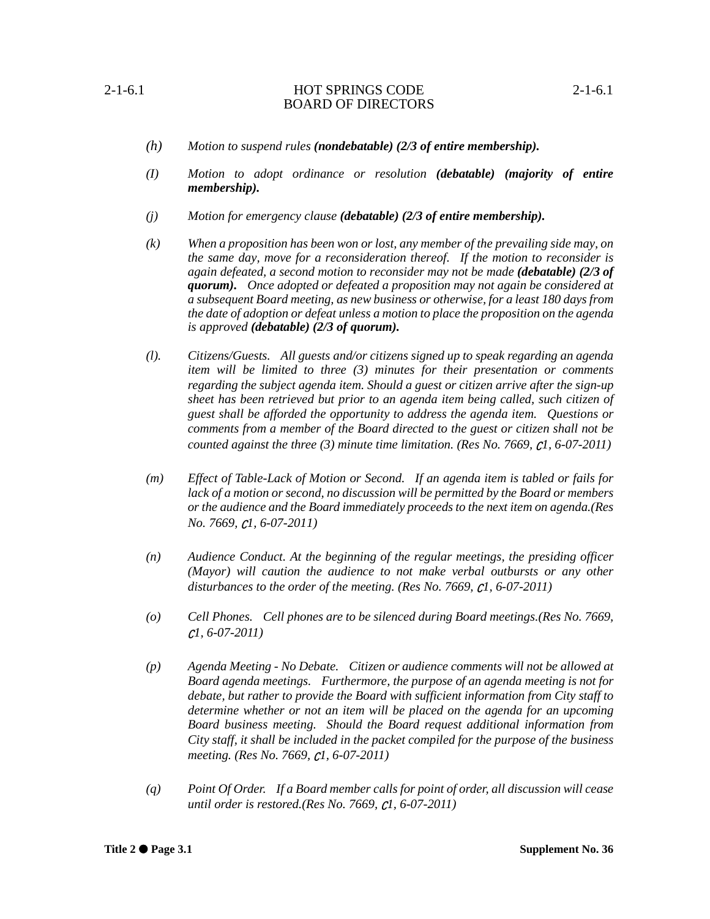*(h)* *Motion to suspend rules* ***(nondebatable) (2/3 of entire membership).***

*(I)* *Motion to adopt ordinance or resolution* ***(debatable) (majority of entire membership).***

*(j)* *Motion for emergency clause* ***(debatable) (2/3 of entire membership).***

*(k)* *When a proposition has been won or lost, any member of the prevailing side may, on the same day, move for a reconsideration thereof. If the motion to reconsider is again defeated, a second motion to reconsider may not be made* ***(debatable) (2/3 of quorum).*** *Once adopted or defeated a proposition may not again be considered at a subsequent Board meeting, as new business or otherwise, for a least 180 days from the date of adoption or defeat unless a motion to place the proposition on the agenda is approved* ***(debatable) (2/3 of quorum).***

*(l).* *Citizens/Guests. All guests and/or citizens signed up to speak regarding an agenda item will be limited to three (3) minutes for their presentation or comments regarding the subject agenda item. Should a guest or citizen arrive after the sign-up sheet has been retrieved but prior to an agenda item being called, such citizen of guest shall be afforded the opportunity to address the agenda item. Questions or comments from a member of the Board directed to the guest or citizen shall not be counted against the three (3) minute time limitation. (Res No. 7669, Ȼ1, 6-07-2011)*

*(m)* *Effect of Table-Lack of Motion or Second. If an agenda item is tabled or fails for lack of a motion or second, no discussion will be permitted by the Board or members or the audience and the Board immediately proceeds to the next item on agenda.(Res No. 7669, Ȼ1, 6-07-2011)*

*(n)* *Audience Conduct. At the beginning of the regular meetings, the presiding officer (Mayor) will caution the audience to not make verbal outbursts or any other disturbances to the order of the meeting. (Res No. 7669, Ȼ1, 6-07-2011)*

*(o)* *Cell Phones. Cell phones are to be silenced during Board meetings.(Res No. 7669, Ȼ1, 6-07-2011)*

*(p)* *Agenda Meeting - No Debate. Citizen or audience comments will not be allowed at Board agenda meetings. Furthermore, the purpose of an agenda meeting is not for debate, but rather to provide the Board with sufficient information from City staff to determine whether or not an item will be placed on the agenda for an upcoming Board business meeting. Should the Board request additional information from City staff, it shall be included in the packet compiled for the purpose of the business meeting. (Res No. 7669, Ȼ1, 6-07-2011)*

*(q)* *Point Of Order. If a Board member calls for point of order, all discussion will cease until order is restored.(Res No. 7669, Ȼ1, 6-07-2011)*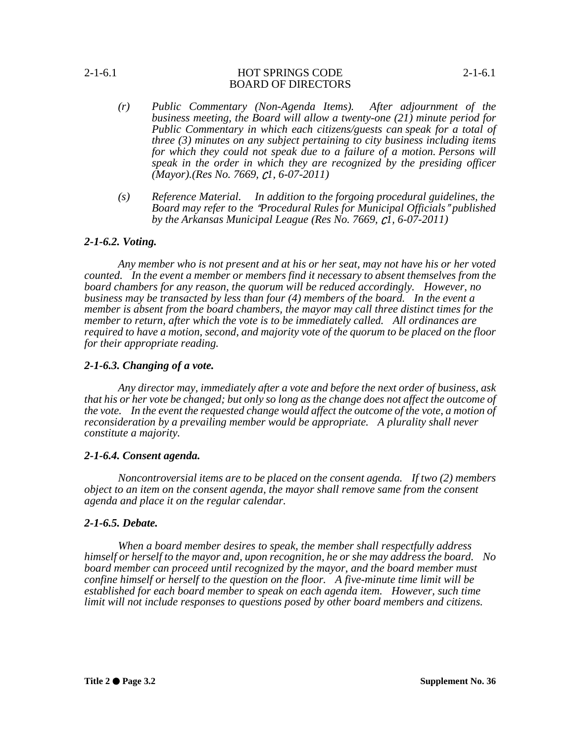*(r) Public Commentary (Non-Agenda Items). After adjournment of the business meeting, the Board will allow a twenty-one (21) minute period for Public Commentary in which each citizens/guests can speak for a total of three (3) minutes on any subject pertaining to city business including items for which they could not speak due to a failure of a motion. Persons will speak in the order in which they are recognized by the presiding officer (Mayor).(Res No. 7669, C1, 6-07-2011)*

*(s) Reference Material. In addition to the forgoing procedural guidelines, the Board may refer to the "Procedural Rules for Municipal Officials" published by the Arkansas Municipal League (Res No. 7669, C1, 6-07-2011)*

### *2-1-6.2. Voting.*

*Any member who is not present and at his or her seat, may not have his or her voted counted. In the event a member or members find it necessary to absent themselves from the board chambers for any reason, the quorum will be reduced accordingly. However, no business may be transacted by less than four (4) members of the board. In the event a member is absent from the board chambers, the mayor may call three distinct times for the member to return, after which the vote is to be immediately called. All ordinances are required to have a motion, second, and majority vote of the quorum to be placed on the floor for their appropriate reading.*

### *2-1-6.3. Changing of a vote.*

*Any director may, immediately after a vote and before the next order of business, ask that his or her vote be changed; but only so long as the change does not affect the outcome of the vote. In the event the requested change would affect the outcome of the vote, a motion of reconsideration by a prevailing member would be appropriate. A plurality shall never constitute a majority.*

### *2-1-6.4. Consent agenda.*

*Noncontroversial items are to be placed on the consent agenda. If two (2) members object to an item on the consent agenda, the mayor shall remove same from the consent agenda and place it on the regular calendar.*

### *2-1-6.5. Debate.*

*When a board member desires to speak, the member shall respectfully address himself or herself to the mayor and, upon recognition, he or she may address the board. No board member can proceed until recognized by the mayor, and the board member must confine himself or herself to the question on the floor. A five-minute time limit will be established for each board member to speak on each agenda item. However, such time limit will not include responses to questions posed by other board members and citizens.*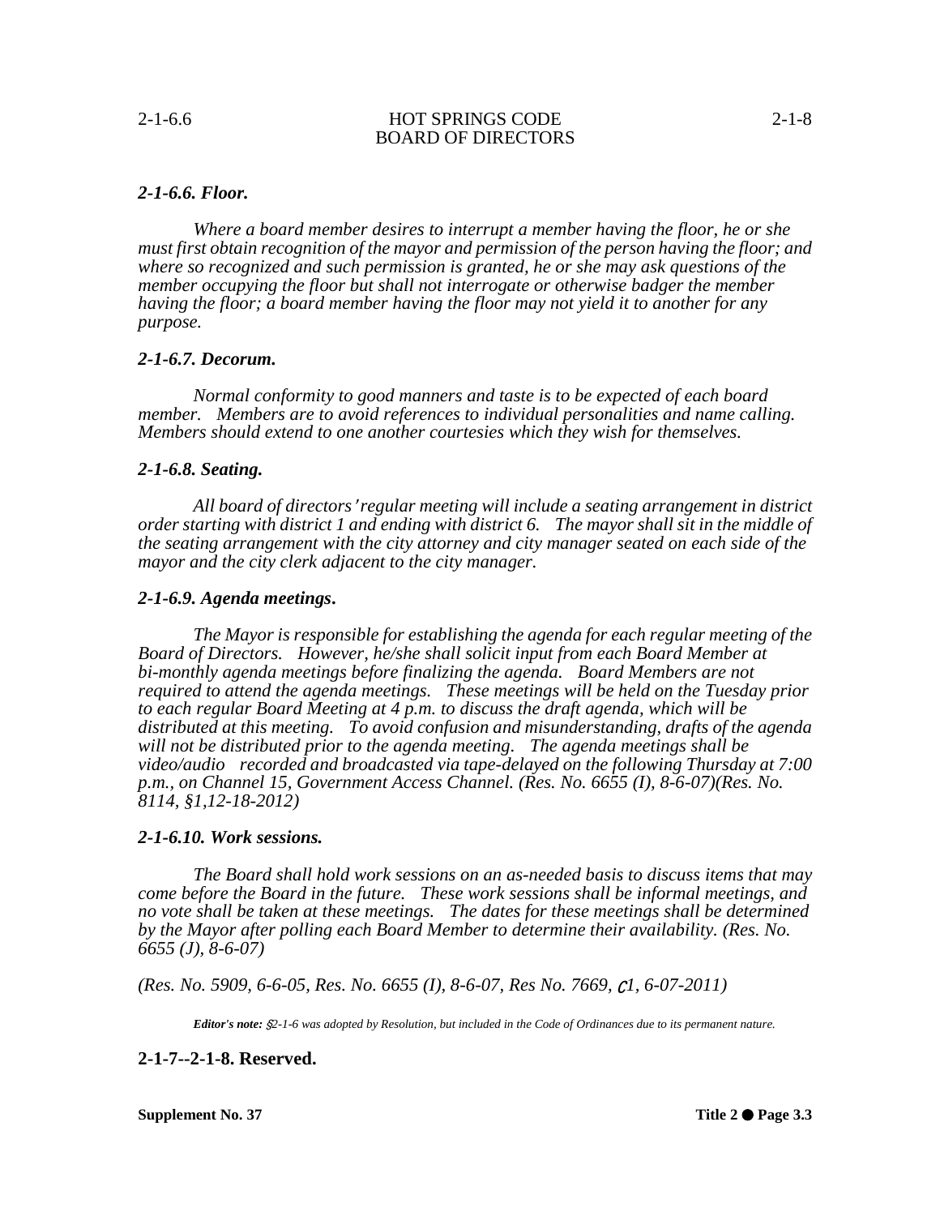### *2-1-6.6. Floor.*

*Where a board member desires to interrupt a member having the floor, he or she must first obtain recognition of the mayor and permission of the person having the floor; and where so recognized and such permission is granted, he or she may ask questions of the member occupying the floor but shall not interrogate or otherwise badger the member having the floor; a board member having the floor may not yield it to another for any purpose.*

### *2-1-6.7. Decorum.*

*Normal conformity to good manners and taste is to be expected of each board member. Members are to avoid references to individual personalities and name calling. Members should extend to one another courtesies which they wish for themselves.*

### *2-1-6.8. Seating.*

*All board of directors' regular meeting will include a seating arrangement in district order starting with district 1 and ending with district 6. The mayor shall sit in the middle of the seating arrangement with the city attorney and city manager seated on each side of the mayor and the city clerk adjacent to the city manager.*

### *2-1-6.9. Agenda meetings.*

*The Mayor is responsible for establishing the agenda for each regular meeting of the Board of Directors. However, he/she shall solicit input from each Board Member at bi-monthly agenda meetings before finalizing the agenda. Board Members are not required to attend the agenda meetings. These meetings will be held on the Tuesday prior to each regular Board Meeting at 4 p.m. to discuss the draft agenda, which will be distributed at this meeting. To avoid confusion and misunderstanding, drafts of the agenda will not be distributed prior to the agenda meeting. The agenda meetings shall be video/audio recorded and broadcasted via tape-delayed on the following Thursday at 7:00 p.m., on Channel 15, Government Access Channel. (Res. No. 6655 (I), 8-6-07)(Res. No. 8114, §1,12-18-2012)*

### *2-1-6.10. Work sessions.*

*The Board shall hold work sessions on an as-needed basis to discuss items that may come before the Board in the future. These work sessions shall be informal meetings, and no vote shall be taken at these meetings. The dates for these meetings shall be determined by the Mayor after polling each Board Member to determine their availability. (Res. No. 6655 (J), 8-6-07)*

*(Res. No. 5909, 6-6-05, Res. No. 6655 (I), 8-6-07, Res No. 7669, §1, 6-07-2011)*

***Editor's note:*** *§2-1-6 was adopted by Resolution, but included in the Code of Ordinances due to its permanent nature.*

## 2-1-7--2-1-8. Reserved.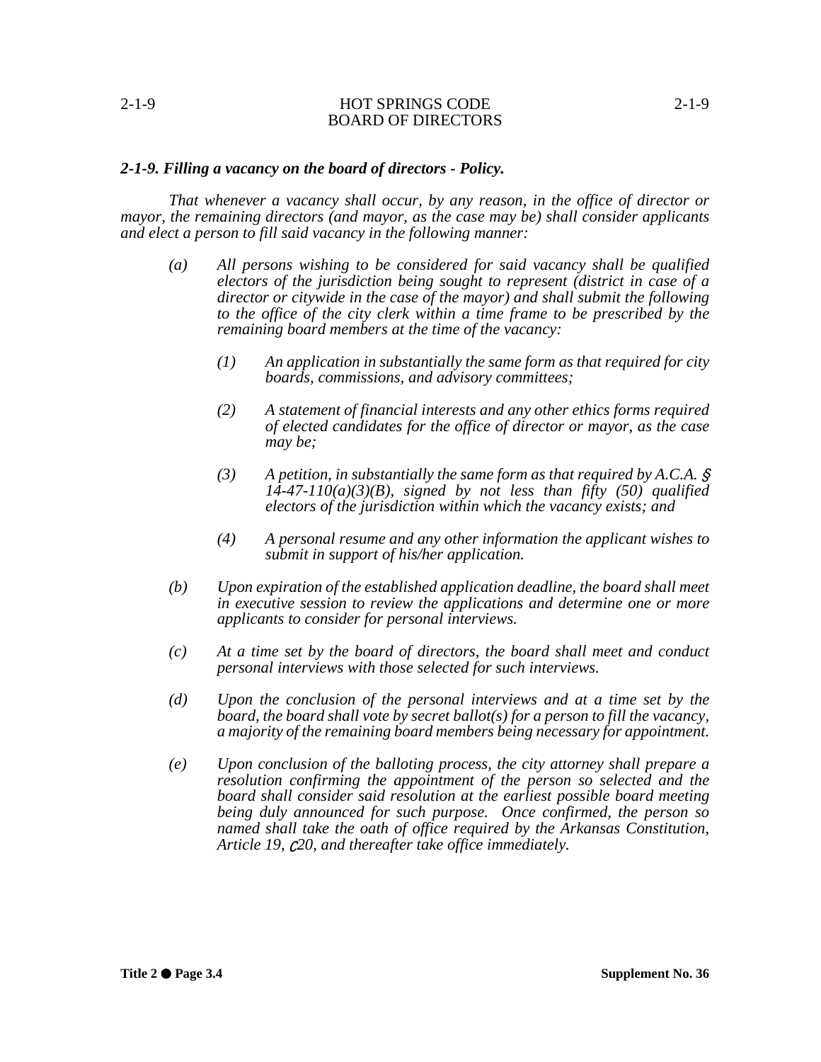### *2-1-9. Filling a vacancy on the board of directors - Policy.*

*That whenever a vacancy shall occur, by any reason, in the office of director or mayor, the remaining directors (and mayor, as the case may be) shall consider applicants and elect a person to fill said vacancy in the following manner:*

*(a) All persons wishing to be considered for said vacancy shall be qualified electors of the jurisdiction being sought to represent (district in case of a director or citywide in the case of the mayor) and shall submit the following to the office of the city clerk within a time frame to be prescribed by the remaining board members at the time of the vacancy:*

*(1) An application in substantially the same form as that required for city boards, commissions, and advisory committees;*

*(2) A statement of financial interests and any other ethics forms required of elected candidates for the office of director or mayor, as the case may be;*

*(3) A petition, in substantially the same form as that required by A.C.A. § 14-47-110(a)(3)(B), signed by not less than fifty (50) qualified electors of the jurisdiction within which the vacancy exists; and*

*(4) A personal resume and any other information the applicant wishes to submit in support of his/her application.*

*(b) Upon expiration of the established application deadline, the board shall meet in executive session to review the applications and determine one or more applicants to consider for personal interviews.*

*(c) At a time set by the board of directors, the board shall meet and conduct personal interviews with those selected for such interviews.*

*(d) Upon the conclusion of the personal interviews and at a time set by the board, the board shall vote by secret ballot(s) for a person to fill the vacancy, a majority of the remaining board members being necessary for appointment.*

*(e) Upon conclusion of the balloting process, the city attorney shall prepare a resolution confirming the appointment of the person so selected and the board shall consider said resolution at the earliest possible board meeting being duly announced for such purpose. Once confirmed, the person so named shall take the oath of office required by the Arkansas Constitution, Article 19, §20, and thereafter take office immediately.*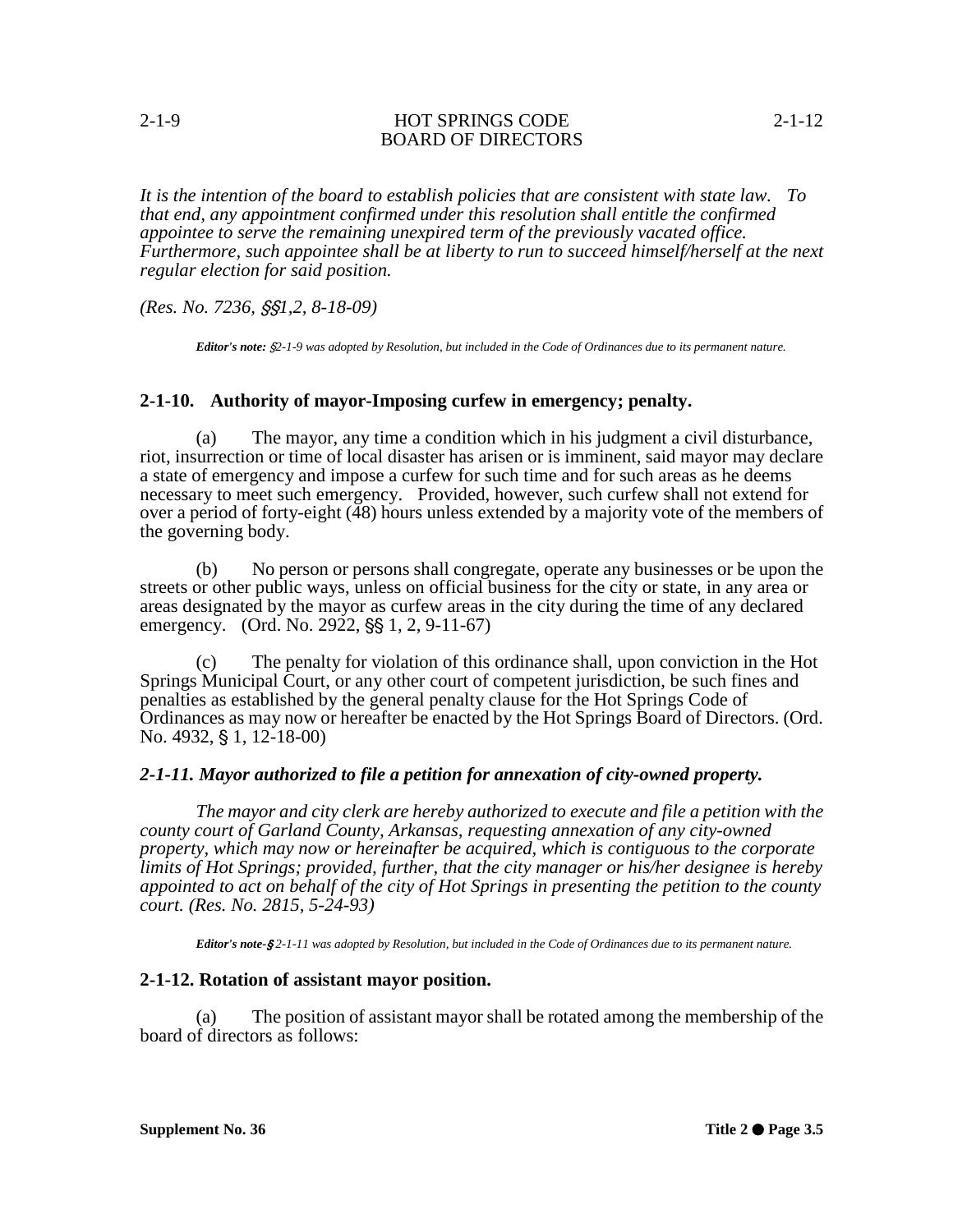*It is the intention of the board to establish policies that are consistent with state law. To that end, any appointment confirmed under this resolution shall entitle the confirmed appointee to serve the remaining unexpired term of the previously vacated office. Furthermore, such appointee shall be at liberty to run to succeed himself/herself at the next regular election for said position.*

*(Res. No. 7236, §§1,2, 8-18-09)*

***Editor's note:*** *§2-1-9 was adopted by Resolution, but included in the Code of Ordinances due to its permanent nature.*

### 2-1-10. Authority of mayor-Imposing curfew in emergency; penalty.

(a) The mayor, any time a condition which in his judgment a civil disturbance, riot, insurrection or time of local disaster has arisen or is imminent, said mayor may declare a state of emergency and impose a curfew for such time and for such areas as he deems necessary to meet such emergency. Provided, however, such curfew shall not extend for over a period of forty-eight (48) hours unless extended by a majority vote of the members of the governing body.

(b) No person or persons shall congregate, operate any businesses or be upon the streets or other public ways, unless on official business for the city or state, in any area or areas designated by the mayor as curfew areas in the city during the time of any declared emergency. (Ord. No. 2922, §§ 1, 2, 9-11-67)

(c) The penalty for violation of this ordinance shall, upon conviction in the Hot Springs Municipal Court, or any other court of competent jurisdiction, be such fines and penalties as established by the general penalty clause for the Hot Springs Code of Ordinances as may now or hereafter be enacted by the Hot Springs Board of Directors. (Ord. No. 4932, § 1, 12-18-00)

### *2-1-11. Mayor authorized to file a petition for annexation of city-owned property.*

*The mayor and city clerk are hereby authorized to execute and file a petition with the county court of Garland County, Arkansas, requesting annexation of any city-owned property, which may now or hereinafter be acquired, which is contiguous to the corporate limits of Hot Springs; provided, further, that the city manager or his/her designee is hereby appointed to act on behalf of the city of Hot Springs in presenting the petition to the county court. (Res. No. 2815, 5-24-93)*

***Editor's note-*** *§ 2-1-11 was adopted by Resolution, but included in the Code of Ordinances due to its permanent nature.*

### 2-1-12. Rotation of assistant mayor position.

(a) The position of assistant mayor shall be rotated among the membership of the board of directors as follows: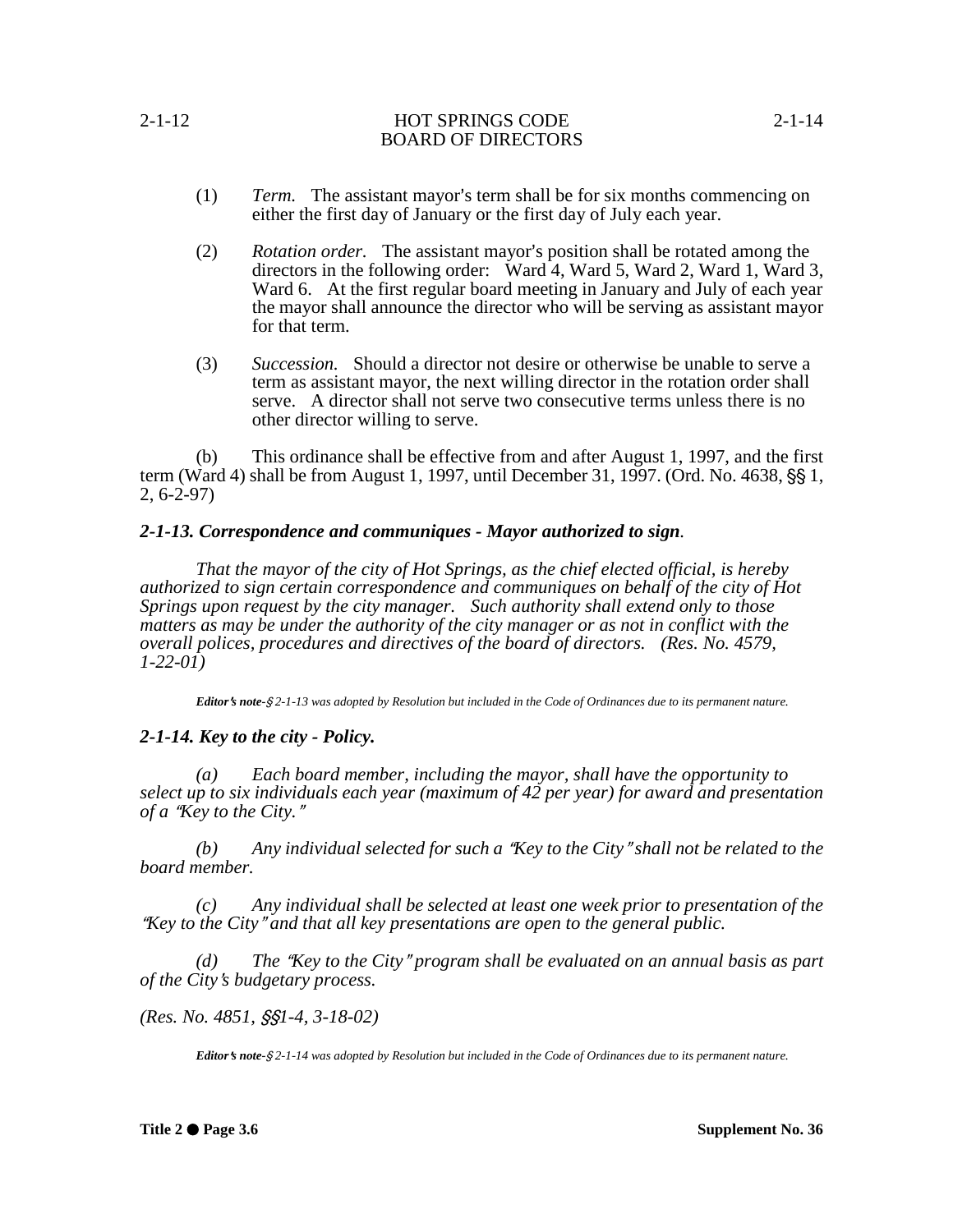(1) *Term.* The assistant mayor's term shall be for six months commencing on either the first day of January or the first day of July each year.

(2) *Rotation order.* The assistant mayor's position shall be rotated among the directors in the following order: Ward 4, Ward 5, Ward 2, Ward 1, Ward 3, Ward 6. At the first regular board meeting in January and July of each year the mayor shall announce the director who will be serving as assistant mayor for that term.

(3) *Succession.* Should a director not desire or otherwise be unable to serve a term as assistant mayor, the next willing director in the rotation order shall serve. A director shall not serve two consecutive terms unless there is no other director willing to serve.

(b) This ordinance shall be effective from and after August 1, 1997, and the first term (Ward 4) shall be from August 1, 1997, until December 31, 1997. (Ord. No. 4638, §§ 1, 2, 6-2-97)

### *2-1-13. Correspondence and communiques - Mayor authorized to sign.*

*That the mayor of the city of Hot Springs, as the chief elected official, is hereby authorized to sign certain correspondence and communiques on behalf of the city of Hot Springs upon request by the city manager. Such authority shall extend only to those matters as may be under the authority of the city manager or as not in conflict with the overall polices, procedures and directives of the board of directors. (Res. No. 4579, 1-22-01)*

***Editor's note-*** *§ 2-1-13 was adopted by Resolution but included in the Code of Ordinances due to its permanent nature.*

### *2-1-14. Key to the city - Policy.*

*(a) Each board member, including the mayor, shall have the opportunity to select up to six individuals each year (maximum of 42 per year) for award and presentation of a "Key to the City."*

*(b) Any individual selected for such a "Key to the City" shall not be related to the board member.*

*(c) Any individual shall be selected at least one week prior to presentation of the "Key to the City" and that all key presentations are open to the general public.*

*(d) The "Key to the City" program shall be evaluated on an annual basis as part of the City's budgetary process.*

*(Res. No. 4851, §§1-4, 3-18-02)*

***Editor's note-*** *§ 2-1-14 was adopted by Resolution but included in the Code of Ordinances due to its permanent nature.*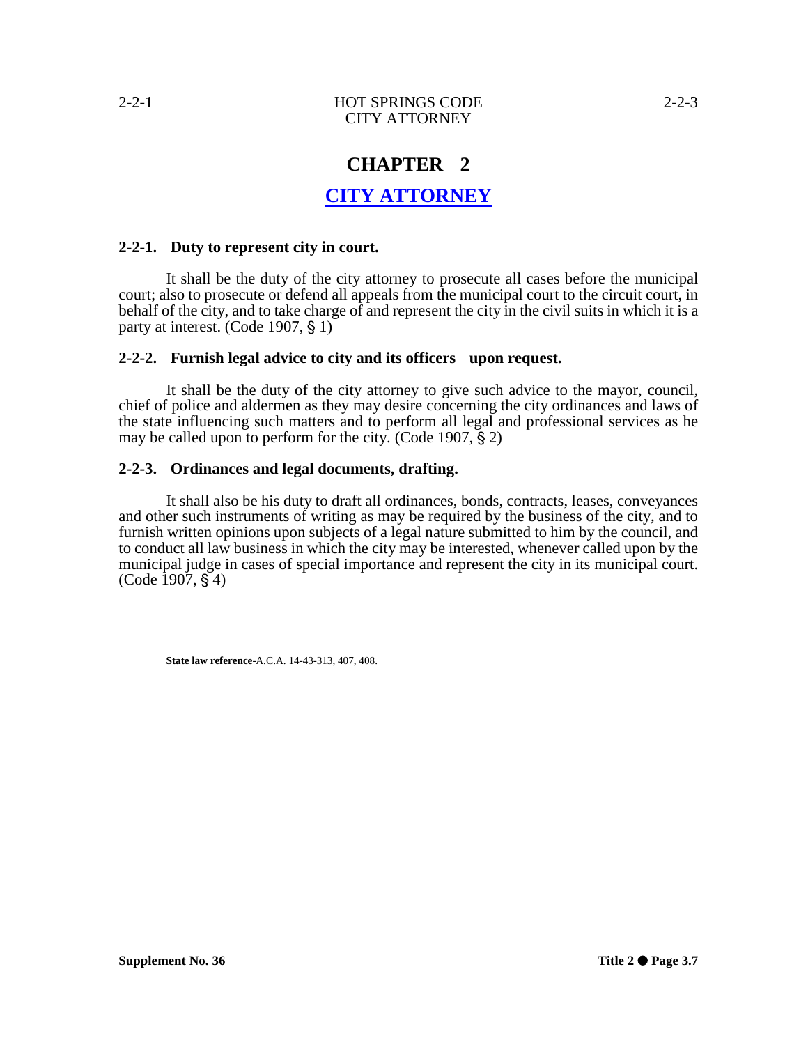# CHAPTER 2

## CITY ATTORNEY

### 2-2-1. Duty to represent city in court.

It shall be the duty of the city attorney to prosecute all cases before the municipal court; also to prosecute or defend all appeals from the municipal court to the circuit court, in behalf of the city, and to take charge of and represent the city in the civil suits in which it is a party at interest. (Code 1907, § 1)

### 2-2-2. Furnish legal advice to city and its officers upon request.

It shall be the duty of the city attorney to give such advice to the mayor, council, chief of police and aldermen as they may desire concerning the city ordinances and laws of the state influencing such matters and to perform all legal and professional services as he may be called upon to perform for the city. (Code 1907, § 2)

### 2-2-3. Ordinances and legal documents, drafting.

It shall also be his duty to draft all ordinances, bonds, contracts, leases, conveyances and other such instruments of writing as may be required by the business of the city, and to furnish written opinions upon subjects of a legal nature submitted to him by the council, and to conduct all law business in which the city may be interested, whenever called upon by the municipal judge in cases of special importance and represent the city in its municipal court. (Code 1907, § 4)

---

**State law reference**-A.C.A. 14-43-313, 407, 408.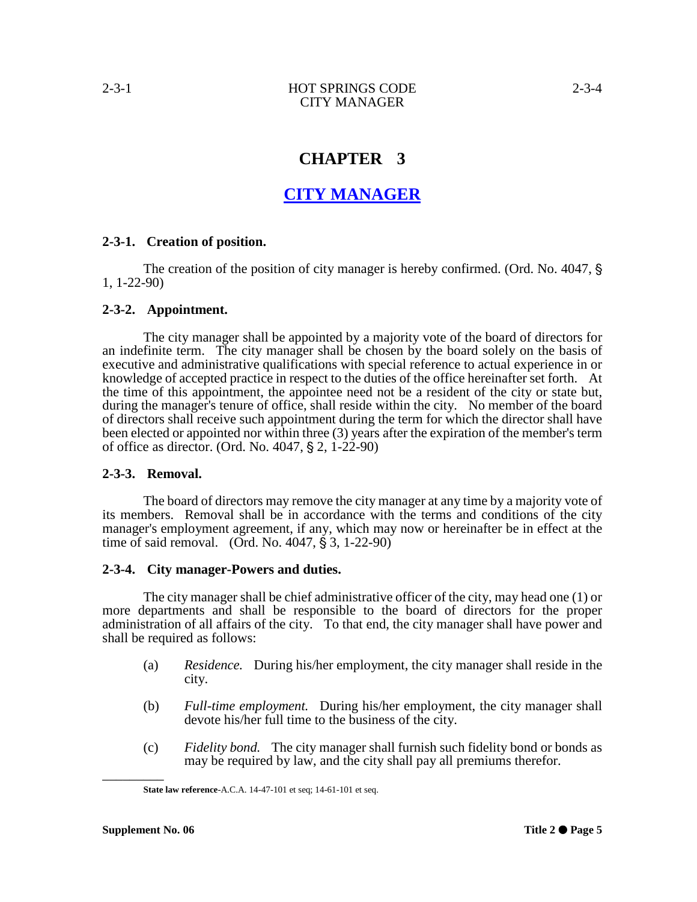# CHAPTER 3

# CITY MANAGER

### 2-3-1. Creation of position.

The creation of the position of city manager is hereby confirmed. (Ord. No. 4047, § 1, 1-22-90)

### 2-3-2. Appointment.

The city manager shall be appointed by a majority vote of the board of directors for an indefinite term. The city manager shall be chosen by the board solely on the basis of executive and administrative qualifications with special reference to actual experience in or knowledge of accepted practice in respect to the duties of the office hereinafter set forth. At the time of this appointment, the appointee need not be a resident of the city or state but, during the manager's tenure of office, shall reside within the city. No member of the board of directors shall receive such appointment during the term for which the director shall have been elected or appointed nor within three (3) years after the expiration of the member's term of office as director. (Ord. No. 4047, § 2, 1-22-90)

### 2-3-3. Removal.

The board of directors may remove the city manager at any time by a majority vote of its members. Removal shall be in accordance with the terms and conditions of the city manager's employment agreement, if any, which may now or hereinafter be in effect at the time of said removal. (Ord. No. 4047, § 3, 1-22-90)

### 2-3-4. City manager-Powers and duties.

The city manager shall be chief administrative officer of the city, may head one (1) or more departments and shall be responsible to the board of directors for the proper administration of all affairs of the city. To that end, the city manager shall have power and shall be required as follows:

(a) *Residence.* During his/her employment, the city manager shall reside in the city.

(b) *Full-time employment.* During his/her employment, the city manager shall devote his/her full time to the business of the city.

(c) *Fidelity bond.* The city manager shall furnish such fidelity bond or bonds as may be required by law, and the city shall pay all premiums therefor.

---

**State law reference**-A.C.A. 14-47-101 et seq; 14-61-101 et seq.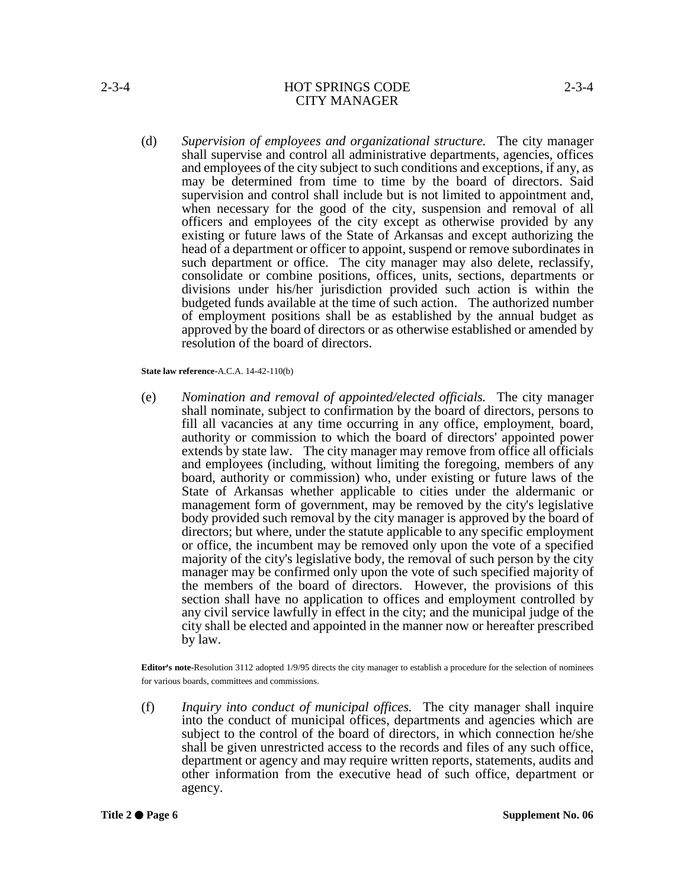(d) *Supervision of employees and organizational structure.* The city manager shall supervise and control all administrative departments, agencies, offices and employees of the city subject to such conditions and exceptions, if any, as may be determined from time to time by the board of directors. Said supervision and control shall include but is not limited to appointment and, when necessary for the good of the city, suspension and removal of all officers and employees of the city except as otherwise provided by any existing or future laws of the State of Arkansas and except authorizing the head of a department or officer to appoint, suspend or remove subordinates in such department or office. The city manager may also delete, reclassify, consolidate or combine positions, offices, units, sections, departments or divisions under his/her jurisdiction provided such action is within the budgeted funds available at the time of such action. The authorized number of employment positions shall be as established by the annual budget as approved by the board of directors or as otherwise established or amended by resolution of the board of directors.

**State law reference**-A.C.A. 14-42-110(b)

(e) *Nomination and removal of appointed/elected officials.* The city manager shall nominate, subject to confirmation by the board of directors, persons to fill all vacancies at any time occurring in any office, employment, board, authority or commission to which the board of directors' appointed power extends by state law. The city manager may remove from office all officials and employees (including, without limiting the foregoing, members of any board, authority or commission) who, under existing or future laws of the State of Arkansas whether applicable to cities under the aldermanic or management form of government, may be removed by the city's legislative body provided such removal by the city manager is approved by the board of directors; but where, under the statute applicable to any specific employment or office, the incumbent may be removed only upon the vote of a specified majority of the city's legislative body, the removal of such person by the city manager may be confirmed only upon the vote of such specified majority of the members of the board of directors. However, the provisions of this section shall have no application to offices and employment controlled by any civil service lawfully in effect in the city; and the municipal judge of the city shall be elected and appointed in the manner now or hereafter prescribed by law.

**Editor's note**-Resolution 3112 adopted 1/9/95 directs the city manager to establish a procedure for the selection of nominees for various boards, committees and commissions.

(f) *Inquiry into conduct of municipal offices.* The city manager shall inquire into the conduct of municipal offices, departments and agencies which are subject to the control of the board of directors, in which connection he/she shall be given unrestricted access to the records and files of any such office, department or agency and may require written reports, statements, audits and other information from the executive head of such office, department or agency.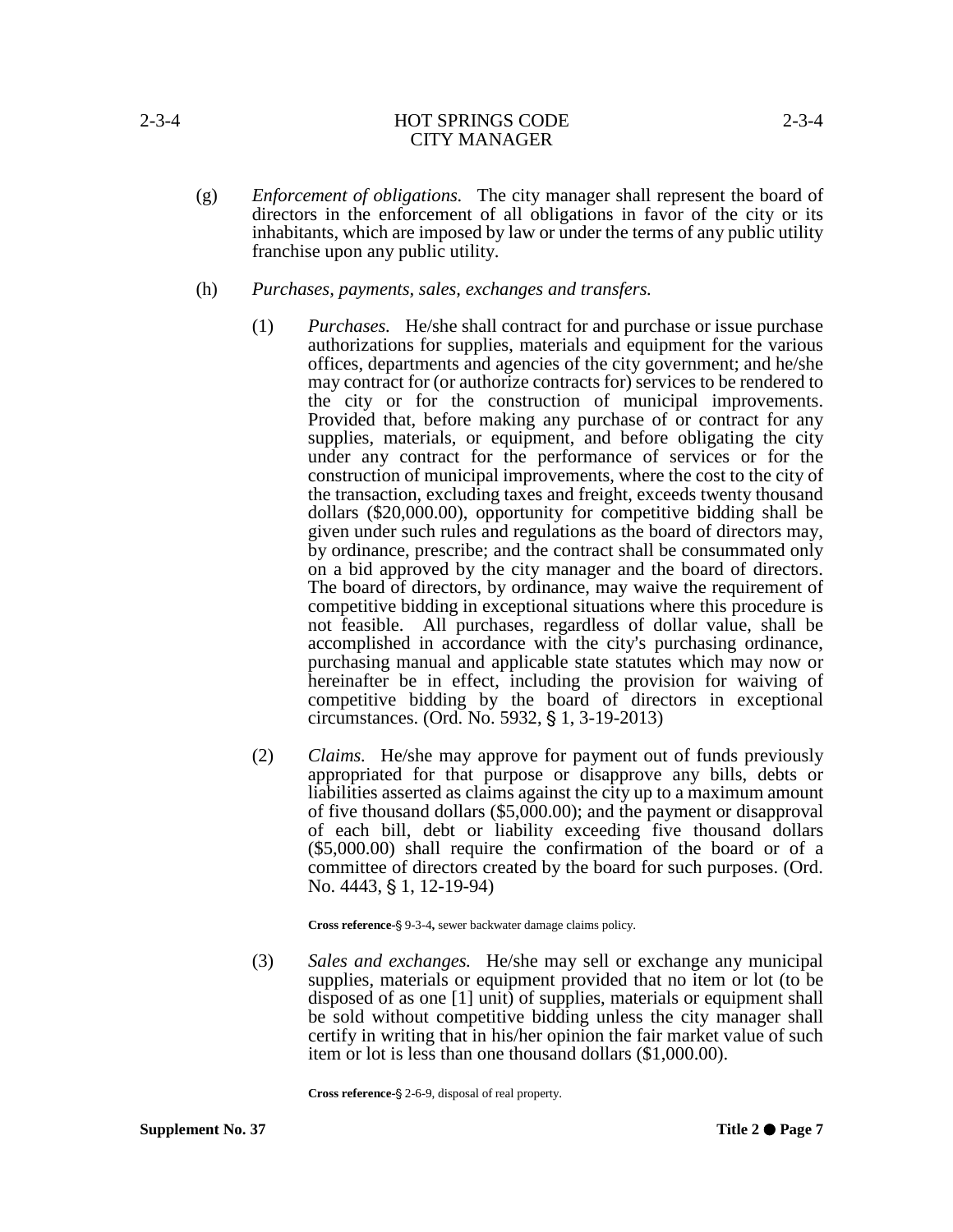(g) *Enforcement of obligations.* The city manager shall represent the board of directors in the enforcement of all obligations in favor of the city or its inhabitants, which are imposed by law or under the terms of any public utility franchise upon any public utility.

(h) *Purchases, payments, sales, exchanges and transfers.*

(1) *Purchases.* He/she shall contract for and purchase or issue purchase authorizations for supplies, materials and equipment for the various offices, departments and agencies of the city government; and he/she may contract for (or authorize contracts for) services to be rendered to the city or for the construction of municipal improvements. Provided that, before making any purchase of or contract for any supplies, materials, or equipment, and before obligating the city under any contract for the performance of services or for the construction of municipal improvements, where the cost to the city of the transaction, excluding taxes and freight, exceeds twenty thousand dollars ($20,000.00), opportunity for competitive bidding shall be given under such rules and regulations as the board of directors may, by ordinance, prescribe; and the contract shall be consummated only on a bid approved by the city manager and the board of directors. The board of directors, by ordinance, may waive the requirement of competitive bidding in exceptional situations where this procedure is not feasible. All purchases, regardless of dollar value, shall be accomplished in accordance with the city's purchasing ordinance, purchasing manual and applicable state statutes which may now or hereinafter be in effect, including the provision for waiving of competitive bidding by the board of directors in exceptional circumstances. (Ord. No. 5932, § 1, 3-19-2013)

(2) *Claims.* He/she may approve for payment out of funds previously appropriated for that purpose or disapprove any bills, debts or liabilities asserted as claims against the city up to a maximum amount of five thousand dollars ($5,000.00); and the payment or disapproval of each bill, debt or liability exceeding five thousand dollars ($5,000.00) shall require the confirmation of the board or of a committee of directors created by the board for such purposes. (Ord. No. 4443, § 1, 12-19-94)

**Cross reference-**§ 9-3-4**,** sewer backwater damage claims policy.

(3) *Sales and exchanges.* He/she may sell or exchange any municipal supplies, materials or equipment provided that no item or lot (to be disposed of as one [1] unit) of supplies, materials or equipment shall be sold without competitive bidding unless the city manager shall certify in writing that in his/her opinion the fair market value of such item or lot is less than one thousand dollars ($1,000.00).

**Cross reference-**§ 2-6-9, disposal of real property.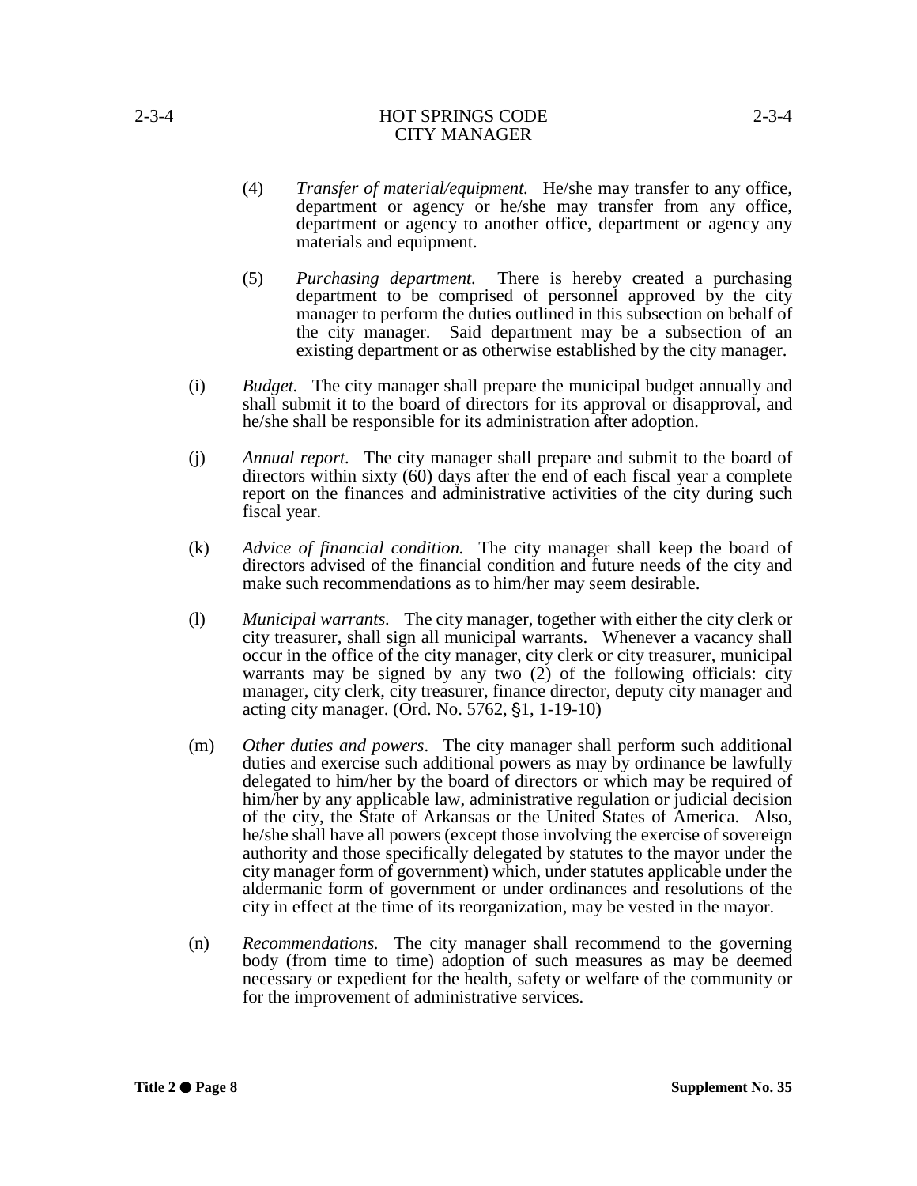(4) *Transfer of material/equipment.* He/she may transfer to any office, department or agency or he/she may transfer from any office, department or agency to another office, department or agency any materials and equipment.

(5) *Purchasing department.* There is hereby created a purchasing department to be comprised of personnel approved by the city manager to perform the duties outlined in this subsection on behalf of the city manager. Said department may be a subsection of an existing department or as otherwise established by the city manager.

(i) *Budget.* The city manager shall prepare the municipal budget annually and shall submit it to the board of directors for its approval or disapproval, and he/she shall be responsible for its administration after adoption.

(j) *Annual report.* The city manager shall prepare and submit to the board of directors within sixty (60) days after the end of each fiscal year a complete report on the finances and administrative activities of the city during such fiscal year.

(k) *Advice of financial condition.* The city manager shall keep the board of directors advised of the financial condition and future needs of the city and make such recommendations as to him/her may seem desirable.

(l) *Municipal warrants.* The city manager, together with either the city clerk or city treasurer, shall sign all municipal warrants. Whenever a vacancy shall occur in the office of the city manager, city clerk or city treasurer, municipal warrants may be signed by any two (2) of the following officials: city manager, city clerk, city treasurer, finance director, deputy city manager and acting city manager. (Ord. No. 5762, §1, 1-19-10)

(m) *Other duties and powers*. The city manager shall perform such additional duties and exercise such additional powers as may by ordinance be lawfully delegated to him/her by the board of directors or which may be required of him/her by any applicable law, administrative regulation or judicial decision of the city, the State of Arkansas or the United States of America. Also, he/she shall have all powers (except those involving the exercise of sovereign authority and those specifically delegated by statutes to the mayor under the city manager form of government) which, under statutes applicable under the aldermanic form of government or under ordinances and resolutions of the city in effect at the time of its reorganization, may be vested in the mayor.

(n) *Recommendations.* The city manager shall recommend to the governing body (from time to time) adoption of such measures as may be deemed necessary or expedient for the health, safety or welfare of the community or for the improvement of administrative services.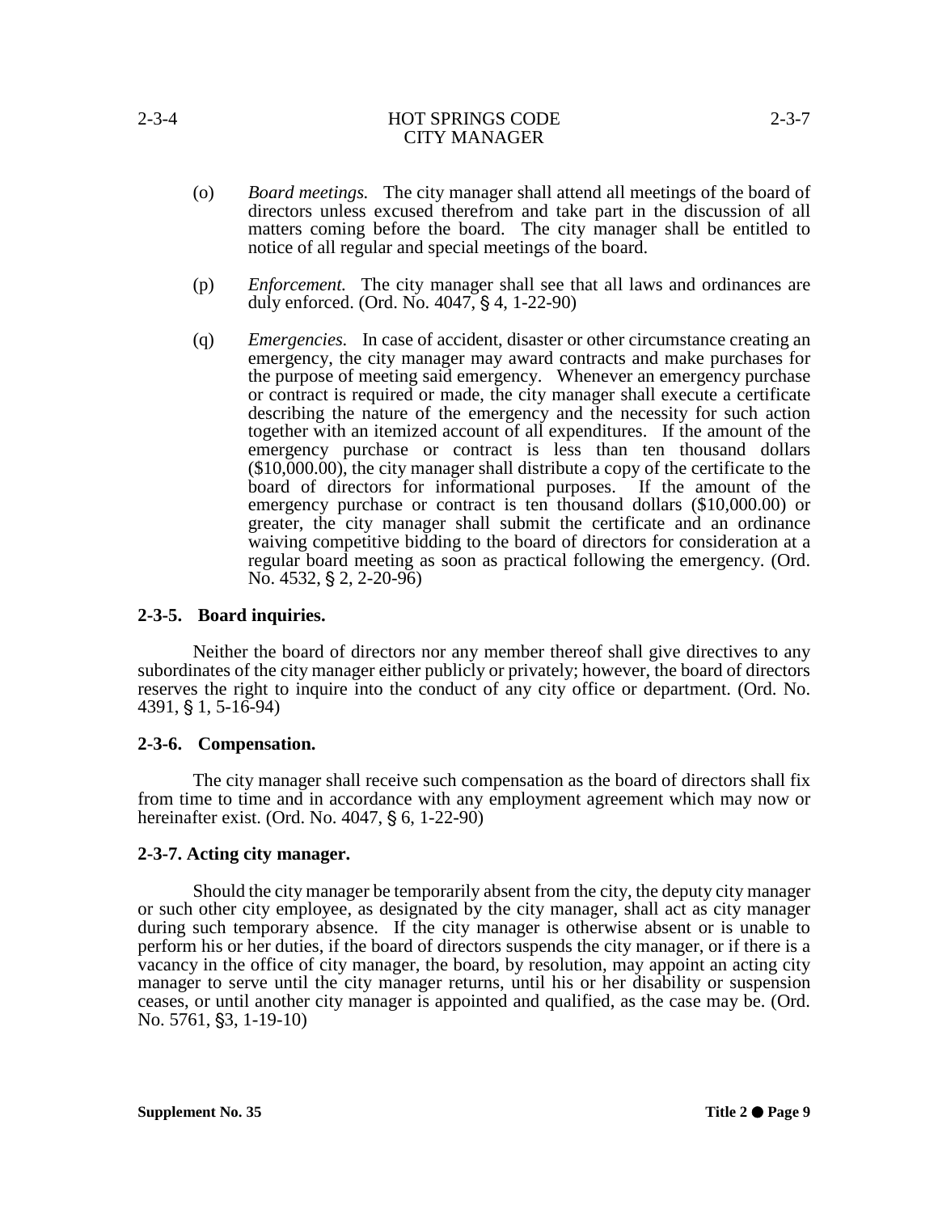(o) *Board meetings.* The city manager shall attend all meetings of the board of directors unless excused therefrom and take part in the discussion of all matters coming before the board. The city manager shall be entitled to notice of all regular and special meetings of the board.

(p) *Enforcement.* The city manager shall see that all laws and ordinances are duly enforced. (Ord. No. 4047, § 4, 1-22-90)

(q) *Emergencies.* In case of accident, disaster or other circumstance creating an emergency, the city manager may award contracts and make purchases for the purpose of meeting said emergency. Whenever an emergency purchase or contract is required or made, the city manager shall execute a certificate describing the nature of the emergency and the necessity for such action together with an itemized account of all expenditures. If the amount of the emergency purchase or contract is less than ten thousand dollars ($10,000.00), the city manager shall distribute a copy of the certificate to the board of directors for informational purposes. If the amount of the emergency purchase or contract is ten thousand dollars ($10,000.00) or greater, the city manager shall submit the certificate and an ordinance waiving competitive bidding to the board of directors for consideration at a regular board meeting as soon as practical following the emergency. (Ord. No. 4532, § 2, 2-20-96)

**2-3-5. Board inquiries.**

Neither the board of directors nor any member thereof shall give directives to any subordinates of the city manager either publicly or privately; however, the board of directors reserves the right to inquire into the conduct of any city office or department. (Ord. No. 4391, § 1, 5-16-94)

**2-3-6. Compensation.**

The city manager shall receive such compensation as the board of directors shall fix from time to time and in accordance with any employment agreement which may now or hereinafter exist. (Ord. No. 4047, § 6, 1-22-90)

**2-3-7. Acting city manager.**

Should the city manager be temporarily absent from the city, the deputy city manager or such other city employee, as designated by the city manager, shall act as city manager during such temporary absence. If the city manager is otherwise absent or is unable to perform his or her duties, if the board of directors suspends the city manager, or if there is a vacancy in the office of city manager, the board, by resolution, may appoint an acting city manager to serve until the city manager returns, until his or her disability or suspension ceases, or until another city manager is appointed and qualified, as the case may be. (Ord. No. 5761, §3, 1-19-10)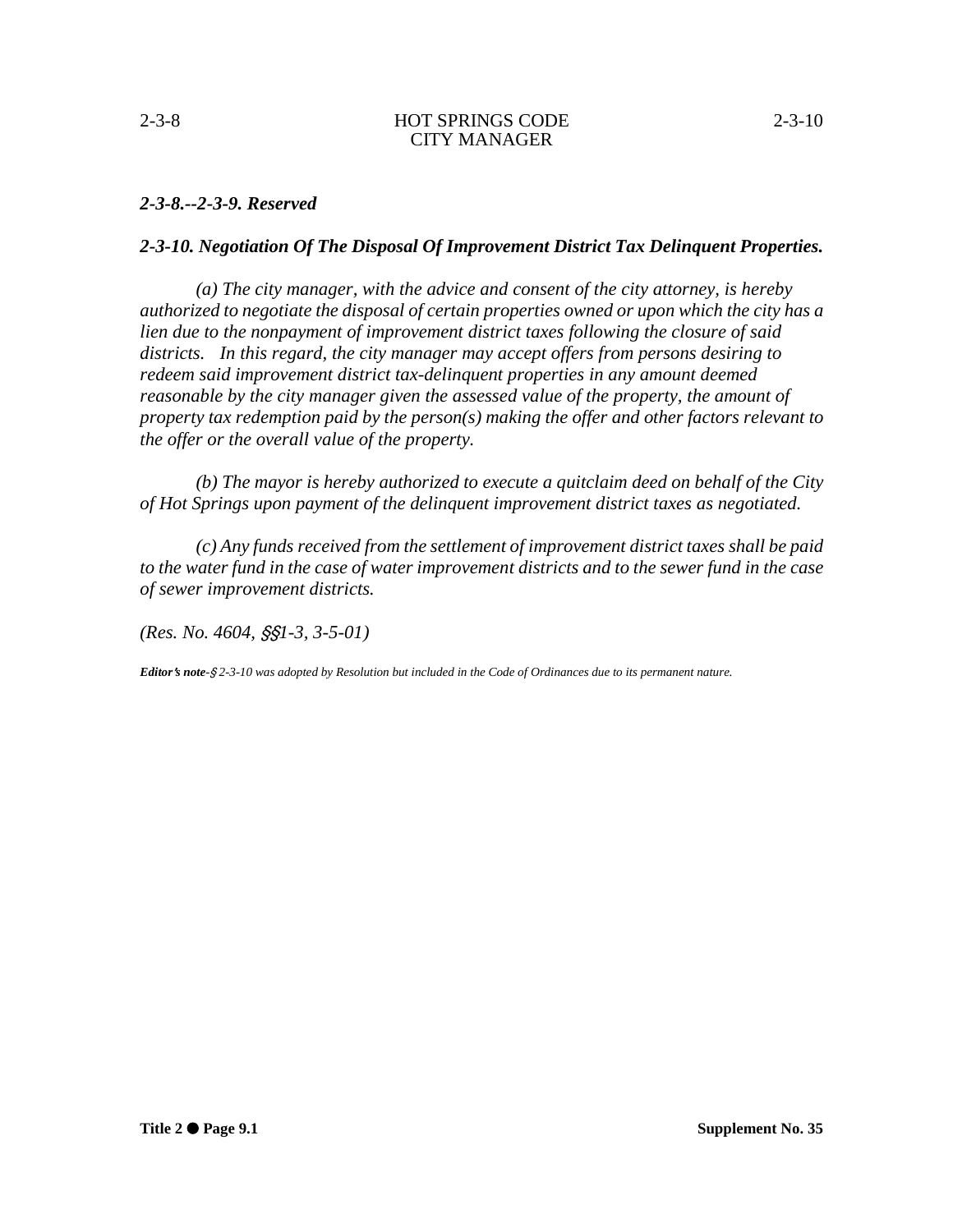***2-3-8.--2-3-9. Reserved***

***2-3-10. Negotiation Of The Disposal Of Improvement District Tax Delinquent Properties.***

*(a) The city manager, with the advice and consent of the city attorney, is hereby authorized to negotiate the disposal of certain properties owned or upon which the city has a lien due to the nonpayment of improvement district taxes following the closure of said districts. In this regard, the city manager may accept offers from persons desiring to redeem said improvement district tax-delinquent properties in any amount deemed reasonable by the city manager given the assessed value of the property, the amount of property tax redemption paid by the person(s) making the offer and other factors relevant to the offer or the overall value of the property.*

*(b) The mayor is hereby authorized to execute a quitclaim deed on behalf of the City of Hot Springs upon payment of the delinquent improvement district taxes as negotiated.*

*(c) Any funds received from the settlement of improvement district taxes shall be paid to the water fund in the case of water improvement districts and to the sewer fund in the case of sewer improvement districts.*

*(Res. No. 4604, §§1-3, 3-5-01)*

***Editor's note***-*§ 2-3-10 was adopted by Resolution but included in the Code of Ordinances due to its permanent nature.*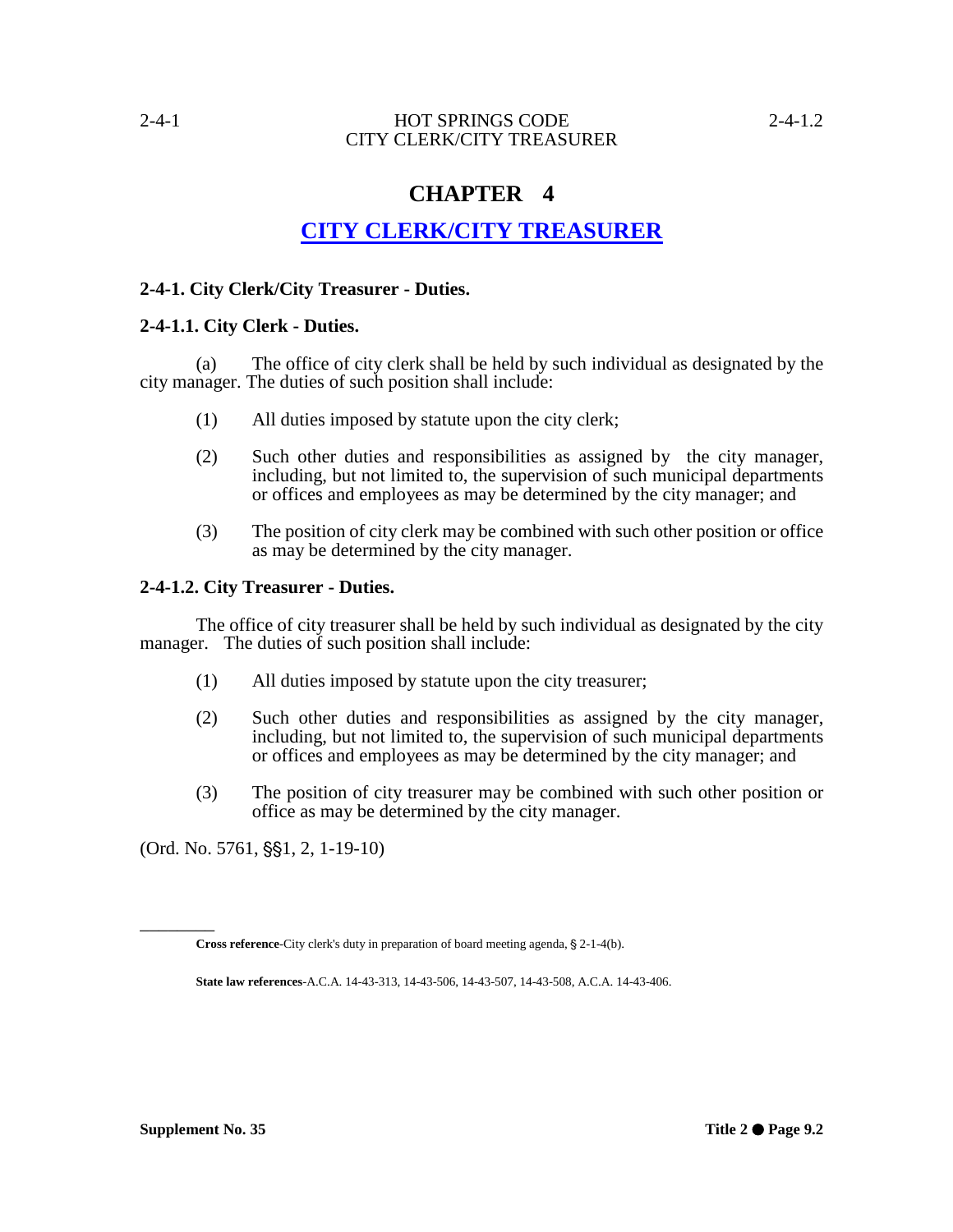# CHAPTER 4

## CITY CLERK/CITY TREASURER

### 2-4-1. City Clerk/City Treasurer - Duties.

### 2-4-1.1. City Clerk - Duties.

(a) The office of city clerk shall be held by such individual as designated by the city manager. The duties of such position shall include:

(1) All duties imposed by statute upon the city clerk;

(2) Such other duties and responsibilities as assigned by the city manager, including, but not limited to, the supervision of such municipal departments or offices and employees as may be determined by the city manager; and

(3) The position of city clerk may be combined with such other position or office as may be determined by the city manager.

### 2-4-1.2. City Treasurer - Duties.

The office of city treasurer shall be held by such individual as designated by the city manager. The duties of such position shall include:

(1) All duties imposed by statute upon the city treasurer;

(2) Such other duties and responsibilities as assigned by the city manager, including, but not limited to, the supervision of such municipal departments or offices and employees as may be determined by the city manager; and

(3) The position of city treasurer may be combined with such other position or office as may be determined by the city manager.

(Ord. No. 5761, §§1, 2, 1-19-10)

---

**Cross reference**-City clerk's duty in preparation of board meeting agenda, § 2-1-4(b).

**State law references**-A.C.A. 14-43-313, 14-43-506, 14-43-507, 14-43-508, A.C.A. 14-43-406.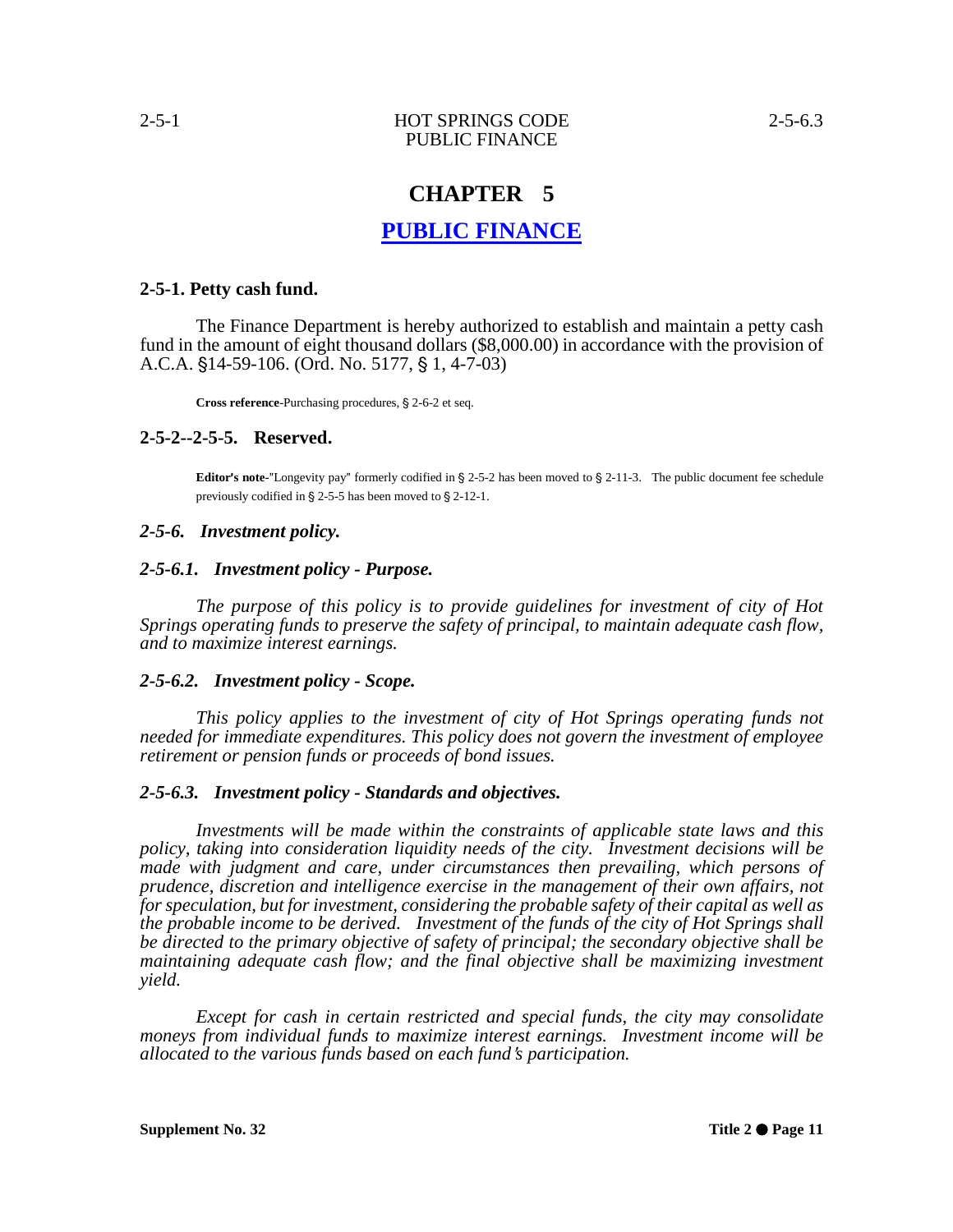# CHAPTER 5

## PUBLIC FINANCE

### 2-5-1. Petty cash fund.

The Finance Department is hereby authorized to establish and maintain a petty cash fund in the amount of eight thousand dollars ($8,000.00) in accordance with the provision of A.C.A. §14-59-106. (Ord. No. 5177, § 1, 4-7-03)

**Cross reference**-Purchasing procedures, § 2-6-2 et seq.

### 2-5-2--2-5-5. Reserved.

**Editor's note**-"Longevity pay" formerly codified in § 2-5-2 has been moved to § 2-11-3. The public document fee schedule previously codified in § 2-5-5 has been moved to § 2-12-1.

### *2-5-6. Investment policy.*

### *2-5-6.1. Investment policy - Purpose.*

*The purpose of this policy is to provide guidelines for investment of city of Hot Springs operating funds to preserve the safety of principal, to maintain adequate cash flow, and to maximize interest earnings.*

### *2-5-6.2. Investment policy - Scope.*

*This policy applies to the investment of city of Hot Springs operating funds not needed for immediate expenditures. This policy does not govern the investment of employee retirement or pension funds or proceeds of bond issues.*

### *2-5-6.3. Investment policy - Standards and objectives.*

*Investments will be made within the constraints of applicable state laws and this policy, taking into consideration liquidity needs of the city. Investment decisions will be made with judgment and care, under circumstances then prevailing, which persons of prudence, discretion and intelligence exercise in the management of their own affairs, not for speculation, but for investment, considering the probable safety of their capital as well as the probable income to be derived. Investment of the funds of the city of Hot Springs shall be directed to the primary objective of safety of principal; the secondary objective shall be maintaining adequate cash flow; and the final objective shall be maximizing investment yield.*

*Except for cash in certain restricted and special funds, the city may consolidate moneys from individual funds to maximize interest earnings. Investment income will be allocated to the various funds based on each fund's participation.*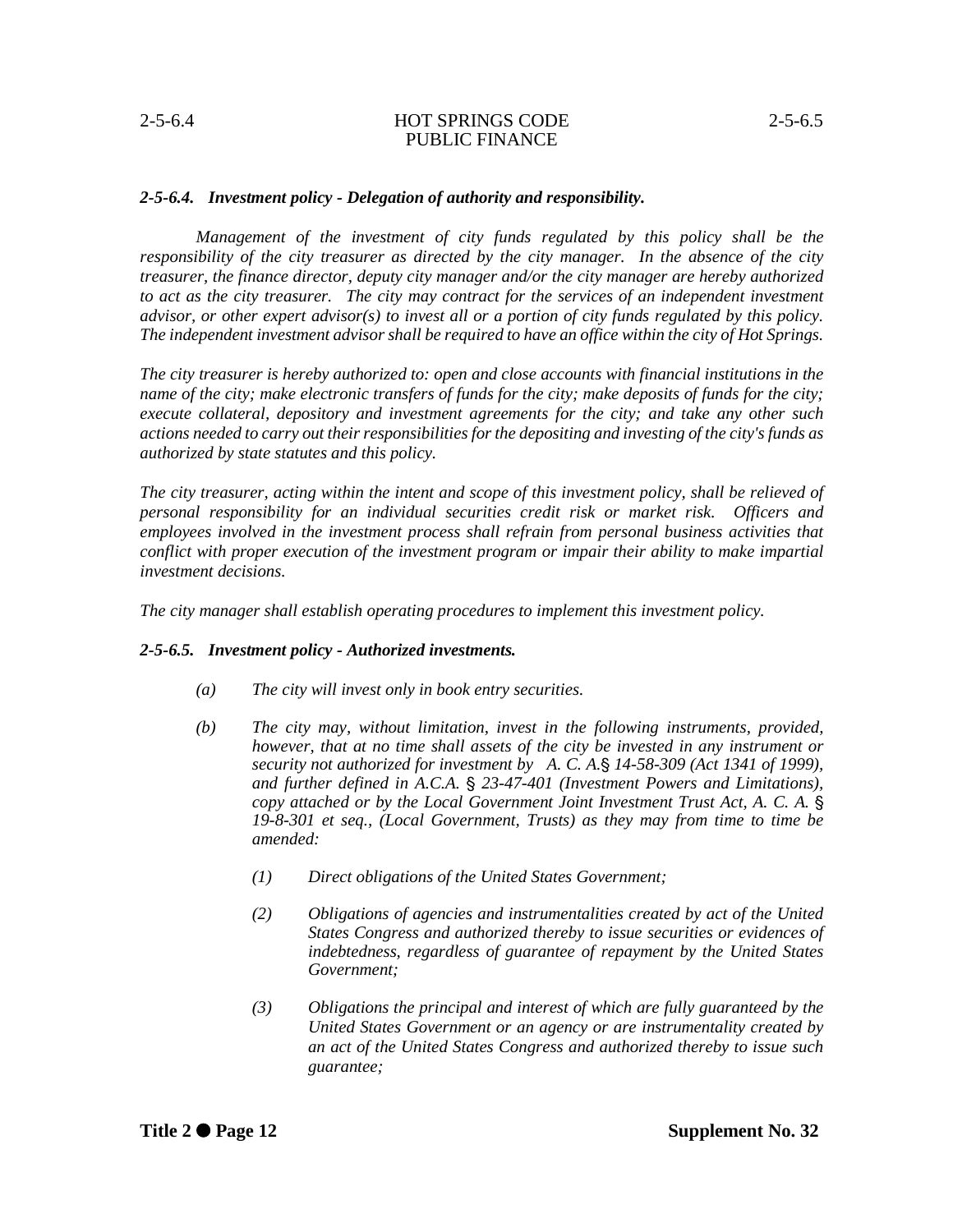### *2-5-6.4. Investment policy - Delegation of authority and responsibility.*

*Management of the investment of city funds regulated by this policy shall be the responsibility of the city treasurer as directed by the city manager. In the absence of the city treasurer, the finance director, deputy city manager and/or the city manager are hereby authorized to act as the city treasurer. The city may contract for the services of an independent investment advisor, or other expert advisor(s) to invest all or a portion of city funds regulated by this policy. The independent investment advisor shall be required to have an office within the city of Hot Springs.*

*The city treasurer is hereby authorized to: open and close accounts with financial institutions in the name of the city; make electronic transfers of funds for the city; make deposits of funds for the city; execute collateral, depository and investment agreements for the city; and take any other such actions needed to carry out their responsibilities for the depositing and investing of the city's funds as authorized by state statutes and this policy.*

*The city treasurer, acting within the intent and scope of this investment policy, shall be relieved of personal responsibility for an individual securities credit risk or market risk. Officers and employees involved in the investment process shall refrain from personal business activities that conflict with proper execution of the investment program or impair their ability to make impartial investment decisions.*

*The city manager shall establish operating procedures to implement this investment policy.*

### *2-5-6.5. Investment policy - Authorized investments.*

*(a) The city will invest only in book entry securities.*

*(b) The city may, without limitation, invest in the following instruments, provided, however, that at no time shall assets of the city be invested in any instrument or security not authorized for investment by A. C. A.§ 14-58-309 (Act 1341 of 1999), and further defined in A.C.A. § 23-47-401 (Investment Powers and Limitations), copy attached or by the Local Government Joint Investment Trust Act, A. C. A. § 19-8-301 et seq., (Local Government, Trusts) as they may from time to time be amended:*

*(1) Direct obligations of the United States Government;*

*(2) Obligations of agencies and instrumentalities created by act of the United States Congress and authorized thereby to issue securities or evidences of indebtedness, regardless of guarantee of repayment by the United States Government;*

*(3) Obligations the principal and interest of which are fully guaranteed by the United States Government or an agency or are instrumentality created by an act of the United States Congress and authorized thereby to issue such guarantee;*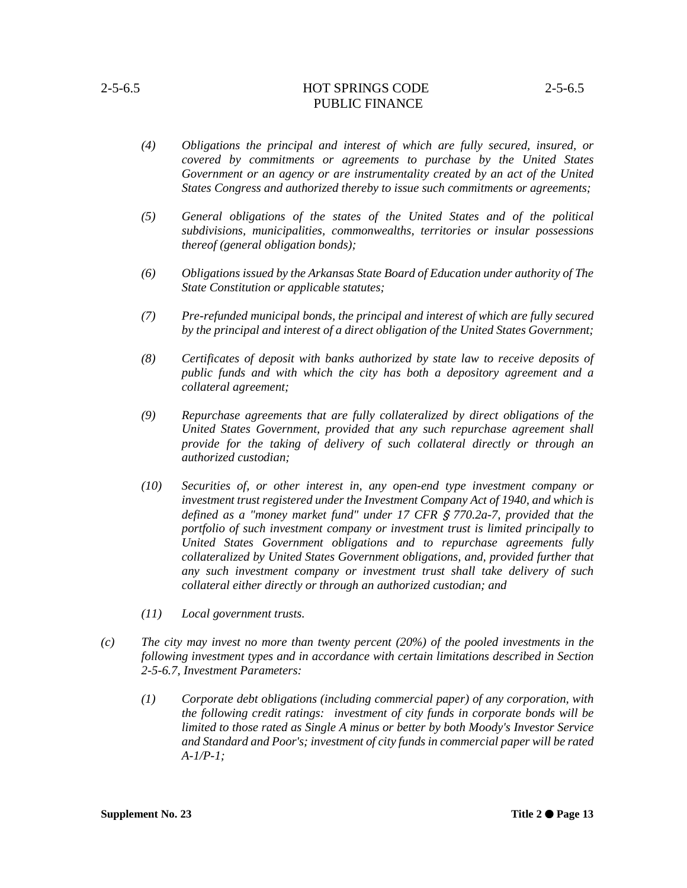*(4) Obligations the principal and interest of which are fully secured, insured, or covered by commitments or agreements to purchase by the United States Government or an agency or are instrumentality created by an act of the United States Congress and authorized thereby to issue such commitments or agreements;*

*(5) General obligations of the states of the United States and of the political subdivisions, municipalities, commonwealths, territories or insular possessions thereof (general obligation bonds);*

*(6) Obligations issued by the Arkansas State Board of Education under authority of The State Constitution or applicable statutes;*

*(7) Pre-refunded municipal bonds, the principal and interest of which are fully secured by the principal and interest of a direct obligation of the United States Government;*

*(8) Certificates of deposit with banks authorized by state law to receive deposits of public funds and with which the city has both a depository agreement and a collateral agreement;*

*(9) Repurchase agreements that are fully collateralized by direct obligations of the United States Government, provided that any such repurchase agreement shall provide for the taking of delivery of such collateral directly or through an authorized custodian;*

*(10) Securities of, or other interest in, any open-end type investment company or investment trust registered under the Investment Company Act of 1940, and which is defined as a "money market fund" under 17 CFR § 770.2a-7, provided that the portfolio of such investment company or investment trust is limited principally to United States Government obligations and to repurchase agreements fully collateralized by United States Government obligations, and, provided further that any such investment company or investment trust shall take delivery of such collateral either directly or through an authorized custodian; and*

*(11) Local government trusts.*

*(c) The city may invest no more than twenty percent (20%) of the pooled investments in the following investment types and in accordance with certain limitations described in Section 2-5-6.7, Investment Parameters:*

*(1) Corporate debt obligations (including commercial paper) of any corporation, with the following credit ratings: investment of city funds in corporate bonds will be limited to those rated as Single A minus or better by both Moody's Investor Service and Standard and Poor's; investment of city funds in commercial paper will be rated A-1/P-1;*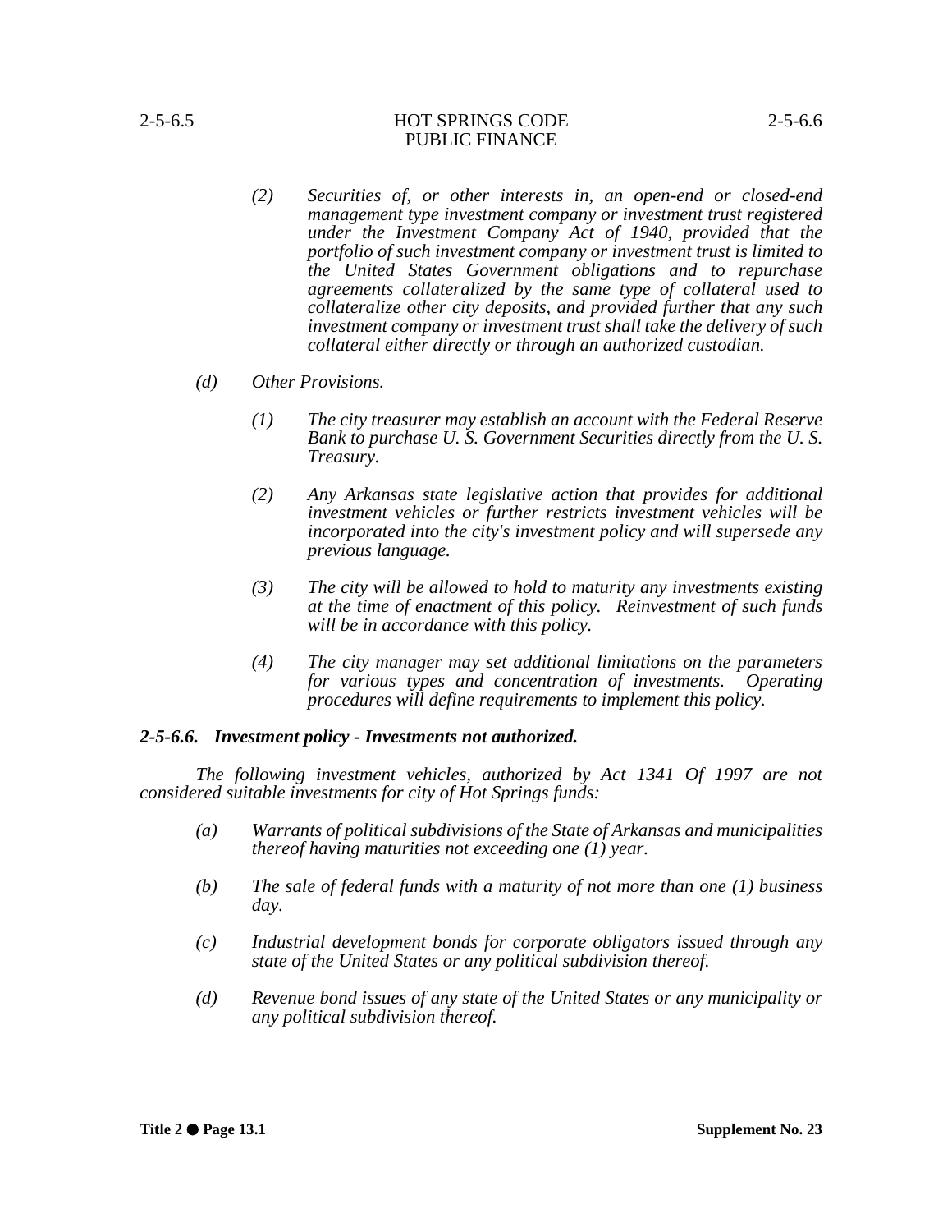*(2) Securities of, or other interests in, an open-end or closed-end management type investment company or investment trust registered under the Investment Company Act of 1940, provided that the portfolio of such investment company or investment trust is limited to the United States Government obligations and to repurchase agreements collateralized by the same type of collateral used to collateralize other city deposits, and provided further that any such investment company or investment trust shall take the delivery of such collateral either directly or through an authorized custodian.*

*(d) Other Provisions.*

*(1) The city treasurer may establish an account with the Federal Reserve Bank to purchase U. S. Government Securities directly from the U. S. Treasury.*

*(2) Any Arkansas state legislative action that provides for additional investment vehicles or further restricts investment vehicles will be incorporated into the city's investment policy and will supersede any previous language.*

*(3) The city will be allowed to hold to maturity any investments existing at the time of enactment of this policy. Reinvestment of such funds will be in accordance with this policy.*

*(4) The city manager may set additional limitations on the parameters for various types and concentration of investments. Operating procedures will define requirements to implement this policy.*

### *2-5-6.6. Investment policy - Investments not authorized.*

*The following investment vehicles, authorized by Act 1341 Of 1997 are not considered suitable investments for city of Hot Springs funds:*

*(a) Warrants of political subdivisions of the State of Arkansas and municipalities thereof having maturities not exceeding one (1) year.*

*(b) The sale of federal funds with a maturity of not more than one (1) business day.*

*(c) Industrial development bonds for corporate obligators issued through any state of the United States or any political subdivision thereof.*

*(d) Revenue bond issues of any state of the United States or any municipality or any political subdivision thereof.*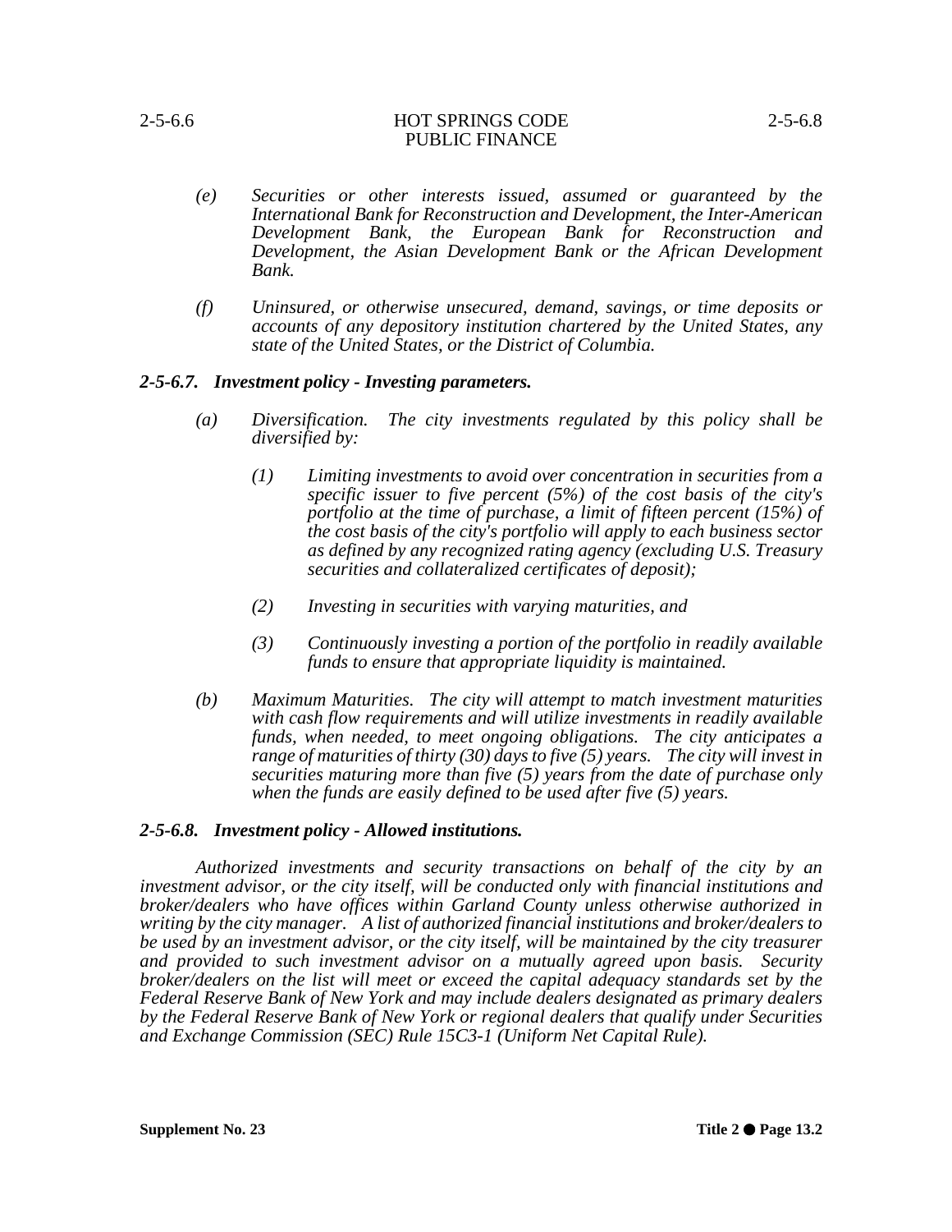*(e) Securities or other interests issued, assumed or guaranteed by the International Bank for Reconstruction and Development, the Inter-American Development Bank, the European Bank for Reconstruction and Development, the Asian Development Bank or the African Development Bank.*

*(f) Uninsured, or otherwise unsecured, demand, savings, or time deposits or accounts of any depository institution chartered by the United States, any state of the United States, or the District of Columbia.*

### *2-5-6.7. Investment policy - Investing parameters.*

*(a) Diversification. The city investments regulated by this policy shall be diversified by:*

*(1) Limiting investments to avoid over concentration in securities from a specific issuer to five percent (5%) of the cost basis of the city's portfolio at the time of purchase, a limit of fifteen percent (15%) of the cost basis of the city's portfolio will apply to each business sector as defined by any recognized rating agency (excluding U.S. Treasury securities and collateralized certificates of deposit);*

*(2) Investing in securities with varying maturities, and*

*(3) Continuously investing a portion of the portfolio in readily available funds to ensure that appropriate liquidity is maintained.*

*(b) Maximum Maturities. The city will attempt to match investment maturities with cash flow requirements and will utilize investments in readily available funds, when needed, to meet ongoing obligations. The city anticipates a range of maturities of thirty (30) days to five (5) years. The city will invest in securities maturing more than five (5) years from the date of purchase only when the funds are easily defined to be used after five (5) years.*

### *2-5-6.8. Investment policy - Allowed institutions.*

*Authorized investments and security transactions on behalf of the city by an investment advisor, or the city itself, will be conducted only with financial institutions and broker/dealers who have offices within Garland County unless otherwise authorized in writing by the city manager. A list of authorized financial institutions and broker/dealers to be used by an investment advisor, or the city itself, will be maintained by the city treasurer and provided to such investment advisor on a mutually agreed upon basis. Security broker/dealers on the list will meet or exceed the capital adequacy standards set by the Federal Reserve Bank of New York and may include dealers designated as primary dealers by the Federal Reserve Bank of New York or regional dealers that qualify under Securities and Exchange Commission (SEC) Rule 15C3-1 (Uniform Net Capital Rule).*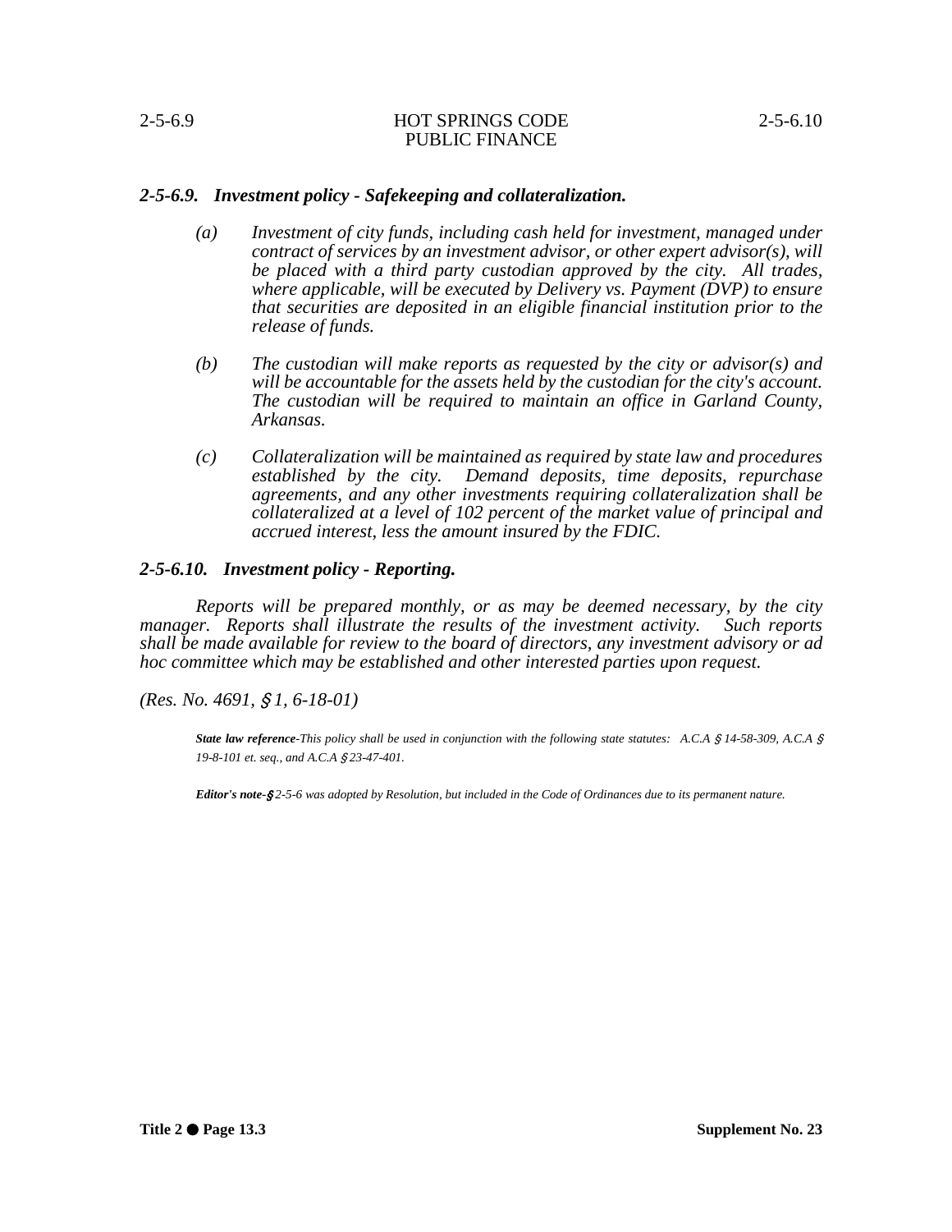### *2-5-6.9. Investment policy - Safekeeping and collateralization.*

*(a) Investment of city funds, including cash held for investment, managed under contract of services by an investment advisor, or other expert advisor(s), will be placed with a third party custodian approved by the city. All trades, where applicable, will be executed by Delivery vs. Payment (DVP) to ensure that securities are deposited in an eligible financial institution prior to the release of funds.*

*(b) The custodian will make reports as requested by the city or advisor(s) and will be accountable for the assets held by the custodian for the city's account. The custodian will be required to maintain an office in Garland County, Arkansas.*

*(c) Collateralization will be maintained as required by state law and procedures established by the city. Demand deposits, time deposits, repurchase agreements, and any other investments requiring collateralization shall be collateralized at a level of 102 percent of the market value of principal and accrued interest, less the amount insured by the FDIC.*

### *2-5-6.10. Investment policy - Reporting.*

*Reports will be prepared monthly, or as may be deemed necessary, by the city manager. Reports shall illustrate the results of the investment activity. Such reports shall be made available for review to the board of directors, any investment advisory or ad hoc committee which may be established and other interested parties upon request.*

*(Res. No. 4691, § 1, 6-18-01)*

***State law reference****-This policy shall be used in conjunction with the following state statutes: A.C.A § 14-58-309, A.C.A § 19-8-101 et. seq., and A.C.A § 23-47-401.*

***Editor's note-****§ 2-5-6 was adopted by Resolution, but included in the Code of Ordinances due to its permanent nature.*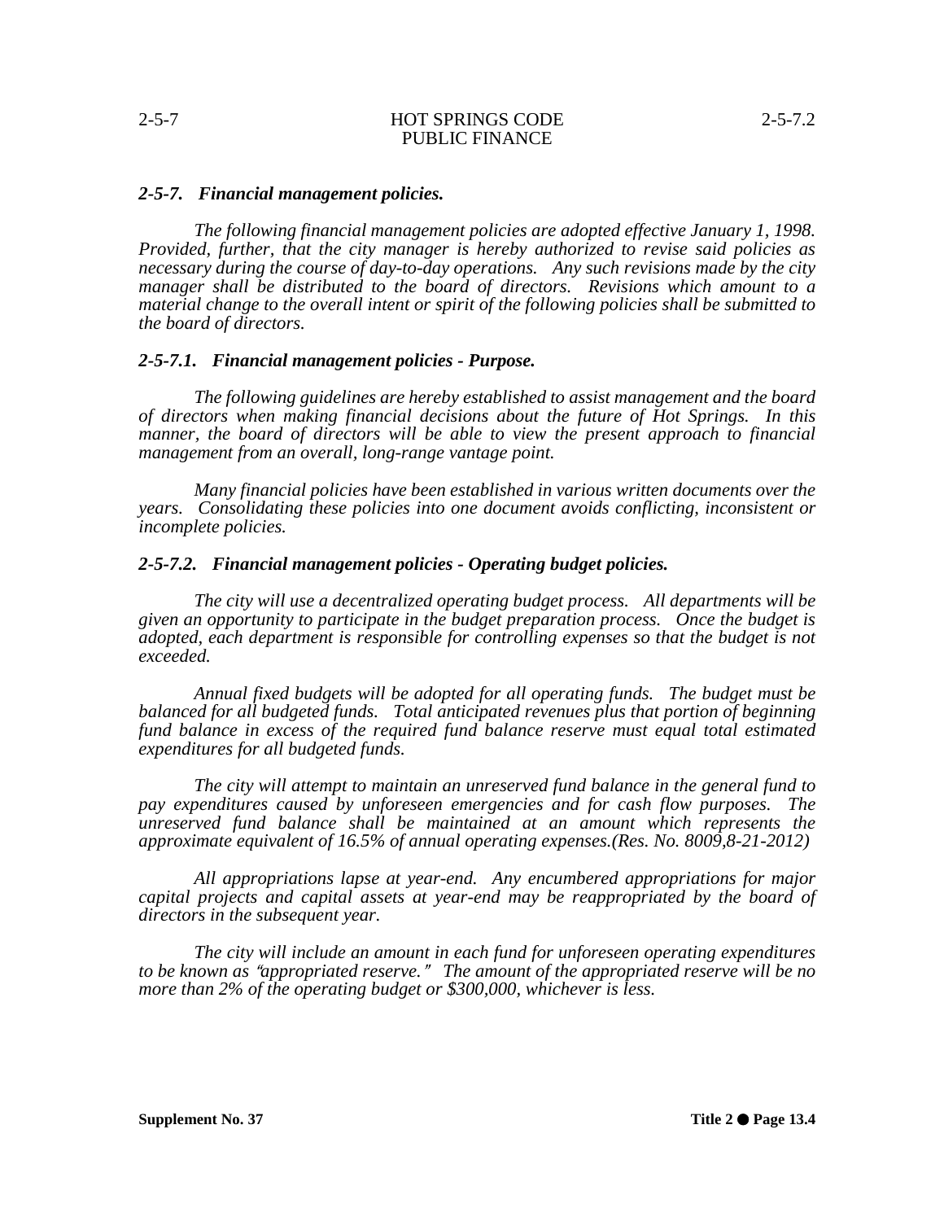### *2-5-7. Financial management policies.*

*The following financial management policies are adopted effective January 1, 1998. Provided, further, that the city manager is hereby authorized to revise said policies as necessary during the course of day-to-day operations. Any such revisions made by the city manager shall be distributed to the board of directors. Revisions which amount to a material change to the overall intent or spirit of the following policies shall be submitted to the board of directors.*

### *2-5-7.1. Financial management policies - Purpose.*

*The following guidelines are hereby established to assist management and the board of directors when making financial decisions about the future of Hot Springs. In this manner, the board of directors will be able to view the present approach to financial management from an overall, long-range vantage point.*

*Many financial policies have been established in various written documents over the years. Consolidating these policies into one document avoids conflicting, inconsistent or incomplete policies.*

### *2-5-7.2. Financial management policies - Operating budget policies.*

*The city will use a decentralized operating budget process. All departments will be given an opportunity to participate in the budget preparation process. Once the budget is adopted, each department is responsible for controlling expenses so that the budget is not exceeded.*

*Annual fixed budgets will be adopted for all operating funds. The budget must be balanced for all budgeted funds. Total anticipated revenues plus that portion of beginning fund balance in excess of the required fund balance reserve must equal total estimated expenditures for all budgeted funds.*

*The city will attempt to maintain an unreserved fund balance in the general fund to pay expenditures caused by unforeseen emergencies and for cash flow purposes. The unreserved fund balance shall be maintained at an amount which represents the approximate equivalent of 16.5% of annual operating expenses.(Res. No. 8009,8-21-2012)*

*All appropriations lapse at year-end. Any encumbered appropriations for major capital projects and capital assets at year-end may be reappropriated by the board of directors in the subsequent year.*

*The city will include an amount in each fund for unforeseen operating expenditures to be known as "appropriated reserve." The amount of the appropriated reserve will be no more than 2% of the operating budget or $300,000, whichever is less.*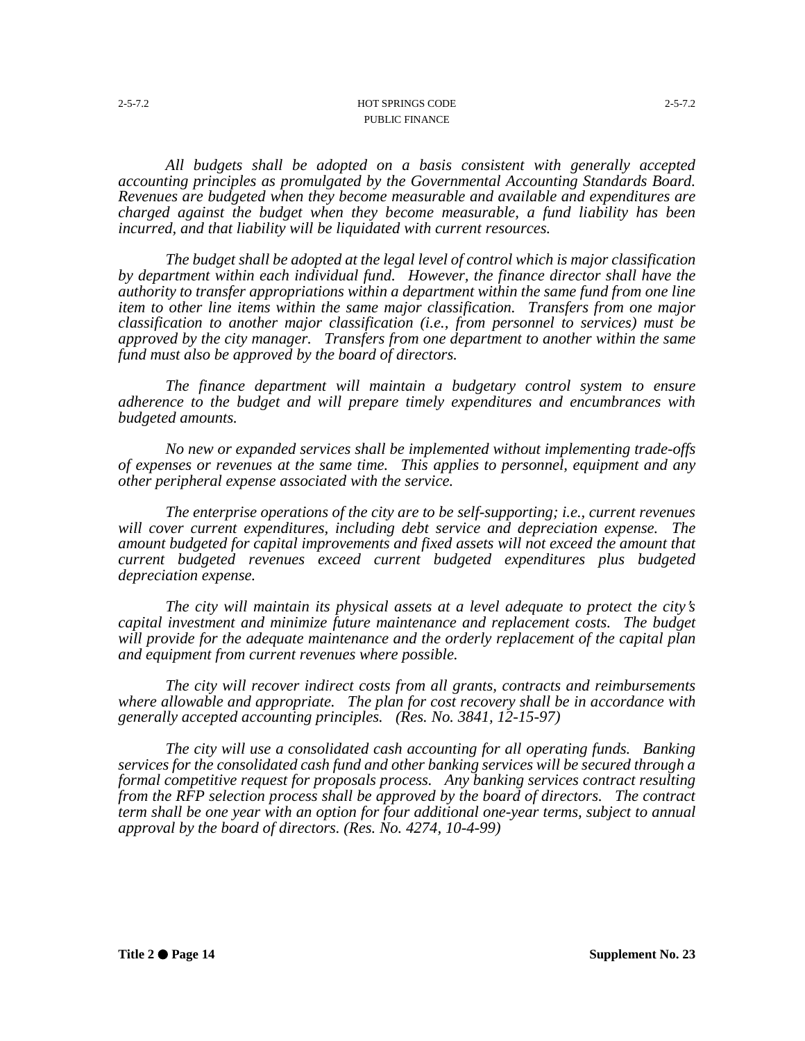*All budgets shall be adopted on a basis consistent with generally accepted accounting principles as promulgated by the Governmental Accounting Standards Board. Revenues are budgeted when they become measurable and available and expenditures are charged against the budget when they become measurable, a fund liability has been incurred, and that liability will be liquidated with current resources.*

*The budget shall be adopted at the legal level of control which is major classification by department within each individual fund. However, the finance director shall have the authority to transfer appropriations within a department within the same fund from one line item to other line items within the same major classification. Transfers from one major classification to another major classification (i.e., from personnel to services) must be approved by the city manager. Transfers from one department to another within the same fund must also be approved by the board of directors.*

*The finance department will maintain a budgetary control system to ensure adherence to the budget and will prepare timely expenditures and encumbrances with budgeted amounts.*

*No new or expanded services shall be implemented without implementing trade-offs of expenses or revenues at the same time. This applies to personnel, equipment and any other peripheral expense associated with the service.*

*The enterprise operations of the city are to be self-supporting; i.e., current revenues will cover current expenditures, including debt service and depreciation expense. The amount budgeted for capital improvements and fixed assets will not exceed the amount that current budgeted revenues exceed current budgeted expenditures plus budgeted depreciation expense.*

*The city will maintain its physical assets at a level adequate to protect the city's capital investment and minimize future maintenance and replacement costs. The budget will provide for the adequate maintenance and the orderly replacement of the capital plan and equipment from current revenues where possible.*

*The city will recover indirect costs from all grants, contracts and reimbursements where allowable and appropriate. The plan for cost recovery shall be in accordance with generally accepted accounting principles. (Res. No. 3841, 12-15-97)*

*The city will use a consolidated cash accounting for all operating funds. Banking services for the consolidated cash fund and other banking services will be secured through a formal competitive request for proposals process. Any banking services contract resulting from the RFP selection process shall be approved by the board of directors. The contract term shall be one year with an option for four additional one-year terms, subject to annual approval by the board of directors. (Res. No. 4274, 10-4-99)*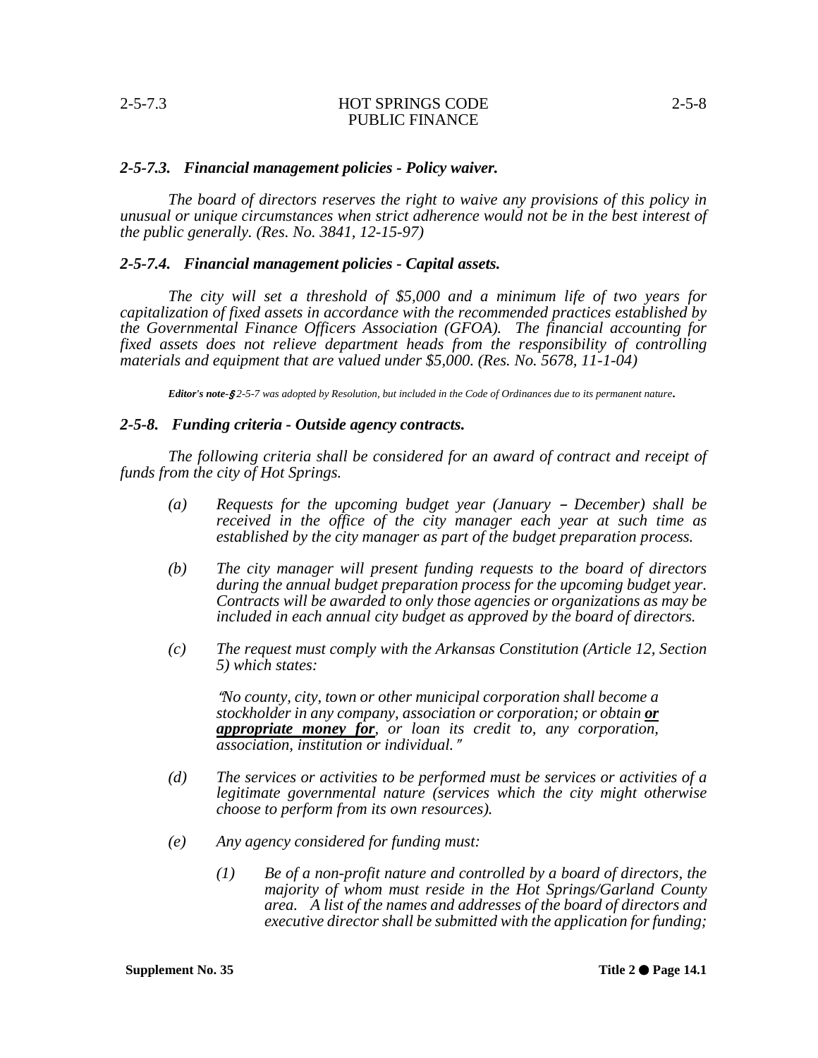### *2-5-7.3. Financial management policies - Policy waiver.*

*The board of directors reserves the right to waive any provisions of this policy in unusual or unique circumstances when strict adherence would not be in the best interest of the public generally. (Res. No. 3841, 12-15-97)*

### *2-5-7.4. Financial management policies - Capital assets.*

*The city will set a threshold of $5,000 and a minimum life of two years for capitalization of fixed assets in accordance with the recommended practices established by the Governmental Finance Officers Association (GFOA). The financial accounting for fixed assets does not relieve department heads from the responsibility of controlling materials and equipment that are valued under $5,000. (Res. No. 5678, 11-1-04)*

***Editor's note-*** *§ 2-5-7 was adopted by Resolution, but included in the Code of Ordinances due to its permanent nature.*

### *2-5-8. Funding criteria - Outside agency contracts.*

*The following criteria shall be considered for an award of contract and receipt of funds from the city of Hot Springs.*

*(a) Requests for the upcoming budget year (January – December) shall be received in the office of the city manager each year at such time as established by the city manager as part of the budget preparation process.*

*(b) The city manager will present funding requests to the board of directors during the annual budget preparation process for the upcoming budget year. Contracts will be awarded to only those agencies or organizations as may be included in each annual city budget as approved by the board of directors.*

*(c) The request must comply with the Arkansas Constitution (Article 12, Section 5) which states:*

> *"No county, city, town or other municipal corporation shall become a stockholder in any company, association or corporation; or obtain* ***or appropriate money for****, or loan its credit to, any corporation, association, institution or individual."*

*(d) The services or activities to be performed must be services or activities of a legitimate governmental nature (services which the city might otherwise choose to perform from its own resources).*

*(e) Any agency considered for funding must:*

*(1) Be of a non-profit nature and controlled by a board of directors, the majority of whom must reside in the Hot Springs/Garland County area. A list of the names and addresses of the board of directors and executive director shall be submitted with the application for funding;*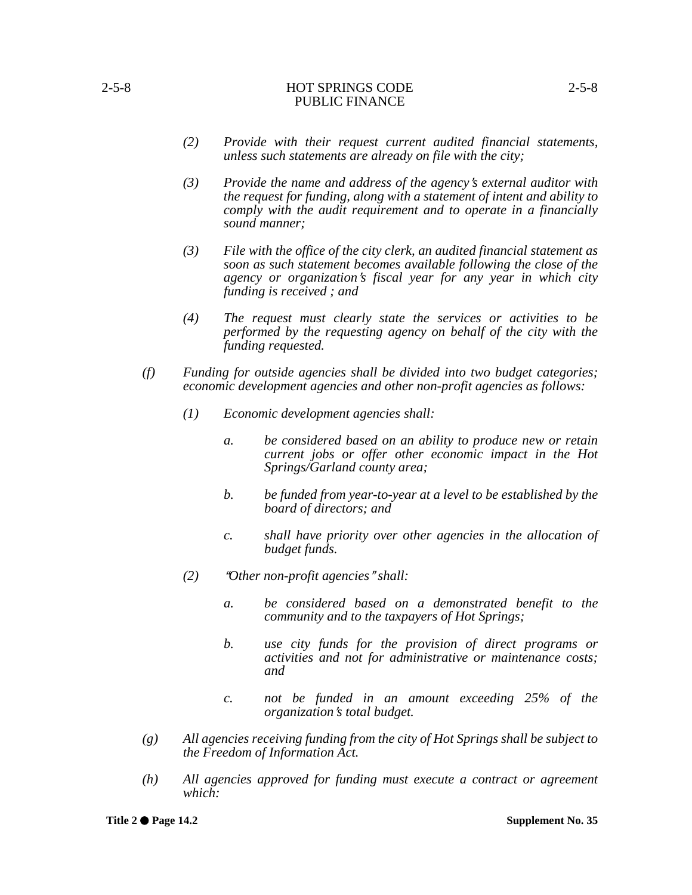*(2) Provide with their request current audited financial statements, unless such statements are already on file with the city;*

*(3) Provide the name and address of the agency's external auditor with the request for funding, along with a statement of intent and ability to comply with the audit requirement and to operate in a financially sound manner;*

*(3) File with the office of the city clerk, an audited financial statement as soon as such statement becomes available following the close of the agency or organization's fiscal year for any year in which city funding is received ; and*

*(4) The request must clearly state the services or activities to be performed by the requesting agency on behalf of the city with the funding requested.*

*(f) Funding for outside agencies shall be divided into two budget categories; economic development agencies and other non-profit agencies as follows:*

*(1) Economic development agencies shall:*

*a. be considered based on an ability to produce new or retain current jobs or offer other economic impact in the Hot Springs/Garland county area;*

*b. be funded from year-to-year at a level to be established by the board of directors; and*

*c. shall have priority over other agencies in the allocation of budget funds.*

*(2) "Other non-profit agencies" shall:*

*a. be considered based on a demonstrated benefit to the community and to the taxpayers of Hot Springs;*

*b. use city funds for the provision of direct programs or activities and not for administrative or maintenance costs; and*

*c. not be funded in an amount exceeding 25% of the organization's total budget.*

*(g) All agencies receiving funding from the city of Hot Springs shall be subject to the Freedom of Information Act.*

*(h) All agencies approved for funding must execute a contract or agreement which:*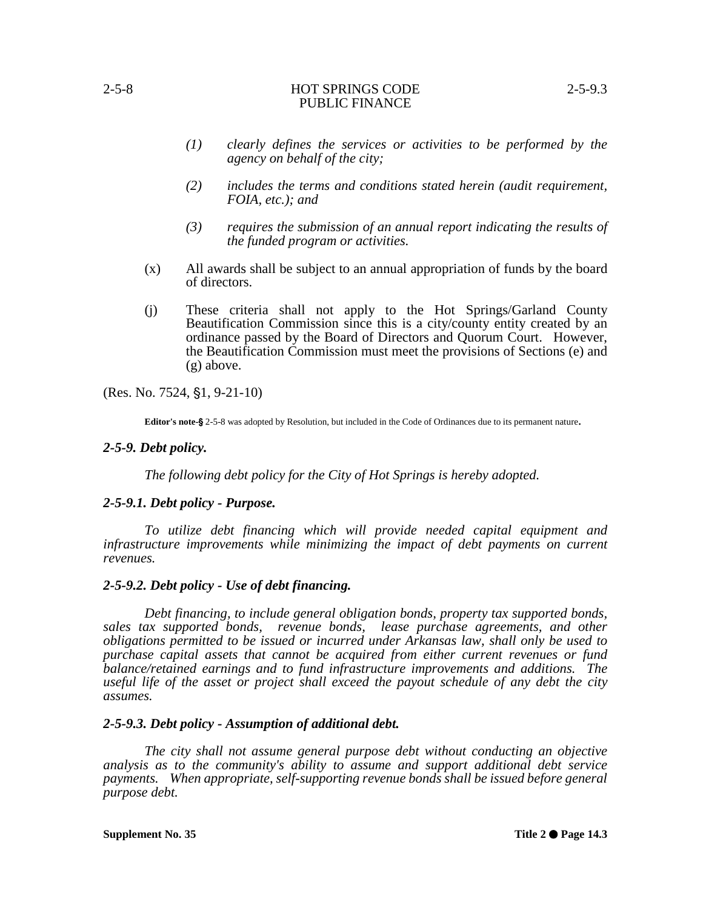*(1) clearly defines the services or activities to be performed by the agency on behalf of the city;*

*(2) includes the terms and conditions stated herein (audit requirement, FOIA, etc.); and*

*(3) requires the submission of an annual report indicating the results of the funded program or activities.*

(x) All awards shall be subject to an annual appropriation of funds by the board of directors.

(j) These criteria shall not apply to the Hot Springs/Garland County Beautification Commission since this is a city/county entity created by an ordinance passed by the Board of Directors and Quorum Court. However, the Beautification Commission must meet the provisions of Sections (e) and (g) above.

(Res. No. 7524, §1, 9-21-10)

**Editor's note-§** 2-5-8 was adopted by Resolution, but included in the Code of Ordinances due to its permanent nature**.**

### *2-5-9. Debt policy.*

*The following debt policy for the City of Hot Springs is hereby adopted.*

### *2-5-9.1. Debt policy - Purpose.*

*To utilize debt financing which will provide needed capital equipment and infrastructure improvements while minimizing the impact of debt payments on current revenues.*

### *2-5-9.2. Debt policy - Use of debt financing.*

*Debt financing, to include general obligation bonds, property tax supported bonds, sales tax supported bonds, revenue bonds, lease purchase agreements, and other obligations permitted to be issued or incurred under Arkansas law, shall only be used to purchase capital assets that cannot be acquired from either current revenues or fund balance/retained earnings and to fund infrastructure improvements and additions. The useful life of the asset or project shall exceed the payout schedule of any debt the city assumes.*

### *2-5-9.3. Debt policy - Assumption of additional debt.*

*The city shall not assume general purpose debt without conducting an objective analysis as to the community's ability to assume and support additional debt service payments. When appropriate, self-supporting revenue bonds shall be issued before general purpose debt.*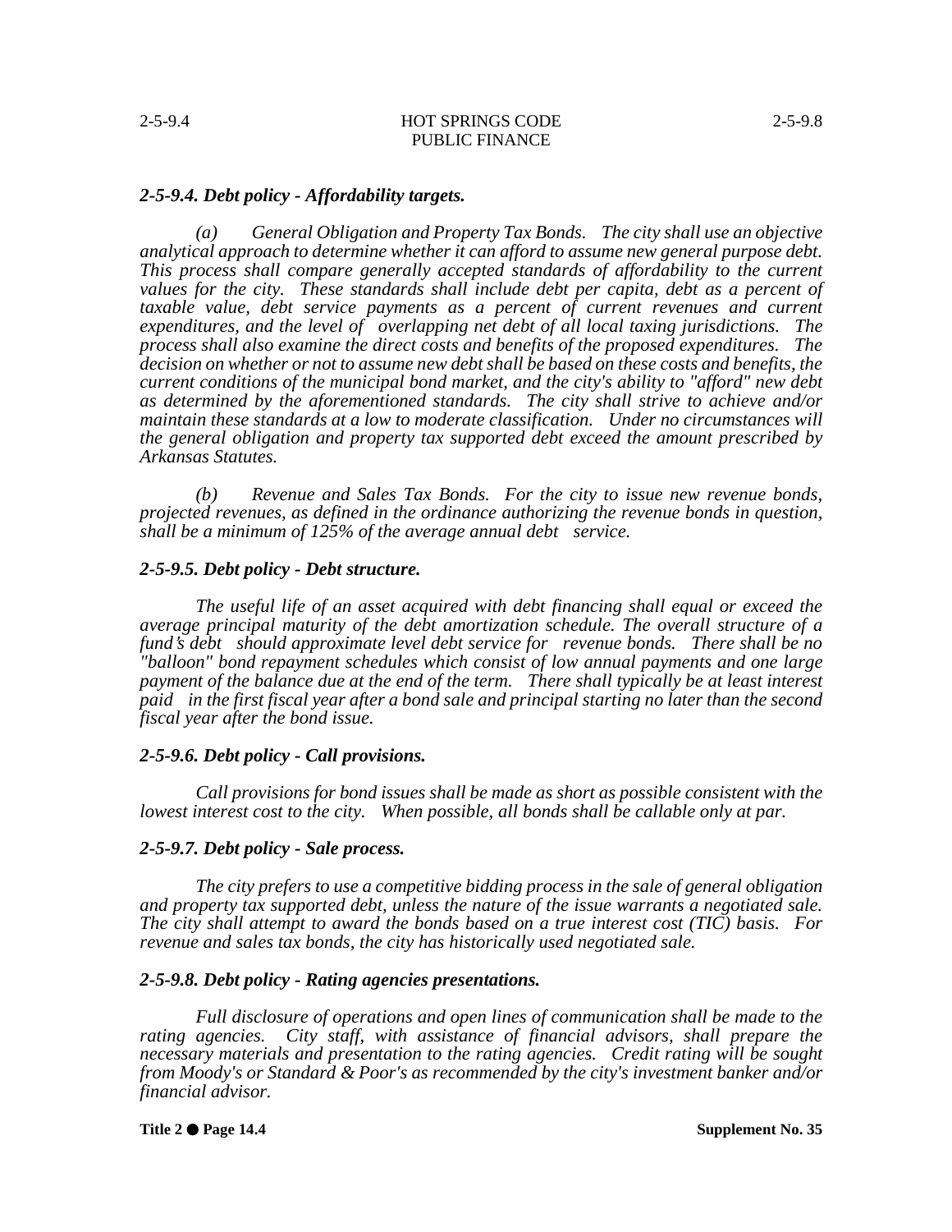### *2-5-9.4. Debt policy - Affordability targets.*

*(a) General Obligation and Property Tax Bonds. The city shall use an objective analytical approach to determine whether it can afford to assume new general purpose debt. This process shall compare generally accepted standards of affordability to the current values for the city. These standards shall include debt per capita, debt as a percent of taxable value, debt service payments as a percent of current revenues and current expenditures, and the level of overlapping net debt of all local taxing jurisdictions. The process shall also examine the direct costs and benefits of the proposed expenditures. The decision on whether or not to assume new debt shall be based on these costs and benefits, the current conditions of the municipal bond market, and the city's ability to "afford" new debt as determined by the aforementioned standards. The city shall strive to achieve and/or maintain these standards at a low to moderate classification. Under no circumstances will the general obligation and property tax supported debt exceed the amount prescribed by Arkansas Statutes.*

*(b) Revenue and Sales Tax Bonds. For the city to issue new revenue bonds, projected revenues, as defined in the ordinance authorizing the revenue bonds in question, shall be a minimum of 125% of the average annual debt service.*

### *2-5-9.5. Debt policy - Debt structure.*

*The useful life of an asset acquired with debt financing shall equal or exceed the average principal maturity of the debt amortization schedule. The overall structure of a fund's debt should approximate level debt service for revenue bonds. There shall be no "balloon" bond repayment schedules which consist of low annual payments and one large payment of the balance due at the end of the term. There shall typically be at least interest paid in the first fiscal year after a bond sale and principal starting no later than the second fiscal year after the bond issue.*

### *2-5-9.6. Debt policy - Call provisions.*

*Call provisions for bond issues shall be made as short as possible consistent with the lowest interest cost to the city. When possible, all bonds shall be callable only at par.*

### *2-5-9.7. Debt policy - Sale process.*

*The city prefers to use a competitive bidding process in the sale of general obligation and property tax supported debt, unless the nature of the issue warrants a negotiated sale. The city shall attempt to award the bonds based on a true interest cost (TIC) basis. For revenue and sales tax bonds, the city has historically used negotiated sale.*

### *2-5-9.8. Debt policy - Rating agencies presentations.*

*Full disclosure of operations and open lines of communication shall be made to the rating agencies. City staff, with assistance of financial advisors, shall prepare the necessary materials and presentation to the rating agencies. Credit rating will be sought from Moody's or Standard & Poor's as recommended by the city's investment banker and/or financial advisor.*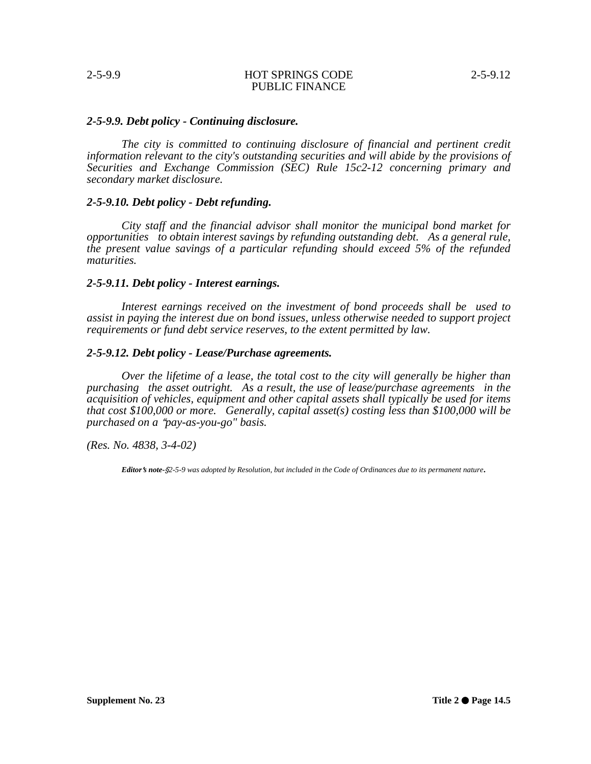### *2-5-9.9. Debt policy - Continuing disclosure.*

*The city is committed to continuing disclosure of financial and pertinent credit information relevant to the city's outstanding securities and will abide by the provisions of Securities and Exchange Commission (SEC) Rule 15c2-12 concerning primary and secondary market disclosure.*

### *2-5-9.10. Debt policy - Debt refunding.*

*City staff and the financial advisor shall monitor the municipal bond market for opportunities to obtain interest savings by refunding outstanding debt. As a general rule, the present value savings of a particular refunding should exceed 5% of the refunded maturities.*

### *2-5-9.11. Debt policy - Interest earnings.*

*Interest earnings received on the investment of bond proceeds shall be used to assist in paying the interest due on bond issues, unless otherwise needed to support project requirements or fund debt service reserves, to the extent permitted by law.*

### *2-5-9.12. Debt policy - Lease/Purchase agreements.*

*Over the lifetime of a lease, the total cost to the city will generally be higher than purchasing the asset outright. As a result, the use of lease/purchase agreements in the acquisition of vehicles, equipment and other capital assets shall typically be used for items that cost $100,000 or more. Generally, capital asset(s) costing less than $100,000 will be purchased on a "pay-as-you-go" basis.*

*(Res. No. 4838, 3-4-02)*

***Editor's note**-§2-5-9 was adopted by Resolution, but included in the Code of Ordinances due to its permanent nature.*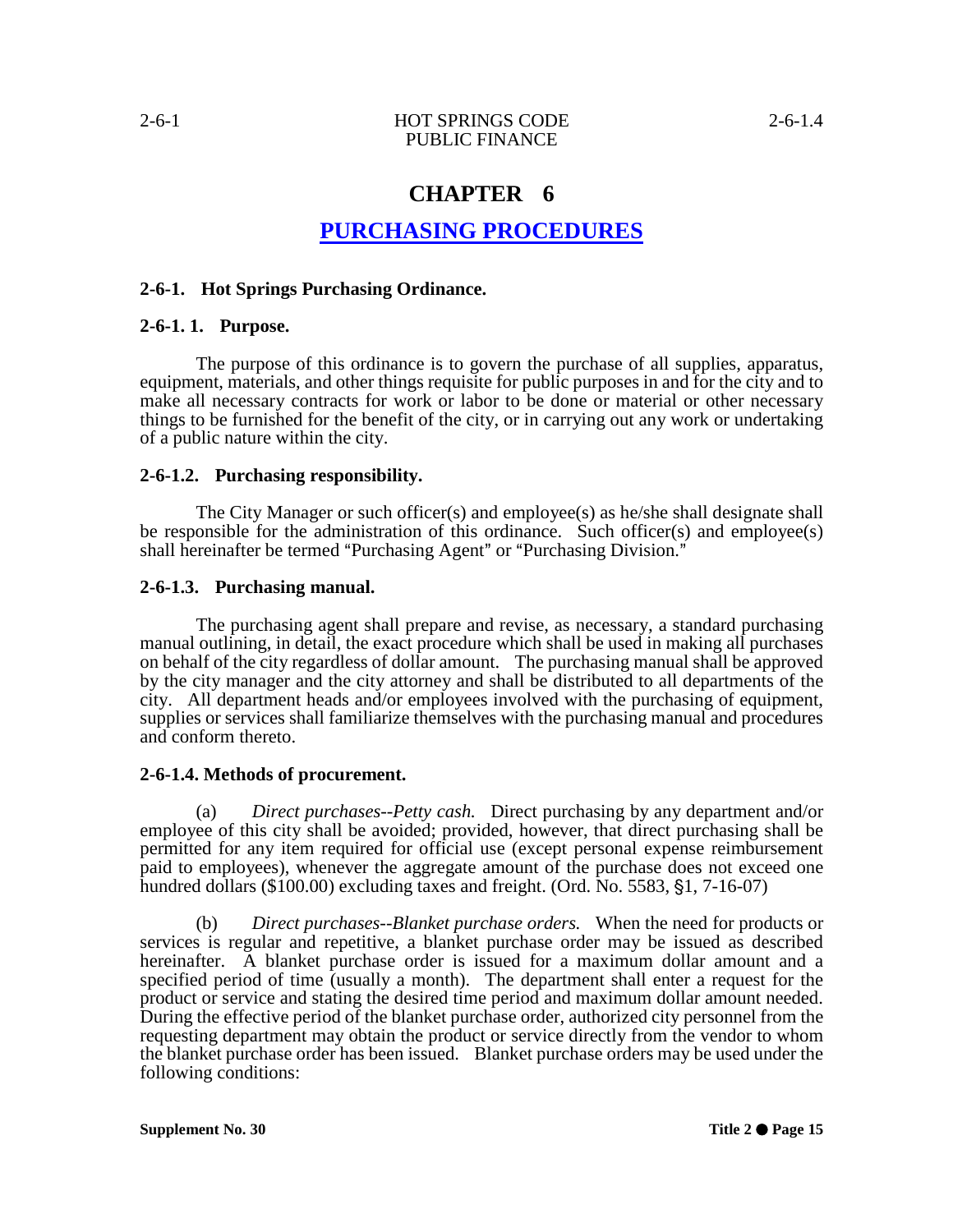# CHAPTER 6

## PURCHASING PROCEDURES

### 2-6-1. Hot Springs Purchasing Ordinance.

### 2-6-1. 1. Purpose.

The purpose of this ordinance is to govern the purchase of all supplies, apparatus, equipment, materials, and other things requisite for public purposes in and for the city and to make all necessary contracts for work or labor to be done or material or other necessary things to be furnished for the benefit of the city, or in carrying out any work or undertaking of a public nature within the city.

### 2-6-1.2. Purchasing responsibility.

The City Manager or such officer(s) and employee(s) as he/she shall designate shall be responsible for the administration of this ordinance. Such officer(s) and employee(s) shall hereinafter be termed "Purchasing Agent" or "Purchasing Division."

### 2-6-1.3. Purchasing manual.

The purchasing agent shall prepare and revise, as necessary, a standard purchasing manual outlining, in detail, the exact procedure which shall be used in making all purchases on behalf of the city regardless of dollar amount. The purchasing manual shall be approved by the city manager and the city attorney and shall be distributed to all departments of the city. All department heads and/or employees involved with the purchasing of equipment, supplies or services shall familiarize themselves with the purchasing manual and procedures and conform thereto.

### 2-6-1.4. Methods of procurement.

(a) *Direct purchases--Petty cash.* Direct purchasing by any department and/or employee of this city shall be avoided; provided, however, that direct purchasing shall be permitted for any item required for official use (except personal expense reimbursement paid to employees), whenever the aggregate amount of the purchase does not exceed one hundred dollars ($100.00) excluding taxes and freight. (Ord. No. 5583, §1, 7-16-07)

(b) *Direct purchases--Blanket purchase orders.* When the need for products or services is regular and repetitive, a blanket purchase order may be issued as described hereinafter. A blanket purchase order is issued for a maximum dollar amount and a specified period of time (usually a month). The department shall enter a request for the product or service and stating the desired time period and maximum dollar amount needed. During the effective period of the blanket purchase order, authorized city personnel from the requesting department may obtain the product or service directly from the vendor to whom the blanket purchase order has been issued. Blanket purchase orders may be used under the following conditions: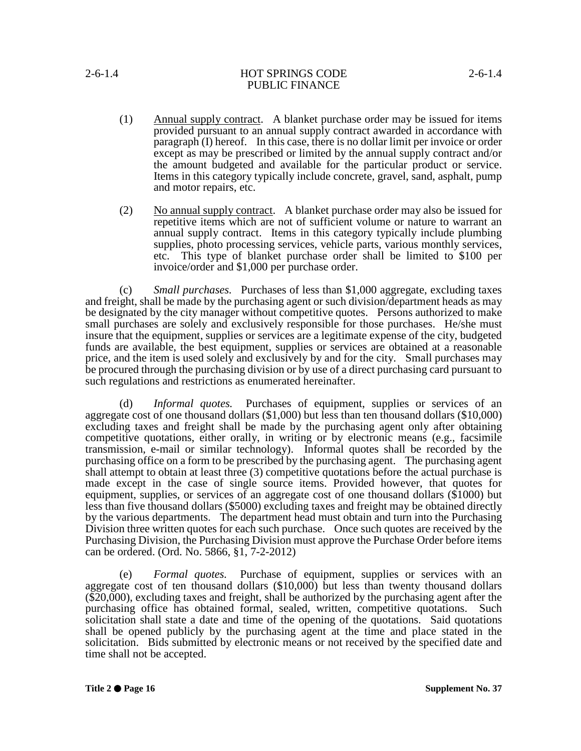(1) Annual supply contract. A blanket purchase order may be issued for items provided pursuant to an annual supply contract awarded in accordance with paragraph (I) hereof. In this case, there is no dollar limit per invoice or order except as may be prescribed or limited by the annual supply contract and/or the amount budgeted and available for the particular product or service. Items in this category typically include concrete, gravel, sand, asphalt, pump and motor repairs, etc.

(2) No annual supply contract. A blanket purchase order may also be issued for repetitive items which are not of sufficient volume or nature to warrant an annual supply contract. Items in this category typically include plumbing supplies, photo processing services, vehicle parts, various monthly services, etc. This type of blanket purchase order shall be limited to $100 per invoice/order and $1,000 per purchase order.

(c) *Small purchases.* Purchases of less than $1,000 aggregate, excluding taxes and freight, shall be made by the purchasing agent or such division/department heads as may be designated by the city manager without competitive quotes. Persons authorized to make small purchases are solely and exclusively responsible for those purchases. He/she must insure that the equipment, supplies or services are a legitimate expense of the city, budgeted funds are available, the best equipment, supplies or services are obtained at a reasonable price, and the item is used solely and exclusively by and for the city. Small purchases may be procured through the purchasing division or by use of a direct purchasing card pursuant to such regulations and restrictions as enumerated hereinafter.

(d) *Informal quotes.* Purchases of equipment, supplies or services of an aggregate cost of one thousand dollars ($1,000) but less than ten thousand dollars ($10,000) excluding taxes and freight shall be made by the purchasing agent only after obtaining competitive quotations, either orally, in writing or by electronic means (e.g., facsimile transmission, e-mail or similar technology). Informal quotes shall be recorded by the purchasing office on a form to be prescribed by the purchasing agent. The purchasing agent shall attempt to obtain at least three (3) competitive quotations before the actual purchase is made except in the case of single source items. Provided however, that quotes for equipment, supplies, or services of an aggregate cost of one thousand dollars ($1000) but less than five thousand dollars ($5000) excluding taxes and freight may be obtained directly by the various departments. The department head must obtain and turn into the Purchasing Division three written quotes for each such purchase. Once such quotes are received by the Purchasing Division, the Purchasing Division must approve the Purchase Order before items can be ordered. (Ord. No. 5866, §1, 7-2-2012)

(e) *Formal quotes.* Purchase of equipment, supplies or services with an aggregate cost of ten thousand dollars ($10,000) but less than twenty thousand dollars ($20,000), excluding taxes and freight, shall be authorized by the purchasing agent after the purchasing office has obtained formal, sealed, written, competitive quotations. Such solicitation shall state a date and time of the opening of the quotations. Said quotations shall be opened publicly by the purchasing agent at the time and place stated in the solicitation. Bids submitted by electronic means or not received by the specified date and time shall not be accepted.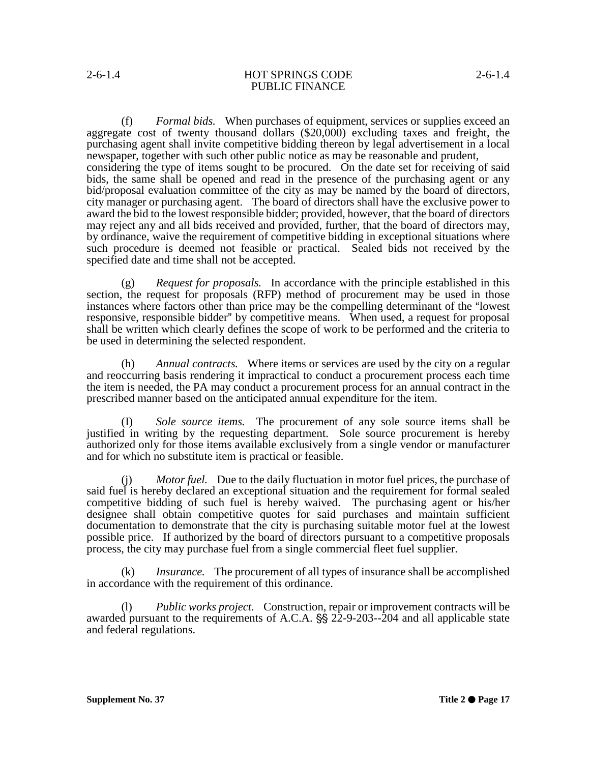(f) *Formal bids.* When purchases of equipment, services or supplies exceed an aggregate cost of twenty thousand dollars ($20,000) excluding taxes and freight, the purchasing agent shall invite competitive bidding thereon by legal advertisement in a local newspaper, together with such other public notice as may be reasonable and prudent, considering the type of items sought to be procured. On the date set for receiving of said bids, the same shall be opened and read in the presence of the purchasing agent or any bid/proposal evaluation committee of the city as may be named by the board of directors, city manager or purchasing agent. The board of directors shall have the exclusive power to award the bid to the lowest responsible bidder; provided, however, that the board of directors may reject any and all bids received and provided, further, that the board of directors may, by ordinance, waive the requirement of competitive bidding in exceptional situations where such procedure is deemed not feasible or practical. Sealed bids not received by the specified date and time shall not be accepted.

(g) *Request for proposals.* In accordance with the principle established in this section, the request for proposals (RFP) method of procurement may be used in those instances where factors other than price may be the compelling determinant of the "lowest responsive, responsible bidder" by competitive means. When used, a request for proposal shall be written which clearly defines the scope of work to be performed and the criteria to be used in determining the selected respondent.

(h) *Annual contracts.* Where items or services are used by the city on a regular and reoccurring basis rendering it impractical to conduct a procurement process each time the item is needed, the PA may conduct a procurement process for an annual contract in the prescribed manner based on the anticipated annual expenditure for the item.

(I) *Sole source items.* The procurement of any sole source items shall be justified in writing by the requesting department. Sole source procurement is hereby authorized only for those items available exclusively from a single vendor or manufacturer and for which no substitute item is practical or feasible.

(j) *Motor fuel.* Due to the daily fluctuation in motor fuel prices, the purchase of said fuel is hereby declared an exceptional situation and the requirement for formal sealed competitive bidding of such fuel is hereby waived. The purchasing agent or his/her designee shall obtain competitive quotes for said purchases and maintain sufficient documentation to demonstrate that the city is purchasing suitable motor fuel at the lowest possible price. If authorized by the board of directors pursuant to a competitive proposals process, the city may purchase fuel from a single commercial fleet fuel supplier.

(k) *Insurance.* The procurement of all types of insurance shall be accomplished in accordance with the requirement of this ordinance.

(l) *Public works project.* Construction, repair or improvement contracts will be awarded pursuant to the requirements of A.C.A. §§ 22-9-203--204 and all applicable state and federal regulations.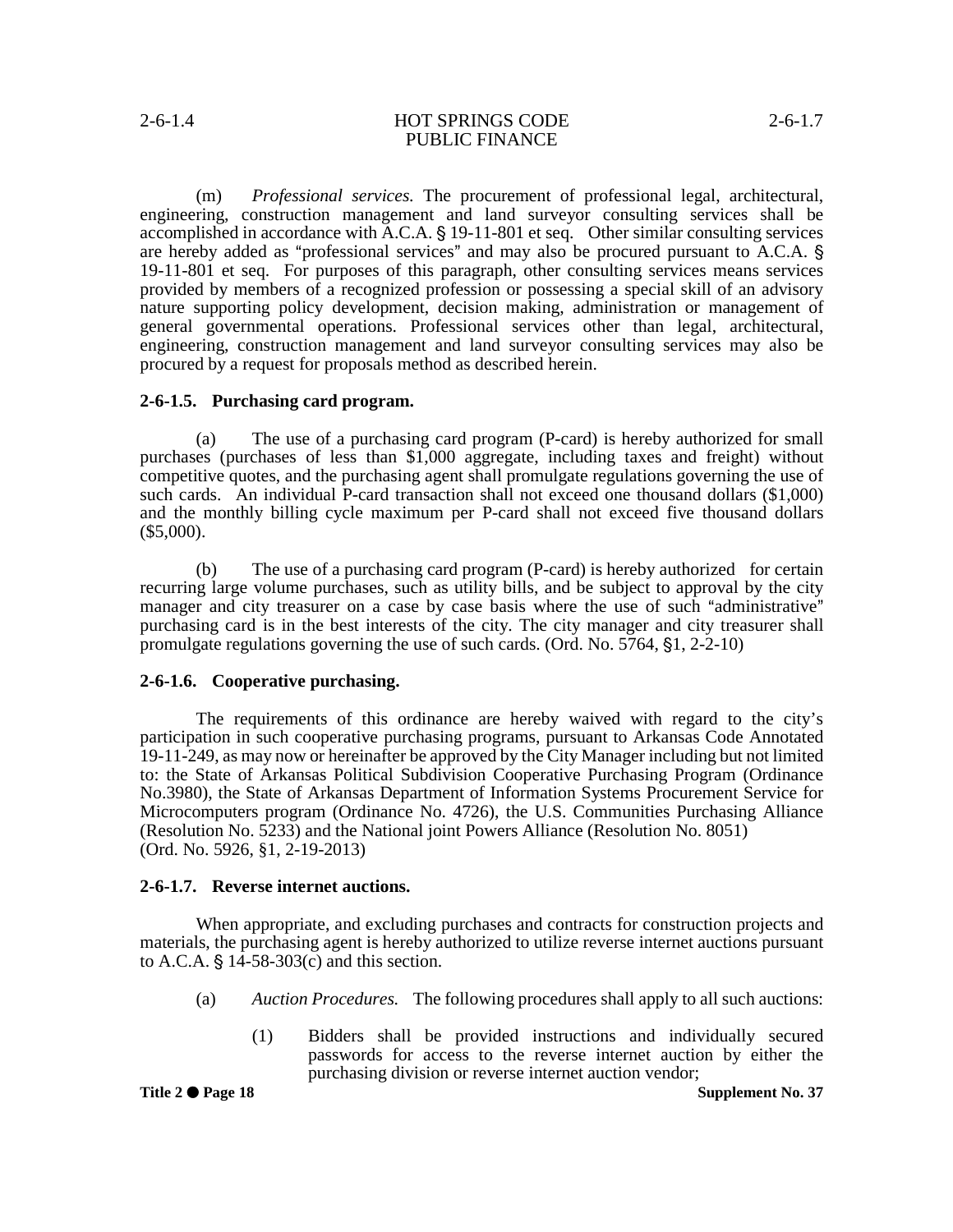(m) *Professional services.* The procurement of professional legal, architectural, engineering, construction management and land surveyor consulting services shall be accomplished in accordance with A.C.A. § 19-11-801 et seq. Other similar consulting services are hereby added as "professional services" and may also be procured pursuant to A.C.A. § 19-11-801 et seq. For purposes of this paragraph, other consulting services means services provided by members of a recognized profession or possessing a special skill of an advisory nature supporting policy development, decision making, administration or management of general governmental operations. Professional services other than legal, architectural, engineering, construction management and land surveyor consulting services may also be procured by a request for proposals method as described herein.

**2-6-1.5. Purchasing card program.**

(a) The use of a purchasing card program (P-card) is hereby authorized for small purchases (purchases of less than $1,000 aggregate, including taxes and freight) without competitive quotes, and the purchasing agent shall promulgate regulations governing the use of such cards. An individual P-card transaction shall not exceed one thousand dollars ($1,000) and the monthly billing cycle maximum per P-card shall not exceed five thousand dollars ($5,000).

(b) The use of a purchasing card program (P-card) is hereby authorized for certain recurring large volume purchases, such as utility bills, and be subject to approval by the city manager and city treasurer on a case by case basis where the use of such "administrative" purchasing card is in the best interests of the city. The city manager and city treasurer shall promulgate regulations governing the use of such cards. (Ord. No. 5764, §1, 2-2-10)

**2-6-1.6. Cooperative purchasing.**

The requirements of this ordinance are hereby waived with regard to the city's participation in such cooperative purchasing programs, pursuant to Arkansas Code Annotated 19-11-249, as may now or hereinafter be approved by the City Manager including but not limited to: the State of Arkansas Political Subdivision Cooperative Purchasing Program (Ordinance No.3980), the State of Arkansas Department of Information Systems Procurement Service for Microcomputers program (Ordinance No. 4726), the U.S. Communities Purchasing Alliance (Resolution No. 5233) and the National joint Powers Alliance (Resolution No. 8051)
(Ord. No. 5926, §1, 2-19-2013)

**2-6-1.7. Reverse internet auctions.**

When appropriate, and excluding purchases and contracts for construction projects and materials, the purchasing agent is hereby authorized to utilize reverse internet auctions pursuant to A.C.A. § 14-58-303(c) and this section.

(a) *Auction Procedures.* The following procedures shall apply to all such auctions:

(1) Bidders shall be provided instructions and individually secured passwords for access to the reverse internet auction by either the purchasing division or reverse internet auction vendor;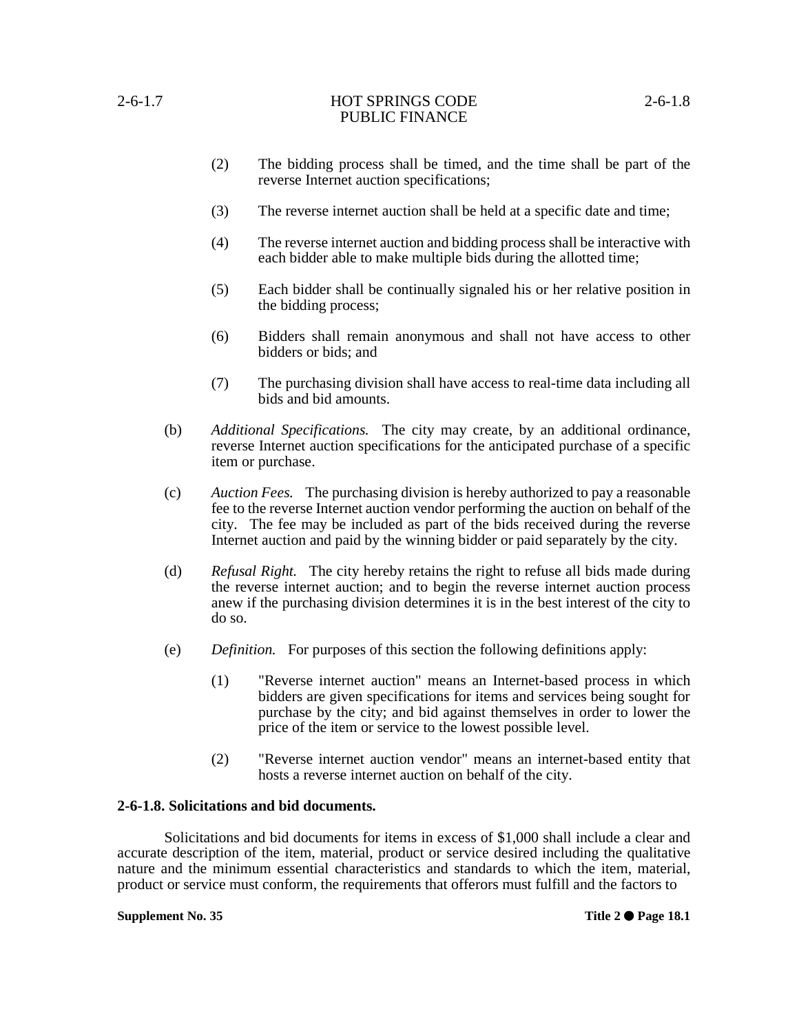(2) The bidding process shall be timed, and the time shall be part of the reverse Internet auction specifications;

(3) The reverse internet auction shall be held at a specific date and time;

(4) The reverse internet auction and bidding process shall be interactive with each bidder able to make multiple bids during the allotted time;

(5) Each bidder shall be continually signaled his or her relative position in the bidding process;

(6) Bidders shall remain anonymous and shall not have access to other bidders or bids; and

(7) The purchasing division shall have access to real-time data including all bids and bid amounts.

(b) *Additional Specifications.* The city may create, by an additional ordinance, reverse Internet auction specifications for the anticipated purchase of a specific item or purchase.

(c) *Auction Fees.* The purchasing division is hereby authorized to pay a reasonable fee to the reverse Internet auction vendor performing the auction on behalf of the city. The fee may be included as part of the bids received during the reverse Internet auction and paid by the winning bidder or paid separately by the city.

(d) *Refusal Right.* The city hereby retains the right to refuse all bids made during the reverse internet auction; and to begin the reverse internet auction process anew if the purchasing division determines it is in the best interest of the city to do so.

(e) *Definition.* For purposes of this section the following definitions apply:

(1) "Reverse internet auction" means an Internet-based process in which bidders are given specifications for items and services being sought for purchase by the city; and bid against themselves in order to lower the price of the item or service to the lowest possible level.

(2) "Reverse internet auction vendor" means an internet-based entity that hosts a reverse internet auction on behalf of the city.

**2-6-1.8. Solicitations and bid documents.**

Solicitations and bid documents for items in excess of $1,000 shall include a clear and accurate description of the item, material, product or service desired including the qualitative nature and the minimum essential characteristics and standards to which the item, material, product or service must conform, the requirements that offerors must fulfill and the factors to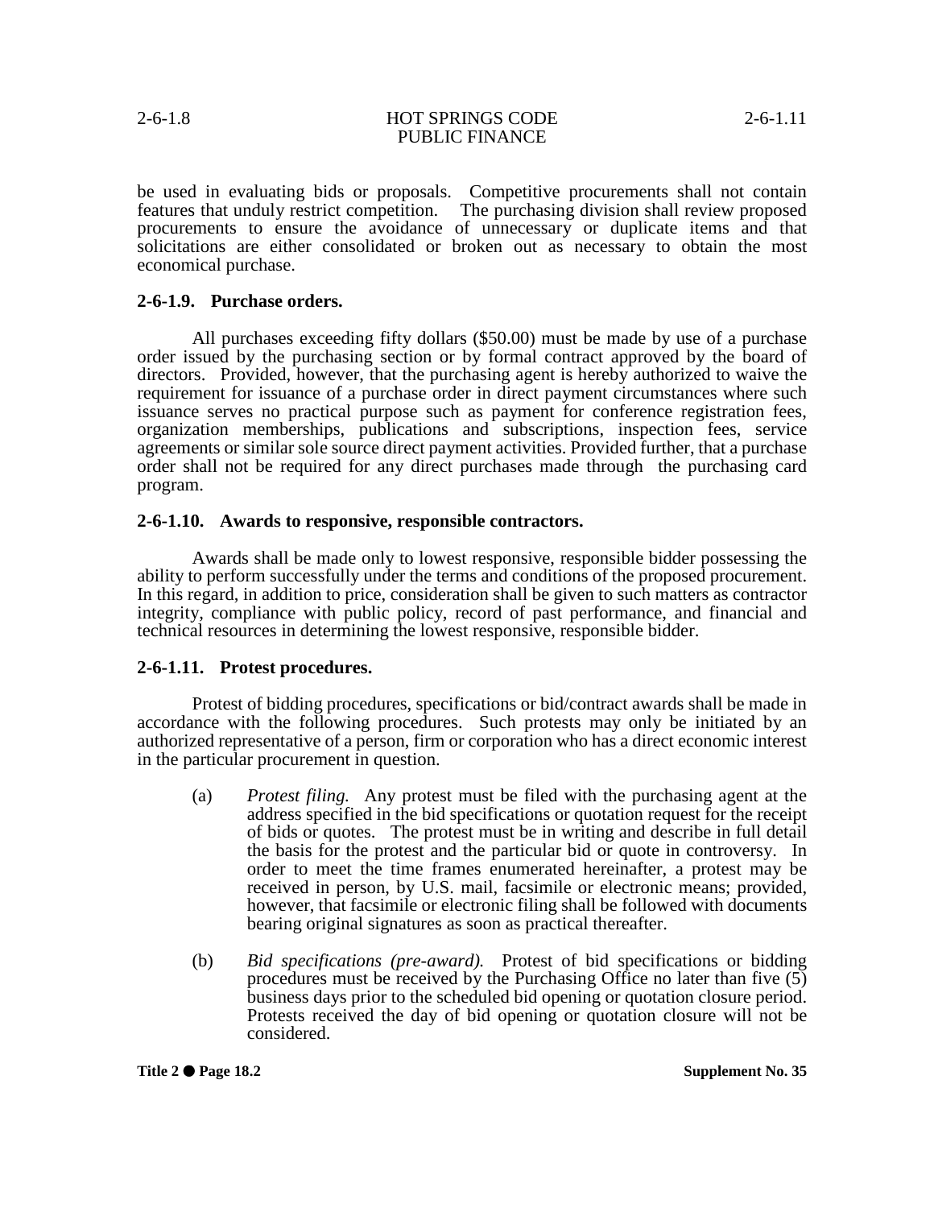be used in evaluating bids or proposals. Competitive procurements shall not contain features that unduly restrict competition. The purchasing division shall review proposed procurements to ensure the avoidance of unnecessary or duplicate items and that solicitations are either consolidated or broken out as necessary to obtain the most economical purchase.

**2-6-1.9. Purchase orders.**

All purchases exceeding fifty dollars ($50.00) must be made by use of a purchase order issued by the purchasing section or by formal contract approved by the board of directors. Provided, however, that the purchasing agent is hereby authorized to waive the requirement for issuance of a purchase order in direct payment circumstances where such issuance serves no practical purpose such as payment for conference registration fees, organization memberships, publications and subscriptions, inspection fees, service agreements or similar sole source direct payment activities. Provided further, that a purchase order shall not be required for any direct purchases made through the purchasing card program.

**2-6-1.10. Awards to responsive, responsible contractors.**

Awards shall be made only to lowest responsive, responsible bidder possessing the ability to perform successfully under the terms and conditions of the proposed procurement. In this regard, in addition to price, consideration shall be given to such matters as contractor integrity, compliance with public policy, record of past performance, and financial and technical resources in determining the lowest responsive, responsible bidder.

**2-6-1.11. Protest procedures.**

Protest of bidding procedures, specifications or bid/contract awards shall be made in accordance with the following procedures. Such protests may only be initiated by an authorized representative of a person, firm or corporation who has a direct economic interest in the particular procurement in question.

(a) *Protest filing.* Any protest must be filed with the purchasing agent at the address specified in the bid specifications or quotation request for the receipt of bids or quotes. The protest must be in writing and describe in full detail the basis for the protest and the particular bid or quote in controversy. In order to meet the time frames enumerated hereinafter, a protest may be received in person, by U.S. mail, facsimile or electronic means; provided, however, that facsimile or electronic filing shall be followed with documents bearing original signatures as soon as practical thereafter.

(b) *Bid specifications (pre-award).* Protest of bid specifications or bidding procedures must be received by the Purchasing Office no later than five (5) business days prior to the scheduled bid opening or quotation closure period. Protests received the day of bid opening or quotation closure will not be considered.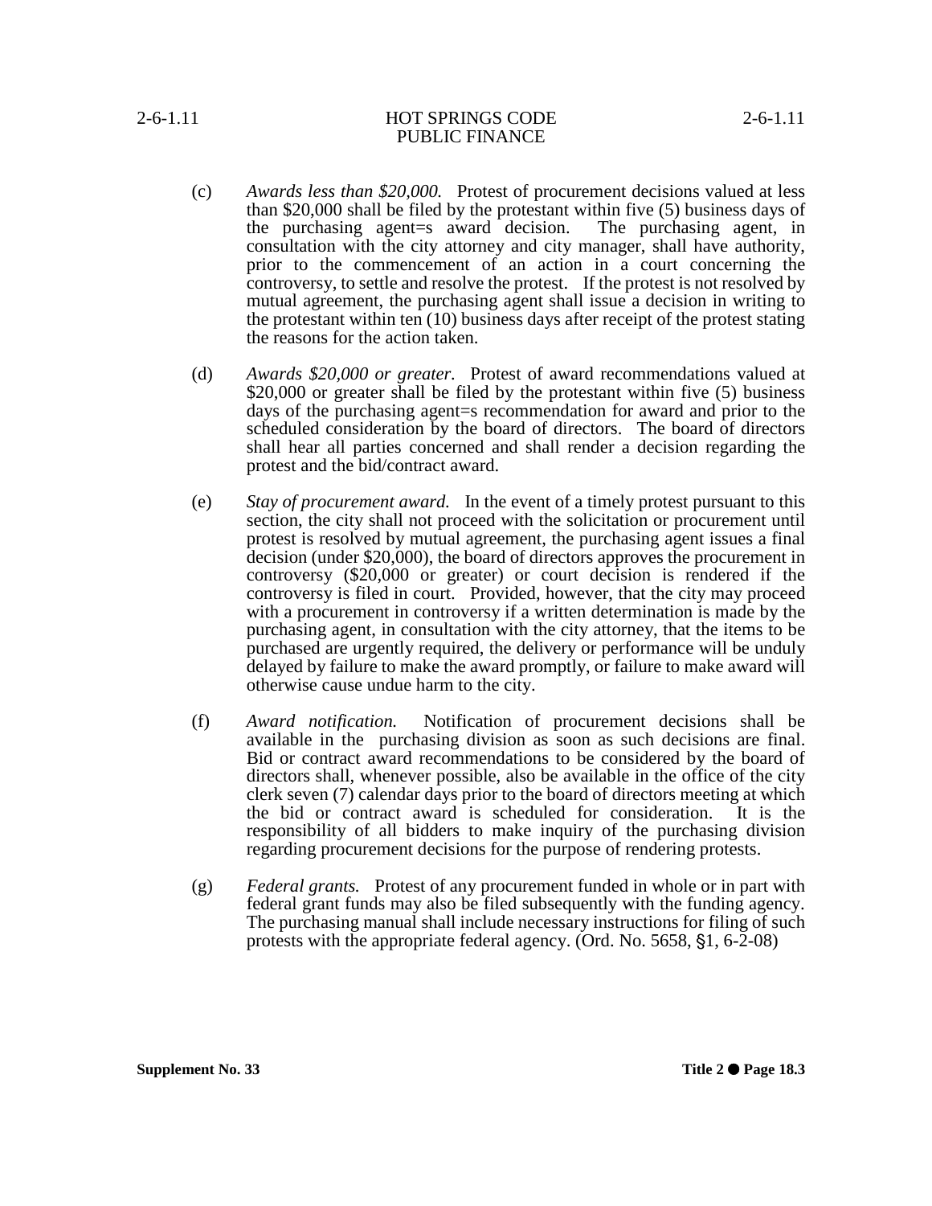(c) *Awards less than $20,000.* Protest of procurement decisions valued at less than $20,000 shall be filed by the protestant within five (5) business days of the purchasing agent=s award decision. The purchasing agent, in consultation with the city attorney and city manager, shall have authority, prior to the commencement of an action in a court concerning the controversy, to settle and resolve the protest. If the protest is not resolved by mutual agreement, the purchasing agent shall issue a decision in writing to the protestant within ten (10) business days after receipt of the protest stating the reasons for the action taken.

(d) *Awards $20,000 or greater.* Protest of award recommendations valued at $20,000 or greater shall be filed by the protestant within five (5) business days of the purchasing agent=s recommendation for award and prior to the scheduled consideration by the board of directors. The board of directors shall hear all parties concerned and shall render a decision regarding the protest and the bid/contract award.

(e) *Stay of procurement award.* In the event of a timely protest pursuant to this section, the city shall not proceed with the solicitation or procurement until protest is resolved by mutual agreement, the purchasing agent issues a final decision (under $20,000), the board of directors approves the procurement in controversy ($20,000 or greater) or court decision is rendered if the controversy is filed in court. Provided, however, that the city may proceed with a procurement in controversy if a written determination is made by the purchasing agent, in consultation with the city attorney, that the items to be purchased are urgently required, the delivery or performance will be unduly delayed by failure to make the award promptly, or failure to make award will otherwise cause undue harm to the city.

(f) *Award notification.* Notification of procurement decisions shall be available in the purchasing division as soon as such decisions are final. Bid or contract award recommendations to be considered by the board of directors shall, whenever possible, also be available in the office of the city clerk seven (7) calendar days prior to the board of directors meeting at which the bid or contract award is scheduled for consideration. It is the responsibility of all bidders to make inquiry of the purchasing division regarding procurement decisions for the purpose of rendering protests.

(g) *Federal grants.* Protest of any procurement funded in whole or in part with federal grant funds may also be filed subsequently with the funding agency. The purchasing manual shall include necessary instructions for filing of such protests with the appropriate federal agency. (Ord. No. 5658, §1, 6-2-08)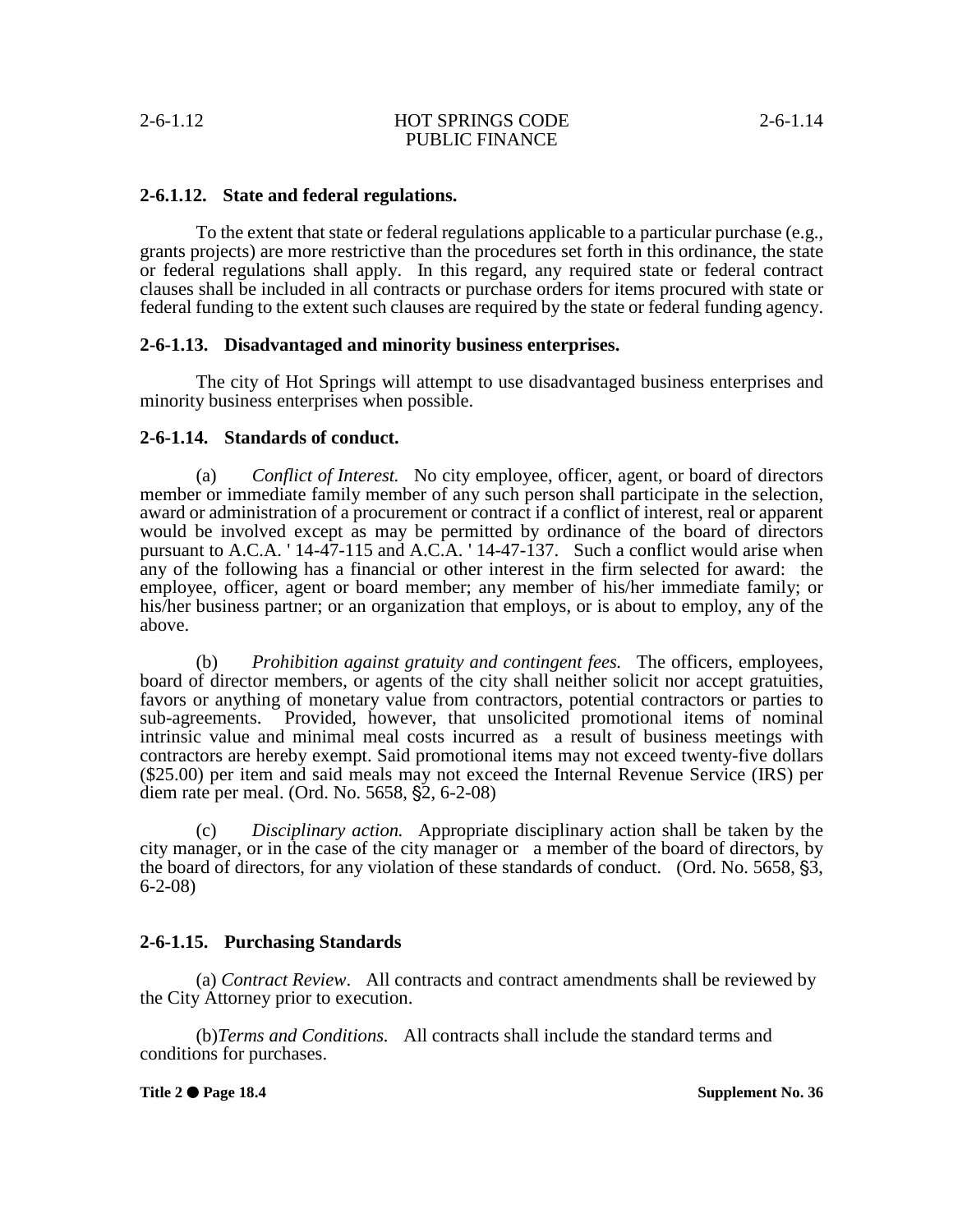**2-6.1.12. State and federal regulations.**

To the extent that state or federal regulations applicable to a particular purchase (e.g., grants projects) are more restrictive than the procedures set forth in this ordinance, the state or federal regulations shall apply. In this regard, any required state or federal contract clauses shall be included in all contracts or purchase orders for items procured with state or federal funding to the extent such clauses are required by the state or federal funding agency.

**2-6.1.13. Disadvantaged and minority business enterprises.**

The city of Hot Springs will attempt to use disadvantaged business enterprises and minority business enterprises when possible.

**2-6.1.14. Standards of conduct.**

(a) *Conflict of Interest.* No city employee, officer, agent, or board of directors member or immediate family member of any such person shall participate in the selection, award or administration of a procurement or contract if a conflict of interest, real or apparent would be involved except as may be permitted by ordinance of the board of directors pursuant to A.C.A. ' 14-47-115 and A.C.A. ' 14-47-137. Such a conflict would arise when any of the following has a financial or other interest in the firm selected for award: the employee, officer, agent or board member; any member of his/her immediate family; or his/her business partner; or an organization that employs, or is about to employ, any of the above.

(b) *Prohibition against gratuity and contingent fees.* The officers, employees, board of director members, or agents of the city shall neither solicit nor accept gratuities, favors or anything of monetary value from contractors, potential contractors or parties to sub-agreements. Provided, however, that unsolicited promotional items of nominal intrinsic value and minimal meal costs incurred as a result of business meetings with contractors are hereby exempt. Said promotional items may not exceed twenty-five dollars ($25.00) per item and said meals may not exceed the Internal Revenue Service (IRS) per diem rate per meal. (Ord. No. 5658, §2, 6-2-08)

(c) *Disciplinary action.* Appropriate disciplinary action shall be taken by the city manager, or in the case of the city manager or a member of the board of directors, by the board of directors, for any violation of these standards of conduct. (Ord. No. 5658, §3, 6-2-08)

**2-6.1.15. Purchasing Standards**

(a) *Contract Review*. All contracts and contract amendments shall be reviewed by the City Attorney prior to execution.

(b)*Terms and Conditions.* All contracts shall include the standard terms and conditions for purchases.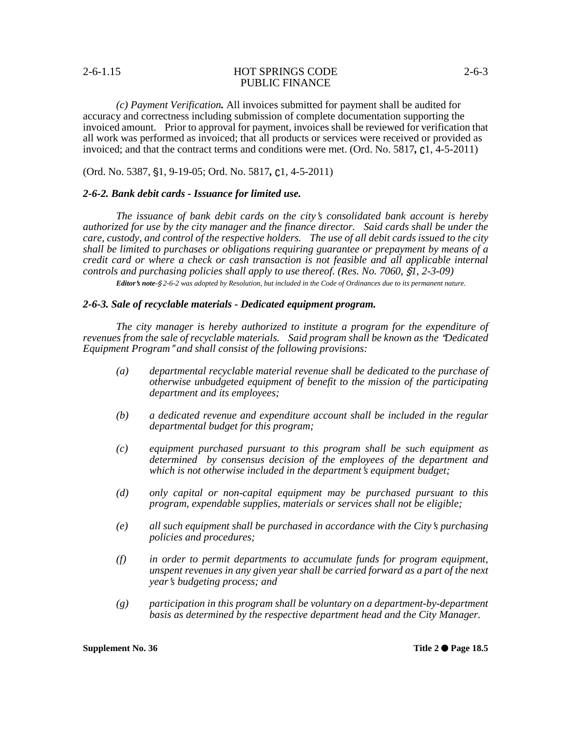*(c) Payment Verification.* All invoices submitted for payment shall be audited for accuracy and correctness including submission of complete documentation supporting the invoiced amount. Prior to approval for payment, invoices shall be reviewed for verification that all work was performed as invoiced; that all products or services were received or provided as invoiced; and that the contract terms and conditions were met. (Ord. No. 5817, ©1, 4-5-2011)

(Ord. No. 5387, §1, 9-19-05; Ord. No. 5817, ©1, 4-5-2011)

### *2-6-2. Bank debit cards - Issuance for limited use.*

*The issuance of bank debit cards on the city's consolidated bank account is hereby authorized for use by the city manager and the finance director. Said cards shall be under the care, custody, and control of the respective holders. The use of all debit cards issued to the city shall be limited to purchases or obligations requiring guarantee or prepayment by means of a credit card or where a check or cash transaction is not feasible and all applicable internal controls and purchasing policies shall apply to use thereof. (Res. No. 7060, §1, 2-3-09)*

***Editor's note***-*§ 2-6-2 was adopted by Resolution, but included in the Code of Ordinances due to its permanent nature.*

### *2-6-3. Sale of recyclable materials - Dedicated equipment program.*

*The city manager is hereby authorized to institute a program for the expenditure of revenues from the sale of recyclable materials. Said program shall be known as the "Dedicated Equipment Program" and shall consist of the following provisions:*

*(a) departmental recyclable material revenue shall be dedicated to the purchase of otherwise unbudgeted equipment of benefit to the mission of the participating department and its employees;*

*(b) a dedicated revenue and expenditure account shall be included in the regular departmental budget for this program;*

*(c) equipment purchased pursuant to this program shall be such equipment as determined by consensus decision of the employees of the department and which is not otherwise included in the department's equipment budget;*

*(d) only capital or non-capital equipment may be purchased pursuant to this program, expendable supplies, materials or services shall not be eligible;*

*(e) all such equipment shall be purchased in accordance with the City's purchasing policies and procedures;*

*(f) in order to permit departments to accumulate funds for program equipment, unspent revenues in any given year shall be carried forward as a part of the next year's budgeting process; and*

*(g) participation in this program shall be voluntary on a department-by-department basis as determined by the respective department head and the City Manager.*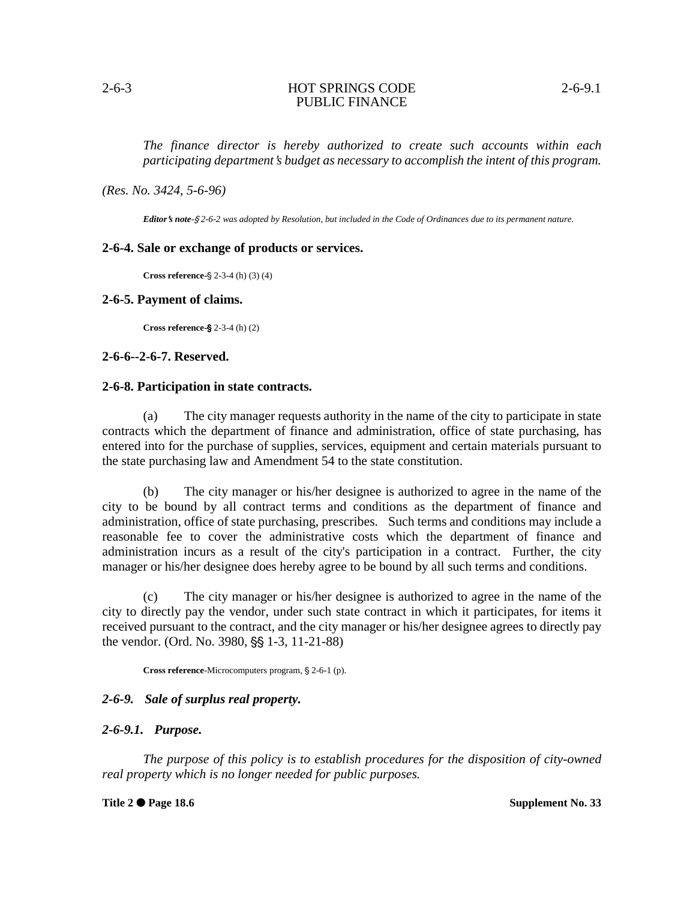*The finance director is hereby authorized to create such accounts within each participating department's budget as necessary to accomplish the intent of this program.*

*(Res. No. 3424, 5-6-96)*

***Editor's note***-*§ 2-6-2 was adopted by Resolution, but included in the Code of Ordinances due to its permanent nature.*

### 2-6-4. Sale or exchange of products or services.

**Cross reference**-§ 2-3-4 (h) (3) (4)

### 2-6-5. Payment of claims.

**Cross reference**-§ 2-3-4 (h) (2)

### 2-6-6--2-6-7. Reserved.

### 2-6-8. Participation in state contracts.

(a) The city manager requests authority in the name of the city to participate in state contracts which the department of finance and administration, office of state purchasing, has entered into for the purchase of supplies, services, equipment and certain materials pursuant to the state purchasing law and Amendment 54 to the state constitution.

(b) The city manager or his/her designee is authorized to agree in the name of the city to be bound by all contract terms and conditions as the department of finance and administration, office of state purchasing, prescribes. Such terms and conditions may include a reasonable fee to cover the administrative costs which the department of finance and administration incurs as a result of the city's participation in a contract. Further, the city manager or his/her designee does hereby agree to be bound by all such terms and conditions.

(c) The city manager or his/her designee is authorized to agree in the name of the city to directly pay the vendor, under such state contract in which it participates, for items it received pursuant to the contract, and the city manager or his/her designee agrees to directly pay the vendor. (Ord. No. 3980, §§ 1-3, 11-21-88)

**Cross reference**-Microcomputers program, § 2-6-1 (p).

### *2-6-9. Sale of surplus real property.*

### *2-6-9.1. Purpose.*

*The purpose of this policy is to establish procedures for the disposition of city-owned real property which is no longer needed for public purposes.*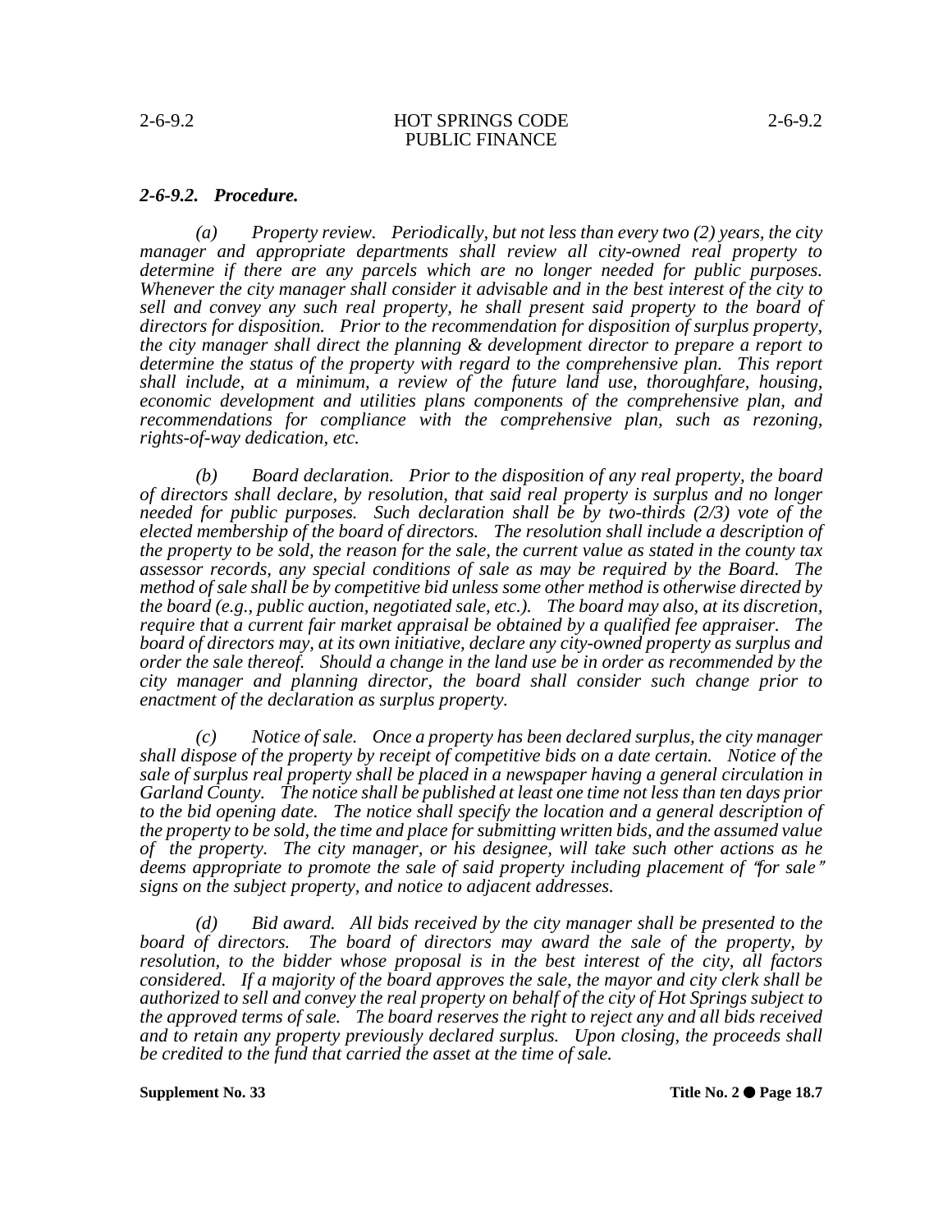### *2-6-9.2. Procedure.*

*(a) Property review. Periodically, but not less than every two (2) years, the city manager and appropriate departments shall review all city-owned real property to determine if there are any parcels which are no longer needed for public purposes. Whenever the city manager shall consider it advisable and in the best interest of the city to sell and convey any such real property, he shall present said property to the board of directors for disposition. Prior to the recommendation for disposition of surplus property, the city manager shall direct the planning & development director to prepare a report to determine the status of the property with regard to the comprehensive plan. This report shall include, at a minimum, a review of the future land use, thoroughfare, housing, economic development and utilities plans components of the comprehensive plan, and recommendations for compliance with the comprehensive plan, such as rezoning, rights-of-way dedication, etc.*

*(b) Board declaration. Prior to the disposition of any real property, the board of directors shall declare, by resolution, that said real property is surplus and no longer needed for public purposes. Such declaration shall be by two-thirds (2/3) vote of the elected membership of the board of directors. The resolution shall include a description of the property to be sold, the reason for the sale, the current value as stated in the county tax assessor records, any special conditions of sale as may be required by the Board. The method of sale shall be by competitive bid unless some other method is otherwise directed by the board (e.g., public auction, negotiated sale, etc.). The board may also, at its discretion, require that a current fair market appraisal be obtained by a qualified fee appraiser. The board of directors may, at its own initiative, declare any city-owned property as surplus and order the sale thereof. Should a change in the land use be in order as recommended by the city manager and planning director, the board shall consider such change prior to enactment of the declaration as surplus property.*

*(c) Notice of sale. Once a property has been declared surplus, the city manager shall dispose of the property by receipt of competitive bids on a date certain. Notice of the sale of surplus real property shall be placed in a newspaper having a general circulation in Garland County. The notice shall be published at least one time not less than ten days prior to the bid opening date. The notice shall specify the location and a general description of the property to be sold, the time and place for submitting written bids, and the assumed value of the property. The city manager, or his designee, will take such other actions as he deems appropriate to promote the sale of said property including placement of "for sale" signs on the subject property, and notice to adjacent addresses.*

*(d) Bid award. All bids received by the city manager shall be presented to the board of directors. The board of directors may award the sale of the property, by resolution, to the bidder whose proposal is in the best interest of the city, all factors considered. If a majority of the board approves the sale, the mayor and city clerk shall be authorized to sell and convey the real property on behalf of the city of Hot Springs subject to the approved terms of sale. The board reserves the right to reject any and all bids received and to retain any property previously declared surplus. Upon closing, the proceeds shall be credited to the fund that carried the asset at the time of sale.*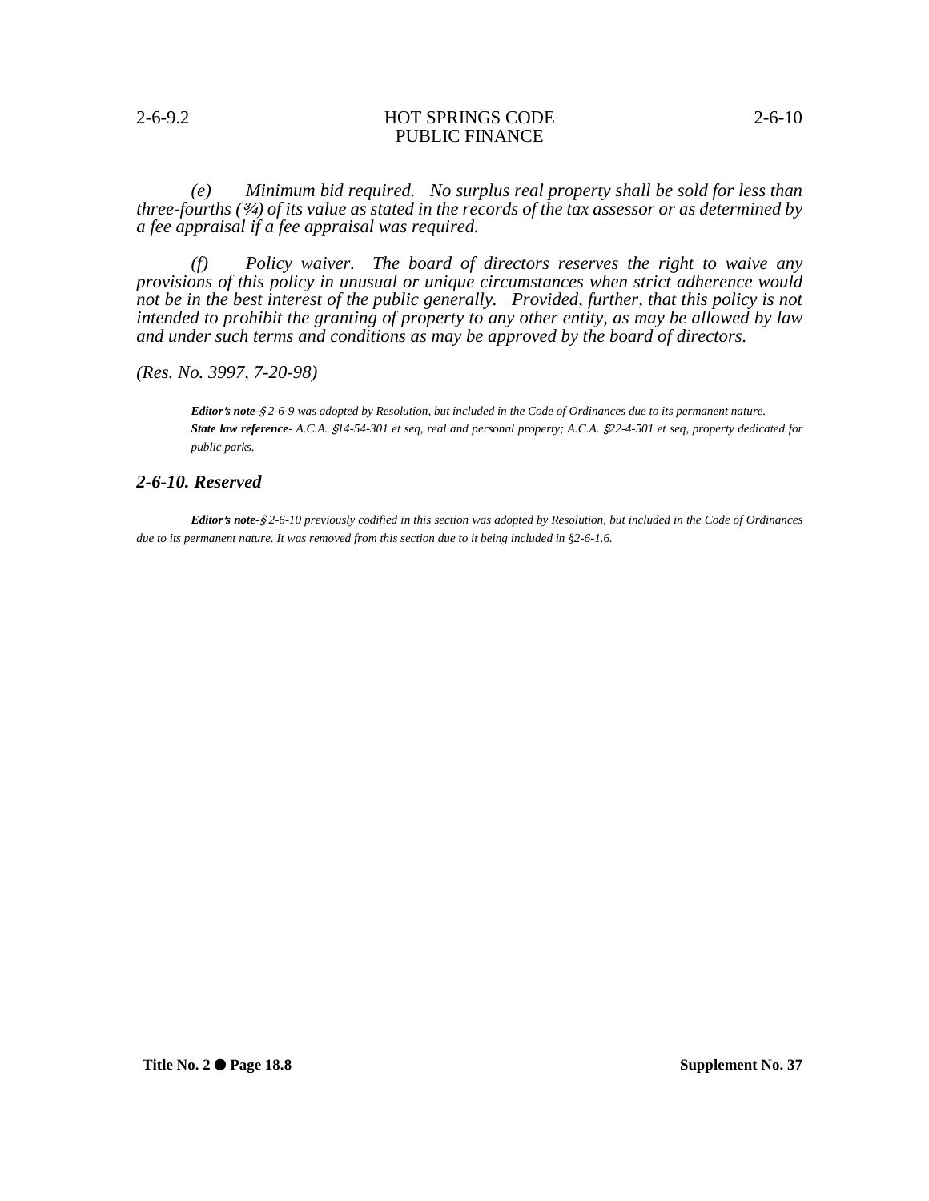*(e) Minimum bid required. No surplus real property shall be sold for less than three-fourths (¾) of its value as stated in the records of the tax assessor or as determined by a fee appraisal if a fee appraisal was required.*

*(f) Policy waiver. The board of directors reserves the right to waive any provisions of this policy in unusual or unique circumstances when strict adherence would not be in the best interest of the public generally. Provided, further, that this policy is not intended to prohibit the granting of property to any other entity, as may be allowed by law and under such terms and conditions as may be approved by the board of directors.*

*(Res. No. 3997, 7-20-98)*

***Editor's note***-*§ 2-6-9 was adopted by Resolution, but included in the Code of Ordinances due to its permanent nature.*
***State law reference***- *A.C.A. §14-54-301 et seq, real and personal property; A.C.A. §22-4-501 et seq, property dedicated for public parks.*

### *2-6-10. Reserved*

***Editor's note***-*§ 2-6-10 previously codified in this section was adopted by Resolution, but included in the Code of Ordinances due to its permanent nature. It was removed from this section due to it being included in §2-6-1.6.*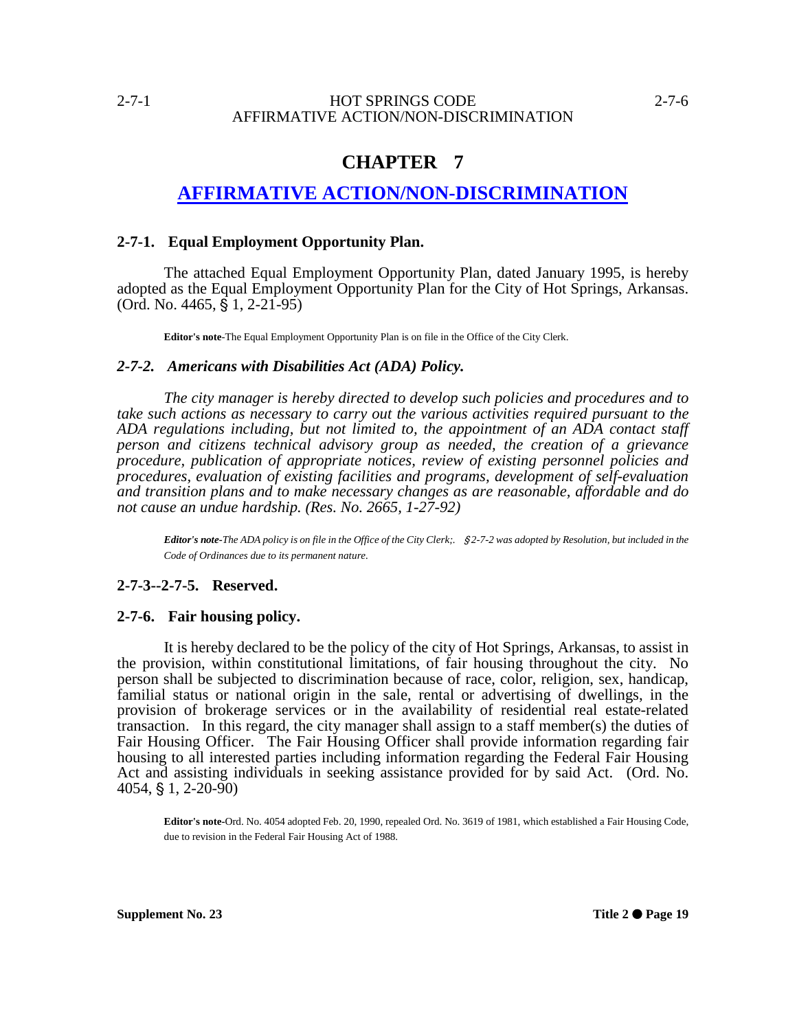# CHAPTER 7

## AFFIRMATIVE ACTION/NON-DISCRIMINATION

### 2-7-1. Equal Employment Opportunity Plan.

The attached Equal Employment Opportunity Plan, dated January 1995, is hereby adopted as the Equal Employment Opportunity Plan for the City of Hot Springs, Arkansas. (Ord. No. 4465, § 1, 2-21-95)

**Editor's note**-The Equal Employment Opportunity Plan is on file in the Office of the City Clerk.

### *2-7-2. Americans with Disabilities Act (ADA) Policy.*

*The city manager is hereby directed to develop such policies and procedures and to take such actions as necessary to carry out the various activities required pursuant to the ADA regulations including, but not limited to, the appointment of an ADA contact staff person and citizens technical advisory group as needed, the creation of a grievance procedure, publication of appropriate notices, review of existing personnel policies and procedures, evaluation of existing facilities and programs, development of self-evaluation and transition plans and to make necessary changes as are reasonable, affordable and do not cause an undue hardship. (Res. No. 2665, 1-27-92)*

***Editor's note****-The ADA policy is on file in the Office of the City Clerk;. §2-7-2 was adopted by Resolution, but included in the Code of Ordinances due to its permanent nature.*

### 2-7-3--2-7-5. Reserved.

### 2-7-6. Fair housing policy.

It is hereby declared to be the policy of the city of Hot Springs, Arkansas, to assist in the provision, within constitutional limitations, of fair housing throughout the city. No person shall be subjected to discrimination because of race, color, religion, sex, handicap, familial status or national origin in the sale, rental or advertising of dwellings, in the provision of brokerage services or in the availability of residential real estate-related transaction. In this regard, the city manager shall assign to a staff member(s) the duties of Fair Housing Officer. The Fair Housing Officer shall provide information regarding fair housing to all interested parties including information regarding the Federal Fair Housing Act and assisting individuals in seeking assistance provided for by said Act. (Ord. No. 4054, § 1, 2-20-90)

**Editor's note**-Ord. No. 4054 adopted Feb. 20, 1990, repealed Ord. No. 3619 of 1981, which established a Fair Housing Code, due to revision in the Federal Fair Housing Act of 1988.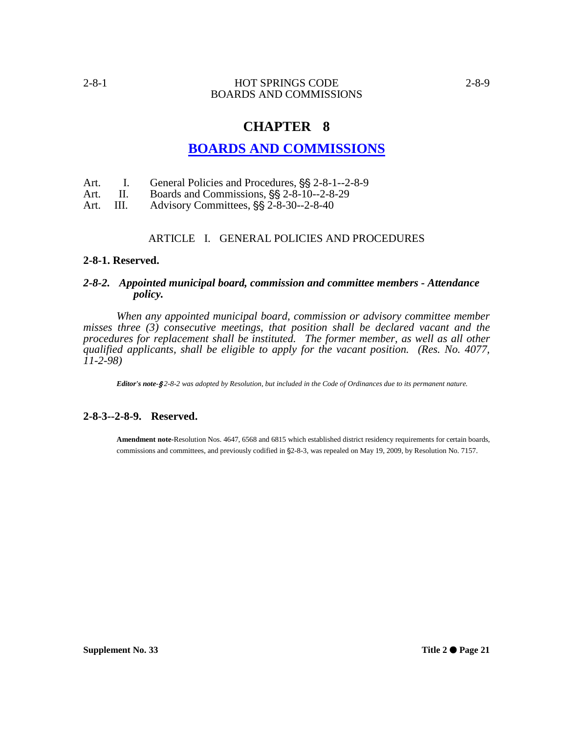# CHAPTER 8

## BOARDS AND COMMISSIONS

Art. I. General Policies and Procedures, §§ 2-8-1--2-8-9
Art. II. Boards and Commissions, §§ 2-8-10--2-8-29
Art. III. Advisory Committees, §§ 2-8-30--2-8-40

### ARTICLE I. GENERAL POLICIES AND PROCEDURES

**2-8-1. Reserved.**

***2-8-2. Appointed municipal board, commission and committee members - Attendance policy.***

*When any appointed municipal board, commission or advisory committee member misses three (3) consecutive meetings, that position shall be declared vacant and the procedures for replacement shall be instituted. The former member, as well as all other qualified applicants, shall be eligible to apply for the vacant position. (Res. No. 4077, 11-2-98)*

***Editor's note-**§ 2-8-2 was adopted by Resolution, but included in the Code of Ordinances due to its permanent nature.*

**2-8-3--2-8-9. Reserved.**

**Amendment note-**Resolution Nos. 4647, 6568 and 6815 which established district residency requirements for certain boards, commissions and committees, and previously codified in §2-8-3, was repealed on May 19, 2009, by Resolution No. 7157.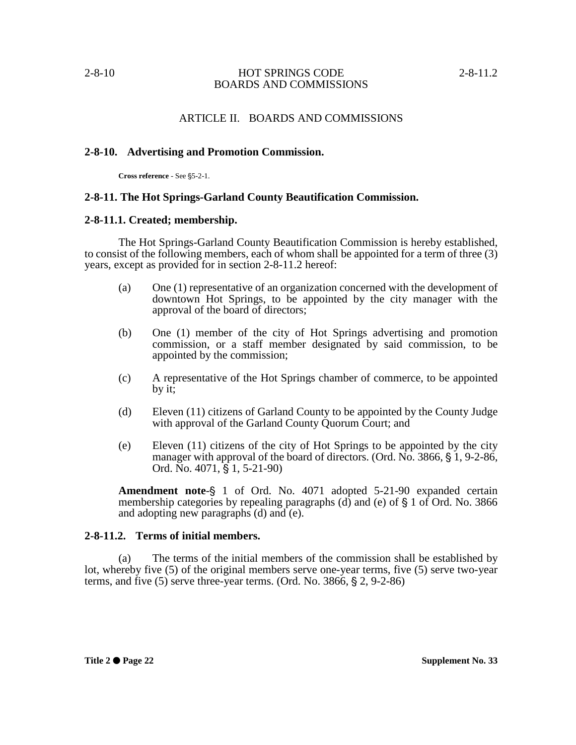## ARTICLE II. BOARDS AND COMMISSIONS

### 2-8-10. Advertising and Promotion Commission.

**Cross reference** - See §5-2-1.

### 2-8-11. The Hot Springs-Garland County Beautification Commission.

### 2-8-11.1. Created; membership.

The Hot Springs-Garland County Beautification Commission is hereby established, to consist of the following members, each of whom shall be appointed for a term of three (3) years, except as provided for in section 2-8-11.2 hereof:

(a) One (1) representative of an organization concerned with the development of downtown Hot Springs, to be appointed by the city manager with the approval of the board of directors;

(b) One (1) member of the city of Hot Springs advertising and promotion commission, or a staff member designated by said commission, to be appointed by the commission;

(c) A representative of the Hot Springs chamber of commerce, to be appointed by it;

(d) Eleven (11) citizens of Garland County to be appointed by the County Judge with approval of the Garland County Quorum Court; and

(e) Eleven (11) citizens of the city of Hot Springs to be appointed by the city manager with approval of the board of directors. (Ord. No. 3866, § 1, 9-2-86, Ord. No. 4071, § 1, 5-21-90)

**Amendment note**-§ 1 of Ord. No. 4071 adopted 5-21-90 expanded certain membership categories by repealing paragraphs (d) and (e) of § 1 of Ord. No. 3866 and adopting new paragraphs (d) and (e).

### 2-8-11.2. Terms of initial members.

(a) The terms of the initial members of the commission shall be established by lot, whereby five (5) of the original members serve one-year terms, five (5) serve two-year terms, and five (5) serve three-year terms. (Ord. No. 3866, § 2, 9-2-86)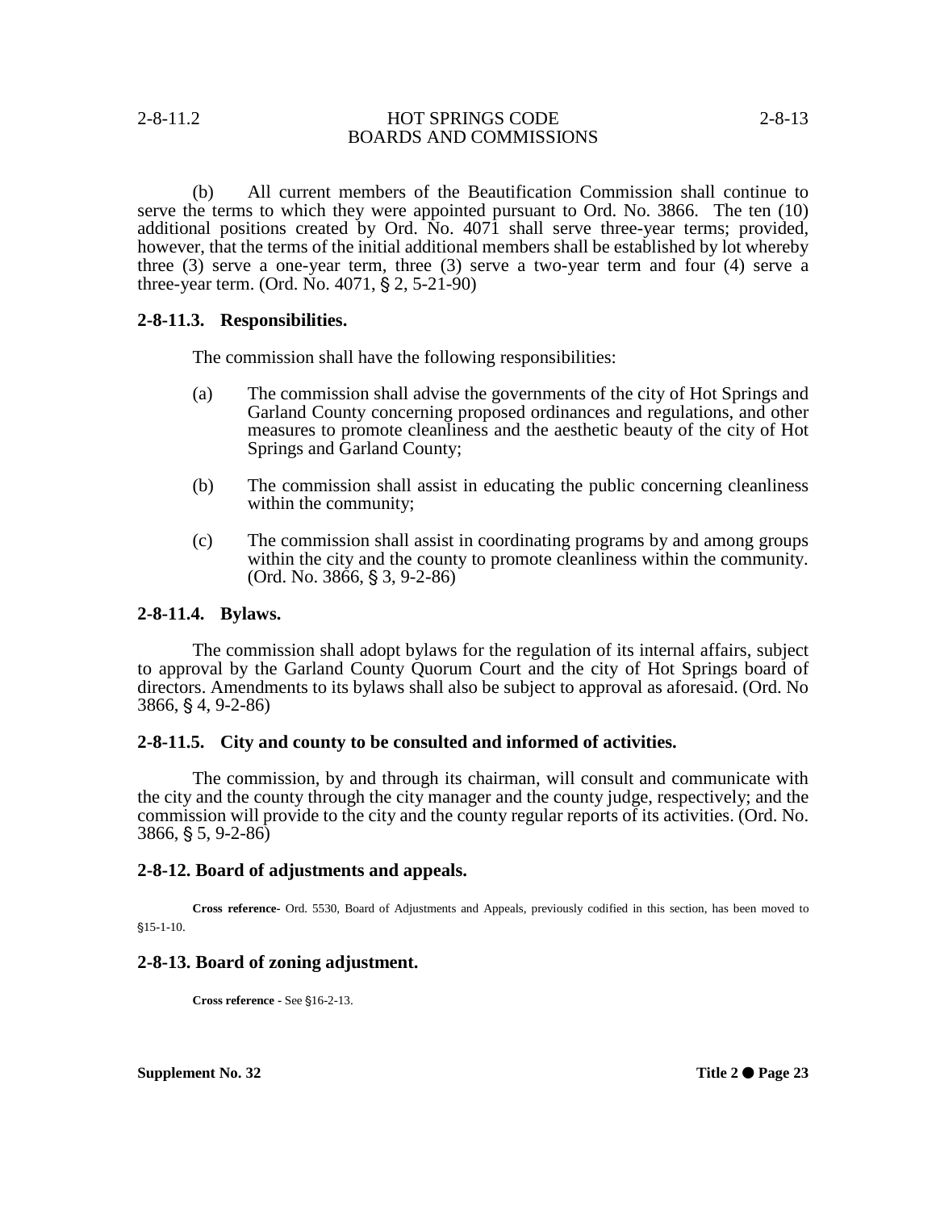(b) All current members of the Beautification Commission shall continue to serve the terms to which they were appointed pursuant to Ord. No. 3866. The ten (10) additional positions created by Ord. No. 4071 shall serve three-year terms; provided, however, that the terms of the initial additional members shall be established by lot whereby three (3) serve a one-year term, three (3) serve a two-year term and four (4) serve a three-year term. (Ord. No. 4071, § 2, 5-21-90)

### 2-8-11.3. Responsibilities.

The commission shall have the following responsibilities:

(a) The commission shall advise the governments of the city of Hot Springs and Garland County concerning proposed ordinances and regulations, and other measures to promote cleanliness and the aesthetic beauty of the city of Hot Springs and Garland County;

(b) The commission shall assist in educating the public concerning cleanliness within the community;

(c) The commission shall assist in coordinating programs by and among groups within the city and the county to promote cleanliness within the community. (Ord. No. 3866, § 3, 9-2-86)

### 2-8-11.4. Bylaws.

The commission shall adopt bylaws for the regulation of its internal affairs, subject to approval by the Garland County Quorum Court and the city of Hot Springs board of directors. Amendments to its bylaws shall also be subject to approval as aforesaid. (Ord. No 3866, § 4, 9-2-86)

### 2-8-11.5. City and county to be consulted and informed of activities.

The commission, by and through its chairman, will consult and communicate with the city and the county through the city manager and the county judge, respectively; and the commission will provide to the city and the county regular reports of its activities. (Ord. No. 3866, § 5, 9-2-86)

### 2-8-12. Board of adjustments and appeals.

**Cross reference**- Ord. 5530, Board of Adjustments and Appeals, previously codified in this section, has been moved to §15-1-10.

### 2-8-13. Board of zoning adjustment.

**Cross reference** - See §16-2-13.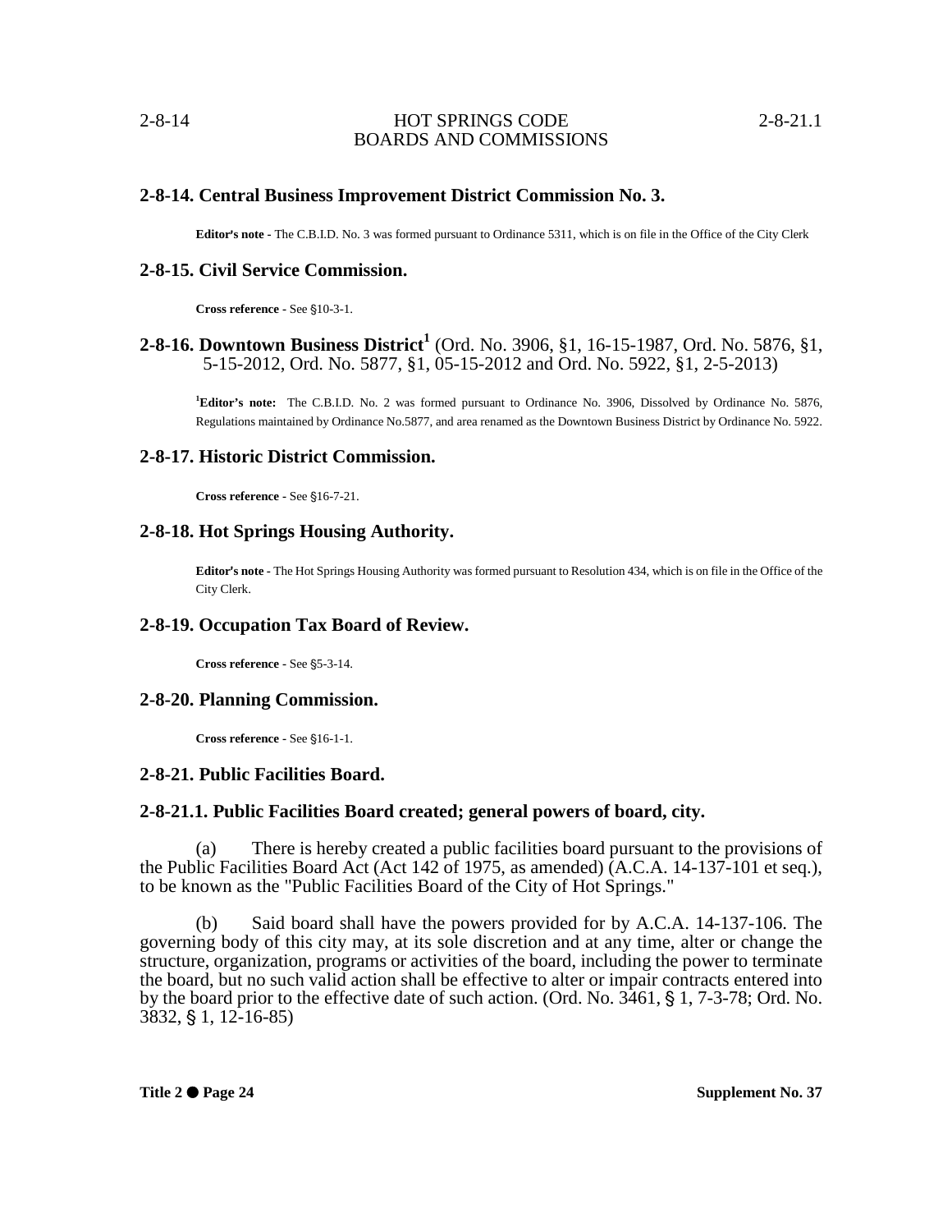## 2-8-14. Central Business Improvement District Commission No. 3.

**Editor's note** - The C.B.I.D. No. 3 was formed pursuant to Ordinance 5311, which is on file in the Office of the City Clerk

## 2-8-15. Civil Service Commission.

**Cross reference** - See §10-3-1.

## 2-8-16. Downtown Business District[1] (Ord. No. 3906, §1, 16-15-1987, Ord. No. 5876, §1, 5-15-2012, Ord. No. 5877, §1, 05-15-2012 and Ord. No. 5922, §1, 2-5-2013)

[1]**Editor's note:** The C.B.I.D. No. 2 was formed pursuant to Ordinance No. 3906, Dissolved by Ordinance No. 5876, Regulations maintained by Ordinance No.5877, and area renamed as the Downtown Business District by Ordinance No. 5922.

## 2-8-17. Historic District Commission.

**Cross reference** - See §16-7-21.

## 2-8-18. Hot Springs Housing Authority.

**Editor's note** - The Hot Springs Housing Authority was formed pursuant to Resolution 434, which is on file in the Office of the City Clerk.

## 2-8-19. Occupation Tax Board of Review.

**Cross reference** - See §5-3-14.

## 2-8-20. Planning Commission.

**Cross reference** - See §16-1-1.

## 2-8-21. Public Facilities Board.

### 2-8-21.1. Public Facilities Board created; general powers of board, city.

(a) There is hereby created a public facilities board pursuant to the provisions of the Public Facilities Board Act (Act 142 of 1975, as amended) (A.C.A. 14-137-101 et seq.), to be known as the "Public Facilities Board of the City of Hot Springs."

(b) Said board shall have the powers provided for by A.C.A. 14-137-106. The governing body of this city may, at its sole discretion and at any time, alter or change the structure, organization, programs or activities of the board, including the power to terminate the board, but no such valid action shall be effective to alter or impair contracts entered into by the board prior to the effective date of such action. (Ord. No. 3461, § 1, 7-3-78; Ord. No. 3832, § 1, 12-16-85)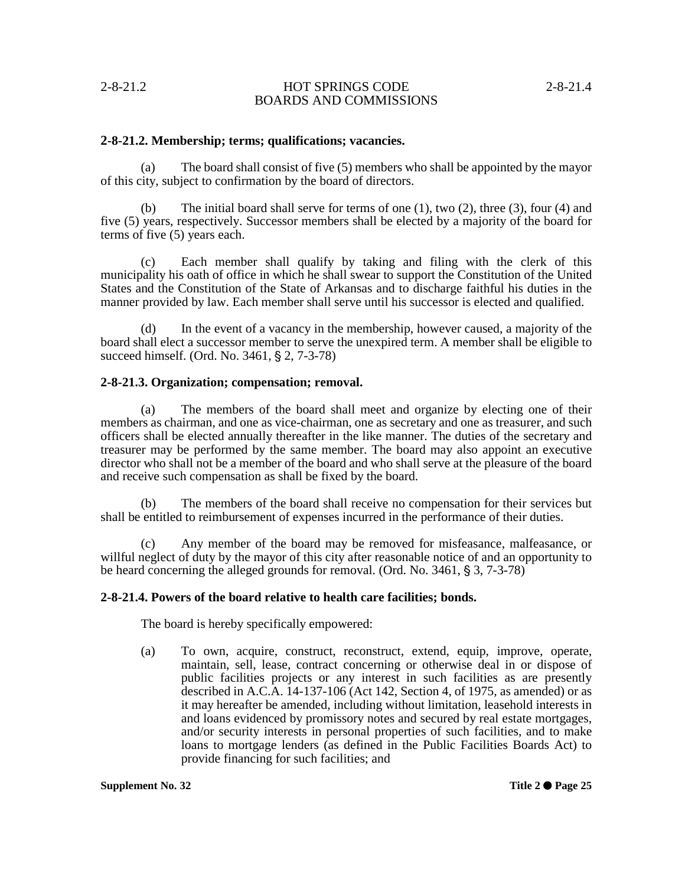**2-8-21.2. Membership; terms; qualifications; vacancies.**

(a) The board shall consist of five (5) members who shall be appointed by the mayor of this city, subject to confirmation by the board of directors.

(b) The initial board shall serve for terms of one (1), two (2), three (3), four (4) and five (5) years, respectively. Successor members shall be elected by a majority of the board for terms of five (5) years each.

(c) Each member shall qualify by taking and filing with the clerk of this municipality his oath of office in which he shall swear to support the Constitution of the United States and the Constitution of the State of Arkansas and to discharge faithful his duties in the manner provided by law. Each member shall serve until his successor is elected and qualified.

(d) In the event of a vacancy in the membership, however caused, a majority of the board shall elect a successor member to serve the unexpired term. A member shall be eligible to succeed himself. (Ord. No. 3461, § 2, 7-3-78)

**2-8-21.3. Organization; compensation; removal.**

(a) The members of the board shall meet and organize by electing one of their members as chairman, and one as vice-chairman, one as secretary and one as treasurer, and such officers shall be elected annually thereafter in the like manner. The duties of the secretary and treasurer may be performed by the same member. The board may also appoint an executive director who shall not be a member of the board and who shall serve at the pleasure of the board and receive such compensation as shall be fixed by the board.

(b) The members of the board shall receive no compensation for their services but shall be entitled to reimbursement of expenses incurred in the performance of their duties.

(c) Any member of the board may be removed for misfeasance, malfeasance, or willful neglect of duty by the mayor of this city after reasonable notice of and an opportunity to be heard concerning the alleged grounds for removal. (Ord. No. 3461, § 3, 7-3-78)

**2-8-21.4. Powers of the board relative to health care facilities; bonds.**

The board is hereby specifically empowered:

(a) To own, acquire, construct, reconstruct, extend, equip, improve, operate, maintain, sell, lease, contract concerning or otherwise deal in or dispose of public facilities projects or any interest in such facilities as are presently described in A.C.A. 14-137-106 (Act 142, Section 4, of 1975, as amended) or as it may hereafter be amended, including without limitation, leasehold interests in and loans evidenced by promissory notes and secured by real estate mortgages, and/or security interests in personal properties of such facilities, and to make loans to mortgage lenders (as defined in the Public Facilities Boards Act) to provide financing for such facilities; and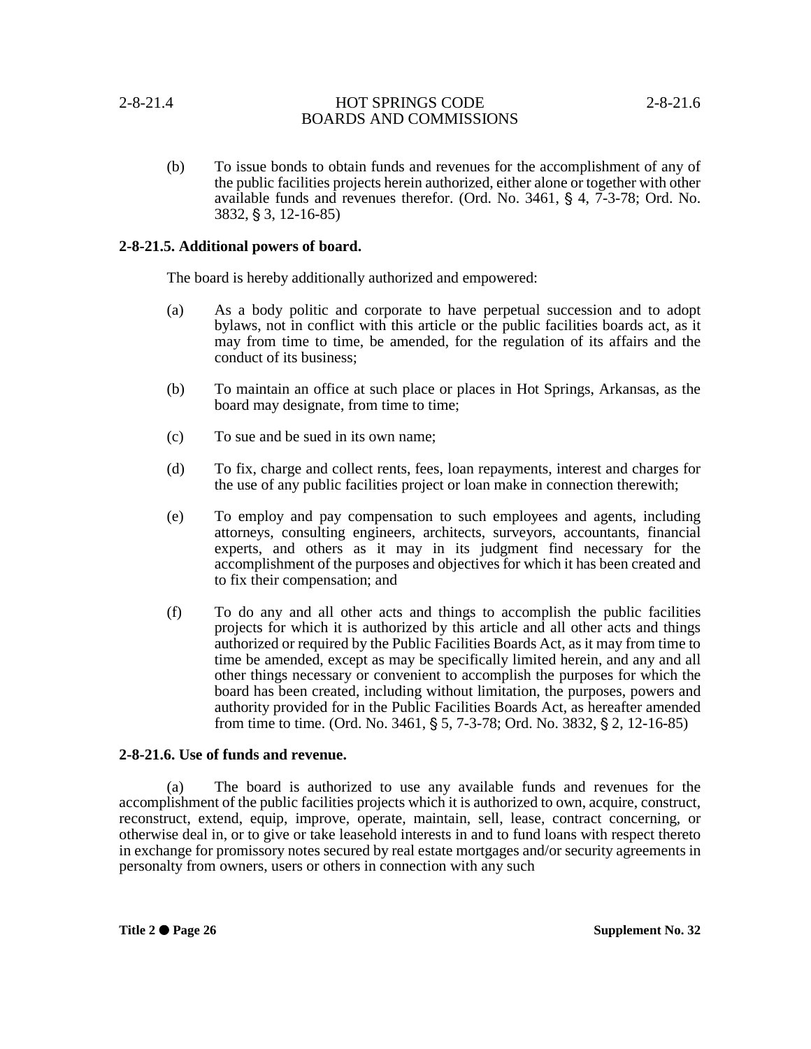(b) To issue bonds to obtain funds and revenues for the accomplishment of any of the public facilities projects herein authorized, either alone or together with other available funds and revenues therefor. (Ord. No. 3461, § 4, 7-3-78; Ord. No. 3832, § 3, 12-16-85)

**2-8-21.5. Additional powers of board.**

The board is hereby additionally authorized and empowered:

(a) As a body politic and corporate to have perpetual succession and to adopt bylaws, not in conflict with this article or the public facilities boards act, as it may from time to time, be amended, for the regulation of its affairs and the conduct of its business;

(b) To maintain an office at such place or places in Hot Springs, Arkansas, as the board may designate, from time to time;

(c) To sue and be sued in its own name;

(d) To fix, charge and collect rents, fees, loan repayments, interest and charges for the use of any public facilities project or loan make in connection therewith;

(e) To employ and pay compensation to such employees and agents, including attorneys, consulting engineers, architects, surveyors, accountants, financial experts, and others as it may in its judgment find necessary for the accomplishment of the purposes and objectives for which it has been created and to fix their compensation; and

(f) To do any and all other acts and things to accomplish the public facilities projects for which it is authorized by this article and all other acts and things authorized or required by the Public Facilities Boards Act, as it may from time to time be amended, except as may be specifically limited herein, and any and all other things necessary or convenient to accomplish the purposes for which the board has been created, including without limitation, the purposes, powers and authority provided for in the Public Facilities Boards Act, as hereafter amended from time to time. (Ord. No. 3461, § 5, 7-3-78; Ord. No. 3832, § 2, 12-16-85)

**2-8-21.6. Use of funds and revenue.**

(a) The board is authorized to use any available funds and revenues for the accomplishment of the public facilities projects which it is authorized to own, acquire, construct, reconstruct, extend, equip, improve, operate, maintain, sell, lease, contract concerning, or otherwise deal in, or to give or take leasehold interests in and to fund loans with respect thereto in exchange for promissory notes secured by real estate mortgages and/or security agreements in personalty from owners, users or others in connection with any such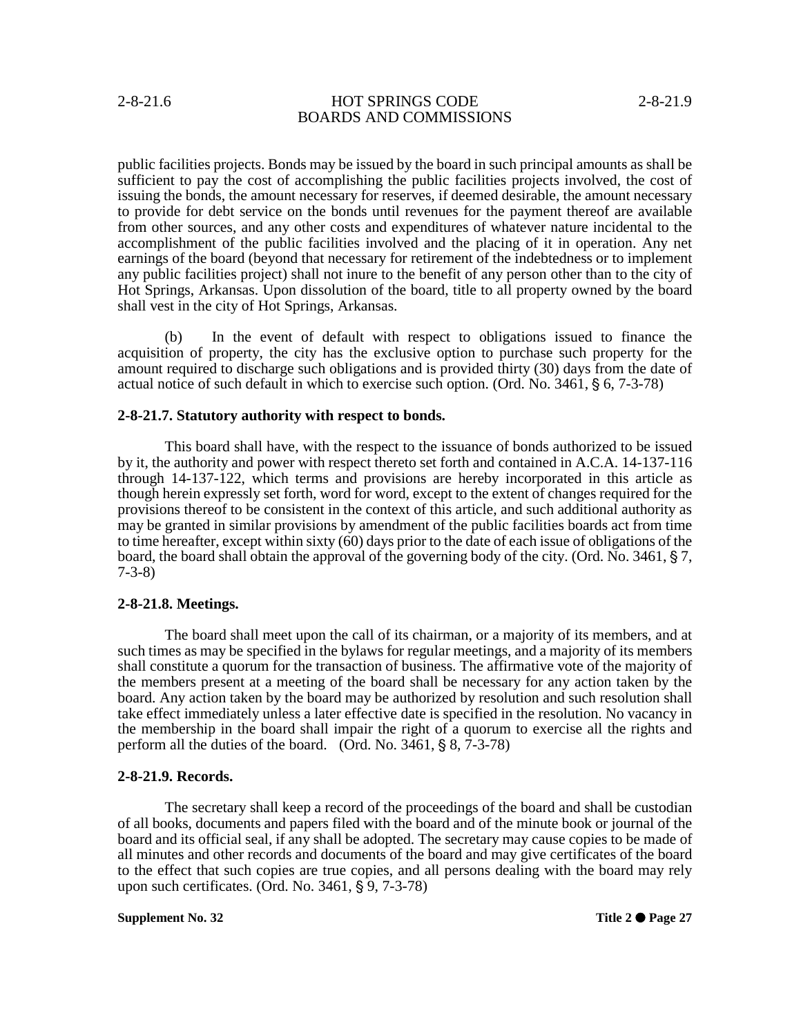public facilities projects. Bonds may be issued by the board in such principal amounts as shall be sufficient to pay the cost of accomplishing the public facilities projects involved, the cost of issuing the bonds, the amount necessary for reserves, if deemed desirable, the amount necessary to provide for debt service on the bonds until revenues for the payment thereof are available from other sources, and any other costs and expenditures of whatever nature incidental to the accomplishment of the public facilities involved and the placing of it in operation. Any net earnings of the board (beyond that necessary for retirement of the indebtedness or to implement any public facilities project) shall not inure to the benefit of any person other than to the city of Hot Springs, Arkansas. Upon dissolution of the board, title to all property owned by the board shall vest in the city of Hot Springs, Arkansas.

(b) In the event of default with respect to obligations issued to finance the acquisition of property, the city has the exclusive option to purchase such property for the amount required to discharge such obligations and is provided thirty (30) days from the date of actual notice of such default in which to exercise such option. (Ord. No. 3461, § 6, 7-3-78)

**2-8-21.7. Statutory authority with respect to bonds.**

This board shall have, with the respect to the issuance of bonds authorized to be issued by it, the authority and power with respect thereto set forth and contained in A.C.A. 14-137-116 through 14-137-122, which terms and provisions are hereby incorporated in this article as though herein expressly set forth, word for word, except to the extent of changes required for the provisions thereof to be consistent in the context of this article, and such additional authority as may be granted in similar provisions by amendment of the public facilities boards act from time to time hereafter, except within sixty (60) days prior to the date of each issue of obligations of the board, the board shall obtain the approval of the governing body of the city. (Ord. No. 3461, § 7, 7-3-8)

**2-8-21.8. Meetings.**

The board shall meet upon the call of its chairman, or a majority of its members, and at such times as may be specified in the bylaws for regular meetings, and a majority of its members shall constitute a quorum for the transaction of business. The affirmative vote of the majority of the members present at a meeting of the board shall be necessary for any action taken by the board. Any action taken by the board may be authorized by resolution and such resolution shall take effect immediately unless a later effective date is specified in the resolution. No vacancy in the membership in the board shall impair the right of a quorum to exercise all the rights and perform all the duties of the board. (Ord. No. 3461, § 8, 7-3-78)

**2-8-21.9. Records.**

The secretary shall keep a record of the proceedings of the board and shall be custodian of all books, documents and papers filed with the board and of the minute book or journal of the board and its official seal, if any shall be adopted. The secretary may cause copies to be made of all minutes and other records and documents of the board and may give certificates of the board to the effect that such copies are true copies, and all persons dealing with the board may rely upon such certificates. (Ord. No. 3461, § 9, 7-3-78)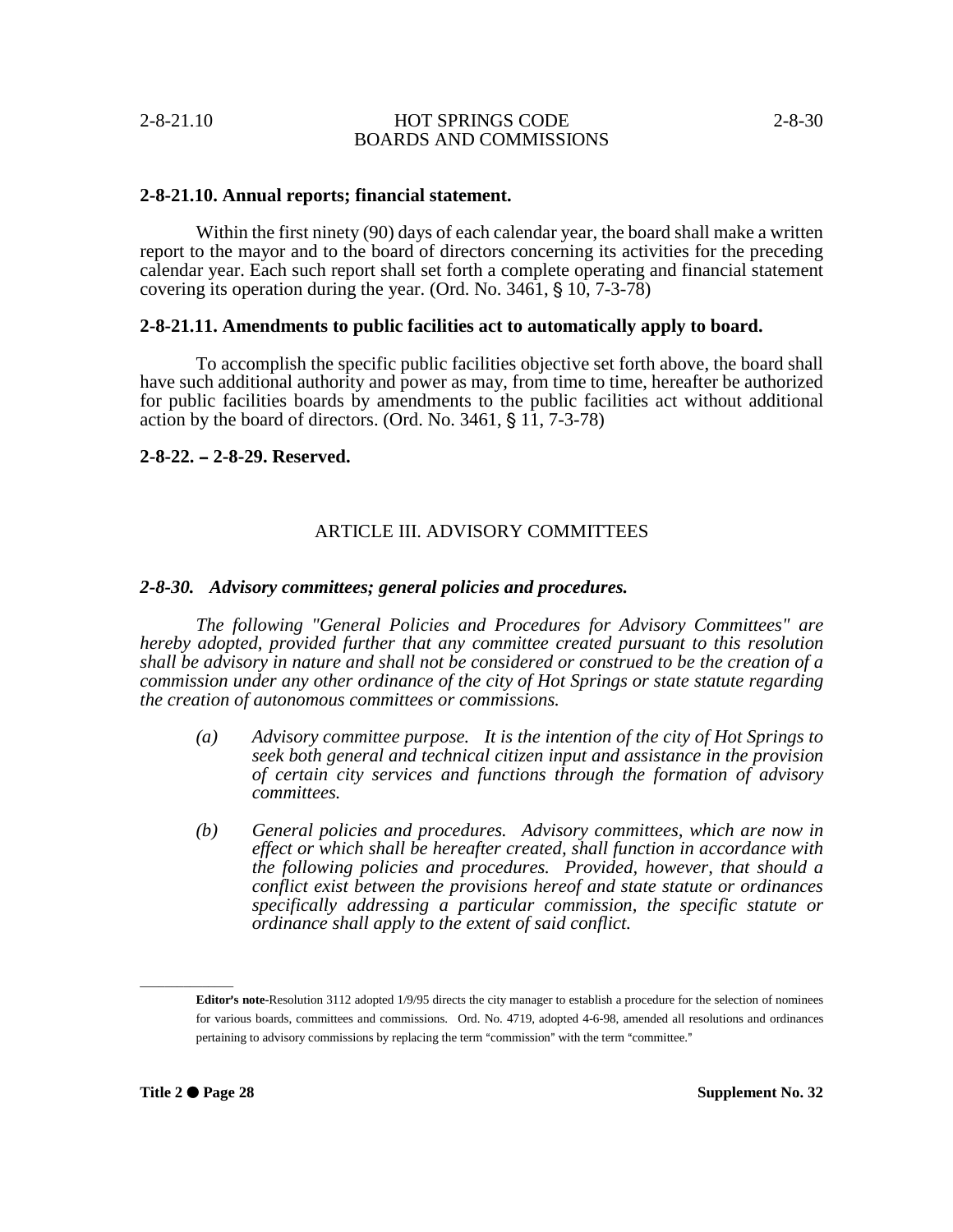### 2-8-21.10. Annual reports; financial statement.

Within the first ninety (90) days of each calendar year, the board shall make a written report to the mayor and to the board of directors concerning its activities for the preceding calendar year. Each such report shall set forth a complete operating and financial statement covering its operation during the year. (Ord. No. 3461, § 10, 7-3-78)

### 2-8-21.11. Amendments to public facilities act to automatically apply to board.

To accomplish the specific public facilities objective set forth above, the board shall have such additional authority and power as may, from time to time, hereafter be authorized for public facilities boards by amendments to the public facilities act without additional action by the board of directors. (Ord. No. 3461, § 11, 7-3-78)

### 2-8-22. – 2-8-29. Reserved.

## ARTICLE III. ADVISORY COMMITTEES

### *2-8-30. Advisory committees; general policies and procedures.*

*The following "General Policies and Procedures for Advisory Committees" are hereby adopted, provided further that any committee created pursuant to this resolution shall be advisory in nature and shall not be considered or construed to be the creation of a commission under any other ordinance of the city of Hot Springs or state statute regarding the creation of autonomous committees or commissions.*

*(a) Advisory committee purpose. It is the intention of the city of Hot Springs to seek both general and technical citizen input and assistance in the provision of certain city services and functions through the formation of advisory committees.*

*(b) General policies and procedures. Advisory committees, which are now in effect or which shall be hereafter created, shall function in accordance with the following policies and procedures. Provided, however, that should a conflict exist between the provisions hereof and state statute or ordinances specifically addressing a particular commission, the specific statute or ordinance shall apply to the extent of said conflict.*

---

**Editor's note-**Resolution 3112 adopted 1/9/95 directs the city manager to establish a procedure for the selection of nominees for various boards, committees and commissions. Ord. No. 4719, adopted 4-6-98, amended all resolutions and ordinances pertaining to advisory commissions by replacing the term "commission" with the term "committee."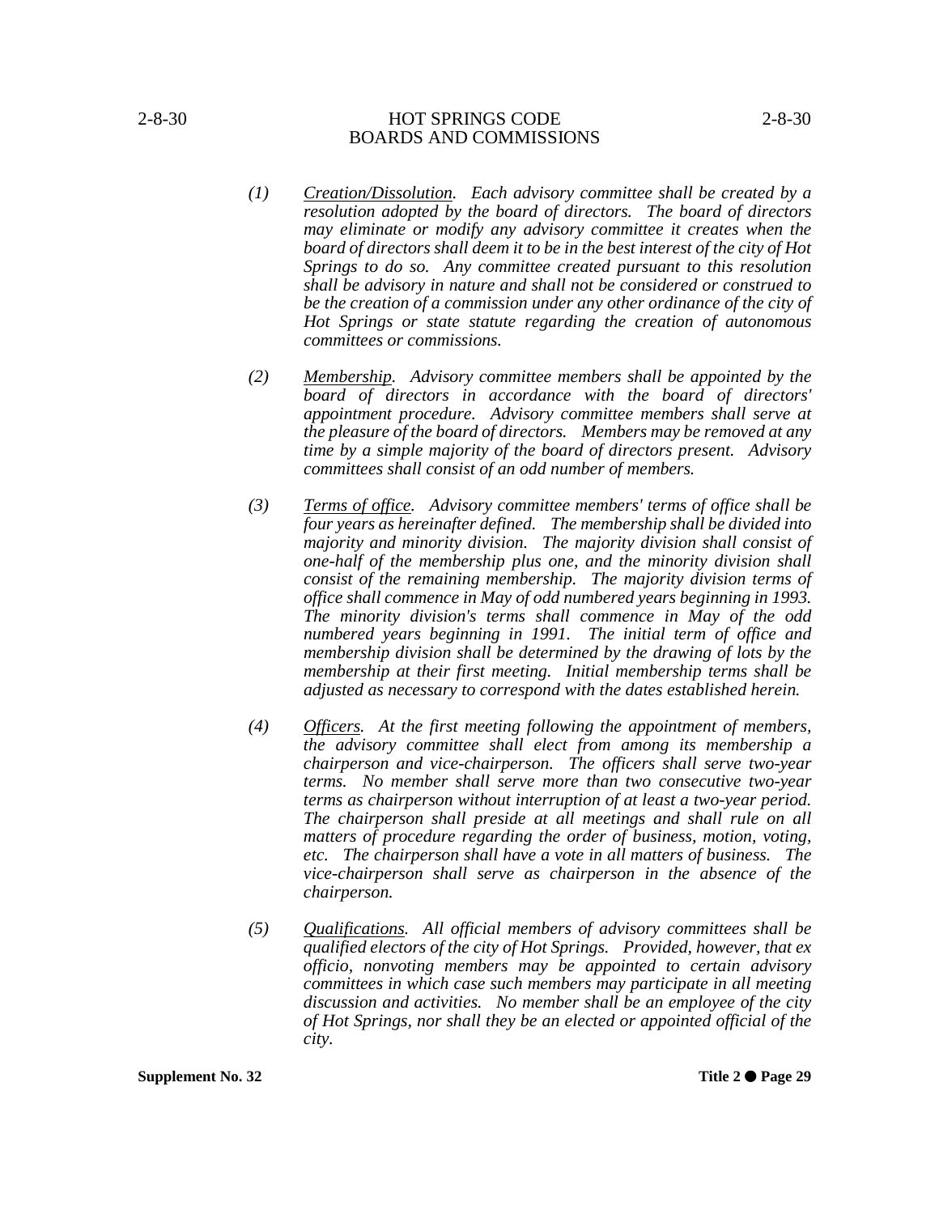*(1)* *Creation/Dissolution. Each advisory committee shall be created by a resolution adopted by the board of directors. The board of directors may eliminate or modify any advisory committee it creates when the board of directors shall deem it to be in the best interest of the city of Hot Springs to do so. Any committee created pursuant to this resolution shall be advisory in nature and shall not be considered or construed to be the creation of a commission under any other ordinance of the city of Hot Springs or state statute regarding the creation of autonomous committees or commissions.*

*(2)* *Membership. Advisory committee members shall be appointed by the board of directors in accordance with the board of directors' appointment procedure. Advisory committee members shall serve at the pleasure of the board of directors. Members may be removed at any time by a simple majority of the board of directors present. Advisory committees shall consist of an odd number of members.*

*(3)* *Terms of office. Advisory committee members' terms of office shall be four years as hereinafter defined. The membership shall be divided into majority and minority division. The majority division shall consist of one-half of the membership plus one, and the minority division shall consist of the remaining membership. The majority division terms of office shall commence in May of odd numbered years beginning in 1993. The minority division's terms shall commence in May of the odd numbered years beginning in 1991. The initial term of office and membership division shall be determined by the drawing of lots by the membership at their first meeting. Initial membership terms shall be adjusted as necessary to correspond with the dates established herein.*

*(4)* *Officers. At the first meeting following the appointment of members, the advisory committee shall elect from among its membership a chairperson and vice-chairperson. The officers shall serve two-year terms. No member shall serve more than two consecutive two-year terms as chairperson without interruption of at least a two-year period. The chairperson shall preside at all meetings and shall rule on all matters of procedure regarding the order of business, motion, voting, etc. The chairperson shall have a vote in all matters of business. The vice-chairperson shall serve as chairperson in the absence of the chairperson.*

*(5)* *Qualifications. All official members of advisory committees shall be qualified electors of the city of Hot Springs. Provided, however, that ex officio, nonvoting members may be appointed to certain advisory committees in which case such members may participate in all meeting discussion and activities. No member shall be an employee of the city of Hot Springs, nor shall they be an elected or appointed official of the city.*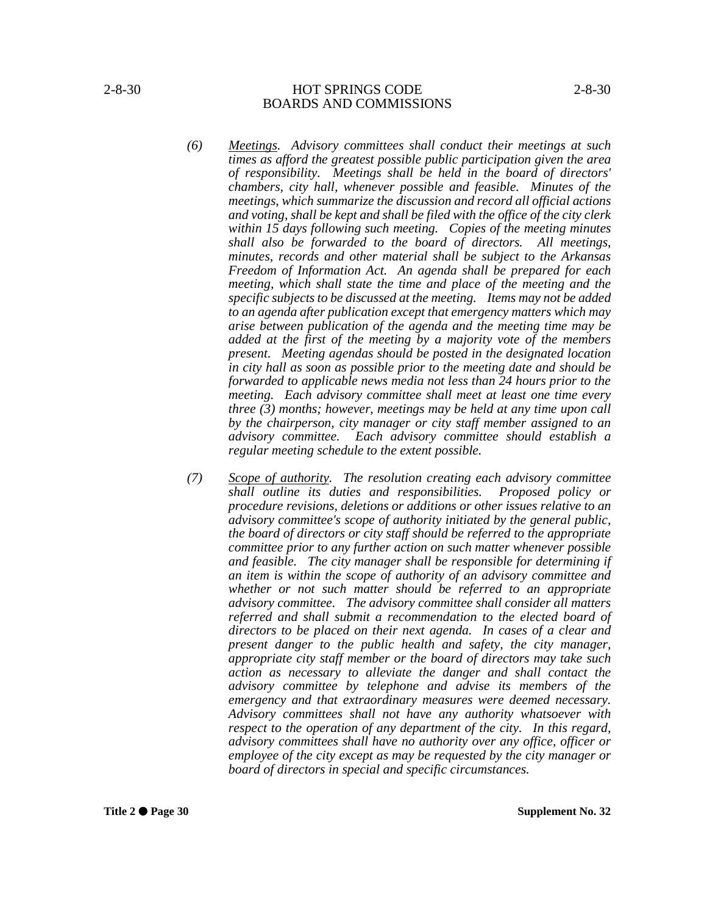*(6) <u>Meetings</u>. Advisory committees shall conduct their meetings at such times as afford the greatest possible public participation given the area of responsibility. Meetings shall be held in the board of directors' chambers, city hall, whenever possible and feasible. Minutes of the meetings, which summarize the discussion and record all official actions and voting, shall be kept and shall be filed with the office of the city clerk within 15 days following such meeting. Copies of the meeting minutes shall also be forwarded to the board of directors. All meetings, minutes, records and other material shall be subject to the Arkansas Freedom of Information Act. An agenda shall be prepared for each meeting, which shall state the time and place of the meeting and the specific subjects to be discussed at the meeting. Items may not be added to an agenda after publication except that emergency matters which may arise between publication of the agenda and the meeting time may be added at the first of the meeting by a majority vote of the members present. Meeting agendas should be posted in the designated location in city hall as soon as possible prior to the meeting date and should be forwarded to applicable news media not less than 24 hours prior to the meeting. Each advisory committee shall meet at least one time every three (3) months; however, meetings may be held at any time upon call by the chairperson, city manager or city staff member assigned to an advisory committee. Each advisory committee should establish a regular meeting schedule to the extent possible.*

*(7) <u>Scope of authority</u>. The resolution creating each advisory committee shall outline its duties and responsibilities. Proposed policy or procedure revisions, deletions or additions or other issues relative to an advisory committee's scope of authority initiated by the general public, the board of directors or city staff should be referred to the appropriate committee prior to any further action on such matter whenever possible and feasible. The city manager shall be responsible for determining if an item is within the scope of authority of an advisory committee and whether or not such matter should be referred to an appropriate advisory committee. The advisory committee shall consider all matters referred and shall submit a recommendation to the elected board of directors to be placed on their next agenda. In cases of a clear and present danger to the public health and safety, the city manager, appropriate city staff member or the board of directors may take such action as necessary to alleviate the danger and shall contact the advisory committee by telephone and advise its members of the emergency and that extraordinary measures were deemed necessary. Advisory committees shall not have any authority whatsoever with respect to the operation of any department of the city. In this regard, advisory committees shall have no authority over any office, officer or employee of the city except as may be requested by the city manager or board of directors in special and specific circumstances.*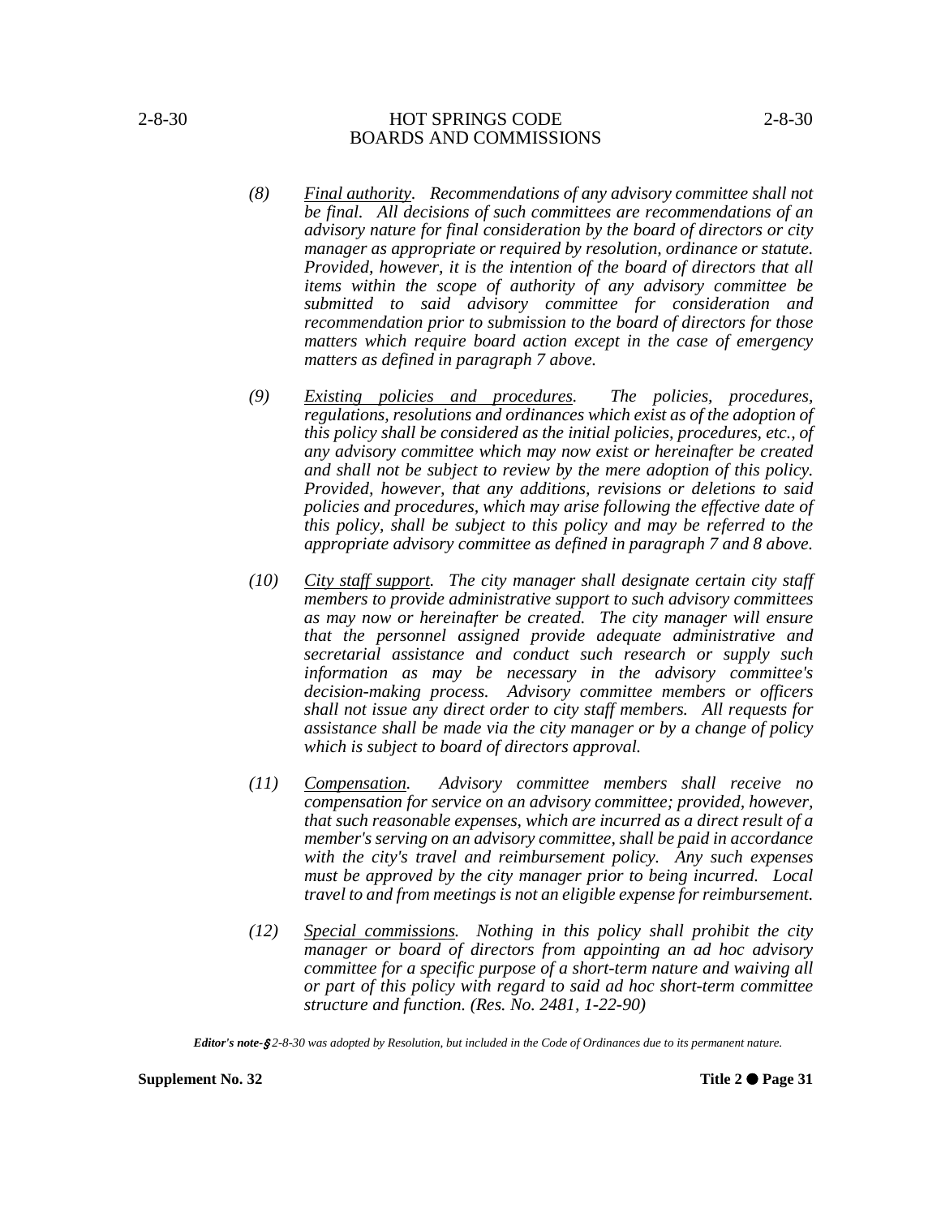*(8) <u>Final authority</u>. Recommendations of any advisory committee shall not be final. All decisions of such committees are recommendations of an advisory nature for final consideration by the board of directors or city manager as appropriate or required by resolution, ordinance or statute. Provided, however, it is the intention of the board of directors that all items within the scope of authority of any advisory committee be submitted to said advisory committee for consideration and recommendation prior to submission to the board of directors for those matters which require board action except in the case of emergency matters as defined in paragraph 7 above.*

*(9) <u>Existing policies and procedures</u>. The policies, procedures, regulations, resolutions and ordinances which exist as of the adoption of this policy shall be considered as the initial policies, procedures, etc., of any advisory committee which may now exist or hereinafter be created and shall not be subject to review by the mere adoption of this policy. Provided, however, that any additions, revisions or deletions to said policies and procedures, which may arise following the effective date of this policy, shall be subject to this policy and may be referred to the appropriate advisory committee as defined in paragraph 7 and 8 above.*

*(10) <u>City staff support</u>. The city manager shall designate certain city staff members to provide administrative support to such advisory committees as may now or hereinafter be created. The city manager will ensure that the personnel assigned provide adequate administrative and secretarial assistance and conduct such research or supply such information as may be necessary in the advisory committee's decision-making process. Advisory committee members or officers shall not issue any direct order to city staff members. All requests for assistance shall be made via the city manager or by a change of policy which is subject to board of directors approval.*

*(11) <u>Compensation</u>. Advisory committee members shall receive no compensation for service on an advisory committee; provided, however, that such reasonable expenses, which are incurred as a direct result of a member's serving on an advisory committee, shall be paid in accordance with the city's travel and reimbursement policy. Any such expenses must be approved by the city manager prior to being incurred. Local travel to and from meetings is not an eligible expense for reimbursement.*

*(12) <u>Special commissions</u>. Nothing in this policy shall prohibit the city manager or board of directors from appointing an ad hoc advisory committee for a specific purpose of a short-term nature and waiving all or part of this policy with regard to said ad hoc short-term committee structure and function. (Res. No. 2481, 1-22-90)*

***Editor's note-*** *§ 2-8-30 was adopted by Resolution, but included in the Code of Ordinances due to its permanent nature.*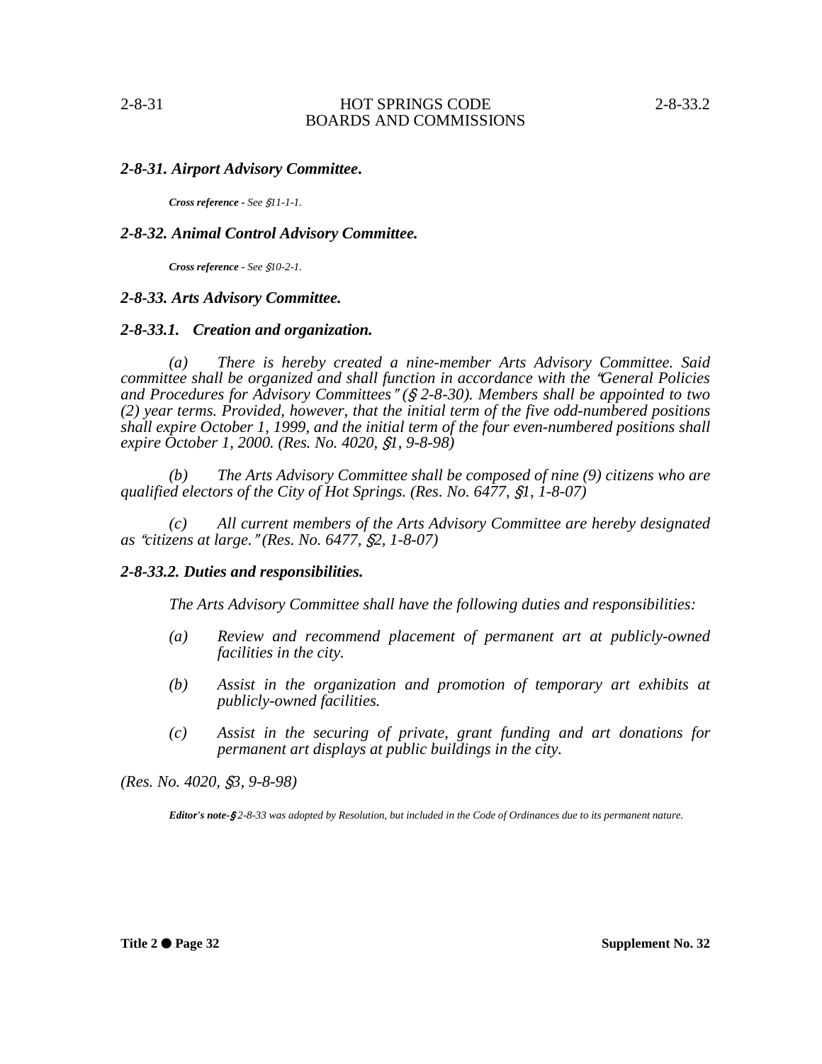### *2-8-31. Airport Advisory Committee.*

***Cross reference*** *- See §11-1-1.*

### *2-8-32. Animal Control Advisory Committee.*

***Cross reference*** *- See §10-2-1.*

### *2-8-33. Arts Advisory Committee.*

#### *2-8-33.1. Creation and organization.*

*(a) There is hereby created a nine-member Arts Advisory Committee. Said committee shall be organized and shall function in accordance with the "General Policies and Procedures for Advisory Committees" (§ 2-8-30). Members shall be appointed to two (2) year terms. Provided, however, that the initial term of the five odd-numbered positions shall expire October 1, 1999, and the initial term of the four even-numbered positions shall expire October 1, 2000. (Res. No. 4020, §1, 9-8-98)*

*(b) The Arts Advisory Committee shall be composed of nine (9) citizens who are qualified electors of the City of Hot Springs. (Res. No. 6477, §1, 1-8-07)*

*(c) All current members of the Arts Advisory Committee are hereby designated as "citizens at large." (Res. No. 6477, §2, 1-8-07)*

#### *2-8-33.2. Duties and responsibilities.*

*The Arts Advisory Committee shall have the following duties and responsibilities:*

*(a) Review and recommend placement of permanent art at publicly-owned facilities in the city.*

*(b) Assist in the organization and promotion of temporary art exhibits at publicly-owned facilities.*

*(c) Assist in the securing of private, grant funding and art donations for permanent art displays at public buildings in the city.*

*(Res. No. 4020, §3, 9-8-98)*

***Editor's note***-*§ 2-8-33 was adopted by Resolution, but included in the Code of Ordinances due to its permanent nature.*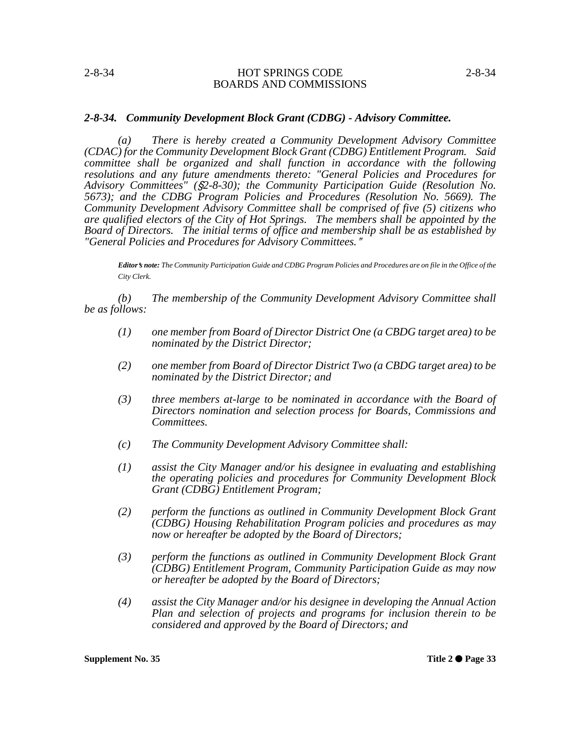### *2-8-34. Community Development Block Grant (CDBG) - Advisory Committee.*

*(a) There is hereby created a Community Development Advisory Committee (CDAC) for the Community Development Block Grant (CDBG) Entitlement Program. Said committee shall be organized and shall function in accordance with the following resolutions and any future amendments thereto: "General Policies and Procedures for Advisory Committees" (§2-8-30); the Community Participation Guide (Resolution No. 5673); and the CDBG Program Policies and Procedures (Resolution No. 5669). The Community Development Advisory Committee shall be comprised of five (5) citizens who are qualified electors of the City of Hot Springs. The members shall be appointed by the Board of Directors. The initial terms of office and membership shall be as established by "General Policies and Procedures for Advisory Committees."*

***Editor's note:*** *The Community Participation Guide and CDBG Program Policies and Procedures are on file in the Office of the City Clerk.*

*(b) The membership of the Community Development Advisory Committee shall be as follows:*

*(1) one member from Board of Director District One (a CBDG target area) to be nominated by the District Director;*

*(2) one member from Board of Director District Two (a CBDG target area) to be nominated by the District Director; and*

*(3) three members at-large to be nominated in accordance with the Board of Directors nomination and selection process for Boards, Commissions and Committees.*

*(c) The Community Development Advisory Committee shall:*

*(1) assist the City Manager and/or his designee in evaluating and establishing the operating policies and procedures for Community Development Block Grant (CDBG) Entitlement Program;*

*(2) perform the functions as outlined in Community Development Block Grant (CDBG) Housing Rehabilitation Program policies and procedures as may now or hereafter be adopted by the Board of Directors;*

*(3) perform the functions as outlined in Community Development Block Grant (CDBG) Entitlement Program, Community Participation Guide as may now or hereafter be adopted by the Board of Directors;*

*(4) assist the City Manager and/or his designee in developing the Annual Action Plan and selection of projects and programs for inclusion therein to be considered and approved by the Board of Directors; and*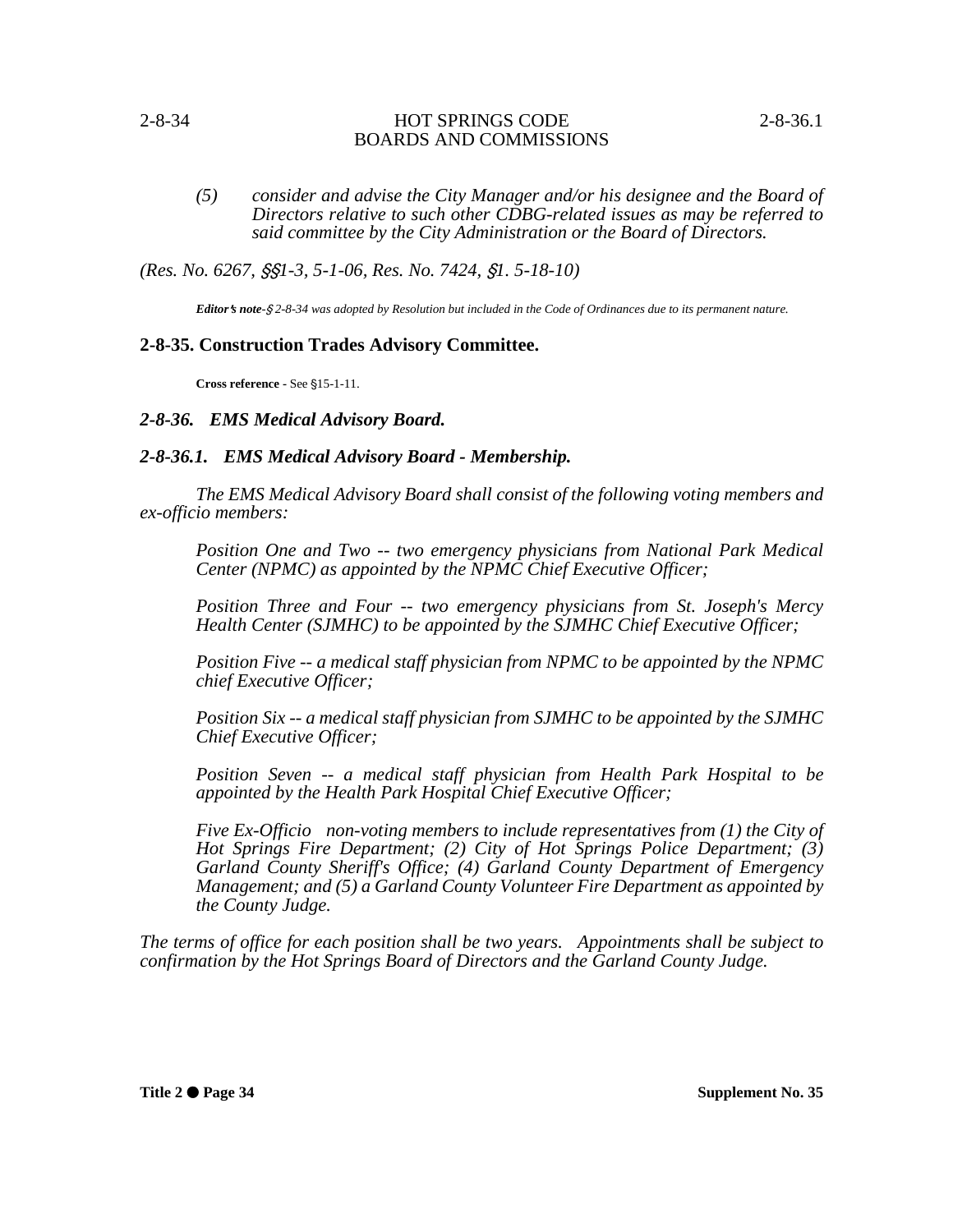(5) *consider and advise the City Manager and/or his designee and the Board of Directors relative to such other CDBG-related issues as may be referred to said committee by the City Administration or the Board of Directors.*

*(Res. No. 6267, §§1-3, 5-1-06, Res. No. 7424, §1. 5-18-10)*

***Editor's note**-§ 2-8-34 was adopted by Resolution but included in the Code of Ordinances due to its permanent nature.*

## 2-8-35. Construction Trades Advisory Committee.

**Cross reference** - See §15-1-11.

## *2-8-36. EMS Medical Advisory Board.*

## *2-8-36.1. EMS Medical Advisory Board - Membership.*

*The EMS Medical Advisory Board shall consist of the following voting members and ex-officio members:*

*Position One and Two -- two emergency physicians from National Park Medical Center (NPMC) as appointed by the NPMC Chief Executive Officer;*

*Position Three and Four -- two emergency physicians from St. Joseph's Mercy Health Center (SJMHC) to be appointed by the SJMHC Chief Executive Officer;*

*Position Five -- a medical staff physician from NPMC to be appointed by the NPMC chief Executive Officer;*

*Position Six -- a medical staff physician from SJMHC to be appointed by the SJMHC Chief Executive Officer;*

*Position Seven -- a medical staff physician from Health Park Hospital to be appointed by the Health Park Hospital Chief Executive Officer;*

*Five Ex-Officio non-voting members to include representatives from (1) the City of Hot Springs Fire Department; (2) City of Hot Springs Police Department; (3) Garland County Sheriff's Office; (4) Garland County Department of Emergency Management; and (5) a Garland County Volunteer Fire Department as appointed by the County Judge.*

*The terms of office for each position shall be two years. Appointments shall be subject to confirmation by the Hot Springs Board of Directors and the Garland County Judge.*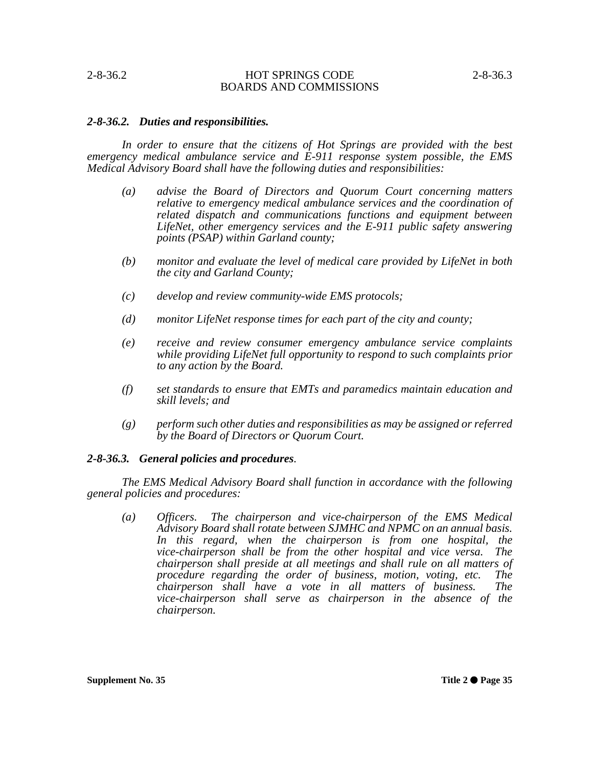### *2-8-36.2. Duties and responsibilities.*

*In order to ensure that the citizens of Hot Springs are provided with the best emergency medical ambulance service and E-911 response system possible, the EMS Medical Advisory Board shall have the following duties and responsibilities:*

*(a) advise the Board of Directors and Quorum Court concerning matters relative to emergency medical ambulance services and the coordination of related dispatch and communications functions and equipment between LifeNet, other emergency services and the E-911 public safety answering points (PSAP) within Garland county;*

*(b) monitor and evaluate the level of medical care provided by LifeNet in both the city and Garland County;*

*(c) develop and review community-wide EMS protocols;*

*(d) monitor LifeNet response times for each part of the city and county;*

*(e) receive and review consumer emergency ambulance service complaints while providing LifeNet full opportunity to respond to such complaints prior to any action by the Board.*

*(f) set standards to ensure that EMTs and paramedics maintain education and skill levels; and*

*(g) perform such other duties and responsibilities as may be assigned or referred by the Board of Directors or Quorum Court.*

### *2-8-36.3. General policies and procedures.*

*The EMS Medical Advisory Board shall function in accordance with the following general policies and procedures:*

*(a) Officers. The chairperson and vice-chairperson of the EMS Medical Advisory Board shall rotate between SJMHC and NPMC on an annual basis. In this regard, when the chairperson is from one hospital, the vice-chairperson shall be from the other hospital and vice versa. The chairperson shall preside at all meetings and shall rule on all matters of procedure regarding the order of business, motion, voting, etc. The chairperson shall have a vote in all matters of business. The vice-chairperson shall serve as chairperson in the absence of the chairperson.*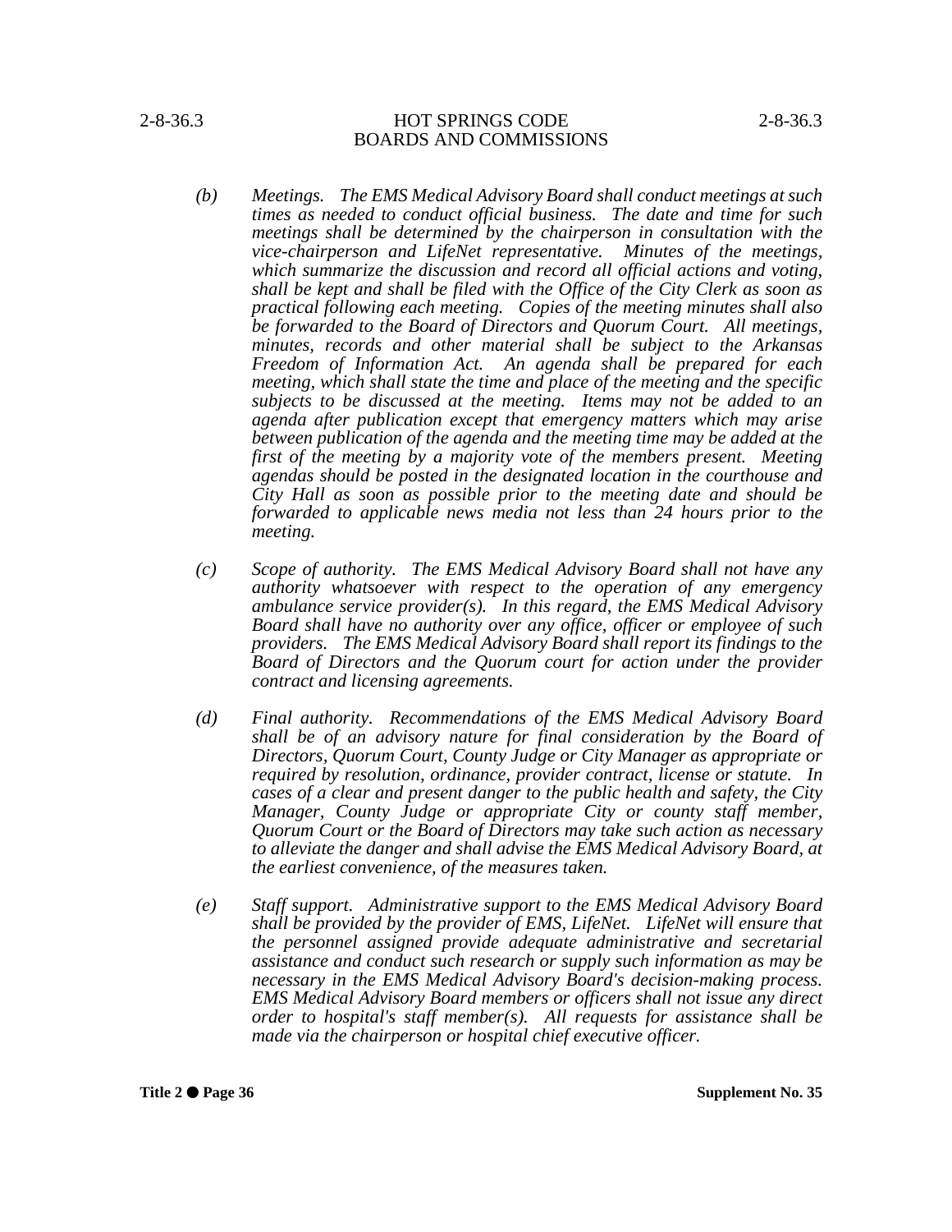*(b) Meetings. The EMS Medical Advisory Board shall conduct meetings at such times as needed to conduct official business. The date and time for such meetings shall be determined by the chairperson in consultation with the vice-chairperson and LifeNet representative. Minutes of the meetings, which summarize the discussion and record all official actions and voting, shall be kept and shall be filed with the Office of the City Clerk as soon as practical following each meeting. Copies of the meeting minutes shall also be forwarded to the Board of Directors and Quorum Court. All meetings, minutes, records and other material shall be subject to the Arkansas Freedom of Information Act. An agenda shall be prepared for each meeting, which shall state the time and place of the meeting and the specific subjects to be discussed at the meeting. Items may not be added to an agenda after publication except that emergency matters which may arise between publication of the agenda and the meeting time may be added at the first of the meeting by a majority vote of the members present. Meeting agendas should be posted in the designated location in the courthouse and City Hall as soon as possible prior to the meeting date and should be forwarded to applicable news media not less than 24 hours prior to the meeting.*

*(c) Scope of authority. The EMS Medical Advisory Board shall not have any authority whatsoever with respect to the operation of any emergency ambulance service provider(s). In this regard, the EMS Medical Advisory Board shall have no authority over any office, officer or employee of such providers. The EMS Medical Advisory Board shall report its findings to the Board of Directors and the Quorum court for action under the provider contract and licensing agreements.*

*(d) Final authority. Recommendations of the EMS Medical Advisory Board shall be of an advisory nature for final consideration by the Board of Directors, Quorum Court, County Judge or City Manager as appropriate or required by resolution, ordinance, provider contract, license or statute. In cases of a clear and present danger to the public health and safety, the City Manager, County Judge or appropriate City or county staff member, Quorum Court or the Board of Directors may take such action as necessary to alleviate the danger and shall advise the EMS Medical Advisory Board, at the earliest convenience, of the measures taken.*

*(e) Staff support. Administrative support to the EMS Medical Advisory Board shall be provided by the provider of EMS, LifeNet. LifeNet will ensure that the personnel assigned provide adequate administrative and secretarial assistance and conduct such research or supply such information as may be necessary in the EMS Medical Advisory Board's decision-making process. EMS Medical Advisory Board members or officers shall not issue any direct order to hospital's staff member(s). All requests for assistance shall be made via the chairperson or hospital chief executive officer.*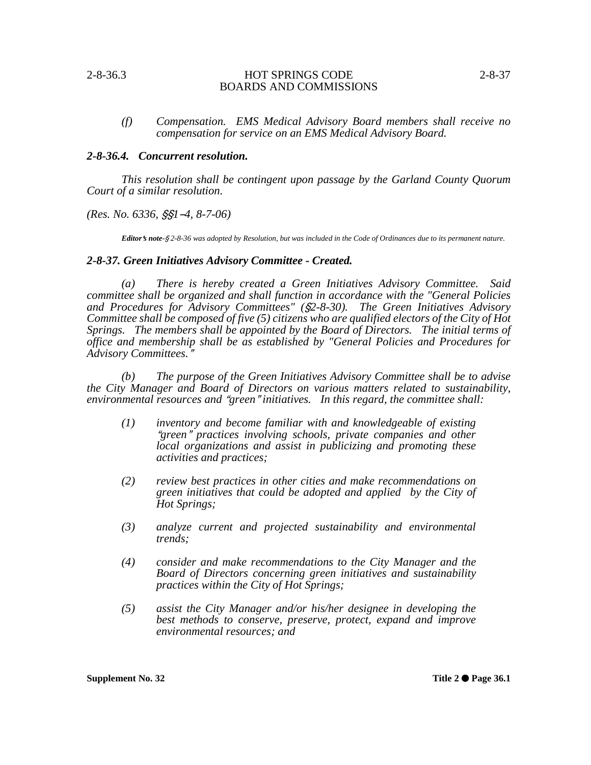*(f) Compensation. EMS Medical Advisory Board members shall receive no compensation for service on an EMS Medical Advisory Board.*

### *2-8-36.4. Concurrent resolution.*

*This resolution shall be contingent upon passage by the Garland County Quorum Court of a similar resolution.*

*(Res. No. 6336, §§1-4, 8-7-06)*

***Editor's note**-§ 2-8-36 was adopted by Resolution, but was included in the Code of Ordinances due to its permanent nature.*

### *2-8-37. Green Initiatives Advisory Committee - Created.*

*(a) There is hereby created a Green Initiatives Advisory Committee. Said committee shall be organized and shall function in accordance with the "General Policies and Procedures for Advisory Committees" (§2-8-30). The Green Initiatives Advisory Committee shall be composed of five (5) citizens who are qualified electors of the City of Hot Springs. The members shall be appointed by the Board of Directors. The initial terms of office and membership shall be as established by "General Policies and Procedures for Advisory Committees."*

*(b) The purpose of the Green Initiatives Advisory Committee shall be to advise the City Manager and Board of Directors on various matters related to sustainability, environmental resources and "green" initiatives. In this regard, the committee shall:*

*(1) inventory and become familiar with and knowledgeable of existing "green" practices involving schools, private companies and other local organizations and assist in publicizing and promoting these activities and practices;*

*(2) review best practices in other cities and make recommendations on green initiatives that could be adopted and applied by the City of Hot Springs;*

*(3) analyze current and projected sustainability and environmental trends;*

*(4) consider and make recommendations to the City Manager and the Board of Directors concerning green initiatives and sustainability practices within the City of Hot Springs;*

*(5) assist the City Manager and/or his/her designee in developing the best methods to conserve, preserve, protect, expand and improve environmental resources; and*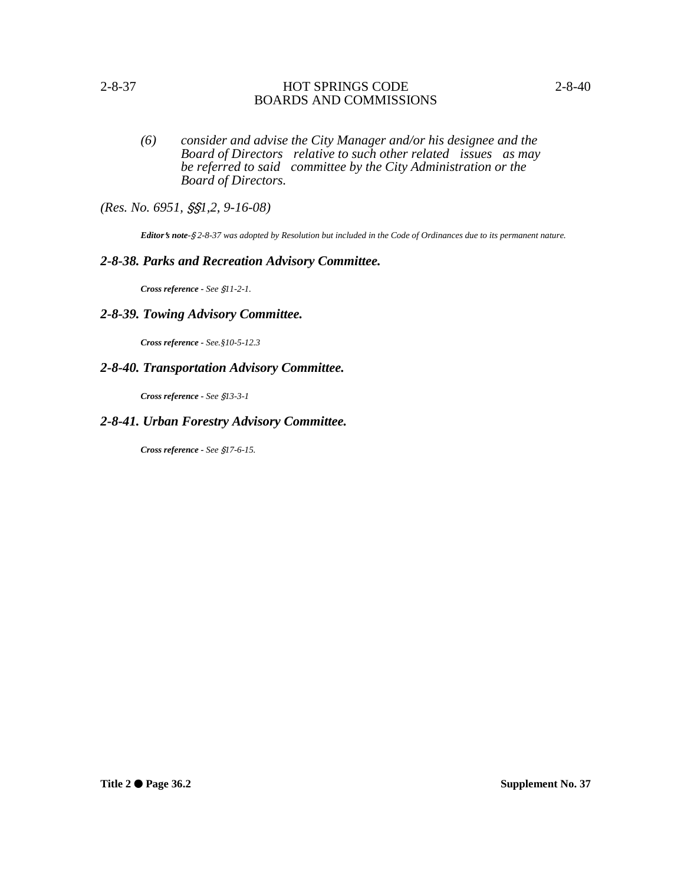*(6) consider and advise the City Manager and/or his designee and the Board of Directors relative to such other related issues as may be referred to said committee by the City Administration or the Board of Directors.*

*(Res. No. 6951, §§1,2, 9-16-08)*

***Editor's note*** *-§ 2-8-37 was adopted by Resolution but included in the Code of Ordinances due to its permanent nature.*

### *2-8-38. Parks and Recreation Advisory Committee.*

***Cross reference*** *- See §11-2-1.*

### *2-8-39. Towing Advisory Committee.*

***Cross reference*** *- See.§10-5-12.3*

### *2-8-40. Transportation Advisory Committee.*

***Cross reference*** *- See §13-3-1*

### *2-8-41. Urban Forestry Advisory Committee.*

***Cross reference*** *- See §17-6-15.*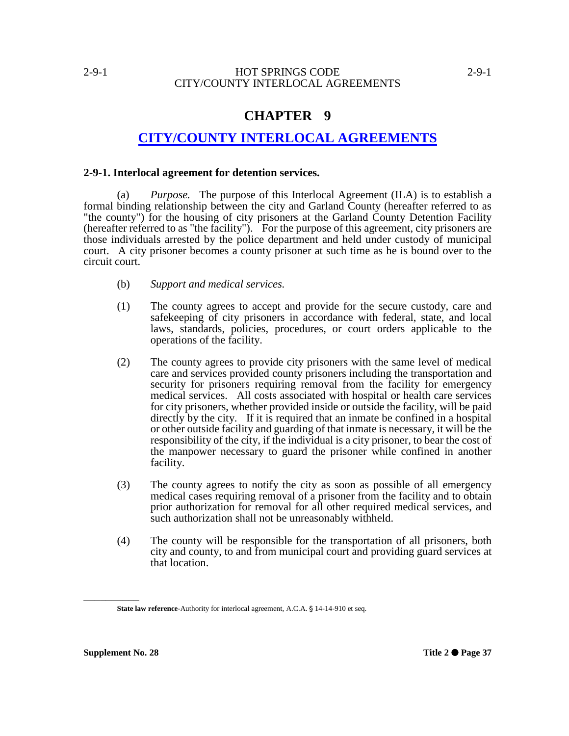# CHAPTER 9

## CITY/COUNTY INTERLOCAL AGREEMENTS

**2-9-1. Interlocal agreement for detention services.**

(a) *Purpose.* The purpose of this Interlocal Agreement (ILA) is to establish a formal binding relationship between the city and Garland County (hereafter referred to as "the county") for the housing of city prisoners at the Garland County Detention Facility (hereafter referred to as "the facility"). For the purpose of this agreement, city prisoners are those individuals arrested by the police department and held under custody of municipal court. A city prisoner becomes a county prisoner at such time as he is bound over to the circuit court.

(b) *Support and medical services.*

(1) The county agrees to accept and provide for the secure custody, care and safekeeping of city prisoners in accordance with federal, state, and local laws, standards, policies, procedures, or court orders applicable to the operations of the facility.

(2) The county agrees to provide city prisoners with the same level of medical care and services provided county prisoners including the transportation and security for prisoners requiring removal from the facility for emergency medical services. All costs associated with hospital or health care services for city prisoners, whether provided inside or outside the facility, will be paid directly by the city. If it is required that an inmate be confined in a hospital or other outside facility and guarding of that inmate is necessary, it will be the responsibility of the city, if the individual is a city prisoner, to bear the cost of the manpower necessary to guard the prisoner while confined in another facility.

(3) The county agrees to notify the city as soon as possible of all emergency medical cases requiring removal of a prisoner from the facility and to obtain prior authorization for removal for all other required medical services, and such authorization shall not be unreasonably withheld.

(4) The county will be responsible for the transportation of all prisoners, both city and county, to and from municipal court and providing guard services at that location.

---

**State law reference**-Authority for interlocal agreement, A.C.A. § 14-14-910 et seq.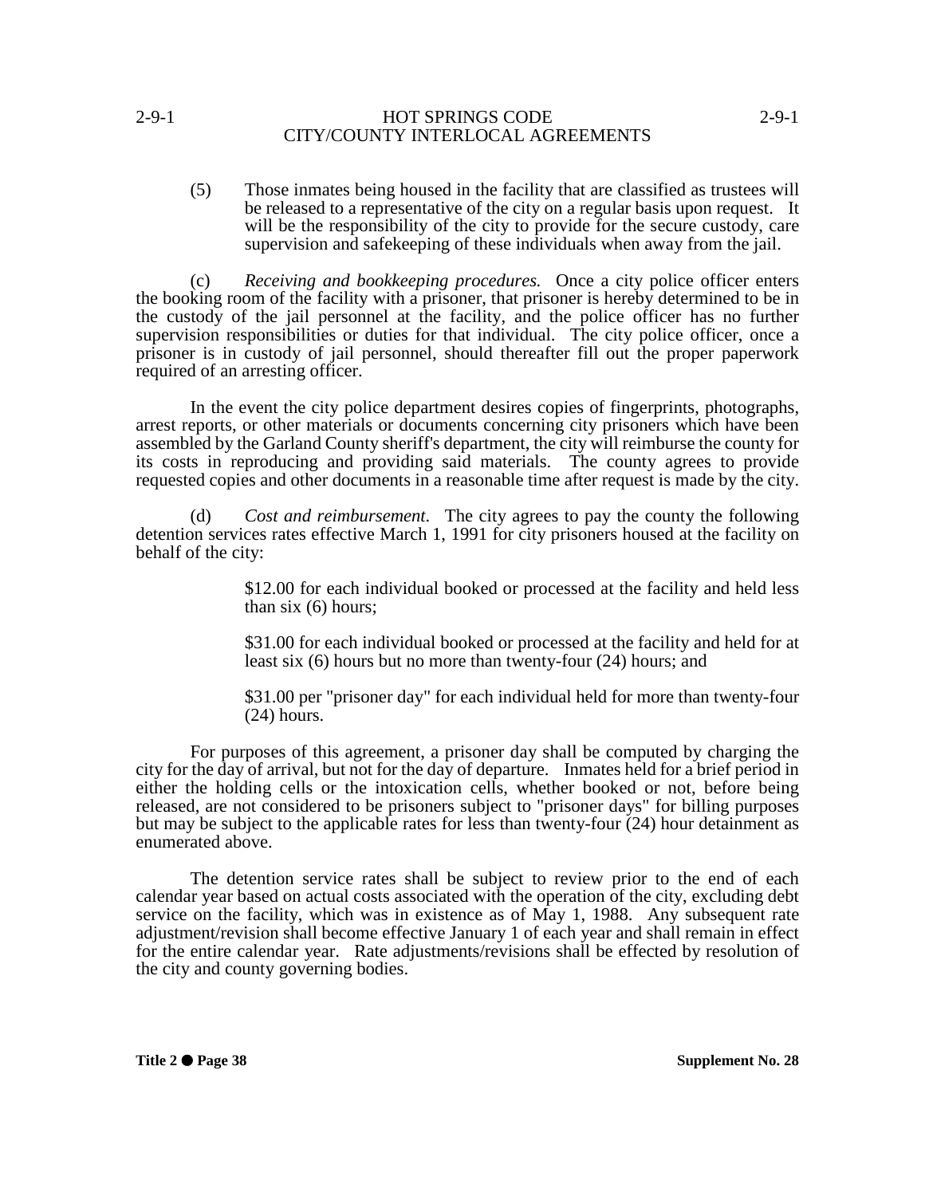(5) Those inmates being housed in the facility that are classified as trustees will be released to a representative of the city on a regular basis upon request. It will be the responsibility of the city to provide for the secure custody, care supervision and safekeeping of these individuals when away from the jail.

(c) *Receiving and bookkeeping procedures.* Once a city police officer enters the booking room of the facility with a prisoner, that prisoner is hereby determined to be in the custody of the jail personnel at the facility, and the police officer has no further supervision responsibilities or duties for that individual. The city police officer, once a prisoner is in custody of jail personnel, should thereafter fill out the proper paperwork required of an arresting officer.

In the event the city police department desires copies of fingerprints, photographs, arrest reports, or other materials or documents concerning city prisoners which have been assembled by the Garland County sheriff's department, the city will reimburse the county for its costs in reproducing and providing said materials. The county agrees to provide requested copies and other documents in a reasonable time after request is made by the city.

(d) *Cost and reimbursement.* The city agrees to pay the county the following detention services rates effective March 1, 1991 for city prisoners housed at the facility on behalf of the city:

> $12.00 for each individual booked or processed at the facility and held less than six (6) hours;
>
> $31.00 for each individual booked or processed at the facility and held for at least six (6) hours but no more than twenty-four (24) hours; and
>
> $31.00 per "prisoner day" for each individual held for more than twenty-four (24) hours.

For purposes of this agreement, a prisoner day shall be computed by charging the city for the day of arrival, but not for the day of departure. Inmates held for a brief period in either the holding cells or the intoxication cells, whether booked or not, before being released, are not considered to be prisoners subject to "prisoner days" for billing purposes but may be subject to the applicable rates for less than twenty-four (24) hour detainment as enumerated above.

The detention service rates shall be subject to review prior to the end of each calendar year based on actual costs associated with the operation of the city, excluding debt service on the facility, which was in existence as of May 1, 1988. Any subsequent rate adjustment/revision shall become effective January 1 of each year and shall remain in effect for the entire calendar year. Rate adjustments/revisions shall be effected by resolution of the city and county governing bodies.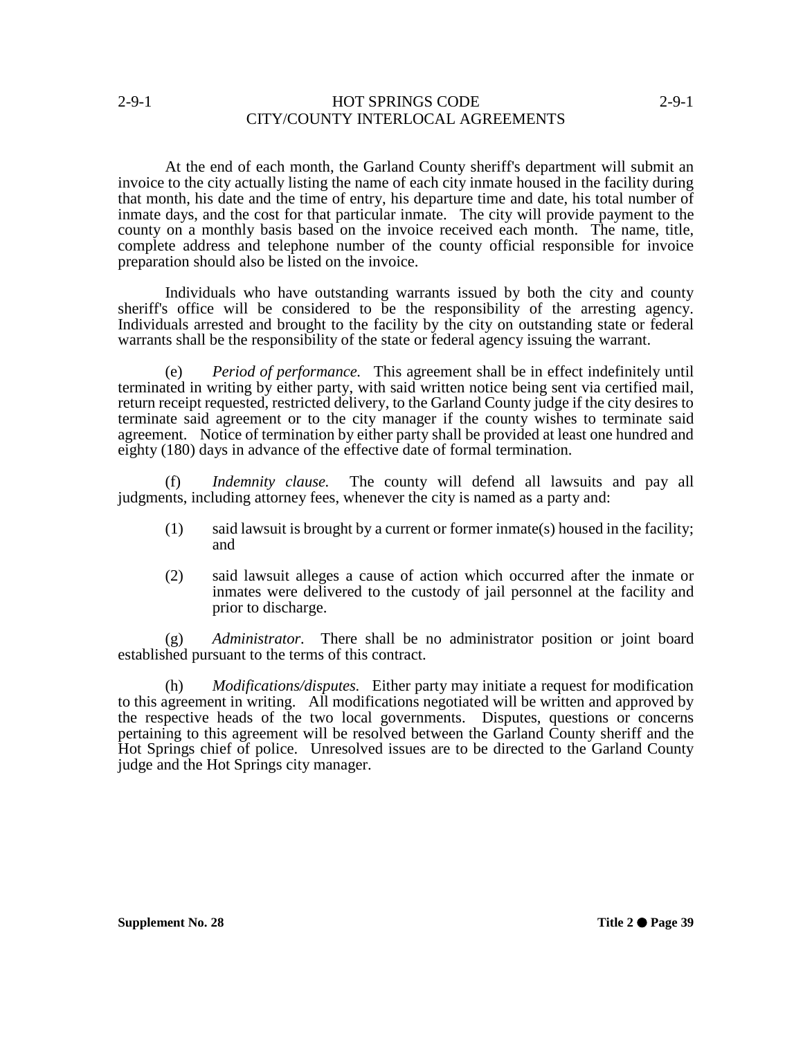At the end of each month, the Garland County sheriff's department will submit an invoice to the city actually listing the name of each city inmate housed in the facility during that month, his date and the time of entry, his departure time and date, his total number of inmate days, and the cost for that particular inmate. The city will provide payment to the county on a monthly basis based on the invoice received each month. The name, title, complete address and telephone number of the county official responsible for invoice preparation should also be listed on the invoice.

Individuals who have outstanding warrants issued by both the city and county sheriff's office will be considered to be the responsibility of the arresting agency. Individuals arrested and brought to the facility by the city on outstanding state or federal warrants shall be the responsibility of the state or federal agency issuing the warrant.

(e) *Period of performance.* This agreement shall be in effect indefinitely until terminated in writing by either party, with said written notice being sent via certified mail, return receipt requested, restricted delivery, to the Garland County judge if the city desires to terminate said agreement or to the city manager if the county wishes to terminate said agreement. Notice of termination by either party shall be provided at least one hundred and eighty (180) days in advance of the effective date of formal termination.

(f) *Indemnity clause.* The county will defend all lawsuits and pay all judgments, including attorney fees, whenever the city is named as a party and:

(1) said lawsuit is brought by a current or former inmate(s) housed in the facility; and

(2) said lawsuit alleges a cause of action which occurred after the inmate or inmates were delivered to the custody of jail personnel at the facility and prior to discharge.

(g) *Administrator.* There shall be no administrator position or joint board established pursuant to the terms of this contract.

(h) *Modifications/disputes.* Either party may initiate a request for modification to this agreement in writing. All modifications negotiated will be written and approved by the respective heads of the two local governments. Disputes, questions or concerns pertaining to this agreement will be resolved between the Garland County sheriff and the Hot Springs chief of police. Unresolved issues are to be directed to the Garland County judge and the Hot Springs city manager.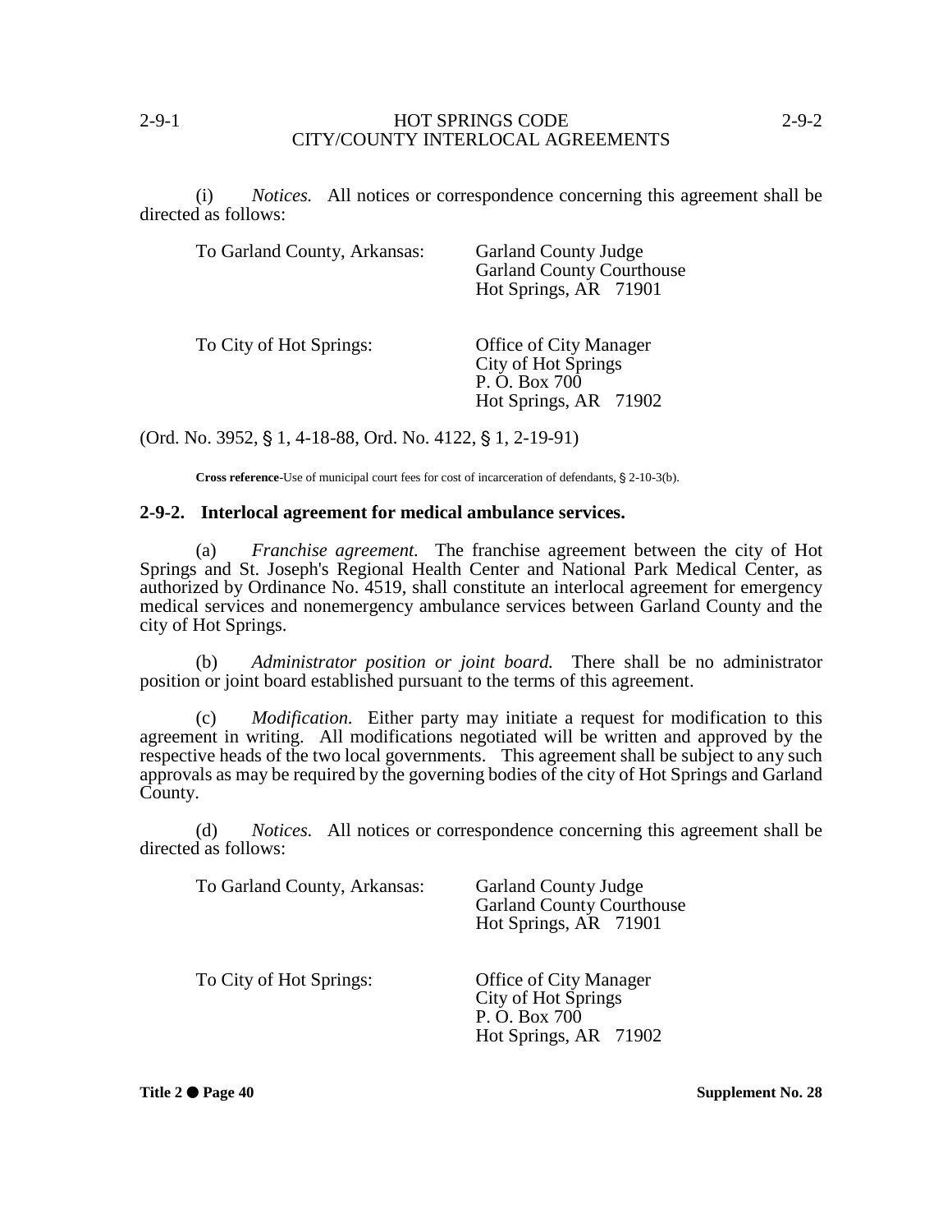(i) *Notices.* All notices or correspondence concerning this agreement shall be directed as follows:

| | |
|---|---|
| To Garland County, Arkansas: | Garland County Judge<br>Garland County Courthouse<br>Hot Springs, AR 71901 |
| To City of Hot Springs: | Office of City Manager<br>City of Hot Springs<br>P. O. Box 700<br>Hot Springs, AR 71902 |

(Ord. No. 3952, § 1, 4-18-88, Ord. No. 4122, § 1, 2-19-91)

**Cross reference**-Use of municipal court fees for cost of incarceration of defendants, § 2-10-3(b).

### 2-9-2. Interlocal agreement for medical ambulance services.

(a) *Franchise agreement.* The franchise agreement between the city of Hot Springs and St. Joseph's Regional Health Center and National Park Medical Center, as authorized by Ordinance No. 4519, shall constitute an interlocal agreement for emergency medical services and nonemergency ambulance services between Garland County and the city of Hot Springs.

(b) *Administrator position or joint board.* There shall be no administrator position or joint board established pursuant to the terms of this agreement.

(c) *Modification.* Either party may initiate a request for modification to this agreement in writing. All modifications negotiated will be written and approved by the respective heads of the two local governments. This agreement shall be subject to any such approvals as may be required by the governing bodies of the city of Hot Springs and Garland County.

(d) *Notices.* All notices or correspondence concerning this agreement shall be directed as follows:

| | |
|---|---|
| To Garland County, Arkansas: | Garland County Judge<br>Garland County Courthouse<br>Hot Springs, AR 71901 |
| To City of Hot Springs: | Office of City Manager<br>City of Hot Springs<br>P. O. Box 700<br>Hot Springs, AR 71902 |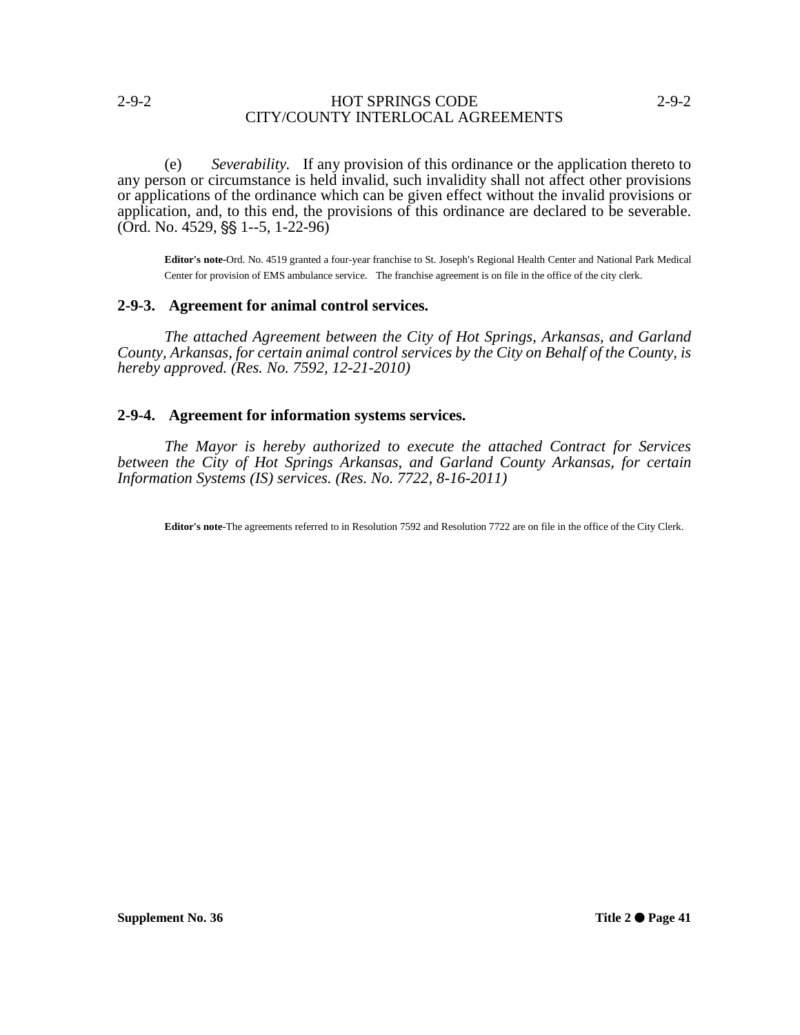(e) *Severability.* If any provision of this ordinance or the application thereto to any person or circumstance is held invalid, such invalidity shall not affect other provisions or applications of the ordinance which can be given effect without the invalid provisions or application, and, to this end, the provisions of this ordinance are declared to be severable. (Ord. No. 4529, §§ 1--5, 1-22-96)

**Editor's note-**Ord. No. 4519 granted a four-year franchise to St. Joseph's Regional Health Center and National Park Medical Center for provision of EMS ambulance service. The franchise agreement is on file in the office of the city clerk.

### 2-9-3. Agreement for animal control services.

*The attached Agreement between the City of Hot Springs, Arkansas, and Garland County, Arkansas, for certain animal control services by the City on Behalf of the County, is hereby approved. (Res. No. 7592, 12-21-2010)*

### 2-9-4. Agreement for information systems services.

*The Mayor is hereby authorized to execute the attached Contract for Services between the City of Hot Springs Arkansas, and Garland County Arkansas, for certain Information Systems (IS) services. (Res. No. 7722, 8-16-2011)*

**Editor's note-**The agreements referred to in Resolution 7592 and Resolution 7722 are on file in the office of the City Clerk.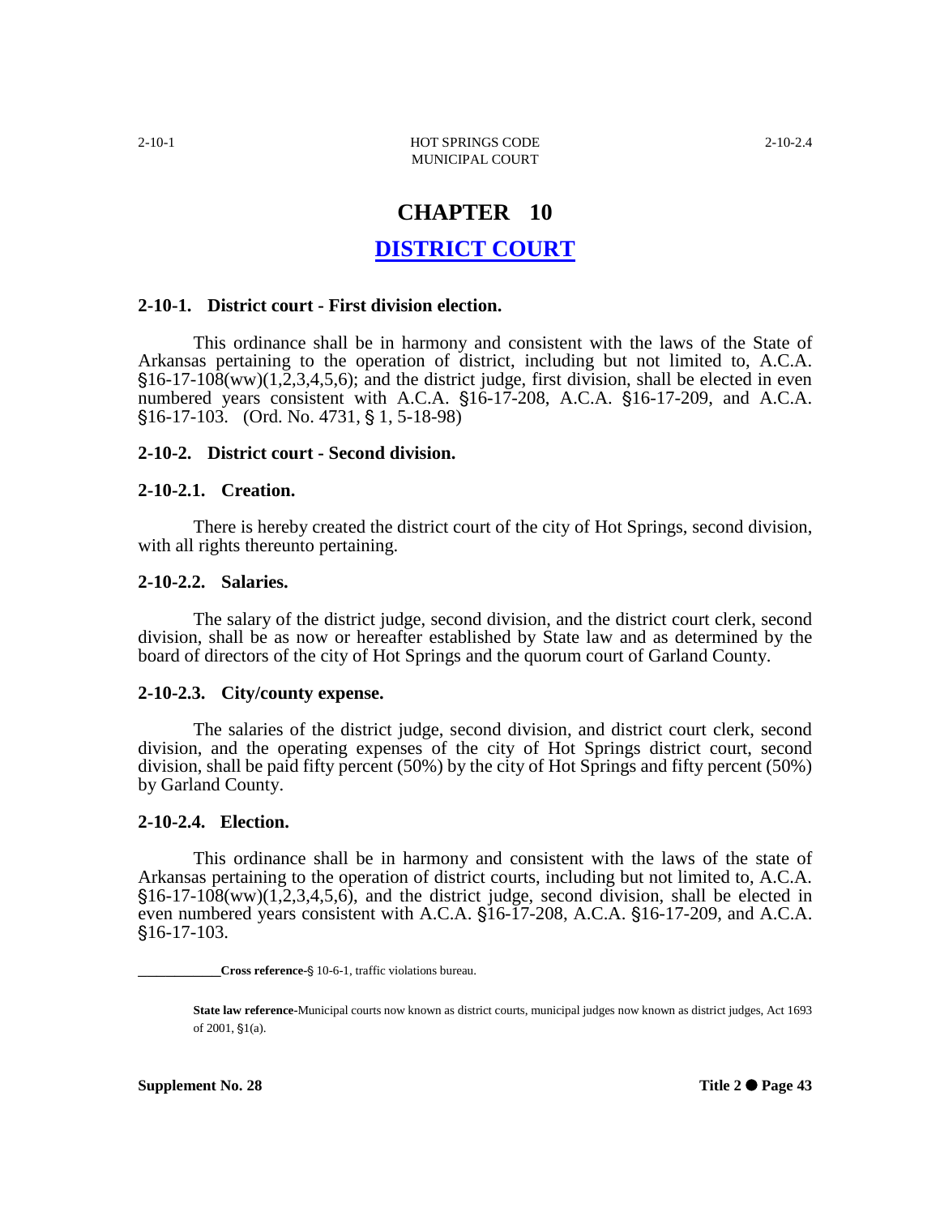# CHAPTER 10

## DISTRICT COURT

### 2-10-1. District court - First division election.

This ordinance shall be in harmony and consistent with the laws of the State of Arkansas pertaining to the operation of district, including but not limited to, A.C.A. §16-17-108(ww)(1,2,3,4,5,6); and the district judge, first division, shall be elected in even numbered years consistent with A.C.A. §16-17-208, A.C.A. §16-17-209, and A.C.A. §16-17-103. (Ord. No. 4731, § 1, 5-18-98)

### 2-10-2. District court - Second division.

### 2-10-2.1. Creation.

There is hereby created the district court of the city of Hot Springs, second division, with all rights thereunto pertaining.

### 2-10-2.2. Salaries.

The salary of the district judge, second division, and the district court clerk, second division, shall be as now or hereafter established by State law and as determined by the board of directors of the city of Hot Springs and the quorum court of Garland County.

### 2-10-2.3. City/county expense.

The salaries of the district judge, second division, and district court clerk, second division, and the operating expenses of the city of Hot Springs district court, second division, shall be paid fifty percent (50%) by the city of Hot Springs and fifty percent (50%) by Garland County.

### 2-10-2.4. Election.

This ordinance shall be in harmony and consistent with the laws of the state of Arkansas pertaining to the operation of district courts, including but not limited to, A.C.A. §16-17-108(ww)(1,2,3,4,5,6), and the district judge, second division, shall be elected in even numbered years consistent with A.C.A. §16-17-208, A.C.A. §16-17-209, and A.C.A. §16-17-103.

---

**Cross reference**-§ 10-6-1, traffic violations bureau.

**State law reference**-Municipal courts now known as district courts, municipal judges now known as district judges, Act 1693 of 2001, §1(a).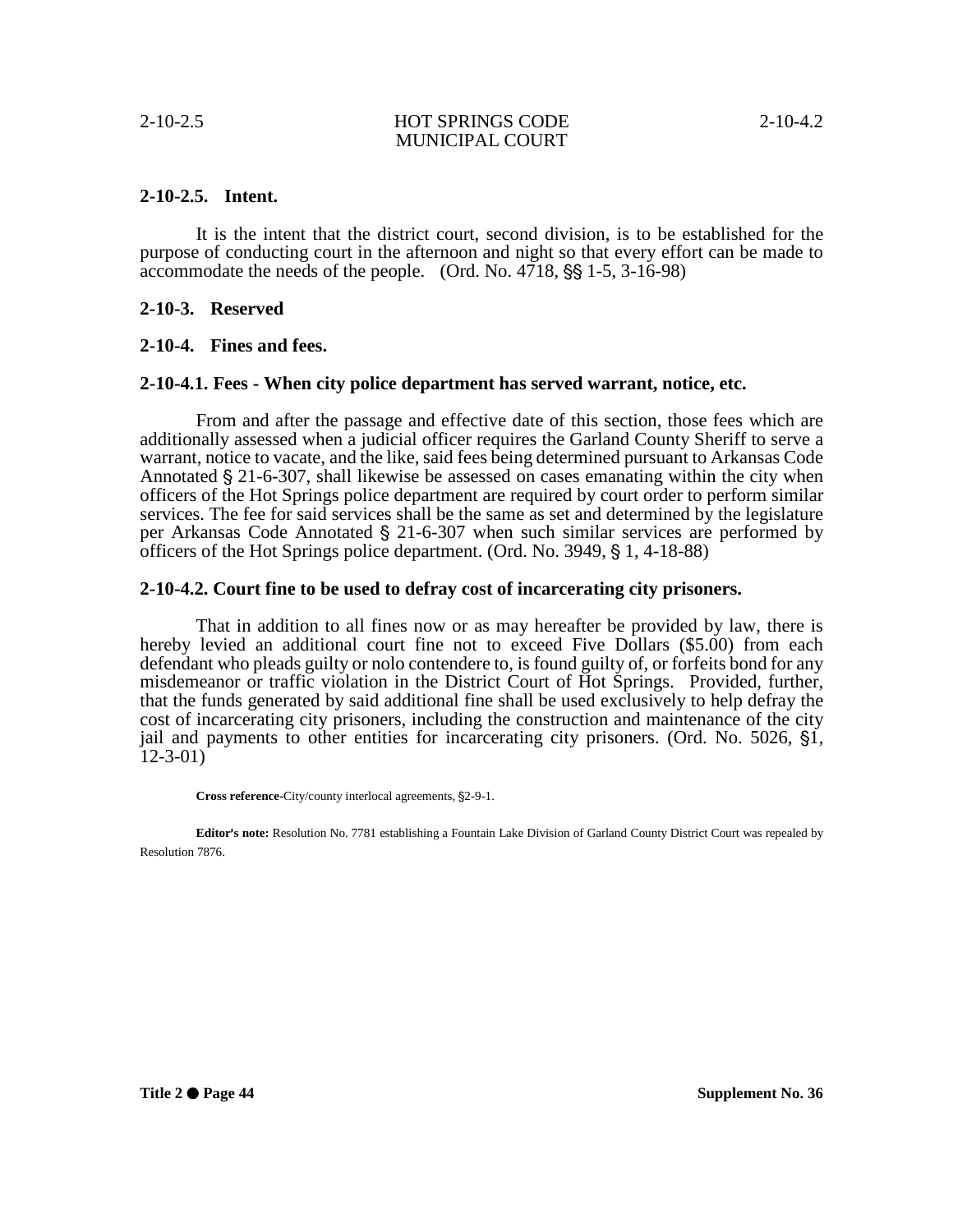**2-10-2.5. Intent.**

It is the intent that the district court, second division, is to be established for the purpose of conducting court in the afternoon and night so that every effort can be made to accommodate the needs of the people. (Ord. No. 4718, §§ 1-5, 3-16-98)

**2-10-3. Reserved**

**2-10-4. Fines and fees.**

**2-10-4.1. Fees - When city police department has served warrant, notice, etc.**

From and after the passage and effective date of this section, those fees which are additionally assessed when a judicial officer requires the Garland County Sheriff to serve a warrant, notice to vacate, and the like, said fees being determined pursuant to Arkansas Code Annotated § 21-6-307, shall likewise be assessed on cases emanating within the city when officers of the Hot Springs police department are required by court order to perform similar services. The fee for said services shall be the same as set and determined by the legislature per Arkansas Code Annotated § 21-6-307 when such similar services are performed by officers of the Hot Springs police department. (Ord. No. 3949, § 1, 4-18-88)

**2-10-4.2. Court fine to be used to defray cost of incarcerating city prisoners.**

That in addition to all fines now or as may hereafter be provided by law, there is hereby levied an additional court fine not to exceed Five Dollars ($5.00) from each defendant who pleads guilty or nolo contendere to, is found guilty of, or forfeits bond for any misdemeanor or traffic violation in the District Court of Hot Springs. Provided, further, that the funds generated by said additional fine shall be used exclusively to help defray the cost of incarcerating city prisoners, including the construction and maintenance of the city jail and payments to other entities for incarcerating city prisoners. (Ord. No. 5026, §1, 12-3-01)

**Cross reference**-City/county interlocal agreements, §2-9-1.

**Editor's note:** Resolution No. 7781 establishing a Fountain Lake Division of Garland County District Court was repealed by Resolution 7876.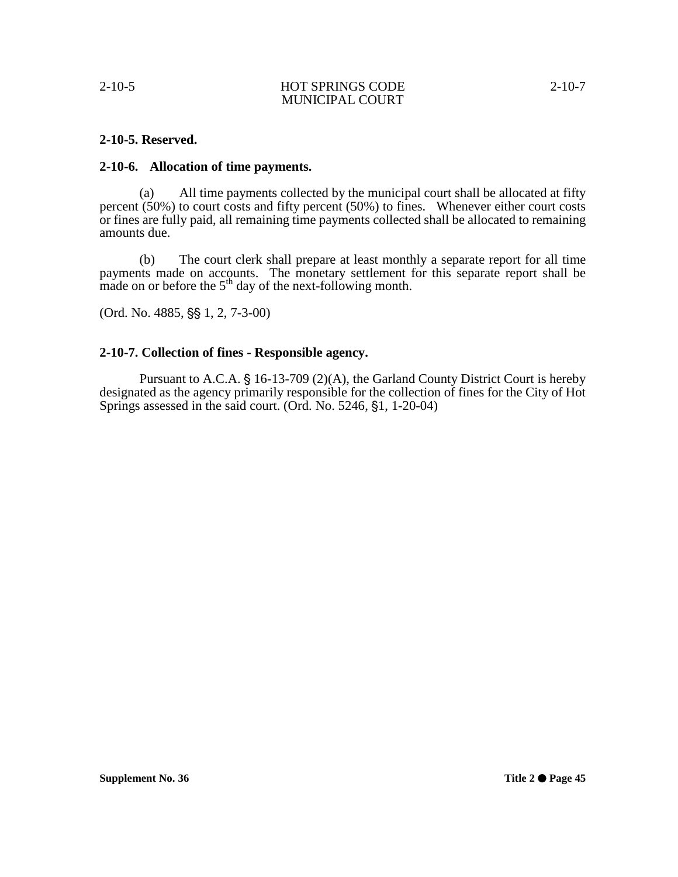**2-10-5. Reserved.**

**2-10-6. Allocation of time payments.**

(a) All time payments collected by the municipal court shall be allocated at fifty percent (50%) to court costs and fifty percent (50%) to fines. Whenever either court costs or fines are fully paid, all remaining time payments collected shall be allocated to remaining amounts due.

(b) The court clerk shall prepare at least monthly a separate report for all time payments made on accounts. The monetary settlement for this separate report shall be made on or before the 5th day of the next-following month.

(Ord. No. 4885, §§ 1, 2, 7-3-00)

**2-10-7. Collection of fines - Responsible agency.**

Pursuant to A.C.A. § 16-13-709 (2)(A), the Garland County District Court is hereby designated as the agency primarily responsible for the collection of fines for the City of Hot Springs assessed in the said court. (Ord. No. 5246, §1, 1-20-04)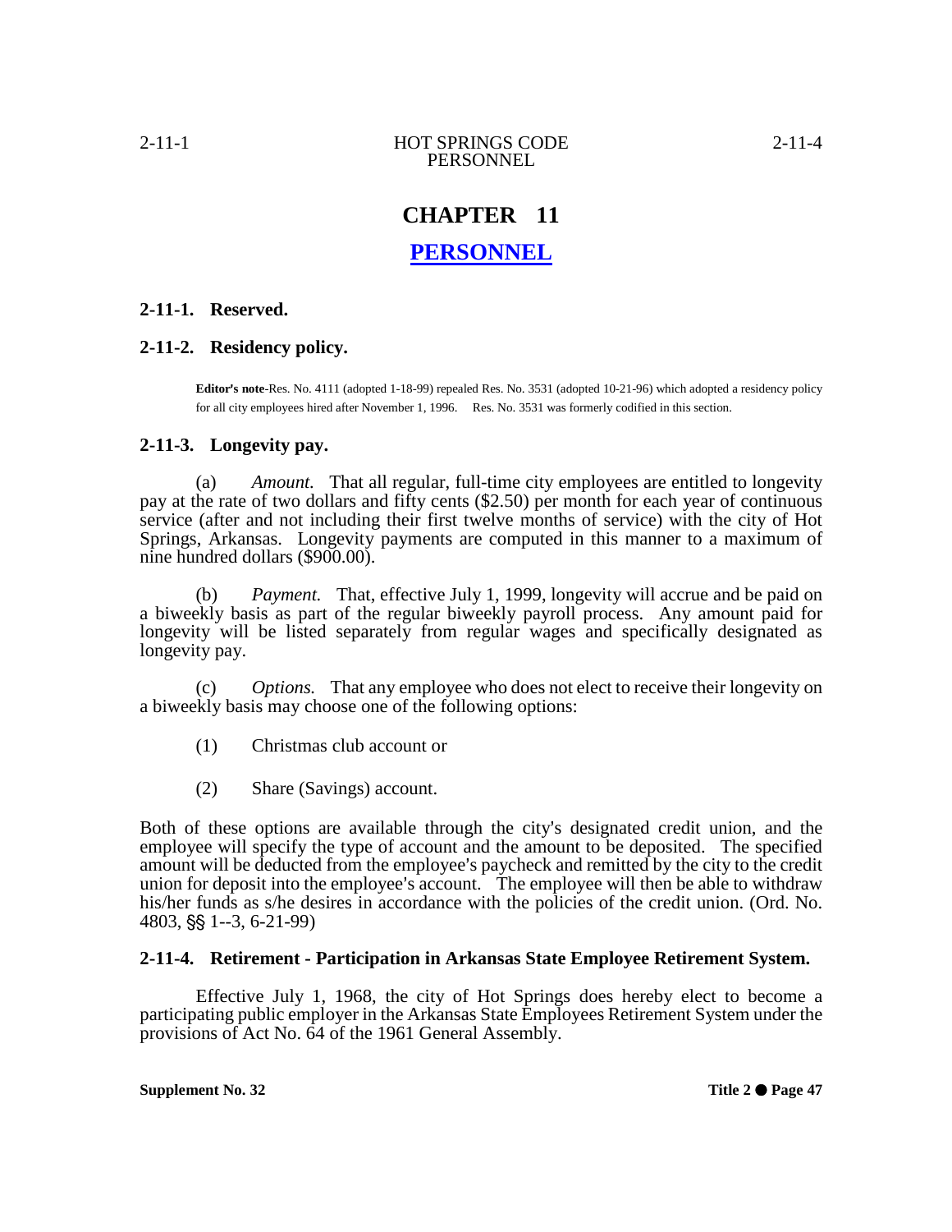# CHAPTER 11

## PERSONNEL

### 2-11-1. Reserved.

### 2-11-2. Residency policy.

**Editor's note**-Res. No. 4111 (adopted 1-18-99) repealed Res. No. 3531 (adopted 10-21-96) which adopted a residency policy for all city employees hired after November 1, 1996. Res. No. 3531 was formerly codified in this section.

### 2-11-3. Longevity pay.

(a) *Amount.* That all regular, full-time city employees are entitled to longevity pay at the rate of two dollars and fifty cents ($2.50) per month for each year of continuous service (after and not including their first twelve months of service) with the city of Hot Springs, Arkansas. Longevity payments are computed in this manner to a maximum of nine hundred dollars ($900.00).

(b) *Payment.* That, effective July 1, 1999, longevity will accrue and be paid on a biweekly basis as part of the regular biweekly payroll process. Any amount paid for longevity will be listed separately from regular wages and specifically designated as longevity pay.

(c) *Options.* That any employee who does not elect to receive their longevity on a biweekly basis may choose one of the following options:

(1) Christmas club account or

(2) Share (Savings) account.

Both of these options are available through the city's designated credit union, and the employee will specify the type of account and the amount to be deposited. The specified amount will be deducted from the employee's paycheck and remitted by the city to the credit union for deposit into the employee's account. The employee will then be able to withdraw his/her funds as s/he desires in accordance with the policies of the credit union. (Ord. No. 4803, §§ 1--3, 6-21-99)

### 2-11-4. Retirement - Participation in Arkansas State Employee Retirement System.

Effective July 1, 1968, the city of Hot Springs does hereby elect to become a participating public employer in the Arkansas State Employees Retirement System under the provisions of Act No. 64 of the 1961 General Assembly.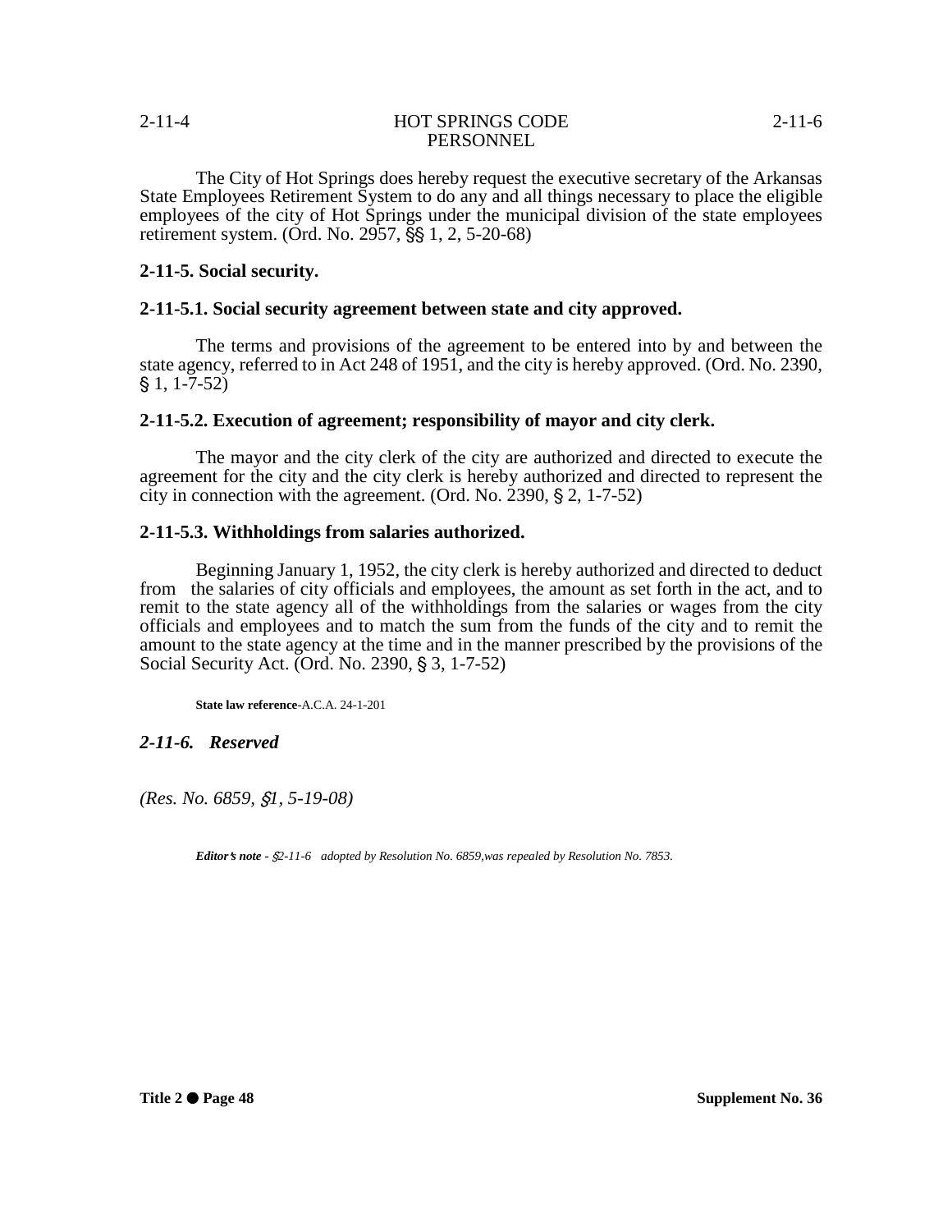The City of Hot Springs does hereby request the executive secretary of the Arkansas State Employees Retirement System to do any and all things necessary to place the eligible employees of the city of Hot Springs under the municipal division of the state employees retirement system. (Ord. No. 2957, §§ 1, 2, 5-20-68)

**2-11-5. Social security.**

**2-11-5.1. Social security agreement between state and city approved.**

The terms and provisions of the agreement to be entered into by and between the state agency, referred to in Act 248 of 1951, and the city is hereby approved. (Ord. No. 2390, § 1, 1-7-52)

**2-11-5.2. Execution of agreement; responsibility of mayor and city clerk.**

The mayor and the city clerk of the city are authorized and directed to execute the agreement for the city and the city clerk is hereby authorized and directed to represent the city in connection with the agreement. (Ord. No. 2390, § 2, 1-7-52)

**2-11-5.3. Withholdings from salaries authorized.**

Beginning January 1, 1952, the city clerk is hereby authorized and directed to deduct from the salaries of city officials and employees, the amount as set forth in the act, and to remit to the state agency all of the withholdings from the salaries or wages from the city officials and employees and to match the sum from the funds of the city and to remit the amount to the state agency at the time and in the manner prescribed by the provisions of the Social Security Act. (Ord. No. 2390, § 3, 1-7-52)

**State law reference**-A.C.A. 24-1-201

***2-11-6. Reserved***

*(Res. No. 6859, §1, 5-19-08)*

***Editor's note*** *- §2-11-6 adopted by Resolution No. 6859,was repealed by Resolution No. 7853.*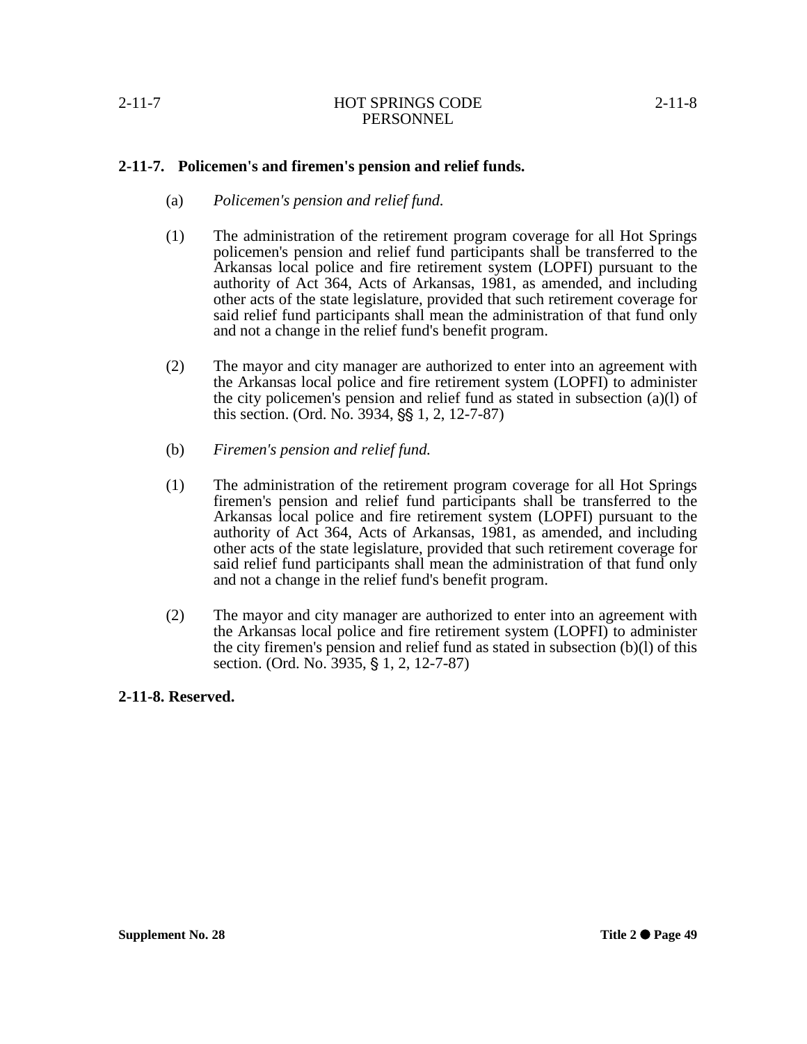**2-11-7. Policemen's and firemen's pension and relief funds.**

(a) *Policemen's pension and relief fund.*

(1) The administration of the retirement program coverage for all Hot Springs policemen's pension and relief fund participants shall be transferred to the Arkansas local police and fire retirement system (LOPFI) pursuant to the authority of Act 364, Acts of Arkansas, 1981, as amended, and including other acts of the state legislature, provided that such retirement coverage for said relief fund participants shall mean the administration of that fund only and not a change in the relief fund's benefit program.

(2) The mayor and city manager are authorized to enter into an agreement with the Arkansas local police and fire retirement system (LOPFI) to administer the city policemen's pension and relief fund as stated in subsection (a)(l) of this section. (Ord. No. 3934, §§ 1, 2, 12-7-87)

(b) *Firemen's pension and relief fund.*

(1) The administration of the retirement program coverage for all Hot Springs firemen's pension and relief fund participants shall be transferred to the Arkansas local police and fire retirement system (LOPFI) pursuant to the authority of Act 364, Acts of Arkansas, 1981, as amended, and including other acts of the state legislature, provided that such retirement coverage for said relief fund participants shall mean the administration of that fund only and not a change in the relief fund's benefit program.

(2) The mayor and city manager are authorized to enter into an agreement with the Arkansas local police and fire retirement system (LOPFI) to administer the city firemen's pension and relief fund as stated in subsection (b)(l) of this section. (Ord. No. 3935, § 1, 2, 12-7-87)

**2-11-8. Reserved.**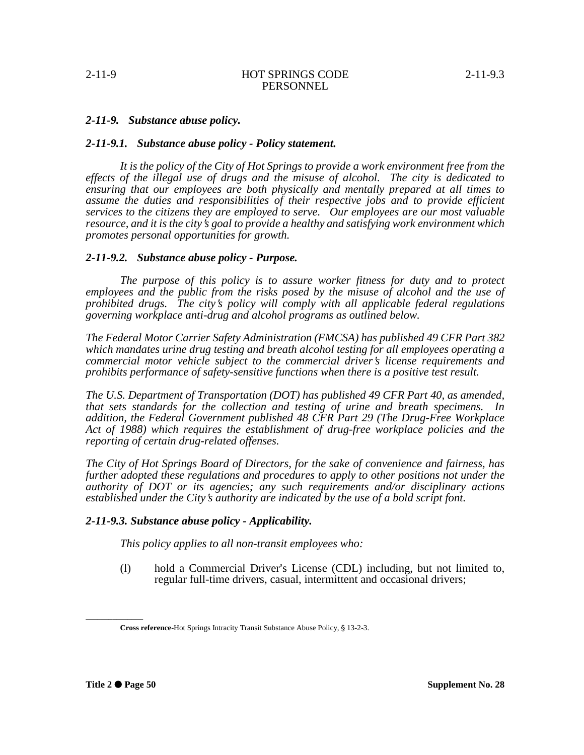## *2-11-9. Substance abuse policy.*

### *2-11-9.1. Substance abuse policy - Policy statement.*

*It is the policy of the City of Hot Springs to provide a work environment free from the effects of the illegal use of drugs and the misuse of alcohol. The city is dedicated to ensuring that our employees are both physically and mentally prepared at all times to assume the duties and responsibilities of their respective jobs and to provide efficient services to the citizens they are employed to serve. Our employees are our most valuable resource, and it is the city's goal to provide a healthy and satisfying work environment which promotes personal opportunities for growth.*

### *2-11-9.2. Substance abuse policy - Purpose.*

*The purpose of this policy is to assure worker fitness for duty and to protect employees and the public from the risks posed by the misuse of alcohol and the use of prohibited drugs. The city's policy will comply with all applicable federal regulations governing workplace anti-drug and alcohol programs as outlined below.*

*The Federal Motor Carrier Safety Administration (FMCSA) has published 49 CFR Part 382 which mandates urine drug testing and breath alcohol testing for all employees operating a commercial motor vehicle subject to the commercial driver's license requirements and prohibits performance of safety-sensitive functions when there is a positive test result.*

*The U.S. Department of Transportation (DOT) has published 49 CFR Part 40, as amended, that sets standards for the collection and testing of urine and breath specimens. In addition, the Federal Government published 48 CFR Part 29 (The Drug-Free Workplace Act of 1988) which requires the establishment of drug-free workplace policies and the reporting of certain drug-related offenses.*

*The City of Hot Springs Board of Directors, for the sake of convenience and fairness, has further adopted these regulations and procedures to apply to other positions not under the authority of DOT or its agencies; any such requirements and/or disciplinary actions established under the City's authority are indicated by the use of a bold script font.*

### *2-11-9.3. Substance abuse policy - Applicability.*

*This policy applies to all non-transit employees who:*

(l) hold a Commercial Driver's License (CDL) including, but not limited to, regular full-time drivers, casual, intermittent and occasional drivers;

---

**Cross reference**-Hot Springs Intracity Transit Substance Abuse Policy, § 13-2-3.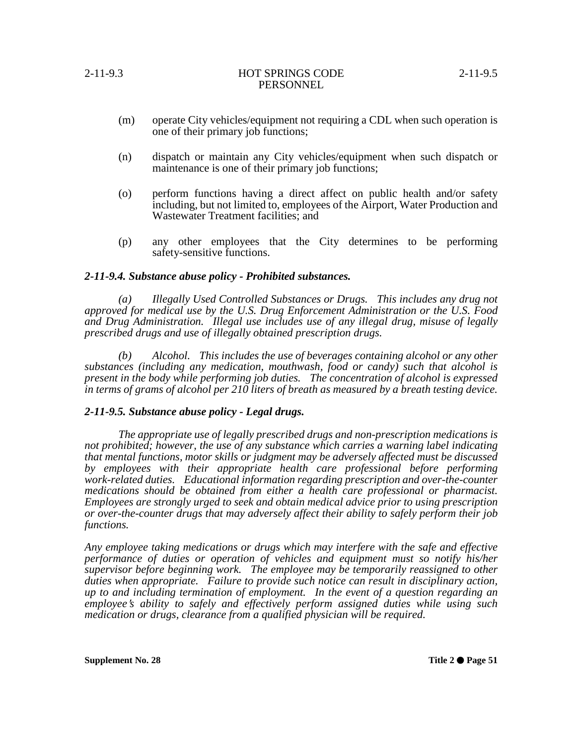(m) operate City vehicles/equipment not requiring a CDL when such operation is one of their primary job functions;

(n) dispatch or maintain any City vehicles/equipment when such dispatch or maintenance is one of their primary job functions;

(o) perform functions having a direct affect on public health and/or safety including, but not limited to, employees of the Airport, Water Production and Wastewater Treatment facilities; and

(p) any other employees that the City determines to be performing safety-sensitive functions.

### *2-11-9.4. Substance abuse policy - Prohibited substances.*

*(a) Illegally Used Controlled Substances or Drugs. This includes any drug not approved for medical use by the U.S. Drug Enforcement Administration or the U.S. Food and Drug Administration. Illegal use includes use of any illegal drug, misuse of legally prescribed drugs and use of illegally obtained prescription drugs.*

*(b) Alcohol. This includes the use of beverages containing alcohol or any other substances (including any medication, mouthwash, food or candy) such that alcohol is present in the body while performing job duties. The concentration of alcohol is expressed in terms of grams of alcohol per 210 liters of breath as measured by a breath testing device.*

### *2-11-9.5. Substance abuse policy - Legal drugs.*

*The appropriate use of legally prescribed drugs and non-prescription medications is not prohibited; however, the use of any substance which carries a warning label indicating that mental functions, motor skills or judgment may be adversely affected must be discussed by employees with their appropriate health care professional before performing work-related duties. Educational information regarding prescription and over-the-counter medications should be obtained from either a health care professional or pharmacist. Employees are strongly urged to seek and obtain medical advice prior to using prescription or over-the-counter drugs that may adversely affect their ability to safely perform their job functions.*

*Any employee taking medications or drugs which may interfere with the safe and effective performance of duties or operation of vehicles and equipment must so notify his/her supervisor before beginning work. The employee may be temporarily reassigned to other duties when appropriate. Failure to provide such notice can result in disciplinary action, up to and including termination of employment. In the event of a question regarding an employee's ability to safely and effectively perform assigned duties while using such medication or drugs, clearance from a qualified physician will be required.*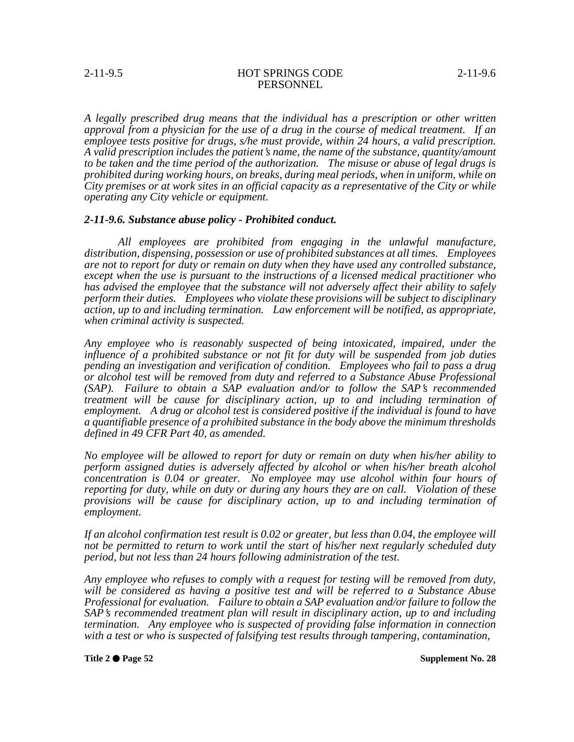*A legally prescribed drug means that the individual has a prescription or other written approval from a physician for the use of a drug in the course of medical treatment. If an employee tests positive for drugs, s/he must provide, within 24 hours, a valid prescription. A valid prescription includes the patient's name, the name of the substance, quantity/amount to be taken and the time period of the authorization. The misuse or abuse of legal drugs is prohibited during working hours, on breaks, during meal periods, when in uniform, while on City premises or at work sites in an official capacity as a representative of the City or while operating any City vehicle or equipment.*

### *2-11-9.6. Substance abuse policy - Prohibited conduct.*

*All employees are prohibited from engaging in the unlawful manufacture, distribution, dispensing, possession or use of prohibited substances at all times. Employees are not to report for duty or remain on duty when they have used any controlled substance, except when the use is pursuant to the instructions of a licensed medical practitioner who has advised the employee that the substance will not adversely affect their ability to safely perform their duties. Employees who violate these provisions will be subject to disciplinary action, up to and including termination. Law enforcement will be notified, as appropriate, when criminal activity is suspected.*

*Any employee who is reasonably suspected of being intoxicated, impaired, under the influence of a prohibited substance or not fit for duty will be suspended from job duties pending an investigation and verification of condition. Employees who fail to pass a drug or alcohol test will be removed from duty and referred to a Substance Abuse Professional (SAP). Failure to obtain a SAP evaluation and/or to follow the SAP's recommended treatment will be cause for disciplinary action, up to and including termination of employment. A drug or alcohol test is considered positive if the individual is found to have a quantifiable presence of a prohibited substance in the body above the minimum thresholds defined in 49 CFR Part 40, as amended.*

*No employee will be allowed to report for duty or remain on duty when his/her ability to perform assigned duties is adversely affected by alcohol or when his/her breath alcohol concentration is 0.04 or greater. No employee may use alcohol within four hours of reporting for duty, while on duty or during any hours they are on call. Violation of these provisions will be cause for disciplinary action, up to and including termination of employment.*

*If an alcohol confirmation test result is 0.02 or greater, but less than 0.04, the employee will not be permitted to return to work until the start of his/her next regularly scheduled duty period, but not less than 24 hours following administration of the test.*

*Any employee who refuses to comply with a request for testing will be removed from duty, will be considered as having a positive test and will be referred to a Substance Abuse Professional for evaluation. Failure to obtain a SAP evaluation and/or failure to follow the SAP's recommended treatment plan will result in disciplinary action, up to and including termination. Any employee who is suspected of providing false information in connection with a test or who is suspected of falsifying test results through tampering, contamination,*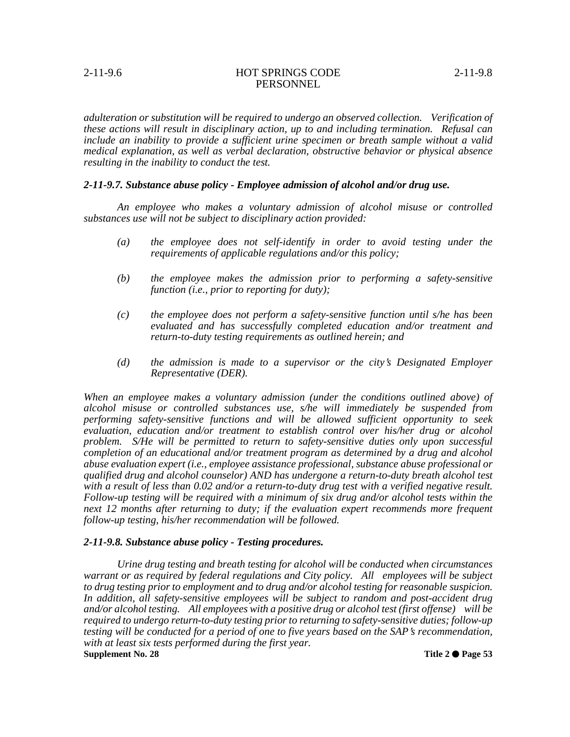*adulteration or substitution will be required to undergo an observed collection. Verification of these actions will result in disciplinary action, up to and including termination. Refusal can include an inability to provide a sufficient urine specimen or breath sample without a valid medical explanation, as well as verbal declaration, obstructive behavior or physical absence resulting in the inability to conduct the test.*

### *2-11-9.7. Substance abuse policy - Employee admission of alcohol and/or drug use.*

*An employee who makes a voluntary admission of alcohol misuse or controlled substances use will not be subject to disciplinary action provided:*

*(a) the employee does not self-identify in order to avoid testing under the requirements of applicable regulations and/or this policy;*

*(b) the employee makes the admission prior to performing a safety-sensitive function (i.e., prior to reporting for duty);*

*(c) the employee does not perform a safety-sensitive function until s/he has been evaluated and has successfully completed education and/or treatment and return-to-duty testing requirements as outlined herein; and*

*(d) the admission is made to a supervisor or the city's Designated Employer Representative (DER).*

*When an employee makes a voluntary admission (under the conditions outlined above) of alcohol misuse or controlled substances use, s/he will immediately be suspended from performing safety-sensitive functions and will be allowed sufficient opportunity to seek evaluation, education and/or treatment to establish control over his/her drug or alcohol problem. S/He will be permitted to return to safety-sensitive duties only upon successful completion of an educational and/or treatment program as determined by a drug and alcohol abuse evaluation expert (i.e., employee assistance professional, substance abuse professional or qualified drug and alcohol counselor) AND has undergone a return-to-duty breath alcohol test with a result of less than 0.02 and/or a return-to-duty drug test with a verified negative result. Follow-up testing will be required with a minimum of six drug and/or alcohol tests within the next 12 months after returning to duty; if the evaluation expert recommends more frequent follow-up testing, his/her recommendation will be followed.*

### *2-11-9.8. Substance abuse policy - Testing procedures.*

*Urine drug testing and breath testing for alcohol will be conducted when circumstances warrant or as required by federal regulations and City policy. All employees will be subject to drug testing prior to employment and to drug and/or alcohol testing for reasonable suspicion. In addition, all safety-sensitive employees will be subject to random and post-accident drug and/or alcohol testing. All employees with a positive drug or alcohol test (first offense) will be required to undergo return-to-duty testing prior to returning to safety-sensitive duties; follow-up testing will be conducted for a period of one to five years based on the SAP's recommendation, with at least six tests performed during the first year.*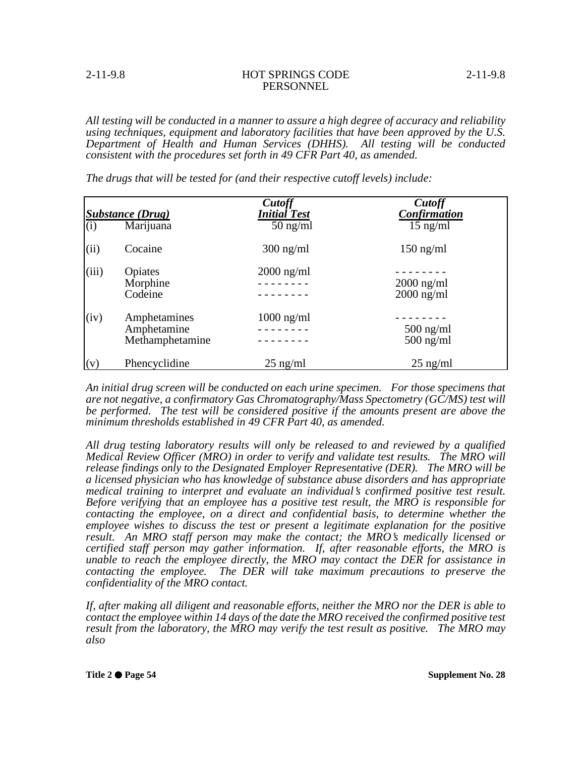*All testing will be conducted in a manner to assure a high degree of accuracy and reliability using techniques, equipment and laboratory facilities that have been approved by the U.S. Department of Health and Human Services (DHHS). All testing will be conducted consistent with the procedures set forth in 49 CFR Part 40, as amended.*

*The drugs that will be tested for (and their respective cutoff levels) include:*

| Substance (Drug) | | Cutoff Initial Test | Cutoff Confirmation |
|---|---|---|---|
| (i) | Marijuana | 50 ng/ml | 15 ng/ml |
| (ii) | Cocaine | 300 ng/ml | 150 ng/ml |
| (iii) | Opiates | 2000 ng/ml | -------- |
| | Morphine | -------- | 2000 ng/ml |
| | Codeine | -------- | 2000 ng/ml |
| (iv) | Amphetamines | 1000 ng/ml | -------- |
| | Amphetamine | -------- | 500 ng/ml |
| | Methamphetamine | -------- | 500 ng/ml |
| (v) | Phencyclidine | 25 ng/ml | 25 ng/ml |

*An initial drug screen will be conducted on each urine specimen. For those specimens that are not negative, a confirmatory Gas Chromatography/Mass Spectometry (GC/MS) test will be performed. The test will be considered positive if the amounts present are above the minimum thresholds established in 49 CFR Part 40, as amended.*

*All drug testing laboratory results will only be released to and reviewed by a qualified Medical Review Officer (MRO) in order to verify and validate test results. The MRO will release findings only to the Designated Employer Representative (DER). The MRO will be a licensed physician who has knowledge of substance abuse disorders and has appropriate medical training to interpret and evaluate an individual's confirmed positive test result. Before verifying that an employee has a positive test result, the MRO is responsible for contacting the employee, on a direct and confidential basis, to determine whether the employee wishes to discuss the test or present a legitimate explanation for the positive result. An MRO staff person may make the contact; the MRO's medically licensed or certified staff person may gather information. If, after reasonable efforts, the MRO is unable to reach the employee directly, the MRO may contact the DER for assistance in contacting the employee. The DER will take maximum precautions to preserve the confidentiality of the MRO contact.*

*If, after making all diligent and reasonable efforts, neither the MRO nor the DER is able to contact the employee within 14 days of the date the MRO received the confirmed positive test result from the laboratory, the MRO may verify the test result as positive. The MRO may also*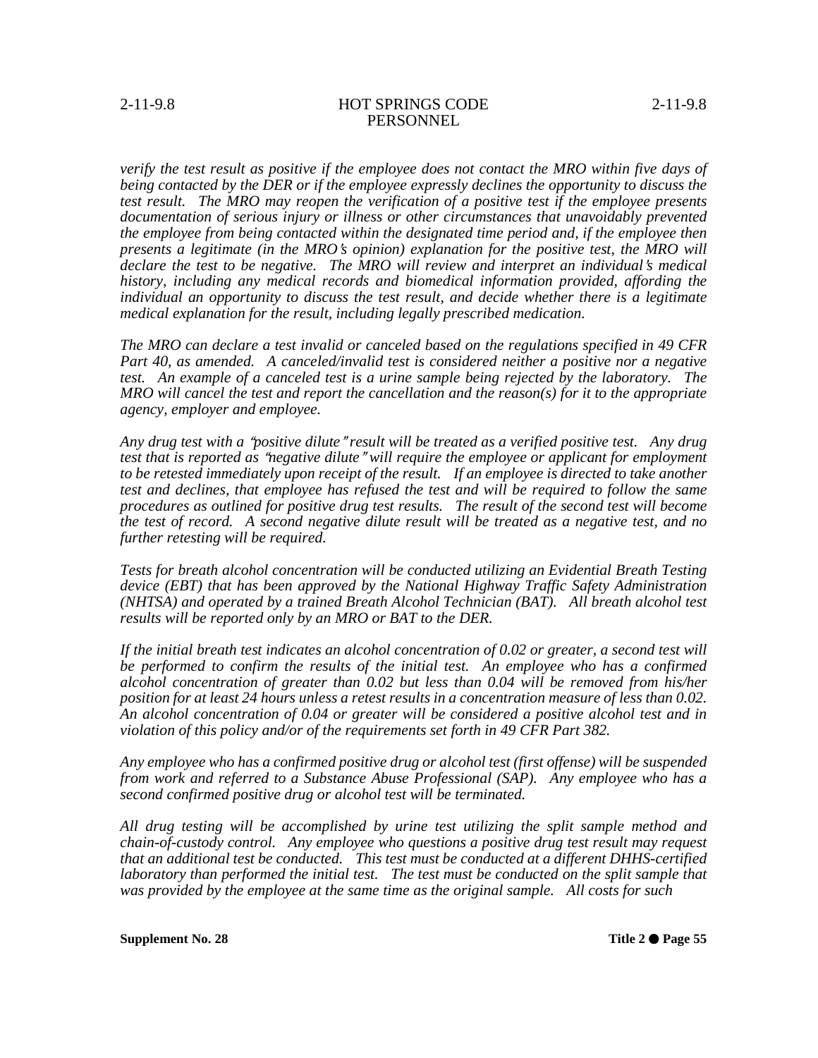*verify the test result as positive if the employee does not contact the MRO within five days of being contacted by the DER or if the employee expressly declines the opportunity to discuss the test result. The MRO may reopen the verification of a positive test if the employee presents documentation of serious injury or illness or other circumstances that unavoidably prevented the employee from being contacted within the designated time period and, if the employee then presents a legitimate (in the MRO's opinion) explanation for the positive test, the MRO will declare the test to be negative. The MRO will review and interpret an individual's medical history, including any medical records and biomedical information provided, affording the individual an opportunity to discuss the test result, and decide whether there is a legitimate medical explanation for the result, including legally prescribed medication.*

*The MRO can declare a test invalid or canceled based on the regulations specified in 49 CFR Part 40, as amended. A canceled/invalid test is considered neither a positive nor a negative test. An example of a canceled test is a urine sample being rejected by the laboratory. The MRO will cancel the test and report the cancellation and the reason(s) for it to the appropriate agency, employer and employee.*

*Any drug test with a "positive dilute" result will be treated as a verified positive test. Any drug test that is reported as "negative dilute" will require the employee or applicant for employment to be retested immediately upon receipt of the result. If an employee is directed to take another test and declines, that employee has refused the test and will be required to follow the same procedures as outlined for positive drug test results. The result of the second test will become the test of record. A second negative dilute result will be treated as a negative test, and no further retesting will be required.*

*Tests for breath alcohol concentration will be conducted utilizing an Evidential Breath Testing device (EBT) that has been approved by the National Highway Traffic Safety Administration (NHTSA) and operated by a trained Breath Alcohol Technician (BAT). All breath alcohol test results will be reported only by an MRO or BAT to the DER.*

*If the initial breath test indicates an alcohol concentration of 0.02 or greater, a second test will be performed to confirm the results of the initial test. An employee who has a confirmed alcohol concentration of greater than 0.02 but less than 0.04 will be removed from his/her position for at least 24 hours unless a retest results in a concentration measure of less than 0.02. An alcohol concentration of 0.04 or greater will be considered a positive alcohol test and in violation of this policy and/or of the requirements set forth in 49 CFR Part 382.*

*Any employee who has a confirmed positive drug or alcohol test (first offense) will be suspended from work and referred to a Substance Abuse Professional (SAP). Any employee who has a second confirmed positive drug or alcohol test will be terminated.*

*All drug testing will be accomplished by urine test utilizing the split sample method and chain-of-custody control. Any employee who questions a positive drug test result may request that an additional test be conducted. This test must be conducted at a different DHHS-certified laboratory than performed the initial test. The test must be conducted on the split sample that was provided by the employee at the same time as the original sample. All costs for such*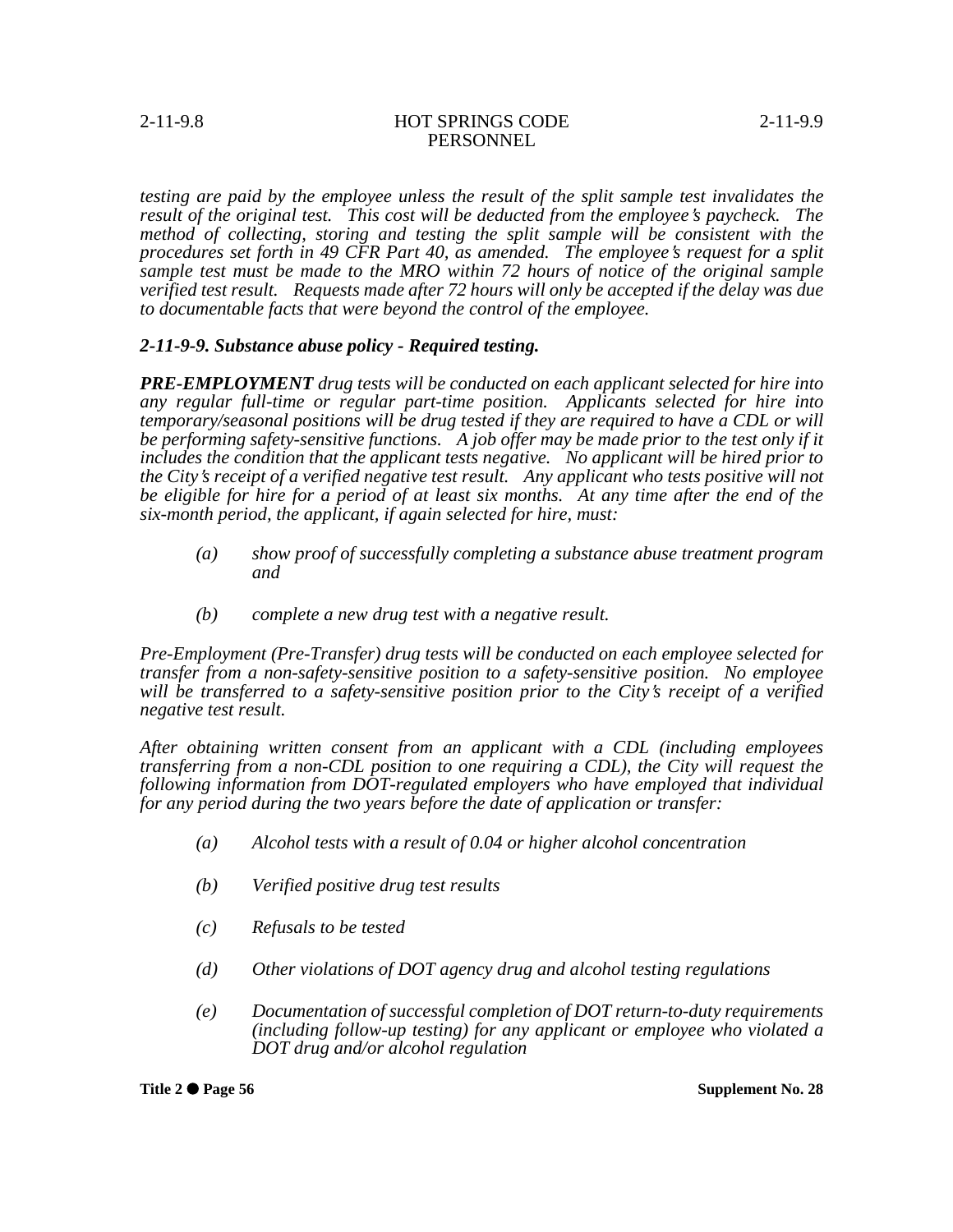*testing are paid by the employee unless the result of the split sample test invalidates the result of the original test. This cost will be deducted from the employee's paycheck. The method of collecting, storing and testing the split sample will be consistent with the procedures set forth in 49 CFR Part 40, as amended. The employee's request for a split sample test must be made to the MRO within 72 hours of notice of the original sample verified test result. Requests made after 72 hours will only be accepted if the delay was due to documentable facts that were beyond the control of the employee.*

### *2-11-9-9. Substance abuse policy - Required testing.*

***PRE-EMPLOYMENT*** *drug tests will be conducted on each applicant selected for hire into any regular full-time or regular part-time position. Applicants selected for hire into temporary/seasonal positions will be drug tested if they are required to have a CDL or will be performing safety-sensitive functions. A job offer may be made prior to the test only if it includes the condition that the applicant tests negative. No applicant will be hired prior to the City's receipt of a verified negative test result. Any applicant who tests positive will not be eligible for hire for a period of at least six months. At any time after the end of the six-month period, the applicant, if again selected for hire, must:*

- *(a) show proof of successfully completing a substance abuse treatment program and*
- *(b) complete a new drug test with a negative result.*

*Pre-Employment (Pre-Transfer) drug tests will be conducted on each employee selected for transfer from a non-safety-sensitive position to a safety-sensitive position. No employee will be transferred to a safety-sensitive position prior to the City's receipt of a verified negative test result.*

*After obtaining written consent from an applicant with a CDL (including employees transferring from a non-CDL position to one requiring a CDL), the City will request the following information from DOT-regulated employers who have employed that individual for any period during the two years before the date of application or transfer:*

- *(a) Alcohol tests with a result of 0.04 or higher alcohol concentration*
- *(b) Verified positive drug test results*
- *(c) Refusals to be tested*
- *(d) Other violations of DOT agency drug and alcohol testing regulations*
- *(e) Documentation of successful completion of DOT return-to-duty requirements (including follow-up testing) for any applicant or employee who violated a DOT drug and/or alcohol regulation*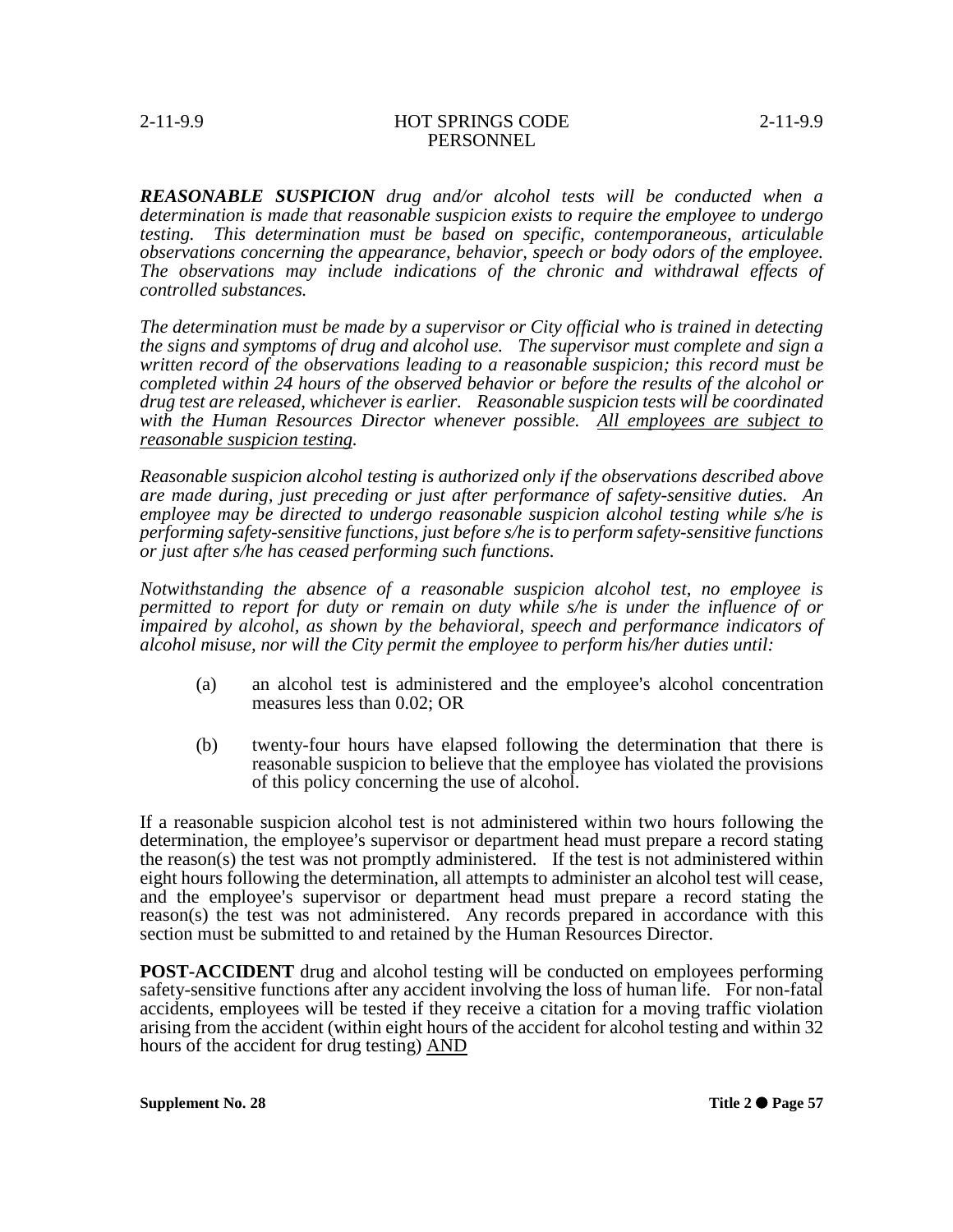***REASONABLE SUSPICION*** *drug and/or alcohol tests will be conducted when a determination is made that reasonable suspicion exists to require the employee to undergo testing. This determination must be based on specific, contemporaneous, articulable observations concerning the appearance, behavior, speech or body odors of the employee. The observations may include indications of the chronic and withdrawal effects of controlled substances.*

*The determination must be made by a supervisor or City official who is trained in detecting the signs and symptoms of drug and alcohol use. The supervisor must complete and sign a written record of the observations leading to a reasonable suspicion; this record must be completed within 24 hours of the observed behavior or before the results of the alcohol or drug test are released, whichever is earlier. Reasonable suspicion tests will be coordinated with the Human Resources Director whenever possible. <u>All employees are subject to reasonable suspicion testing</u>.*

*Reasonable suspicion alcohol testing is authorized only if the observations described above are made during, just preceding or just after performance of safety-sensitive duties. An employee may be directed to undergo reasonable suspicion alcohol testing while s/he is performing safety-sensitive functions, just before s/he is to perform safety-sensitive functions or just after s/he has ceased performing such functions.*

*Notwithstanding the absence of a reasonable suspicion alcohol test, no employee is permitted to report for duty or remain on duty while s/he is under the influence of or impaired by alcohol, as shown by the behavioral, speech and performance indicators of alcohol misuse, nor will the City permit the employee to perform his/her duties until:*

(a) an alcohol test is administered and the employee's alcohol concentration measures less than 0.02; OR

(b) twenty-four hours have elapsed following the determination that there is reasonable suspicion to believe that the employee has violated the provisions of this policy concerning the use of alcohol.

If a reasonable suspicion alcohol test is not administered within two hours following the determination, the employee's supervisor or department head must prepare a record stating the reason(s) the test was not promptly administered. If the test is not administered within eight hours following the determination, all attempts to administer an alcohol test will cease, and the employee's supervisor or department head must prepare a record stating the reason(s) the test was not administered. Any records prepared in accordance with this section must be submitted to and retained by the Human Resources Director.

**POST-ACCIDENT** drug and alcohol testing will be conducted on employees performing safety-sensitive functions after any accident involving the loss of human life. For non-fatal accidents, employees will be tested if they receive a citation for a moving traffic violation arising from the accident (within eight hours of the accident for alcohol testing and within 32 hours of the accident for drug testing) <u>AND</u>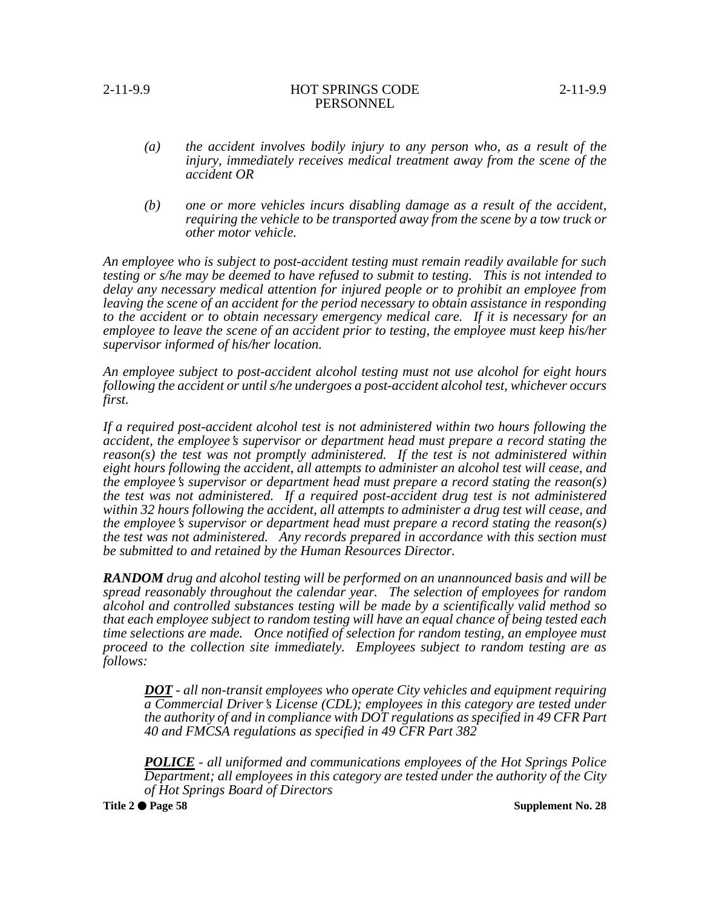*(a) the accident involves bodily injury to any person who, as a result of the injury, immediately receives medical treatment away from the scene of the accident OR*

*(b) one or more vehicles incurs disabling damage as a result of the accident, requiring the vehicle to be transported away from the scene by a tow truck or other motor vehicle.*

*An employee who is subject to post-accident testing must remain readily available for such testing or s/he may be deemed to have refused to submit to testing. This is not intended to delay any necessary medical attention for injured people or to prohibit an employee from leaving the scene of an accident for the period necessary to obtain assistance in responding to the accident or to obtain necessary emergency medical care. If it is necessary for an employee to leave the scene of an accident prior to testing, the employee must keep his/her supervisor informed of his/her location.*

*An employee subject to post-accident alcohol testing must not use alcohol for eight hours following the accident or until s/he undergoes a post-accident alcohol test, whichever occurs first.*

*If a required post-accident alcohol test is not administered within two hours following the accident, the employee's supervisor or department head must prepare a record stating the reason(s) the test was not promptly administered. If the test is not administered within eight hours following the accident, all attempts to administer an alcohol test will cease, and the employee's supervisor or department head must prepare a record stating the reason(s) the test was not administered. If a required post-accident drug test is not administered within 32 hours following the accident, all attempts to administer a drug test will cease, and the employee's supervisor or department head must prepare a record stating the reason(s) the test was not administered. Any records prepared in accordance with this section must be submitted to and retained by the Human Resources Director.*

***RANDOM*** *drug and alcohol testing will be performed on an unannounced basis and will be spread reasonably throughout the calendar year. The selection of employees for random alcohol and controlled substances testing will be made by a scientifically valid method so that each employee subject to random testing will have an equal chance of being tested each time selections are made. Once notified of selection for random testing, an employee must proceed to the collection site immediately. Employees subject to random testing are as follows:*

> ***DOT*** *- all non-transit employees who operate City vehicles and equipment requiring a Commercial Driver's License (CDL); employees in this category are tested under the authority of and in compliance with DOT regulations as specified in 49 CFR Part 40 and FMCSA regulations as specified in 49 CFR Part 382*
>
> ***POLICE*** *- all uniformed and communications employees of the Hot Springs Police Department; all employees in this category are tested under the authority of the City of Hot Springs Board of Directors*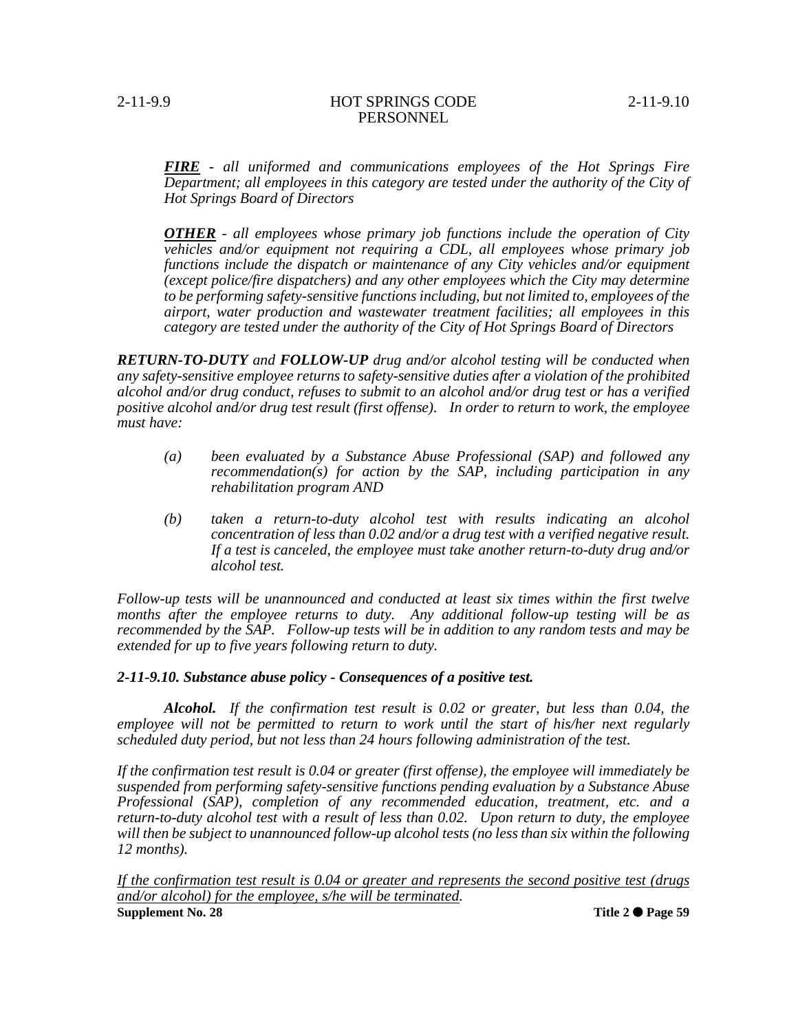***FIRE*** *- all uniformed and communications employees of the Hot Springs Fire Department; all employees in this category are tested under the authority of the City of Hot Springs Board of Directors*

***OTHER*** *- all employees whose primary job functions include the operation of City vehicles and/or equipment not requiring a CDL, all employees whose primary job functions include the dispatch or maintenance of any City vehicles and/or equipment (except police/fire dispatchers) and any other employees which the City may determine to be performing safety-sensitive functions including, but not limited to, employees of the airport, water production and wastewater treatment facilities; all employees in this category are tested under the authority of the City of Hot Springs Board of Directors*

***RETURN-TO-DUTY*** *and* ***FOLLOW-UP*** *drug and/or alcohol testing will be conducted when any safety-sensitive employee returns to safety-sensitive duties after a violation of the prohibited alcohol and/or drug conduct, refuses to submit to an alcohol and/or drug test or has a verified positive alcohol and/or drug test result (first offense). In order to return to work, the employee must have:*

*(a) been evaluated by a Substance Abuse Professional (SAP) and followed any recommendation(s) for action by the SAP, including participation in any rehabilitation program AND*

*(b) taken a return-to-duty alcohol test with results indicating an alcohol concentration of less than 0.02 and/or a drug test with a verified negative result. If a test is canceled, the employee must take another return-to-duty drug and/or alcohol test.*

*Follow-up tests will be unannounced and conducted at least six times within the first twelve months after the employee returns to duty. Any additional follow-up testing will be as recommended by the SAP. Follow-up tests will be in addition to any random tests and may be extended for up to five years following return to duty.*

### *2-11-9.10. Substance abuse policy - Consequences of a positive test.*

***Alcohol.*** *If the confirmation test result is 0.02 or greater, but less than 0.04, the employee will not be permitted to return to work until the start of his/her next regularly scheduled duty period, but not less than 24 hours following administration of the test.*

*If the confirmation test result is 0.04 or greater (first offense), the employee will immediately be suspended from performing safety-sensitive functions pending evaluation by a Substance Abuse Professional (SAP), completion of any recommended education, treatment, etc. and a return-to-duty alcohol test with a result of less than 0.02. Upon return to duty, the employee will then be subject to unannounced follow-up alcohol tests (no less than six within the following 12 months).*

<u>*If the confirmation test result is 0.04 or greater and represents the second positive test (drugs and/or alcohol) for the employee, s/he will be terminated.*</u>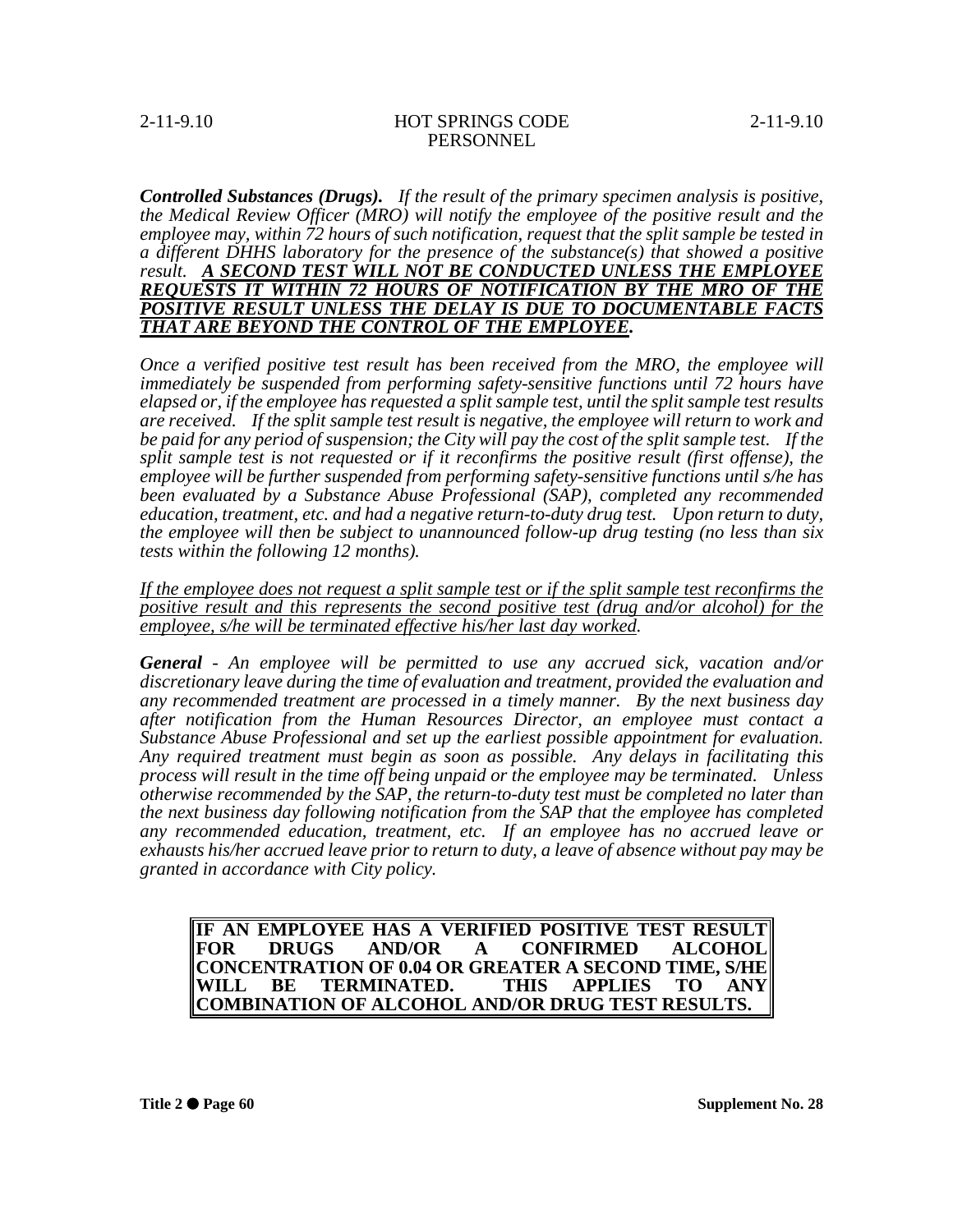***Controlled Substances (Drugs).*** *If the result of the primary specimen analysis is positive, the Medical Review Officer (MRO) will notify the employee of the positive result and the employee may, within 72 hours of such notification, request that the split sample be tested in a different DHHS laboratory for the presence of the substance(s) that showed a positive result.* ***<u>A SECOND TEST WILL NOT BE CONDUCTED UNLESS THE EMPLOYEE REQUESTS IT WITHIN 72 HOURS OF NOTIFICATION BY THE MRO OF THE POSITIVE RESULT UNLESS THE DELAY IS DUE TO DOCUMENTABLE FACTS THAT ARE BEYOND THE CONTROL OF THE EMPLOYEE</u>.***

*Once a verified positive test result has been received from the MRO, the employee will immediately be suspended from performing safety-sensitive functions until 72 hours have elapsed or, if the employee has requested a split sample test, until the split sample test results are received. If the split sample test result is negative, the employee will return to work and be paid for any period of suspension; the City will pay the cost of the split sample test. If the split sample test is not requested or if it reconfirms the positive result (first offense), the employee will be further suspended from performing safety-sensitive functions until s/he has been evaluated by a Substance Abuse Professional (SAP), completed any recommended education, treatment, etc. and had a negative return-to-duty drug test. Upon return to duty, the employee will then be subject to unannounced follow-up drug testing (no less than six tests within the following 12 months).*

*<u>If the employee does not request a split sample test or if the split sample test reconfirms the positive result and this represents the second positive test (drug and/or alcohol) for the employee, s/he will be terminated effective his/her last day worked</u>.*

***General*** *- An employee will be permitted to use any accrued sick, vacation and/or discretionary leave during the time of evaluation and treatment, provided the evaluation and any recommended treatment are processed in a timely manner. By the next business day after notification from the Human Resources Director, an employee must contact a Substance Abuse Professional and set up the earliest possible appointment for evaluation. Any required treatment must begin as soon as possible. Any delays in facilitating this process will result in the time off being unpaid or the employee may be terminated. Unless otherwise recommended by the SAP, the return-to-duty test must be completed no later than the next business day following notification from the SAP that the employee has completed any recommended education, treatment, etc. If an employee has no accrued leave or exhausts his/her accrued leave prior to return to duty, a leave of absence without pay may be granted in accordance with City policy.*

**IF AN EMPLOYEE HAS A VERIFIED POSITIVE TEST RESULT FOR DRUGS AND/OR A CONFIRMED ALCOHOL CONCENTRATION OF 0.04 OR GREATER A SECOND TIME, S/HE WILL BE TERMINATED. THIS APPLIES TO ANY COMBINATION OF ALCOHOL AND/OR DRUG TEST RESULTS.**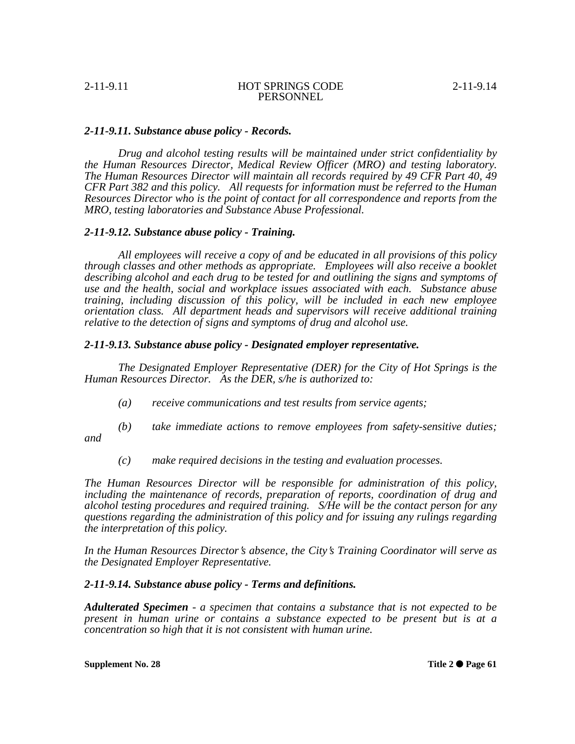### *2-11-9.11. Substance abuse policy - Records.*

*Drug and alcohol testing results will be maintained under strict confidentiality by the Human Resources Director, Medical Review Officer (MRO) and testing laboratory. The Human Resources Director will maintain all records required by 49 CFR Part 40, 49 CFR Part 382 and this policy. All requests for information must be referred to the Human Resources Director who is the point of contact for all correspondence and reports from the MRO, testing laboratories and Substance Abuse Professional.*

### *2-11-9.12. Substance abuse policy - Training.*

*All employees will receive a copy of and be educated in all provisions of this policy through classes and other methods as appropriate. Employees will also receive a booklet describing alcohol and each drug to be tested for and outlining the signs and symptoms of use and the health, social and workplace issues associated with each. Substance abuse training, including discussion of this policy, will be included in each new employee orientation class. All department heads and supervisors will receive additional training relative to the detection of signs and symptoms of drug and alcohol use.*

### *2-11-9.13. Substance abuse policy - Designated employer representative.*

*The Designated Employer Representative (DER) for the City of Hot Springs is the Human Resources Director. As the DER, s/he is authorized to:*

*(a) receive communications and test results from service agents;*

*(b) take immediate actions to remove employees from safety-sensitive duties; and*

*(c) make required decisions in the testing and evaluation processes.*

*The Human Resources Director will be responsible for administration of this policy, including the maintenance of records, preparation of reports, coordination of drug and alcohol testing procedures and required training. S/He will be the contact person for any questions regarding the administration of this policy and for issuing any rulings regarding the interpretation of this policy.*

*In the Human Resources Director's absence, the City's Training Coordinator will serve as the Designated Employer Representative.*

### *2-11-9.14. Substance abuse policy - Terms and definitions.*

***Adulterated Specimen** - a specimen that contains a substance that is not expected to be present in human urine or contains a substance expected to be present but is at a concentration so high that it is not consistent with human urine.*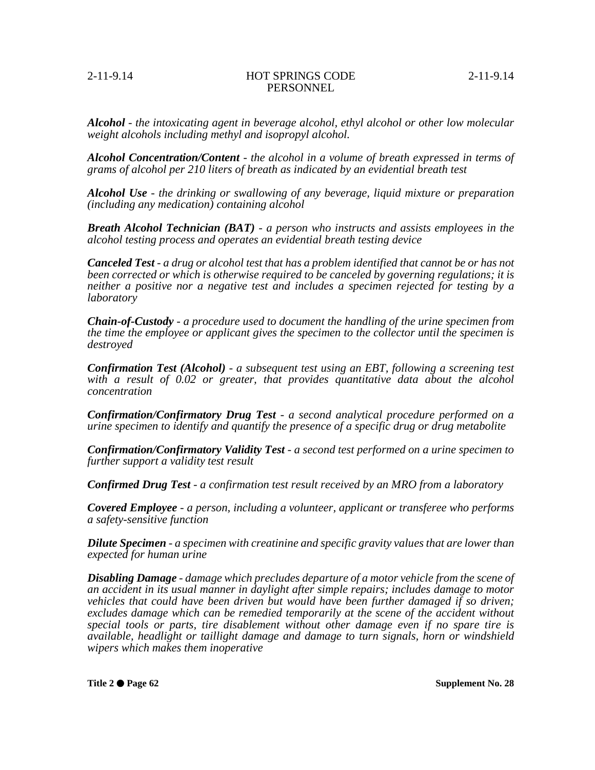***Alcohol*** *- the intoxicating agent in beverage alcohol, ethyl alcohol or other low molecular weight alcohols including methyl and isopropyl alcohol.*

***Alcohol Concentration/Content*** *- the alcohol in a volume of breath expressed in terms of grams of alcohol per 210 liters of breath as indicated by an evidential breath test*

***Alcohol Use*** *- the drinking or swallowing of any beverage, liquid mixture or preparation (including any medication) containing alcohol*

***Breath Alcohol Technician (BAT)*** *- a person who instructs and assists employees in the alcohol testing process and operates an evidential breath testing device*

***Canceled Test*** *- a drug or alcohol test that has a problem identified that cannot be or has not been corrected or which is otherwise required to be canceled by governing regulations; it is neither a positive nor a negative test and includes a specimen rejected for testing by a laboratory*

***Chain-of-Custody*** *- a procedure used to document the handling of the urine specimen from the time the employee or applicant gives the specimen to the collector until the specimen is destroyed*

***Confirmation Test (Alcohol)*** *- a subsequent test using an EBT, following a screening test with a result of 0.02 or greater, that provides quantitative data about the alcohol concentration*

***Confirmation/Confirmatory Drug Test*** *- a second analytical procedure performed on a urine specimen to identify and quantify the presence of a specific drug or drug metabolite*

***Confirmation/Confirmatory Validity Test*** *- a second test performed on a urine specimen to further support a validity test result*

***Confirmed Drug Test*** *- a confirmation test result received by an MRO from a laboratory*

***Covered Employee*** *- a person, including a volunteer, applicant or transferee who performs a safety-sensitive function*

***Dilute Specimen*** *- a specimen with creatinine and specific gravity values that are lower than expected for human urine*

***Disabling Damage*** *- damage which precludes departure of a motor vehicle from the scene of an accident in its usual manner in daylight after simple repairs; includes damage to motor vehicles that could have been driven but would have been further damaged if so driven; excludes damage which can be remedied temporarily at the scene of the accident without special tools or parts, tire disablement without other damage even if no spare tire is available, headlight or taillight damage and damage to turn signals, horn or windshield wipers which makes them inoperative*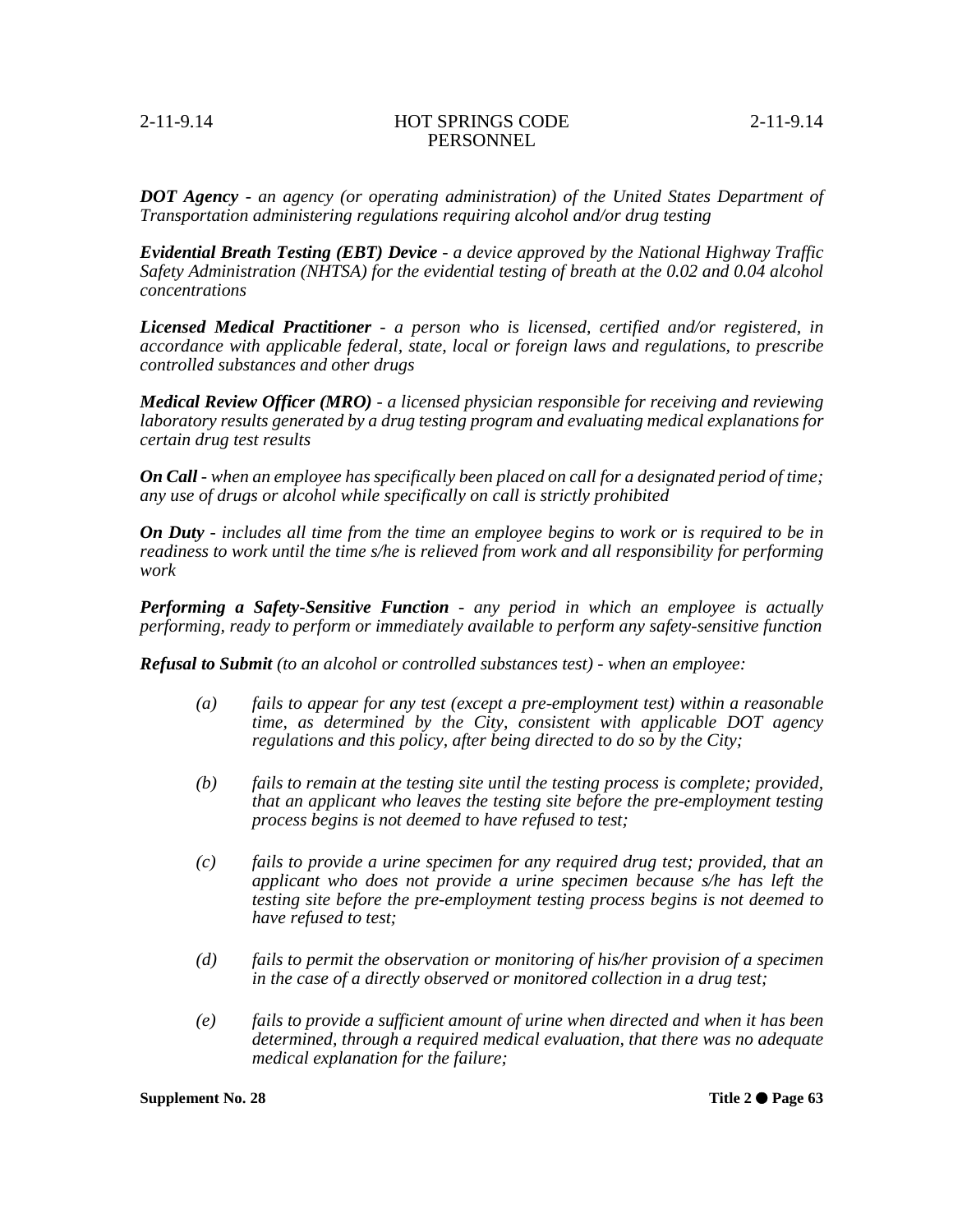***DOT Agency*** *- an agency (or operating administration) of the United States Department of Transportation administering regulations requiring alcohol and/or drug testing*

***Evidential Breath Testing (EBT) Device*** *- a device approved by the National Highway Traffic Safety Administration (NHTSA) for the evidential testing of breath at the 0.02 and 0.04 alcohol concentrations*

***Licensed Medical Practitioner*** *- a person who is licensed, certified and/or registered, in accordance with applicable federal, state, local or foreign laws and regulations, to prescribe controlled substances and other drugs*

***Medical Review Officer (MRO)*** *- a licensed physician responsible for receiving and reviewing laboratory results generated by a drug testing program and evaluating medical explanations for certain drug test results*

***On Call*** *- when an employee has specifically been placed on call for a designated period of time; any use of drugs or alcohol while specifically on call is strictly prohibited*

***On Duty*** *- includes all time from the time an employee begins to work or is required to be in readiness to work until the time s/he is relieved from work and all responsibility for performing work*

***Performing a Safety-Sensitive Function*** *- any period in which an employee is actually performing, ready to perform or immediately available to perform any safety-sensitive function*

***Refusal to Submit*** *(to an alcohol or controlled substances test) - when an employee:*

*(a) fails to appear for any test (except a pre-employment test) within a reasonable time, as determined by the City, consistent with applicable DOT agency regulations and this policy, after being directed to do so by the City;*

*(b) fails to remain at the testing site until the testing process is complete; provided, that an applicant who leaves the testing site before the pre-employment testing process begins is not deemed to have refused to test;*

*(c) fails to provide a urine specimen for any required drug test; provided, that an applicant who does not provide a urine specimen because s/he has left the testing site before the pre-employment testing process begins is not deemed to have refused to test;*

*(d) fails to permit the observation or monitoring of his/her provision of a specimen in the case of a directly observed or monitored collection in a drug test;*

*(e) fails to provide a sufficient amount of urine when directed and when it has been determined, through a required medical evaluation, that there was no adequate medical explanation for the failure;*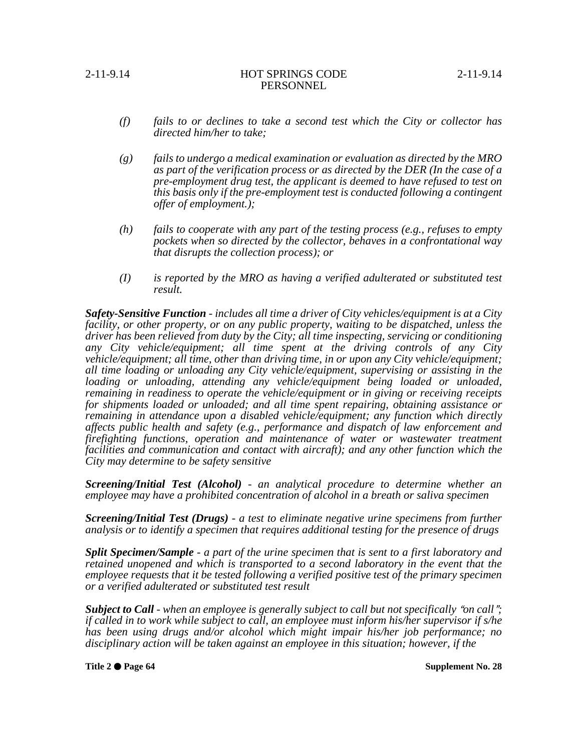*(f)* *fails to or declines to take a second test which the City or collector has directed him/her to take;*

*(g)* *fails to undergo a medical examination or evaluation as directed by the MRO as part of the verification process or as directed by the DER (In the case of a pre-employment drug test, the applicant is deemed to have refused to test on this basis only if the pre-employment test is conducted following a contingent offer of employment.);*

*(h)* *fails to cooperate with any part of the testing process (e.g., refuses to empty pockets when so directed by the collector, behaves in a confrontational way that disrupts the collection process); or*

*(I)* *is reported by the MRO as having a verified adulterated or substituted test result.*

***Safety-Sensitive Function*** *- includes all time a driver of City vehicles/equipment is at a City facility, or other property, or on any public property, waiting to be dispatched, unless the driver has been relieved from duty by the City; all time inspecting, servicing or conditioning any City vehicle/equipment; all time spent at the driving controls of any City vehicle/equipment; all time, other than driving time, in or upon any City vehicle/equipment; all time loading or unloading any City vehicle/equipment, supervising or assisting in the loading or unloading, attending any vehicle/equipment being loaded or unloaded, remaining in readiness to operate the vehicle/equipment or in giving or receiving receipts for shipments loaded or unloaded; and all time spent repairing, obtaining assistance or remaining in attendance upon a disabled vehicle/equipment; any function which directly affects public health and safety (e.g., performance and dispatch of law enforcement and firefighting functions, operation and maintenance of water or wastewater treatment facilities and communication and contact with aircraft); and any other function which the City may determine to be safety sensitive*

***Screening/Initial Test (Alcohol)*** *- an analytical procedure to determine whether an employee may have a prohibited concentration of alcohol in a breath or saliva specimen*

***Screening/Initial Test (Drugs)*** *- a test to eliminate negative urine specimens from further analysis or to identify a specimen that requires additional testing for the presence of drugs*

***Split Specimen/Sample*** *- a part of the urine specimen that is sent to a first laboratory and retained unopened and which is transported to a second laboratory in the event that the employee requests that it be tested following a verified positive test of the primary specimen or a verified adulterated or substituted test result*

***Subject to Call*** *- when an employee is generally subject to call but not specifically "on call"; if called in to work while subject to call, an employee must inform his/her supervisor if s/he has been using drugs and/or alcohol which might impair his/her job performance; no disciplinary action will be taken against an employee in this situation; however, if the*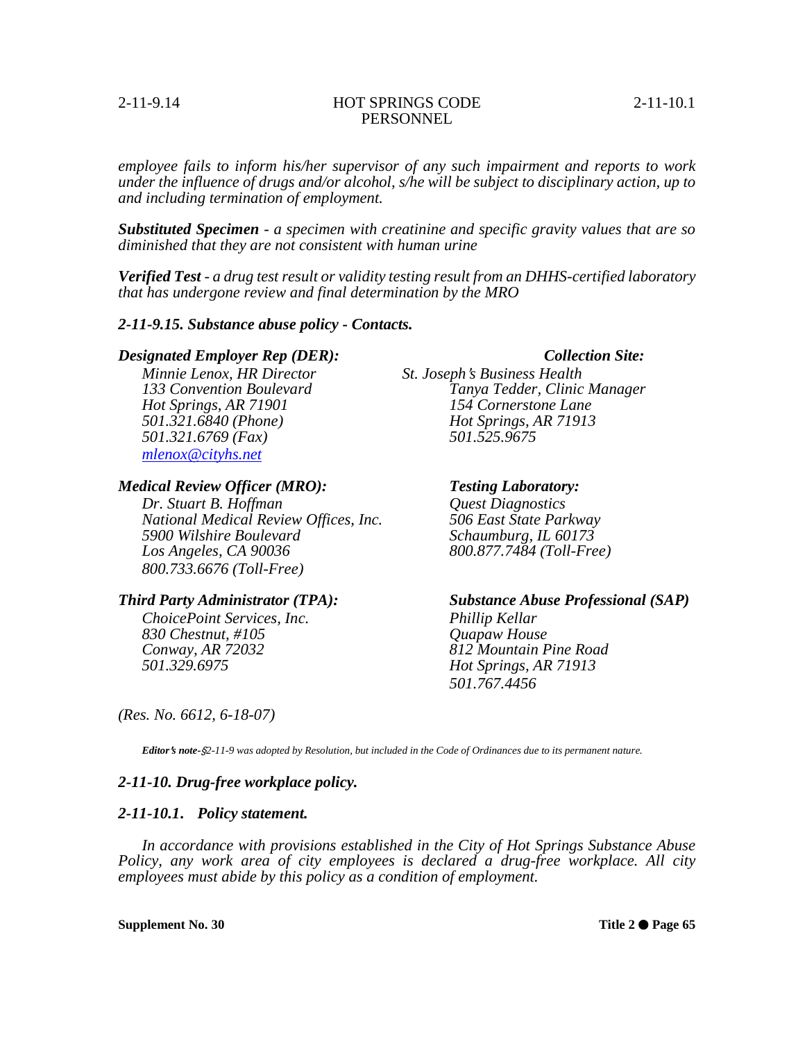*employee fails to inform his/her supervisor of any such impairment and reports to work under the influence of drugs and/or alcohol, s/he will be subject to disciplinary action, up to and including termination of employment.*

***Substituted Specimen*** *- a specimen with creatinine and specific gravity values that are so diminished that they are not consistent with human urine*

***Verified Test*** *- a drug test result or validity testing result from an DHHS-certified laboratory that has undergone review and final determination by the MRO*

***2-11-9.15. Substance abuse policy - Contacts.***

***Designated Employer Rep (DER):***
*Minnie Lenox, HR Director*
*133 Convention Boulevard*
*Hot Springs, AR 71901*
*501.321.6840 (Phone)*
*501.321.6769 (Fax)*
*mlenox@cityhs.net*

***Collection Site:***
*St. Joseph's Business Health*
*Tanya Tedder, Clinic Manager*
*154 Cornerstone Lane*
*Hot Springs, AR 71913*
*501.525.9675*

***Medical Review Officer (MRO):***
*Dr. Stuart B. Hoffman*
*National Medical Review Offices, Inc.*
*5900 Wilshire Boulevard*
*Los Angeles, CA 90036*
*800.733.6676 (Toll-Free)*

***Testing Laboratory:***
*Quest Diagnostics*
*506 East State Parkway*
*Schaumburg, IL 60173*
*800.877.7484 (Toll-Free)*

***Third Party Administrator (TPA):***
*ChoicePoint Services, Inc.*
*830 Chestnut, #105*
*Conway, AR 72032*
*501.329.6975*

***Substance Abuse Professional (SAP)***
*Phillip Kellar*
*Quapaw House*
*812 Mountain Pine Road*
*Hot Springs, AR 71913*
*501.767.4456*

*(Res. No. 6612, 6-18-07)*

***Editor's note***-*§2-11-9 was adopted by Resolution, but included in the Code of Ordinances due to its permanent nature.*

***2-11-10. Drug-free workplace policy.***

***2-11-10.1. Policy statement.***

*In accordance with provisions established in the City of Hot Springs Substance Abuse Policy, any work area of city employees is declared a drug-free workplace. All city employees must abide by this policy as a condition of employment.*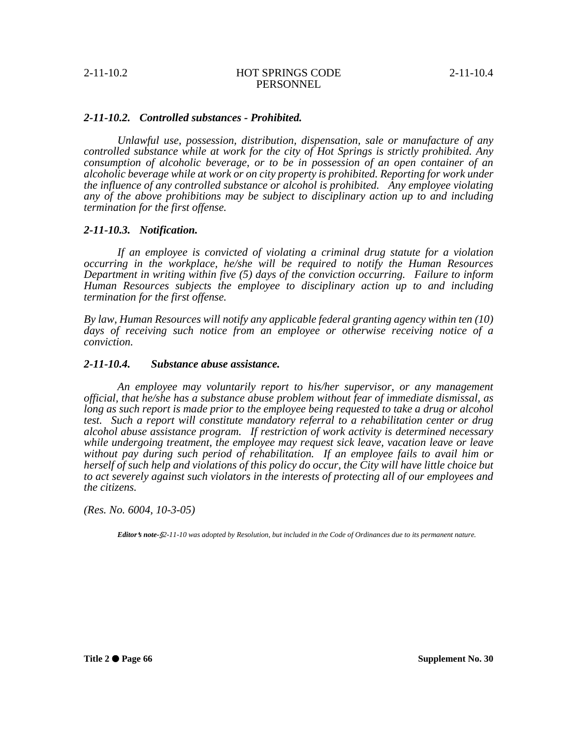### *2-11-10.2. Controlled substances - Prohibited.*

*Unlawful use, possession, distribution, dispensation, sale or manufacture of any controlled substance while at work for the city of Hot Springs is strictly prohibited. Any consumption of alcoholic beverage, or to be in possession of an open container of an alcoholic beverage while at work or on city property is prohibited. Reporting for work under the influence of any controlled substance or alcohol is prohibited. Any employee violating any of the above prohibitions may be subject to disciplinary action up to and including termination for the first offense.*

### *2-11-10.3. Notification.*

*If an employee is convicted of violating a criminal drug statute for a violation occurring in the workplace, he/she will be required to notify the Human Resources Department in writing within five (5) days of the conviction occurring. Failure to inform Human Resources subjects the employee to disciplinary action up to and including termination for the first offense.*

*By law, Human Resources will notify any applicable federal granting agency within ten (10) days of receiving such notice from an employee or otherwise receiving notice of a conviction.*

### *2-11-10.4. Substance abuse assistance.*

*An employee may voluntarily report to his/her supervisor, or any management official, that he/she has a substance abuse problem without fear of immediate dismissal, as long as such report is made prior to the employee being requested to take a drug or alcohol test. Such a report will constitute mandatory referral to a rehabilitation center or drug alcohol abuse assistance program. If restriction of work activity is determined necessary while undergoing treatment, the employee may request sick leave, vacation leave or leave without pay during such period of rehabilitation. If an employee fails to avail him or herself of such help and violations of this policy do occur, the City will have little choice but to act severely against such violators in the interests of protecting all of our employees and the citizens.*

*(Res. No. 6004, 10-3-05)*

***Editor's note-*** *§2-11-10 was adopted by Resolution, but included in the Code of Ordinances due to its permanent nature.*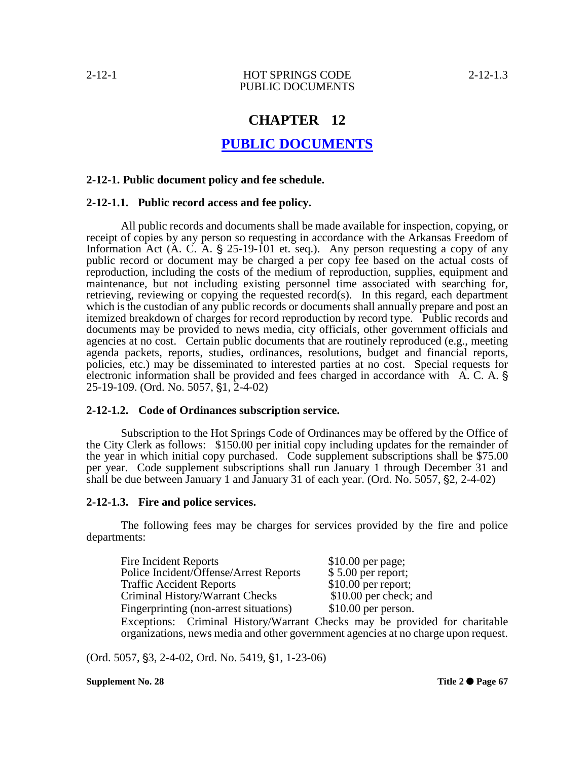# CHAPTER 12

## PUBLIC DOCUMENTS

### 2-12-1. Public document policy and fee schedule.

#### 2-12-1.1. Public record access and fee policy.

All public records and documents shall be made available for inspection, copying, or receipt of copies by any person so requesting in accordance with the Arkansas Freedom of Information Act (A. C. A. § 25-19-101 et. seq.). Any person requesting a copy of any public record or document may be charged a per copy fee based on the actual costs of reproduction, including the costs of the medium of reproduction, supplies, equipment and maintenance, but not including existing personnel time associated with searching for, retrieving, reviewing or copying the requested record(s). In this regard, each department which is the custodian of any public records or documents shall annually prepare and post an itemized breakdown of charges for record reproduction by record type. Public records and documents may be provided to news media, city officials, other government officials and agencies at no cost. Certain public documents that are routinely reproduced (e.g., meeting agenda packets, reports, studies, ordinances, resolutions, budget and financial reports, policies, etc.) may be disseminated to interested parties at no cost. Special requests for electronic information shall be provided and fees charged in accordance with A. C. A. § 25-19-109. (Ord. No. 5057, §1, 2-4-02)

#### 2-12-1.2. Code of Ordinances subscription service.

Subscription to the Hot Springs Code of Ordinances may be offered by the Office of the City Clerk as follows: $150.00 per initial copy including updates for the remainder of the year in which initial copy purchased. Code supplement subscriptions shall be $75.00 per year. Code supplement subscriptions shall run January 1 through December 31 and shall be due between January 1 and January 31 of each year. (Ord. No. 5057, §2, 2-4-02)

#### 2-12-1.3. Fire and police services.

The following fees may be charges for services provided by the fire and police departments:

| | |
|---|---|
| Fire Incident Reports | $10.00 per page; |
| Police Incident/Offense/Arrest Reports | $ 5.00 per report; |
| Traffic Accident Reports | $10.00 per report; |
| Criminal History/Warrant Checks | $10.00 per check; and |
| Fingerprinting (non-arrest situations) | $10.00 per person. |

Exceptions: Criminal History/Warrant Checks may be provided for charitable organizations, news media and other government agencies at no charge upon request.

(Ord. 5057, §3, 2-4-02, Ord. No. 5419, §1, 1-23-06)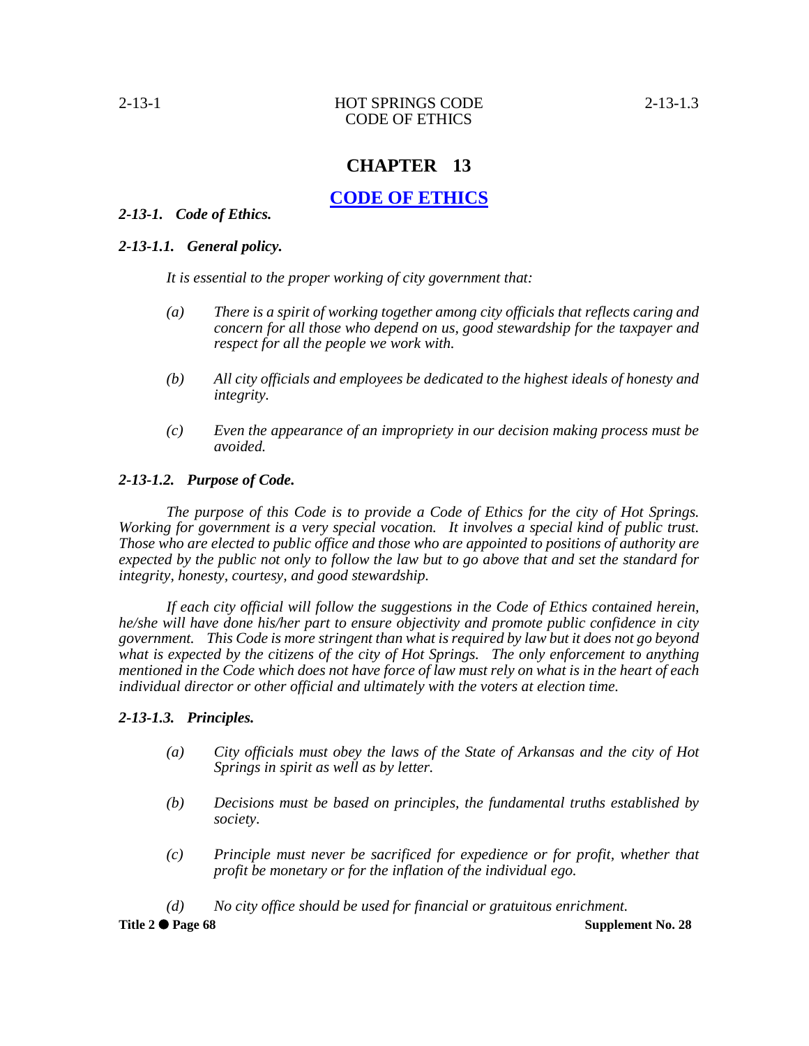# CHAPTER 13

## CODE OF ETHICS

### *2-13-1. Code of Ethics.*

### *2-13-1.1. General policy.*

*It is essential to the proper working of city government that:*

*(a) There is a spirit of working together among city officials that reflects caring and concern for all those who depend on us, good stewardship for the taxpayer and respect for all the people we work with.*

*(b) All city officials and employees be dedicated to the highest ideals of honesty and integrity.*

*(c) Even the appearance of an impropriety in our decision making process must be avoided.*

### *2-13-1.2. Purpose of Code.*

*The purpose of this Code is to provide a Code of Ethics for the city of Hot Springs. Working for government is a very special vocation. It involves a special kind of public trust. Those who are elected to public office and those who are appointed to positions of authority are expected by the public not only to follow the law but to go above that and set the standard for integrity, honesty, courtesy, and good stewardship.*

*If each city official will follow the suggestions in the Code of Ethics contained herein, he/she will have done his/her part to ensure objectivity and promote public confidence in city government. This Code is more stringent than what is required by law but it does not go beyond what is expected by the citizens of the city of Hot Springs. The only enforcement to anything mentioned in the Code which does not have force of law must rely on what is in the heart of each individual director or other official and ultimately with the voters at election time.*

### *2-13-1.3. Principles.*

*(a) City officials must obey the laws of the State of Arkansas and the city of Hot Springs in spirit as well as by letter.*

*(b) Decisions must be based on principles, the fundamental truths established by society.*

*(c) Principle must never be sacrificed for expedience or for profit, whether that profit be monetary or for the inflation of the individual ego.*

*(d) No city office should be used for financial or gratuitous enrichment.*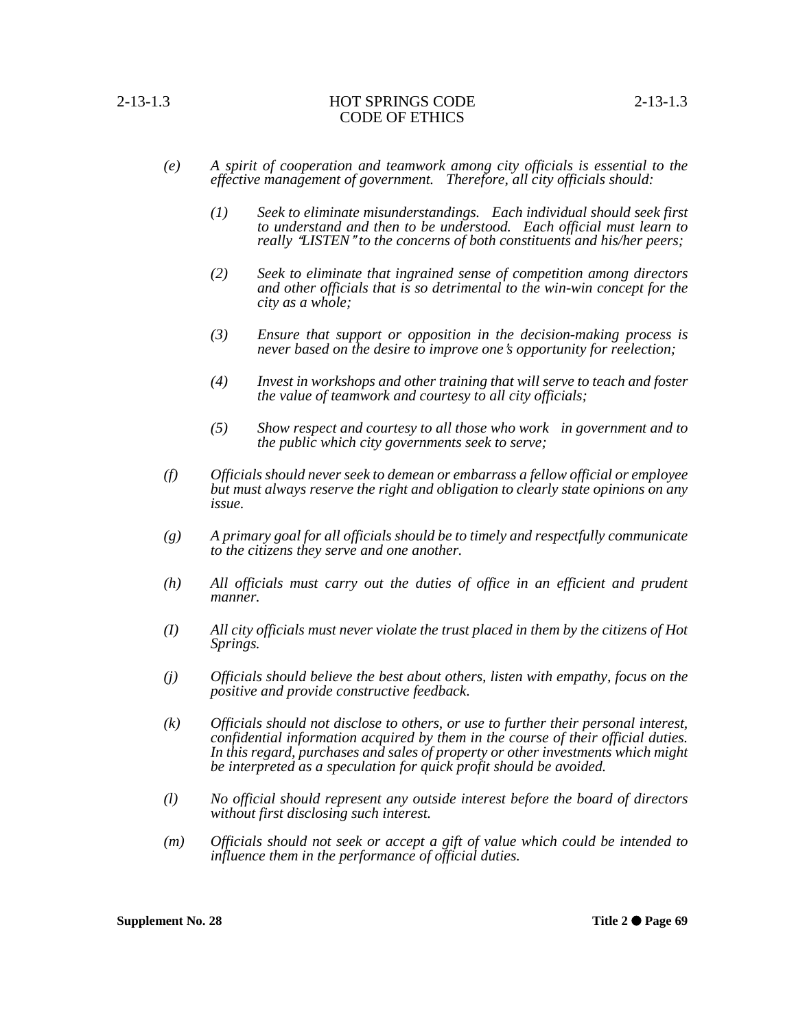*(e) A spirit of cooperation and teamwork among city officials is essential to the effective management of government. Therefore, all city officials should:*

*(1) Seek to eliminate misunderstandings. Each individual should seek first to understand and then to be understood. Each official must learn to really "LISTEN" to the concerns of both constituents and his/her peers;*

*(2) Seek to eliminate that ingrained sense of competition among directors and other officials that is so detrimental to the win-win concept for the city as a whole;*

*(3) Ensure that support or opposition in the decision-making process is never based on the desire to improve one's opportunity for reelection;*

*(4) Invest in workshops and other training that will serve to teach and foster the value of teamwork and courtesy to all city officials;*

*(5) Show respect and courtesy to all those who work in government and to the public which city governments seek to serve;*

*(f) Officials should never seek to demean or embarrass a fellow official or employee but must always reserve the right and obligation to clearly state opinions on any issue.*

*(g) A primary goal for all officials should be to timely and respectfully communicate to the citizens they serve and one another.*

*(h) All officials must carry out the duties of office in an efficient and prudent manner.*

*(I) All city officials must never violate the trust placed in them by the citizens of Hot Springs.*

*(j) Officials should believe the best about others, listen with empathy, focus on the positive and provide constructive feedback.*

*(k) Officials should not disclose to others, or use to further their personal interest, confidential information acquired by them in the course of their official duties. In this regard, purchases and sales of property or other investments which might be interpreted as a speculation for quick profit should be avoided.*

*(l) No official should represent any outside interest before the board of directors without first disclosing such interest.*

*(m) Officials should not seek or accept a gift of value which could be intended to influence them in the performance of official duties.*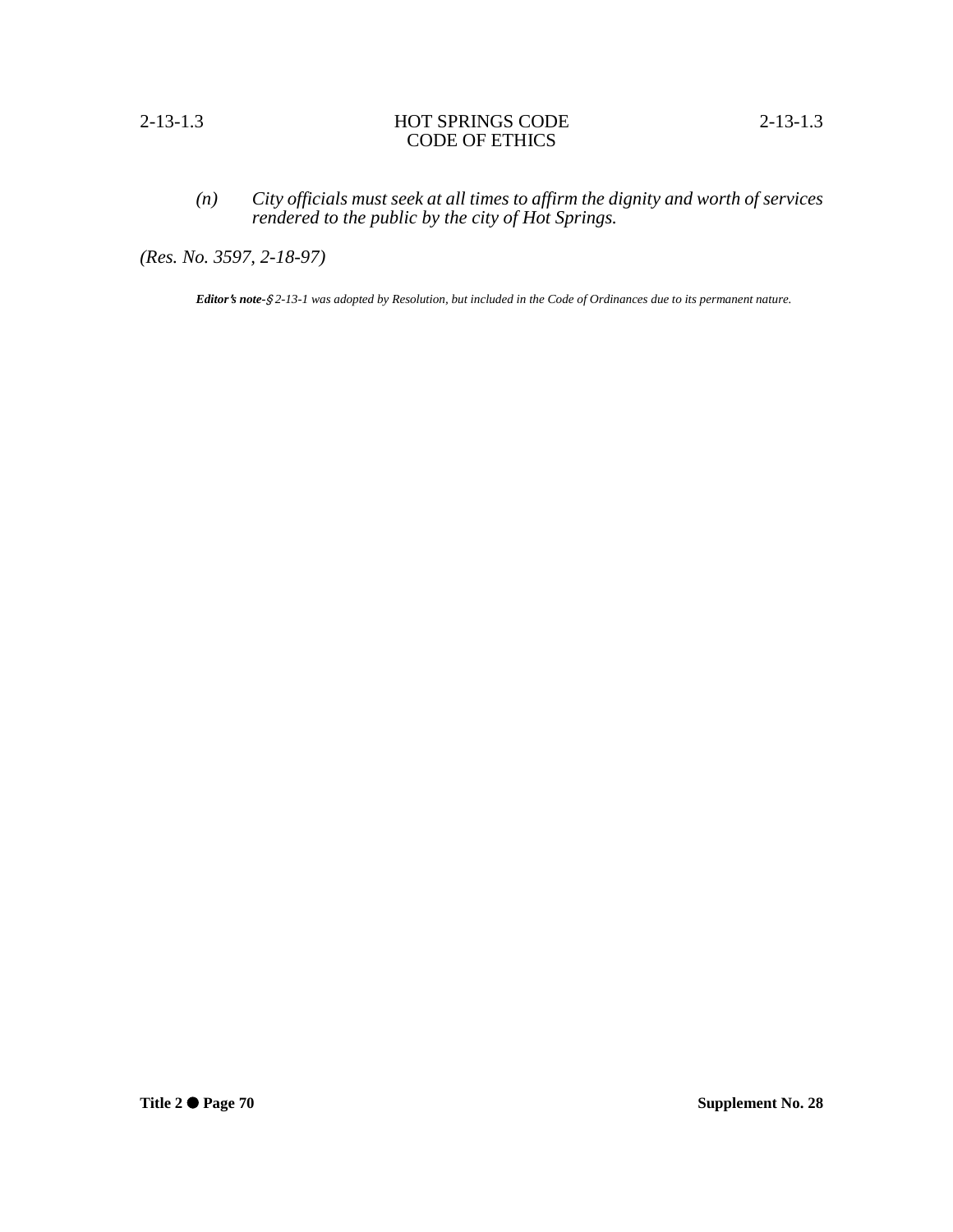*(n) City officials must seek at all times to affirm the dignity and worth of services rendered to the public by the city of Hot Springs.*

*(Res. No. 3597, 2-18-97)*

***Editor's note-*** *§ 2-13-1 was adopted by Resolution, but included in the Code of Ordinances due to its permanent nature.*